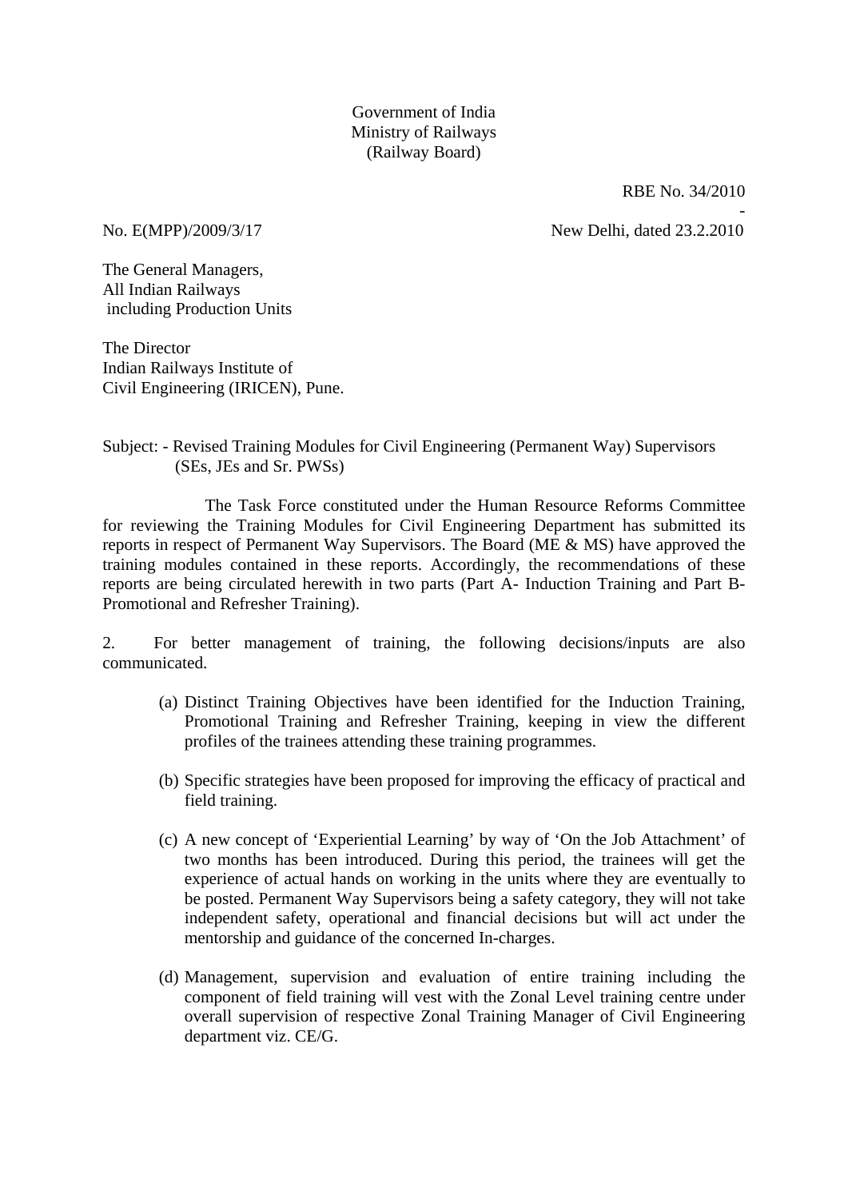Government of India
Ministry of Railways
(Railway Board)

RBE No. 34/2010

No. E(MPP)/2009/3/17 New Delhi, dated 23.2.2010

The General Managers,
All Indian Railways
including Production Units

The Director
Indian Railways Institute of
Civil Engineering (IRICEN), Pune.

Subject: - Revised Training Modules for Civil Engineering (Permanent Way) Supervisors (SEs, JEs and Sr. PWSs)

The Task Force constituted under the Human Resource Reforms Committee for reviewing the Training Modules for Civil Engineering Department has submitted its reports in respect of Permanent Way Supervisors. The Board (ME & MS) have approved the training modules contained in these reports. Accordingly, the recommendations of these reports are being circulated herewith in two parts (Part A- Induction Training and Part B- Promotional and Refresher Training).

2. For better management of training, the following decisions/inputs are also communicated.

(a) Distinct Training Objectives have been identified for the Induction Training, Promotional Training and Refresher Training, keeping in view the different profiles of the trainees attending these training programmes.

(b) Specific strategies have been proposed for improving the efficacy of practical and field training.

(c) A new concept of 'Experiential Learning' by way of 'On the Job Attachment' of two months has been introduced. During this period, the trainees will get the experience of actual hands on working in the units where they are eventually to be posted. Permanent Way Supervisors being a safety category, they will not take independent safety, operational and financial decisions but will act under the mentorship and guidance of the concerned In-charges.

(d) Management, supervision and evaluation of entire training including the component of field training will vest with the Zonal Level training centre under overall supervision of respective Zonal Training Manager of Civil Engineering department viz. CE/G.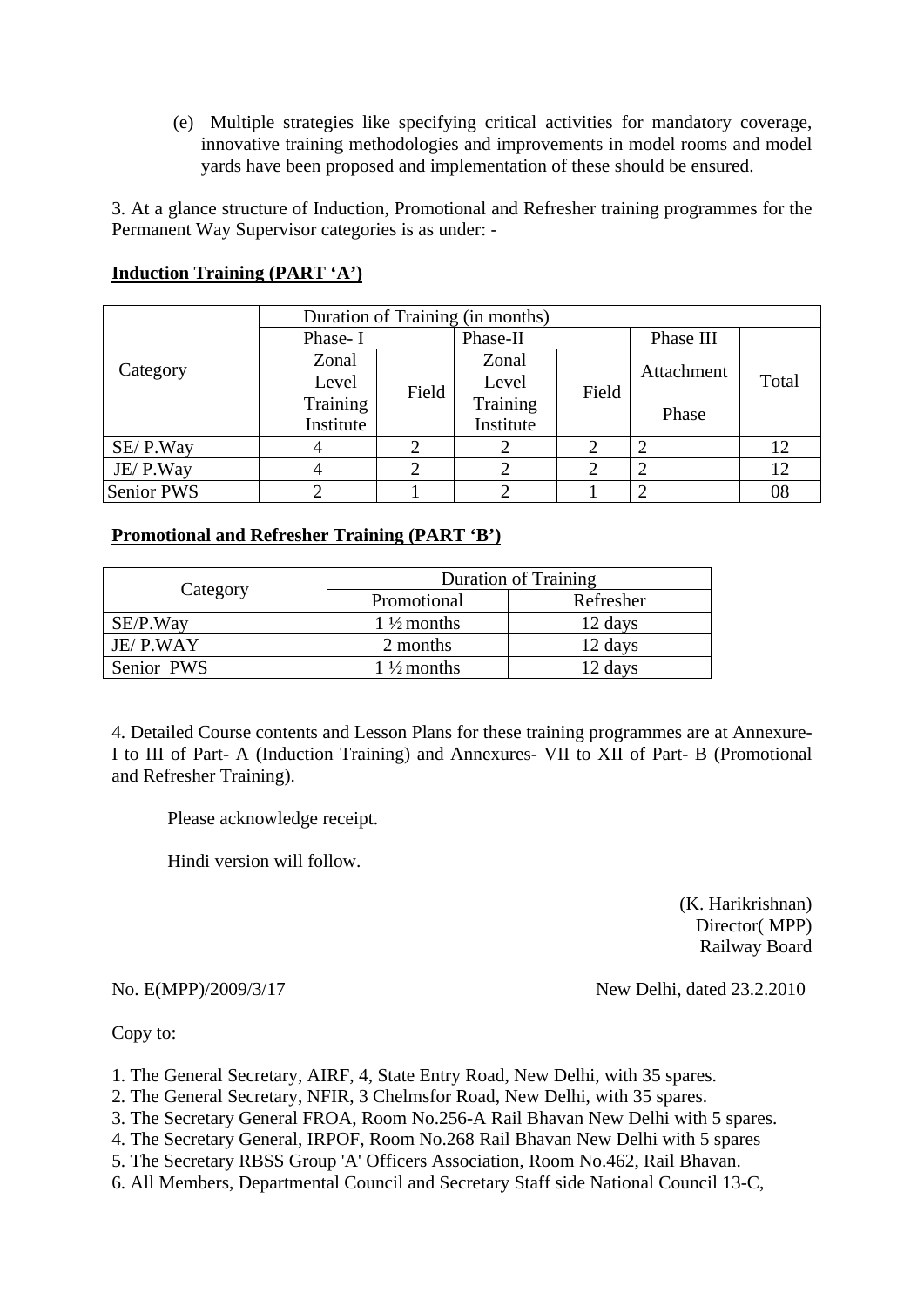(e) Multiple strategies like specifying critical activities for mandatory coverage, innovative training methodologies and improvements in model rooms and model yards have been proposed and implementation of these should be ensured.

3. At a glance structure of Induction, Promotional and Refresher training programmes for the Permanent Way Supervisor categories is as under: -

**Induction Training (PART 'A')**

| Category | Duration of Training (in months) | | | | | |
|---|---|---|---|---|---|---|
| | Phase- I | | Phase-II | | Phase III | Total |
| | Zonal Level Training Institute | Field | Zonal Level Training Institute | Field | Attachment Phase | |
| SE/ P.Way | 4 | 2 | 2 | 2 | 2 | 12 |
| JE/ P.Way | 4 | 2 | 2 | 2 | 2 | 12 |
| Senior PWS | 2 | 1 | 2 | 1 | 2 | 08 |

**Promotional and Refresher Training (PART 'B')**

| Category | Duration of Training | |
|---|---|---|
| | Promotional | Refresher |
| SE/P.Way | 1 ½ months | 12 days |
| JE/ P.WAY | 2 months | 12 days |
| Senior PWS | 1 ½ months | 12 days |

4. Detailed Course contents and Lesson Plans for these training programmes are at Annexure- I to III of Part- A (Induction Training) and Annexures- VII to XII of Part- B (Promotional and Refresher Training).

Please acknowledge receipt.

Hindi version will follow.

(K. Harikrishnan)
Director( MPP)
Railway Board

No. E(MPP)/2009/3/17 New Delhi, dated 23.2.2010

Copy to:

1. The General Secretary, AIRF, 4, State Entry Road, New Delhi, with 35 spares.
2. The General Secretary, NFIR, 3 Chelmsfor Road, New Delhi, with 35 spares.
3. The Secretary General FROA, Room No.256-A Rail Bhavan New Delhi with 5 spares.
4. The Secretary General, IRPOF, Room No.268 Rail Bhavan New Delhi with 5 spares
5. The Secretary RBSS Group 'A' Officers Association, Room No.462, Rail Bhavan.
6. All Members, Departmental Council and Secretary Staff side National Council 13-C,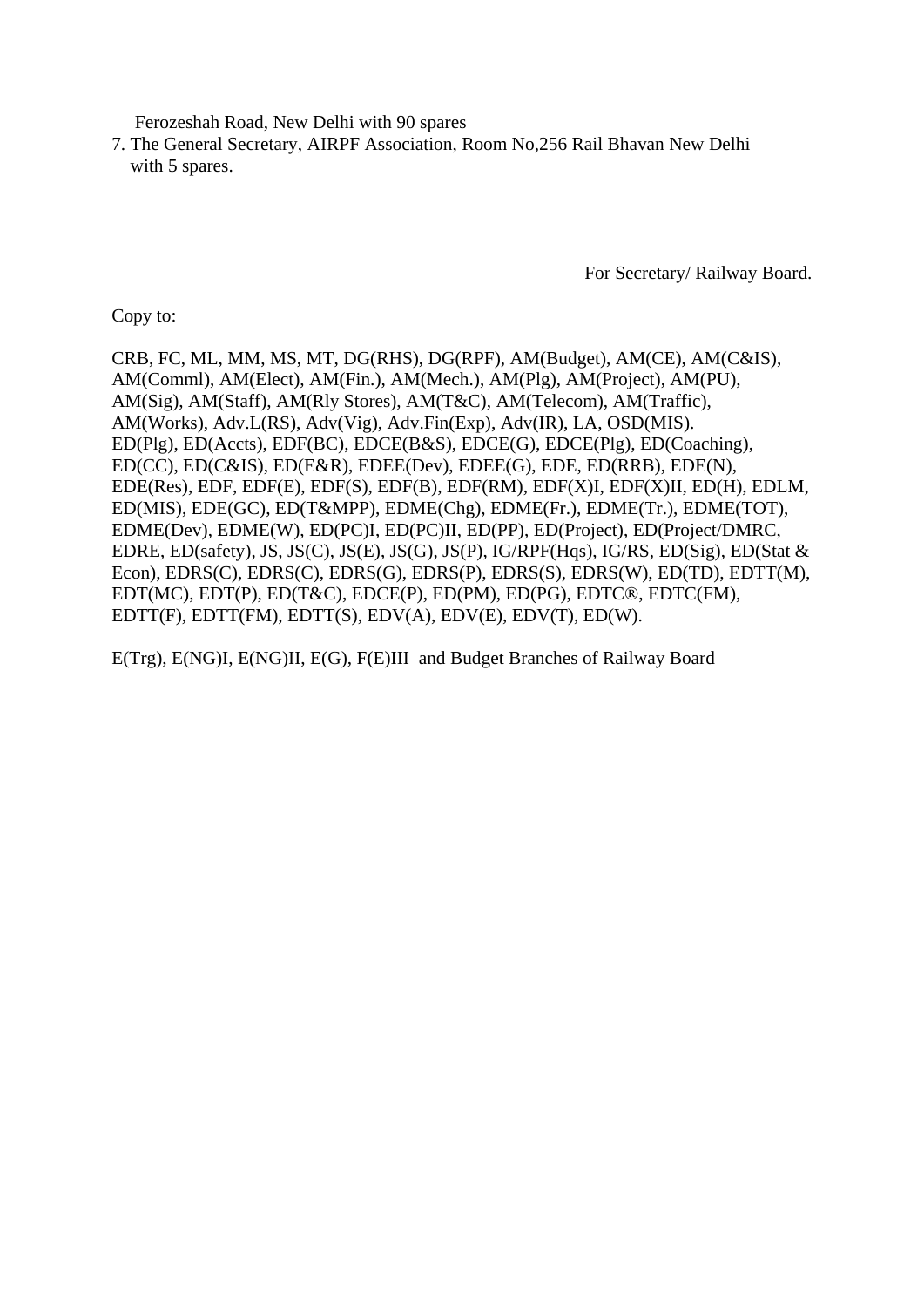Ferozeshah Road, New Delhi with 90 spares

7. The General Secretary, AIRPF Association, Room No,256 Rail Bhavan New Delhi with 5 spares.

For Secretary/ Railway Board.

Copy to:

CRB, FC, ML, MM, MS, MT, DG(RHS), DG(RPF), AM(Budget), AM(CE), AM(C&IS), AM(Comml), AM(Elect), AM(Fin.), AM(Mech.), AM(Plg), AM(Project), AM(PU), AM(Sig), AM(Staff), AM(Rly Stores), AM(T&C), AM(Telecom), AM(Traffic), AM(Works), Adv.L(RS), Adv(Vig), Adv.Fin(Exp), Adv(IR), LA, OSD(MIS).
ED(Plg), ED(Accts), EDF(BC), EDCE(B&S), EDCE(G), EDCE(Plg), ED(Coaching), ED(CC), ED(C&IS), ED(E&R), EDEE(Dev), EDEE(G), EDE, ED(RRB), EDE(N), EDE(Res), EDF, EDF(E), EDF(S), EDF(B), EDF(RM), EDF(X)I, EDF(X)II, ED(H), EDLM, ED(MIS), EDE(GC), ED(T&MPP), EDME(Chg), EDME(Fr.), EDME(Tr.), EDME(TOT), EDME(Dev), EDME(W), ED(PC)I, ED(PC)II, ED(PP), ED(Project), ED(Project/DMRC, EDRE, ED(safety), JS, JS(C), JS(E), JS(G), JS(P), IG/RPF(Hqs), IG/RS, ED(Sig), ED(Stat & Econ), EDRS(C), EDRS(C), EDRS(G), EDRS(P), EDRS(S), EDRS(W), ED(TD), EDTT(M), EDT(MC), EDT(P), ED(T&C), EDCE(P), ED(PM), ED(PG), EDTC®, EDTC(FM), EDTT(F), EDTT(FM), EDTT(S), EDV(A), EDV(E), EDV(T), ED(W).

E(Trg), E(NG)I, E(NG)II, E(G), F(E)III and Budget Branches of Railway Board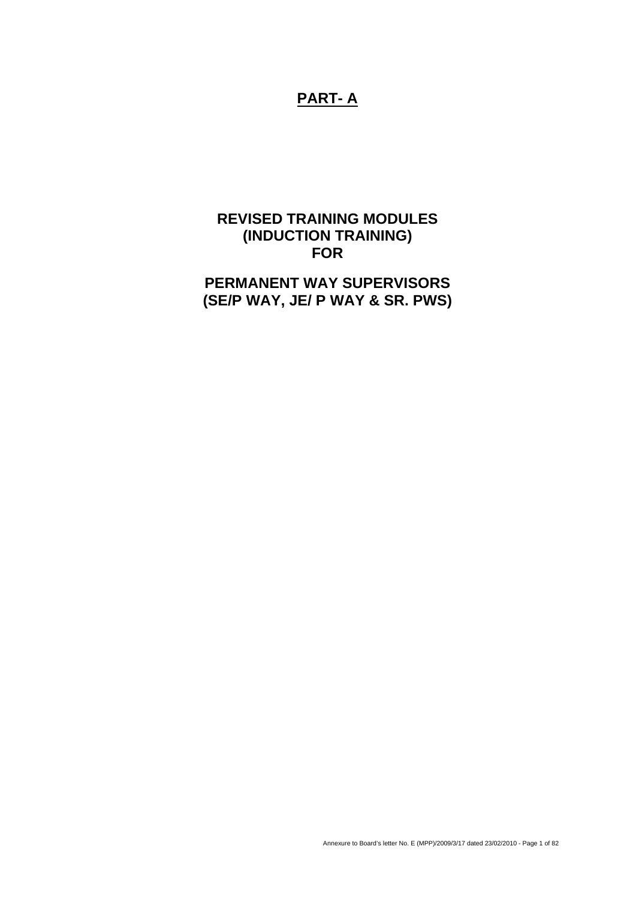# PART- A

## REVISED TRAINING MODULES (INDUCTION TRAINING) FOR

## PERMANENT WAY SUPERVISORS (SE/P WAY, JE/ P WAY & SR. PWS)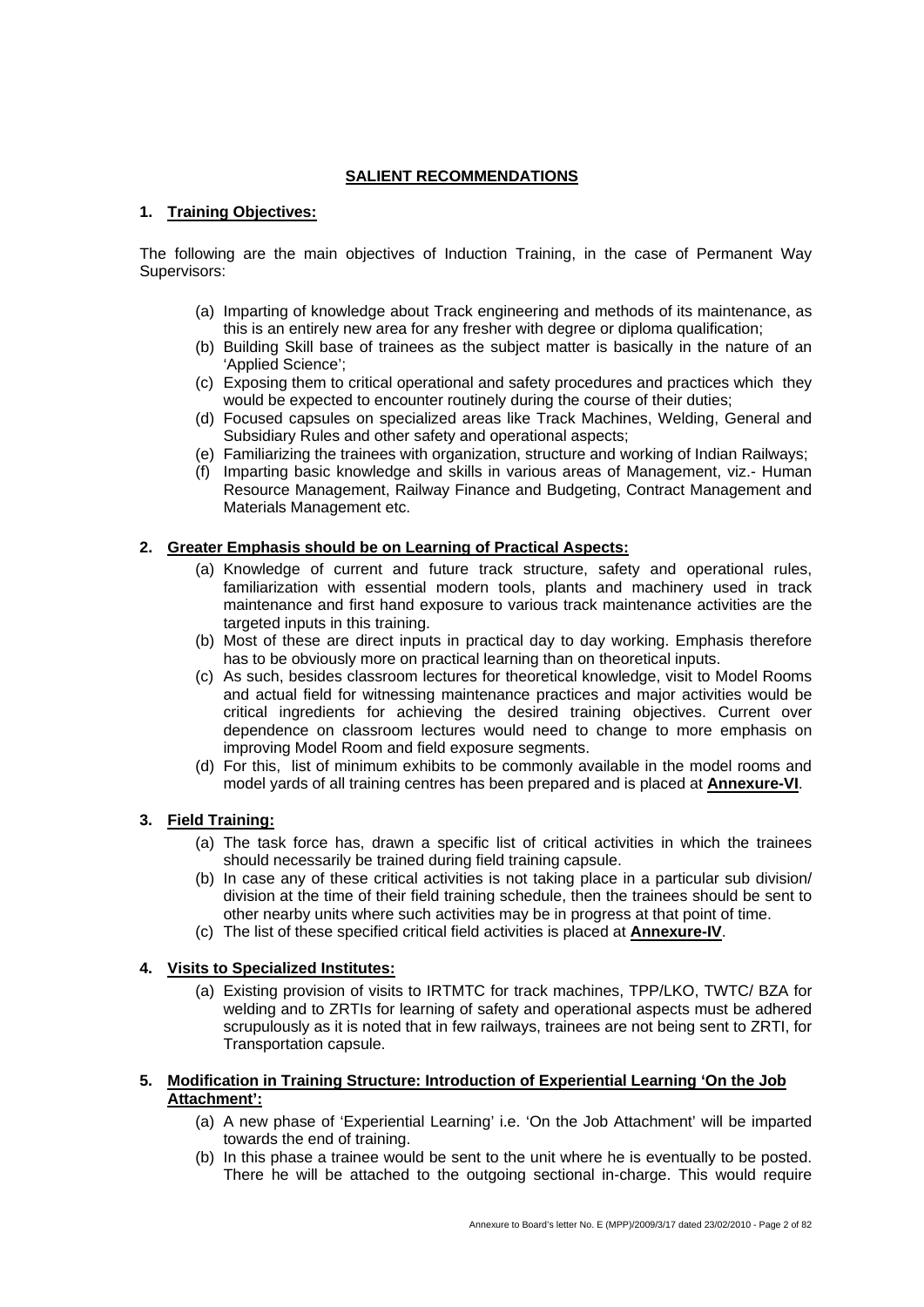## SALIENT RECOMMENDATIONS

### 1. Training Objectives:

The following are the main objectives of Induction Training, in the case of Permanent Way Supervisors:

(a) Imparting of knowledge about Track engineering and methods of its maintenance, as this is an entirely new area for any fresher with degree or diploma qualification;
(b) Building Skill base of trainees as the subject matter is basically in the nature of an 'Applied Science';
(c) Exposing them to critical operational and safety procedures and practices which they would be expected to encounter routinely during the course of their duties;
(d) Focused capsules on specialized areas like Track Machines, Welding, General and Subsidiary Rules and other safety and operational aspects;
(e) Familiarizing the trainees with organization, structure and working of Indian Railways;
(f) Imparting basic knowledge and skills in various areas of Management, viz.- Human Resource Management, Railway Finance and Budgeting, Contract Management and Materials Management etc.

### 2. Greater Emphasis should be on Learning of Practical Aspects:

(a) Knowledge of current and future track structure, safety and operational rules, familiarization with essential modern tools, plants and machinery used in track maintenance and first hand exposure to various track maintenance activities are the targeted inputs in this training.
(b) Most of these are direct inputs in practical day to day working. Emphasis therefore has to be obviously more on practical learning than on theoretical inputs.
(c) As such, besides classroom lectures for theoretical knowledge, visit to Model Rooms and actual field for witnessing maintenance practices and major activities would be critical ingredients for achieving the desired training objectives. Current over dependence on classroom lectures would need to change to more emphasis on improving Model Room and field exposure segments.
(d) For this, list of minimum exhibits to be commonly available in the model rooms and model yards of all training centres has been prepared and is placed at **Annexure-VI**.

### 3. Field Training:

(a) The task force has, drawn a specific list of critical activities in which the trainees should necessarily be trained during field training capsule.
(b) In case any of these critical activities is not taking place in a particular sub division/ division at the time of their field training schedule, then the trainees should be sent to other nearby units where such activities may be in progress at that point of time.
(c) The list of these specified critical field activities is placed at **Annexure-IV**.

### 4. Visits to Specialized Institutes:

(a) Existing provision of visits to IRTMTC for track machines, TPP/LKO, TWTC/ BZA for welding and to ZRTIs for learning of safety and operational aspects must be adhered scrupulously as it is noted that in few railways, trainees are not being sent to ZRTI, for Transportation capsule.

### 5. Modification in Training Structure: Introduction of Experiential Learning 'On the Job Attachment':

(a) A new phase of 'Experiential Learning' i.e. 'On the Job Attachment' will be imparted towards the end of training.
(b) In this phase a trainee would be sent to the unit where he is eventually to be posted. There he will be attached to the outgoing sectional in-charge. This would require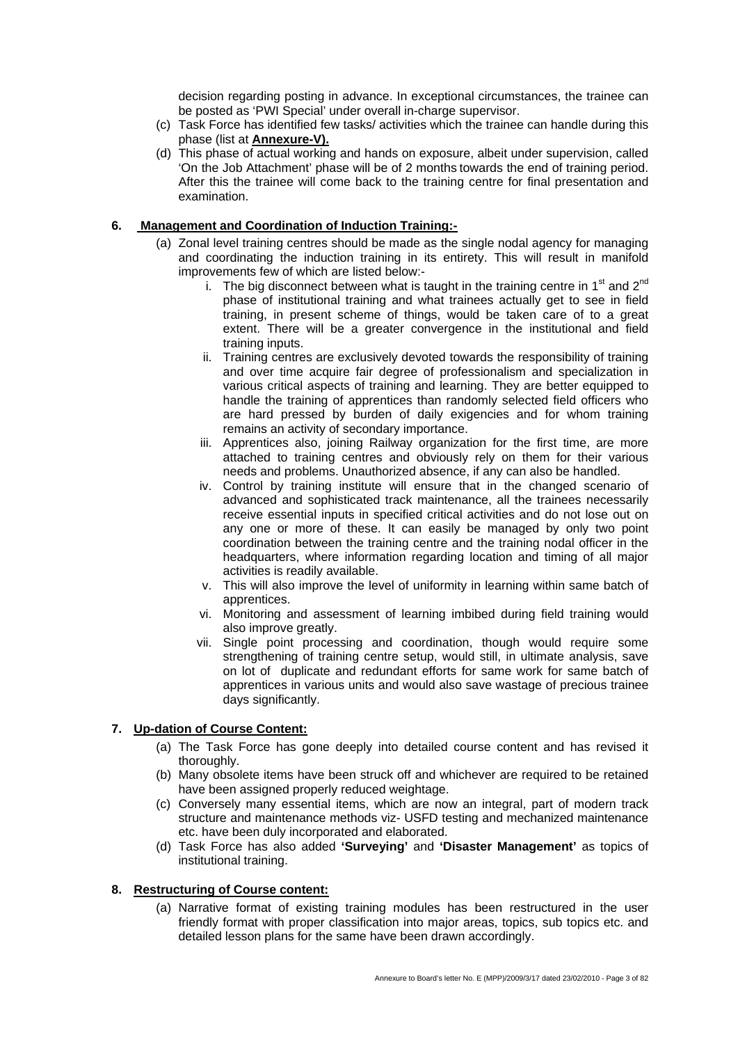decision regarding posting in advance. In exceptional circumstances, the trainee can be posted as 'PWI Special' under overall in-charge supervisor.

(c) Task Force has identified few tasks/ activities which the trainee can handle during this phase (list at **Annexure-V).**

(d) This phase of actual working and hands on exposure, albeit under supervision, called 'On the Job Attachment' phase will be of 2 months towards the end of training period. After this the trainee will come back to the training centre for final presentation and examination.

**6. Management and Coordination of Induction Training:-**

(a) Zonal level training centres should be made as the single nodal agency for managing and coordinating the induction training in its entirety. This will result in manifold improvements few of which are listed below:-

i. The big disconnect between what is taught in the training centre in 1st and 2nd phase of institutional training and what trainees actually get to see in field training, in present scheme of things, would be taken care of to a great extent. There will be a greater convergence in the institutional and field training inputs.

ii. Training centres are exclusively devoted towards the responsibility of training and over time acquire fair degree of professionalism and specialization in various critical aspects of training and learning. They are better equipped to handle the training of apprentices than randomly selected field officers who are hard pressed by burden of daily exigencies and for whom training remains an activity of secondary importance.

iii. Apprentices also, joining Railway organization for the first time, are more attached to training centres and obviously rely on them for their various needs and problems. Unauthorized absence, if any can also be handled.

iv. Control by training institute will ensure that in the changed scenario of advanced and sophisticated track maintenance, all the trainees necessarily receive essential inputs in specified critical activities and do not lose out on any one or more of these. It can easily be managed by only two point coordination between the training centre and the training nodal officer in the headquarters, where information regarding location and timing of all major activities is readily available.

v. This will also improve the level of uniformity in learning within same batch of apprentices.

vi. Monitoring and assessment of learning imbibed during field training would also improve greatly.

vii. Single point processing and coordination, though would require some strengthening of training centre setup, would still, in ultimate analysis, save on lot of duplicate and redundant efforts for same work for same batch of apprentices in various units and would also save wastage of precious trainee days significantly.

**7. Up-dation of Course Content:**

(a) The Task Force has gone deeply into detailed course content and has revised it thoroughly.

(b) Many obsolete items have been struck off and whichever are required to be retained have been assigned properly reduced weightage.

(c) Conversely many essential items, which are now an integral, part of modern track structure and maintenance methods viz- USFD testing and mechanized maintenance etc. have been duly incorporated and elaborated.

(d) Task Force has also added **'Surveying'** and **'Disaster Management'** as topics of institutional training.

**8. Restructuring of Course content:**

(a) Narrative format of existing training modules has been restructured in the user friendly format with proper classification into major areas, topics, sub topics etc. and detailed lesson plans for the same have been drawn accordingly.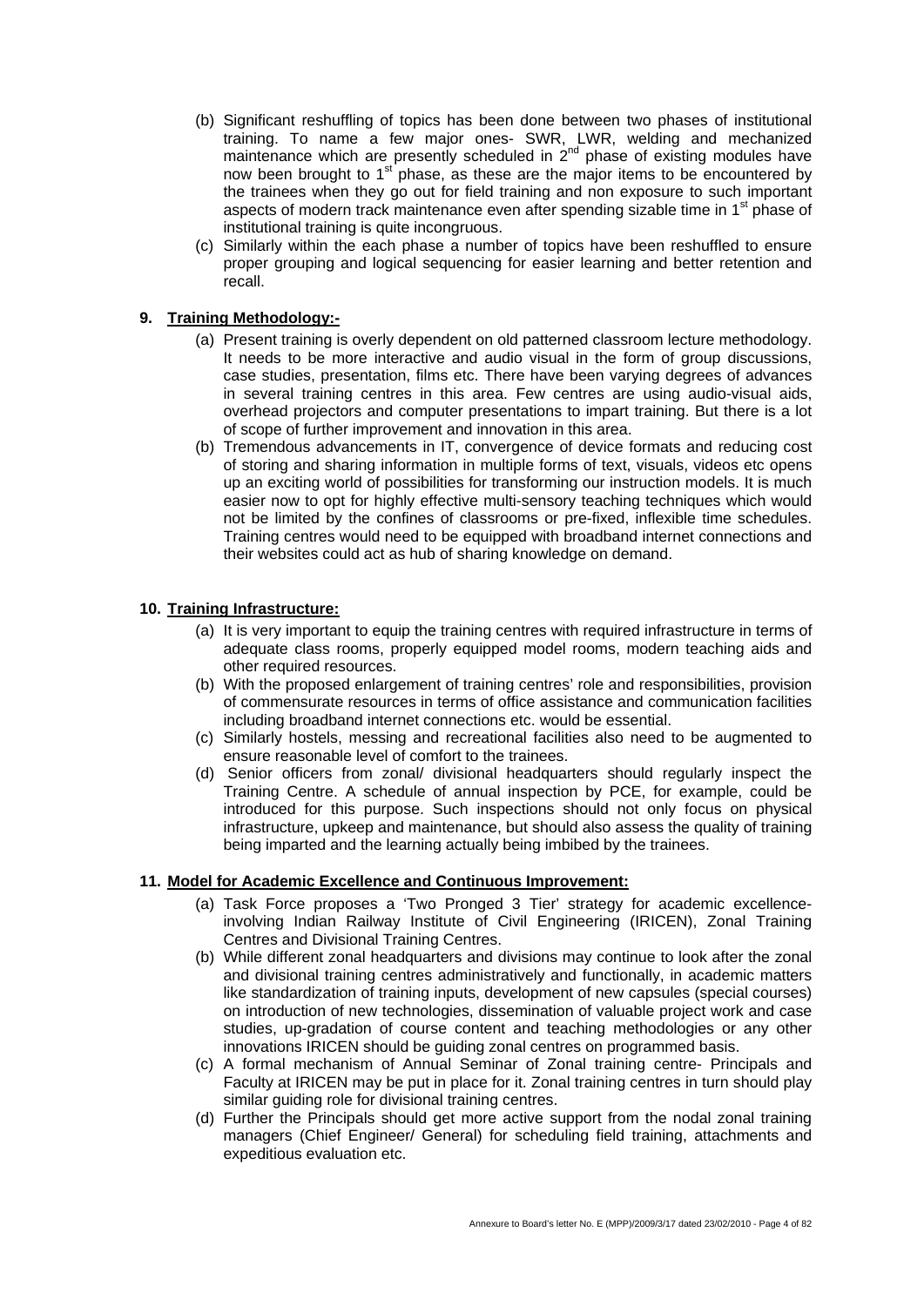(b) Significant reshuffling of topics has been done between two phases of institutional training. To name a few major ones- SWR, LWR, welding and mechanized maintenance which are presently scheduled in 2nd phase of existing modules have now been brought to 1st phase, as these are the major items to be encountered by the trainees when they go out for field training and non exposure to such important aspects of modern track maintenance even after spending sizable time in 1st phase of institutional training is quite incongruous.

(c) Similarly within the each phase a number of topics have been reshuffled to ensure proper grouping and logical sequencing for easier learning and better retention and recall.

**9. Training Methodology:-**

(a) Present training is overly dependent on old patterned classroom lecture methodology. It needs to be more interactive and audio visual in the form of group discussions, case studies, presentation, films etc. There have been varying degrees of advances in several training centres in this area. Few centres are using audio-visual aids, overhead projectors and computer presentations to impart training. But there is a lot of scope of further improvement and innovation in this area.

(b) Tremendous advancements in IT, convergence of device formats and reducing cost of storing and sharing information in multiple forms of text, visuals, videos etc opens up an exciting world of possibilities for transforming our instruction models. It is much easier now to opt for highly effective multi-sensory teaching techniques which would not be limited by the confines of classrooms or pre-fixed, inflexible time schedules. Training centres would need to be equipped with broadband internet connections and their websites could act as hub of sharing knowledge on demand.

**10. Training Infrastructure:**

(a) It is very important to equip the training centres with required infrastructure in terms of adequate class rooms, properly equipped model rooms, modern teaching aids and other required resources.

(b) With the proposed enlargement of training centres' role and responsibilities, provision of commensurate resources in terms of office assistance and communication facilities including broadband internet connections etc. would be essential.

(c) Similarly hostels, messing and recreational facilities also need to be augmented to ensure reasonable level of comfort to the trainees.

(d) Senior officers from zonal/ divisional headquarters should regularly inspect the Training Centre. A schedule of annual inspection by PCE, for example, could be introduced for this purpose. Such inspections should not only focus on physical infrastructure, upkeep and maintenance, but should also assess the quality of training being imparted and the learning actually being imbibed by the trainees.

**11. Model for Academic Excellence and Continuous Improvement:**

(a) Task Force proposes a 'Two Pronged 3 Tier' strategy for academic excellence- involving Indian Railway Institute of Civil Engineering (IRICEN), Zonal Training Centres and Divisional Training Centres.

(b) While different zonal headquarters and divisions may continue to look after the zonal and divisional training centres administratively and functionally, in academic matters like standardization of training inputs, development of new capsules (special courses) on introduction of new technologies, dissemination of valuable project work and case studies, up-gradation of course content and teaching methodologies or any other innovations IRICEN should be guiding zonal centres on programmed basis.

(c) A formal mechanism of Annual Seminar of Zonal training centre- Principals and Faculty at IRICEN may be put in place for it. Zonal training centres in turn should play similar guiding role for divisional training centres.

(d) Further the Principals should get more active support from the nodal zonal training managers (Chief Engineer/ General) for scheduling field training, attachments and expeditious evaluation etc.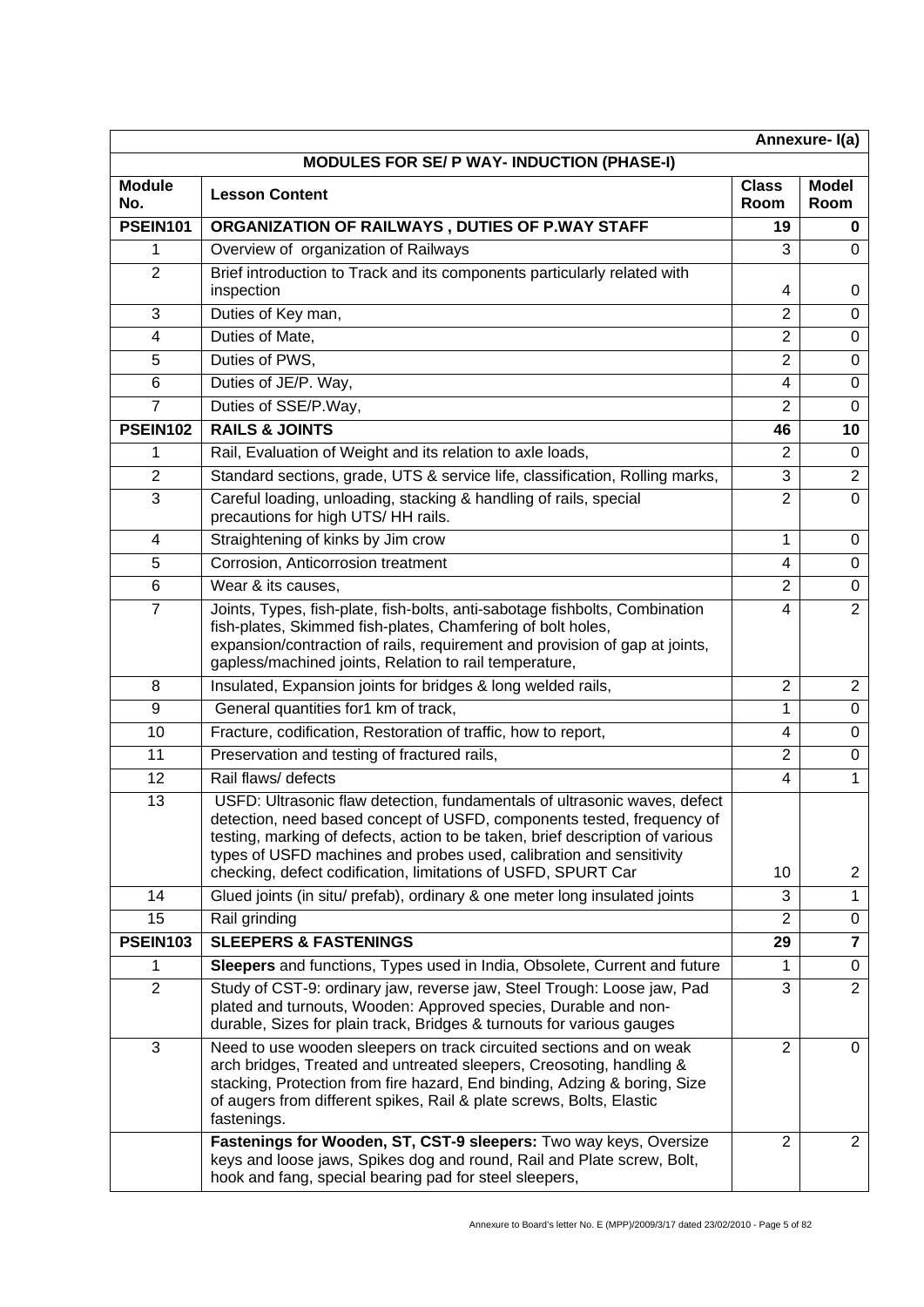Annexure- I(a)

**MODULES FOR SE/ P WAY- INDUCTION (PHASE-I)**

| Module No. | Lesson Content | Class Room | Model Room |
|---|---|---|---|
| **PSEIN101** | **ORGANIZATION OF RAILWAYS , DUTIES OF P.WAY STAFF** | **19** | **0** |
| 1 | Overview of organization of Railways | 3 | 0 |
| 2 | Brief introduction to Track and its components particularly related with inspection | 4 | 0 |
| 3 | Duties of Key man, | 2 | 0 |
| 4 | Duties of Mate, | 2 | 0 |
| 5 | Duties of PWS, | 2 | 0 |
| 6 | Duties of JE/P. Way, | 4 | 0 |
| 7 | Duties of SSE/P.Way, | 2 | 0 |
| **PSEIN102** | **RAILS & JOINTS** | **46** | **10** |
| 1 | Rail, Evaluation of Weight and its relation to axle loads, | 2 | 0 |
| 2 | Standard sections, grade, UTS & service life, classification, Rolling marks, | 3 | 2 |
| 3 | Careful loading, unloading, stacking & handling of rails, special precautions for high UTS/ HH rails. | 2 | 0 |
| 4 | Straightening of kinks by Jim crow | 1 | 0 |
| 5 | Corrosion, Anticorrosion treatment | 4 | 0 |
| 6 | Wear & its causes, | 2 | 0 |
| 7 | Joints, Types, fish-plate, fish-bolts, anti-sabotage fishbolts, Combination fish-plates, Skimmed fish-plates, Chamfering of bolt holes, expansion/contraction of rails, requirement and provision of gap at joints, gapless/machined joints, Relation to rail temperature, | 4 | 2 |
| 8 | Insulated, Expansion joints for bridges & long welded rails, | 2 | 2 |
| 9 | General quantities for1 km of track, | 1 | 0 |
| 10 | Fracture, codification, Restoration of traffic, how to report, | 4 | 0 |
| 11 | Preservation and testing of fractured rails, | 2 | 0 |
| 12 | Rail flaws/ defects | 4 | 1 |
| 13 | USFD: Ultrasonic flaw detection, fundamentals of ultrasonic waves, defect detection, need based concept of USFD, components tested, frequency of testing, marking of defects, action to be taken, brief description of various types of USFD machines and probes used, calibration and sensitivity checking, defect codification, limitations of USFD, SPURT Car | 10 | 2 |
| 14 | Glued joints (in situ/ prefab), ordinary & one meter long insulated joints | 3 | 1 |
| 15 | Rail grinding | 2 | 0 |
| **PSEIN103** | **SLEEPERS & FASTENINGS** | **29** | **7** |
| 1 | **Sleepers** and functions, Types used in India, Obsolete, Current and future | 1 | 0 |
| 2 | Study of CST-9: ordinary jaw, reverse jaw, Steel Trough: Loose jaw, Pad plated and turnouts, Wooden: Approved species, Durable and non-durable, Sizes for plain track, Bridges & turnouts for various gauges | 3 | 2 |
| 3 | Need to use wooden sleepers on track circuited sections and on weak arch bridges, Treated and untreated sleepers, Creosoting, handling & stacking, Protection from fire hazard, End binding, Adzing & boring, Size of augers from different spikes, Rail & plate screws, Bolts, Elastic fastenings. | 2 | 0 |
| | **Fastenings for Wooden, ST, CST-9 sleepers:** Two way keys, Oversize keys and loose jaws, Spikes dog and round, Rail and Plate screw, Bolt, hook and fang, special bearing pad for steel sleepers, | 2 | 2 |

Annexure to Board's letter No. E (MPP)/2009/3/17 dated 23/02/2010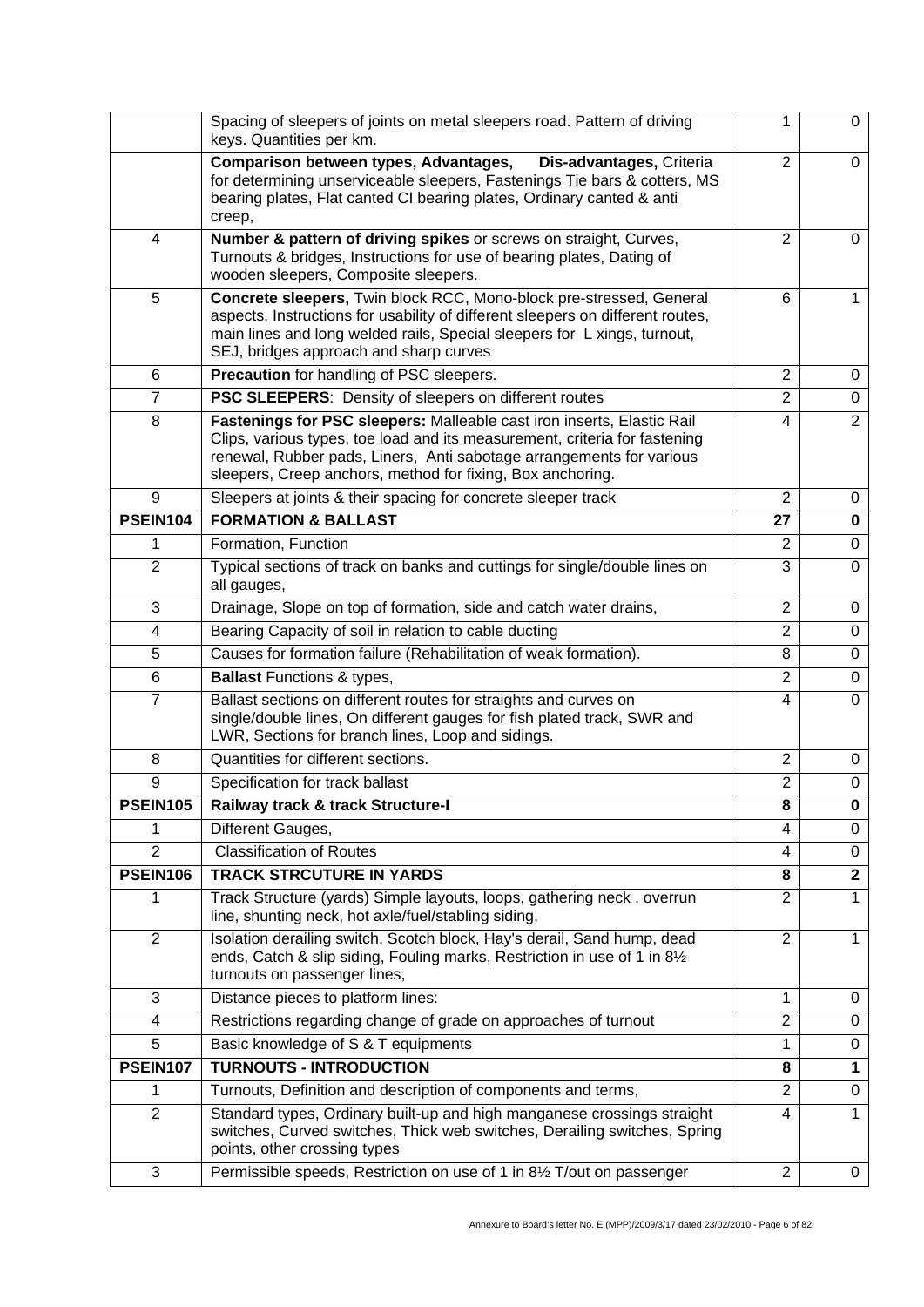| | | | |
|---|---|---|---|
| | Spacing of sleepers of joints on metal sleepers road. Pattern of driving keys. Quantities per km. | 1 | 0 |
| | **Comparison between types, Advantages, Dis-advantages,** Criteria for determining unserviceable sleepers, Fastenings Tie bars & cotters, MS bearing plates, Flat canted CI bearing plates, Ordinary canted & anti creep, | 2 | 0 |
| 4 | **Number & pattern of driving spikes** or screws on straight, Curves, Turnouts & bridges, Instructions for use of bearing plates, Dating of wooden sleepers, Composite sleepers. | 2 | 0 |
| 5 | **Concrete sleepers,** Twin block RCC, Mono-block pre-stressed, General aspects, Instructions for usability of different sleepers on different routes, main lines and long welded rails, Special sleepers for L xings, turnout, SEJ, bridges approach and sharp curves | 6 | 1 |
| 6 | **Precaution** for handling of PSC sleepers. | 2 | 0 |
| 7 | **PSC SLEEPERS**: Density of sleepers on different routes | 2 | 0 |
| 8 | **Fastenings for PSC sleepers:** Malleable cast iron inserts, Elastic Rail Clips, various types, toe load and its measurement, criteria for fastening renewal, Rubber pads, Liners, Anti sabotage arrangements for various sleepers, Creep anchors, method for fixing, Box anchoring. | 4 | 2 |
| 9 | Sleepers at joints & their spacing for concrete sleeper track | 2 | 0 |
| **PSEIN104** | **FORMATION & BALLAST** | **27** | **0** |
| 1 | Formation, Function | 2 | 0 |
| 2 | Typical sections of track on banks and cuttings for single/double lines on all gauges, | 3 | 0 |
| 3 | Drainage, Slope on top of formation, side and catch water drains, | 2 | 0 |
| 4 | Bearing Capacity of soil in relation to cable ducting | 2 | 0 |
| 5 | Causes for formation failure (Rehabilitation of weak formation). | 8 | 0 |
| 6 | **Ballast** Functions & types, | 2 | 0 |
| 7 | Ballast sections on different routes for straights and curves on single/double lines, On different gauges for fish plated track, SWR and LWR, Sections for branch lines, Loop and sidings. | 4 | 0 |
| 8 | Quantities for different sections. | 2 | 0 |
| 9 | Specification for track ballast | 2 | 0 |
| **PSEIN105** | **Railway track & track Structure-I** | **8** | **0** |
| 1 | Different Gauges, | 4 | 0 |
| 2 | Classification of Routes | 4 | 0 |
| **PSEIN106** | **TRACK STRCUTURE IN YARDS** | **8** | **2** |
| 1 | Track Structure (yards) Simple layouts, loops, gathering neck , overrun line, shunting neck, hot axle/fuel/stabling siding, | 2 | 1 |
| 2 | Isolation derailing switch, Scotch block, Hay's derail, Sand hump, dead ends, Catch & slip siding, Fouling marks, Restriction in use of 1 in 8½ turnouts on passenger lines, | 2 | 1 |
| 3 | Distance pieces to platform lines: | 1 | 0 |
| 4 | Restrictions regarding change of grade on approaches of turnout | 2 | 0 |
| 5 | Basic knowledge of S & T equipments | 1 | 0 |
| **PSEIN107** | **TURNOUTS - INTRODUCTION** | **8** | **1** |
| 1 | Turnouts, Definition and description of components and terms, | 2 | 0 |
| 2 | Standard types, Ordinary built-up and high manganese crossings straight switches, Curved switches, Thick web switches, Derailing switches, Spring points, other crossing types | 4 | 1 |
| 3 | Permissible speeds, Restriction on use of 1 in 8½ T/out on passenger | 2 | 0 |

Annexure to Board's letter No. E (MPP)/2009/3/17 dated 23/02/2010 - Page 6 of 82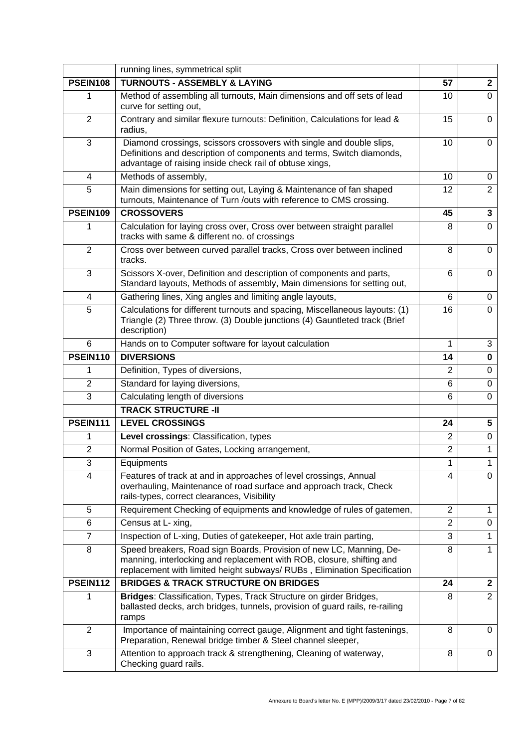| | | | |
|---|---|---|---|
| | running lines, symmetrical split | | |
| **PSEIN108** | **TURNOUTS - ASSEMBLY & LAYING** | **57** | **2** |
| 1 | Method of assembling all turnouts, Main dimensions and off sets of lead curve for setting out, | 10 | 0 |
| 2 | Contrary and similar flexure turnouts: Definition, Calculations for lead & radius, | 15 | 0 |
| 3 | Diamond crossings, scissors crossovers with single and double slips, Definitions and description of components and terms, Switch diamonds, advantage of raising inside check rail of obtuse xings, | 10 | 0 |
| 4 | Methods of assembly, | 10 | 0 |
| 5 | Main dimensions for setting out, Laying & Maintenance of fan shaped turnouts, Maintenance of Turn /outs with reference to CMS crossing. | 12 | 2 |
| **PSEIN109** | **CROSSOVERS** | **45** | **3** |
| 1 | Calculation for laying cross over, Cross over between straight parallel tracks with same & different no. of crossings | 8 | 0 |
| 2 | Cross over between curved parallel tracks, Cross over between inclined tracks. | 8 | 0 |
| 3 | Scissors X-over, Definition and description of components and parts, Standard layouts, Methods of assembly, Main dimensions for setting out, | 6 | 0 |
| 4 | Gathering lines, Xing angles and limiting angle layouts, | 6 | 0 |
| 5 | Calculations for different turnouts and spacing, Miscellaneous layouts: (1) Triangle (2) Three throw. (3) Double junctions (4) Gauntleted track (Brief description) | 16 | 0 |
| 6 | Hands on to Computer software for layout calculation | 1 | 3 |
| **PSEIN110** | **DIVERSIONS** | **14** | **0** |
| 1 | Definition, Types of diversions, | 2 | 0 |
| 2 | Standard for laying diversions, | 6 | 0 |
| 3 | Calculating length of diversions | 6 | 0 |
| | **TRACK STRUCTURE -II** | | |
| **PSEIN111** | **LEVEL CROSSINGS** | **24** | **5** |
| 1 | **Level crossings**: Classification, types | 2 | 0 |
| 2 | Normal Position of Gates, Locking arrangement, | 2 | 1 |
| 3 | Equipments | 1 | 1 |
| 4 | Features of track at and in approaches of level crossings, Annual overhauling, Maintenance of road surface and approach track, Check rails-types, correct clearances, Visibility | 4 | 0 |
| 5 | Requirement Checking of equipments and knowledge of rules of gatemen, | 2 | 1 |
| 6 | Census at L- xing, | 2 | 0 |
| 7 | Inspection of L-xing, Duties of gatekeeper, Hot axle train parting, | 3 | 1 |
| 8 | Speed breakers, Road sign Boards, Provision of new LC, Manning, De-manning, interlocking and replacement with ROB, closure, shifting and replacement with limited height subways/ RUBs , Elimination Specification | 8 | 1 |
| **PSEIN112** | **BRIDGES & TRACK STRUCTURE ON BRIDGES** | **24** | **2** |
| 1 | **Bridges**: Classification, Types, Track Structure on girder Bridges, ballasted decks, arch bridges, tunnels, provision of guard rails, re-railing ramps | 8 | 2 |
| 2 | Importance of maintaining correct gauge, Alignment and tight fastenings, Preparation, Renewal bridge timber & Steel channel sleeper, | 8 | 0 |
| 3 | Attention to approach track & strengthening, Cleaning of waterway, Checking guard rails. | 8 | 0 |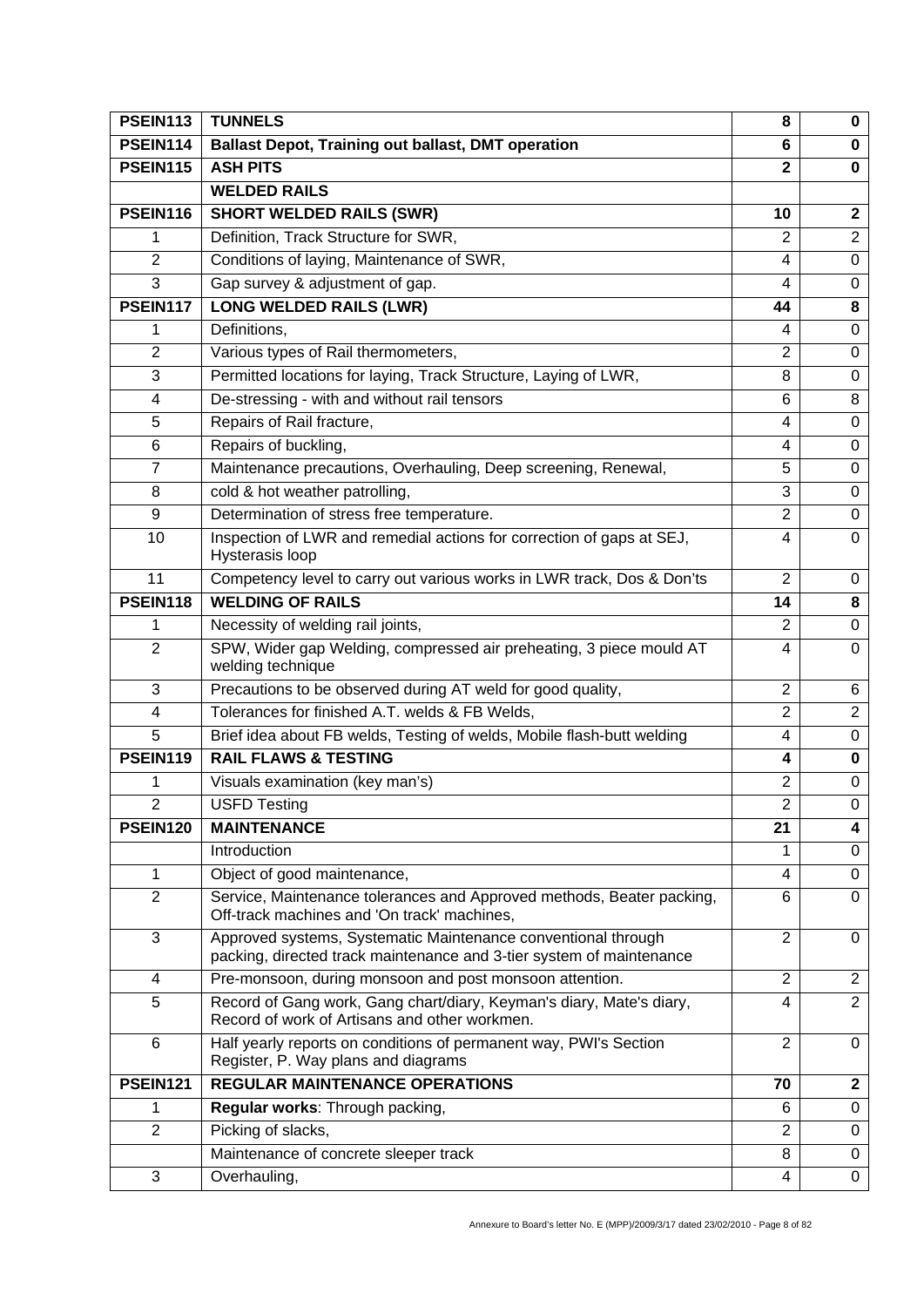| | | | |
|---|---|---|---|
| **PSEIN113** | **TUNNELS** | **8** | **0** |
| **PSEIN114** | **Ballast Depot, Training out ballast, DMT operation** | **6** | **0** |
| **PSEIN115** | **ASH PITS** | **2** | **0** |
| | **WELDED RAILS** | | |
| **PSEIN116** | **SHORT WELDED RAILS (SWR)** | **10** | **2** |
| 1 | Definition, Track Structure for SWR, | 2 | 2 |
| 2 | Conditions of laying, Maintenance of SWR, | 4 | 0 |
| 3 | Gap survey & adjustment of gap. | 4 | 0 |
| **PSEIN117** | **LONG WELDED RAILS (LWR)** | **44** | **8** |
| 1 | Definitions, | 4 | 0 |
| 2 | Various types of Rail thermometers, | 2 | 0 |
| 3 | Permitted locations for laying, Track Structure, Laying of LWR, | 8 | 0 |
| 4 | De-stressing - with and without rail tensors | 6 | 8 |
| 5 | Repairs of Rail fracture, | 4 | 0 |
| 6 | Repairs of buckling, | 4 | 0 |
| 7 | Maintenance precautions, Overhauling, Deep screening, Renewal, | 5 | 0 |
| 8 | cold & hot weather patrolling, | 3 | 0 |
| 9 | Determination of stress free temperature. | 2 | 0 |
| 10 | Inspection of LWR and remedial actions for correction of gaps at SEJ, Hysterasis loop | 4 | 0 |
| 11 | Competency level to carry out various works in LWR track, Dos & Don'ts | 2 | 0 |
| **PSEIN118** | **WELDING OF RAILS** | **14** | **8** |
| 1 | Necessity of welding rail joints, | 2 | 0 |
| 2 | SPW, Wider gap Welding, compressed air preheating, 3 piece mould AT welding technique | 4 | 0 |
| 3 | Precautions to be observed during AT weld for good quality, | 2 | 6 |
| 4 | Tolerances for finished A.T. welds & FB Welds, | 2 | 2 |
| 5 | Brief idea about FB welds, Testing of welds, Mobile flash-butt welding | 4 | 0 |
| **PSEIN119** | **RAIL FLAWS & TESTING** | **4** | **0** |
| 1 | Visuals examination (key man's) | 2 | 0 |
| 2 | USFD Testing | 2 | 0 |
| **PSEIN120** | **MAINTENANCE** | **21** | **4** |
| | Introduction | 1 | 0 |
| 1 | Object of good maintenance, | 4 | 0 |
| 2 | Service, Maintenance tolerances and Approved methods, Beater packing, Off-track machines and 'On track' machines, | 6 | 0 |
| 3 | Approved systems, Systematic Maintenance conventional through packing, directed track maintenance and 3-tier system of maintenance | 2 | 0 |
| 4 | Pre-monsoon, during monsoon and post monsoon attention. | 2 | 2 |
| 5 | Record of Gang work, Gang chart/diary, Keyman's diary, Mate's diary, Record of work of Artisans and other workmen. | 4 | 2 |
| 6 | Half yearly reports on conditions of permanent way, PWI's Section Register, P. Way plans and diagrams | 2 | 0 |
| **PSEIN121** | **REGULAR MAINTENANCE OPERATIONS** | **70** | **2** |
| 1 | **Regular works**: Through packing, | 6 | 0 |
| 2 | Picking of slacks, | 2 | 0 |
| | Maintenance of concrete sleeper track | 8 | 0 |
| 3 | Overhauling, | 4 | 0 |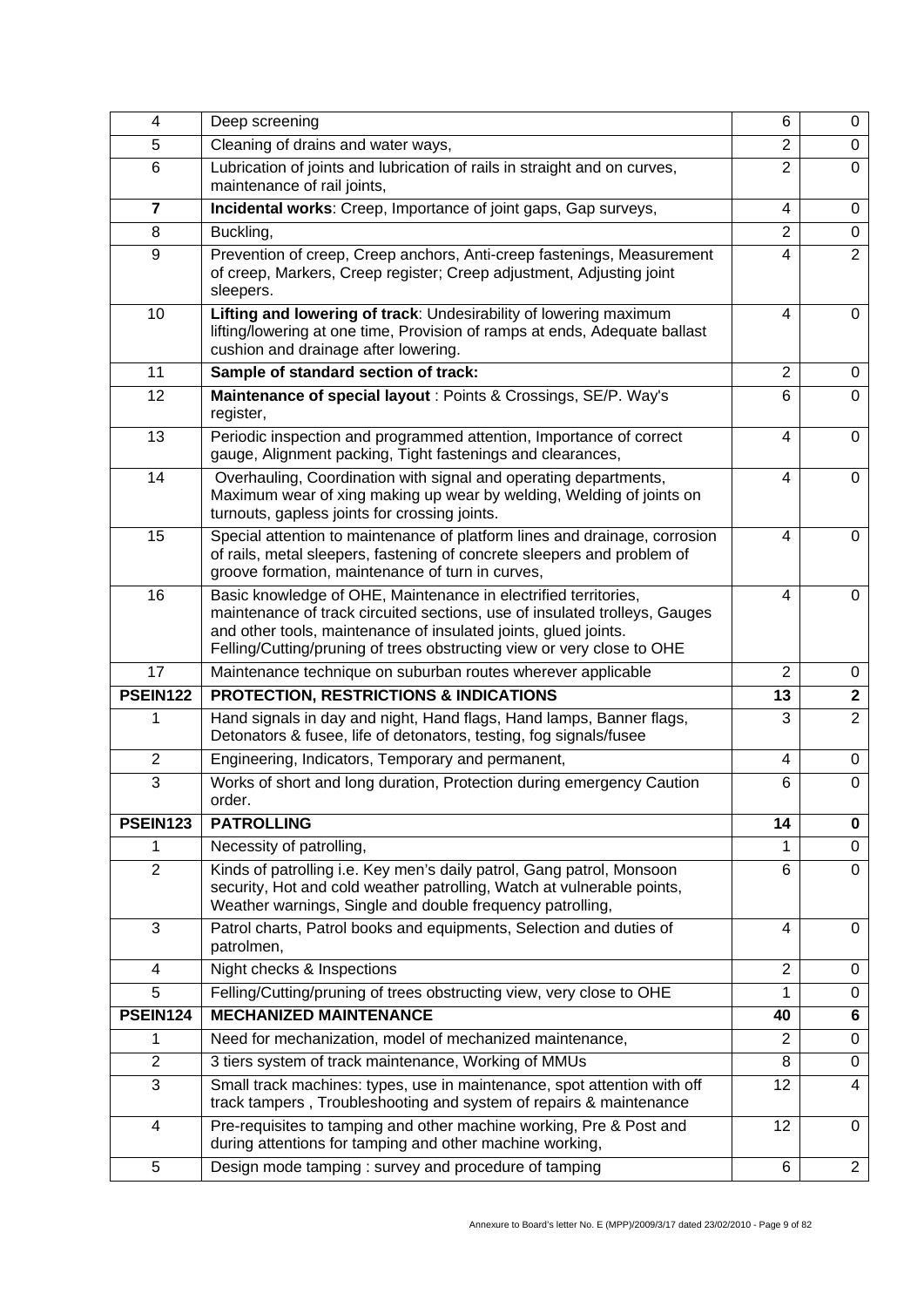| | | | |
|---|---|---|---|
| 4 | Deep screening | 6 | 0 |
| 5 | Cleaning of drains and water ways, | 2 | 0 |
| 6 | Lubrication of joints and lubrication of rails in straight and on curves, maintenance of rail joints, | 2 | 0 |
| **7** | **Incidental works**: Creep, Importance of joint gaps, Gap surveys, | 4 | 0 |
| 8 | Buckling, | 2 | 0 |
| 9 | Prevention of creep, Creep anchors, Anti-creep fastenings, Measurement of creep, Markers, Creep register; Creep adjustment, Adjusting joint sleepers. | 4 | 2 |
| 10 | **Lifting and lowering of track**: Undesirability of lowering maximum lifting/lowering at one time, Provision of ramps at ends, Adequate ballast cushion and drainage after lowering. | 4 | 0 |
| 11 | **Sample of standard section of track:** | 2 | 0 |
| 12 | **Maintenance of special layout** : Points & Crossings, SE/P. Way's register, | 6 | 0 |
| 13 | Periodic inspection and programmed attention, Importance of correct gauge, Alignment packing, Tight fastenings and clearances, | 4 | 0 |
| 14 | Overhauling, Coordination with signal and operating departments, Maximum wear of xing making up wear by welding, Welding of joints on turnouts, gapless joints for crossing joints. | 4 | 0 |
| 15 | Special attention to maintenance of platform lines and drainage, corrosion of rails, metal sleepers, fastening of concrete sleepers and problem of groove formation, maintenance of turn in curves, | 4 | 0 |
| 16 | Basic knowledge of OHE, Maintenance in electrified territories, maintenance of track circuited sections, use of insulated trolleys, Gauges and other tools, maintenance of insulated joints, glued joints. Felling/Cutting/pruning of trees obstructing view or very close to OHE | 4 | 0 |
| 17 | Maintenance technique on suburban routes wherever applicable | 2 | 0 |
| **PSEIN122** | **PROTECTION, RESTRICTIONS & INDICATIONS** | **13** | **2** |
| 1 | Hand signals in day and night, Hand flags, Hand lamps, Banner flags, Detonators & fusee, life of detonators, testing, fog signals/fusee | 3 | 2 |
| 2 | Engineering, Indicators, Temporary and permanent, | 4 | 0 |
| 3 | Works of short and long duration, Protection during emergency Caution order. | 6 | 0 |
| **PSEIN123** | **PATROLLING** | **14** | **0** |
| 1 | Necessity of patrolling, | 1 | 0 |
| 2 | Kinds of patrolling i.e. Key men's daily patrol, Gang patrol, Monsoon security, Hot and cold weather patrolling, Watch at vulnerable points, Weather warnings, Single and double frequency patrolling, | 6 | 0 |
| 3 | Patrol charts, Patrol books and equipments, Selection and duties of patrolmen, | 4 | 0 |
| 4 | Night checks & Inspections | 2 | 0 |
| 5 | Felling/Cutting/pruning of trees obstructing view, very close to OHE | 1 | 0 |
| **PSEIN124** | **MECHANIZED MAINTENANCE** | **40** | **6** |
| 1 | Need for mechanization, model of mechanized maintenance, | 2 | 0 |
| 2 | 3 tiers system of track maintenance, Working of MMUs | 8 | 0 |
| 3 | Small track machines: types, use in maintenance, spot attention with off track tampers , Troubleshooting and system of repairs & maintenance | 12 | 4 |
| 4 | Pre-requisites to tamping and other machine working, Pre & Post and during attentions for tamping and other machine working, | 12 | 0 |
| 5 | Design mode tamping : survey and procedure of tamping | 6 | 2 |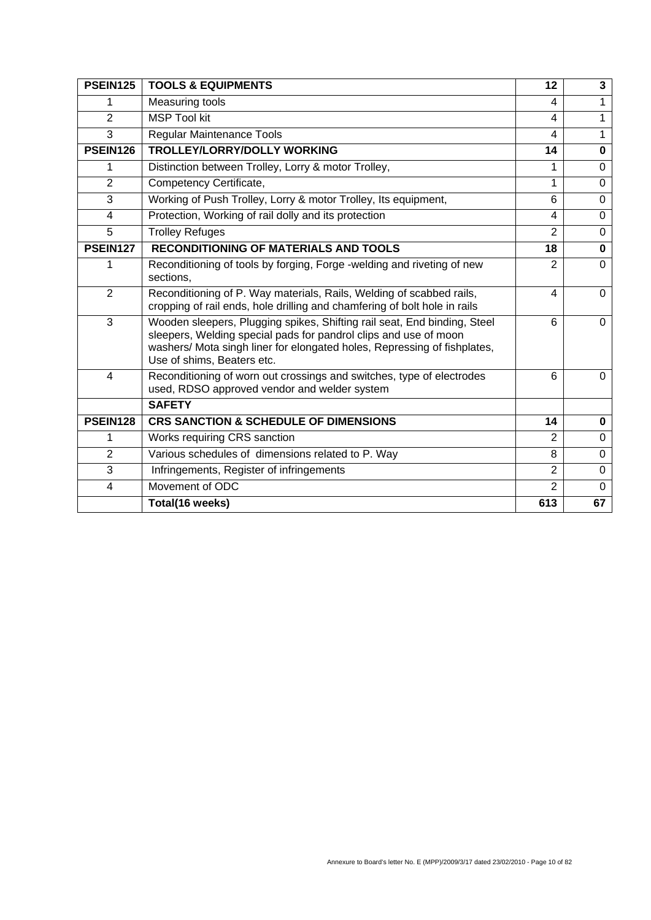| **PSEIN125** | **TOOLS & EQUIPMENTS** | **12** | **3** |
|---|---|---|---|
| 1 | Measuring tools | 4 | 1 |
| 2 | MSP Tool kit | 4 | 1 |
| 3 | Regular Maintenance Tools | 4 | 1 |
| **PSEIN126** | **TROLLEY/LORRY/DOLLY WORKING** | **14** | **0** |
| 1 | Distinction between Trolley, Lorry & motor Trolley, | 1 | 0 |
| 2 | Competency Certificate, | 1 | 0 |
| 3 | Working of Push Trolley, Lorry & motor Trolley, Its equipment, | 6 | 0 |
| 4 | Protection, Working of rail dolly and its protection | 4 | 0 |
| 5 | Trolley Refuges | 2 | 0 |
| **PSEIN127** | **RECONDITIONING OF MATERIALS AND TOOLS** | **18** | **0** |
| 1 | Reconditioning of tools by forging, Forge -welding and riveting of new sections, | 2 | 0 |
| 2 | Reconditioning of P. Way materials, Rails, Welding of scabbed rails, cropping of rail ends, hole drilling and chamfering of bolt hole in rails | 4 | 0 |
| 3 | Wooden sleepers, Plugging spikes, Shifting rail seat, End binding, Steel sleepers, Welding special pads for pandrol clips and use of moon washers/ Mota singh liner for elongated holes, Repressing of fishplates, Use of shims, Beaters etc. | 6 | 0 |
| 4 | Reconditioning of worn out crossings and switches, type of electrodes used, RDSO approved vendor and welder system | 6 | 0 |
| | **SAFETY** | | |
| **PSEIN128** | **CRS SANCTION & SCHEDULE OF DIMENSIONS** | **14** | **0** |
| 1 | Works requiring CRS sanction | 2 | 0 |
| 2 | Various schedules of dimensions related to P. Way | 8 | 0 |
| 3 | Infringements, Register of infringements | 2 | 0 |
| 4 | Movement of ODC | 2 | 0 |
| | **Total(16 weeks)** | **613** | **67** |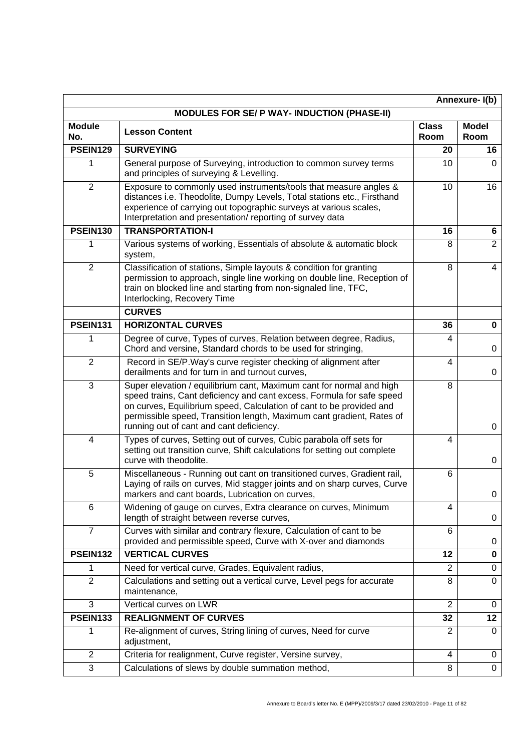| | | | Annexure- I(b) |
|---|---|---|---|
| | **MODULES FOR SE/ P WAY- INDUCTION (PHASE-II)** | | |
| **Module No.** | **Lesson Content** | **Class Room** | **Model Room** |
| **PSEIN129** | **SURVEYING** | **20** | **16** |
| 1 | General purpose of Surveying, introduction to common survey terms and principles of surveying & Levelling. | 10 | 0 |
| 2 | Exposure to commonly used instruments/tools that measure angles & distances i.e. Theodolite, Dumpy Levels, Total stations etc., Firsthand experience of carrying out topographic surveys at various scales, Interpretation and presentation/ reporting of survey data | 10 | 16 |
| **PSEIN130** | **TRANSPORTATION-I** | **16** | **6** |
| 1 | Various systems of working, Essentials of absolute & automatic block system, | 8 | 2 |
| 2 | Classification of stations, Simple layouts & condition for granting permission to approach, single line working on double line, Reception of train on blocked line and starting from non-signaled line, TFC, Interlocking, Recovery Time | 8 | 4 |
| | **CURVES** | | |
| **PSEIN131** | **HORIZONTAL CURVES** | **36** | **0** |
| 1 | Degree of curve, Types of curves, Relation between degree, Radius, Chord and versine, Standard chords to be used for stringing, | 4 | 0 |
| 2 | Record in SE/P.Way's curve register checking of alignment after derailments and for turn in and turnout curves, | 4 | 0 |
| 3 | Super elevation / equilibrium cant, Maximum cant for normal and high speed trains, Cant deficiency and cant excess, Formula for safe speed on curves, Equilibrium speed, Calculation of cant to be provided and permissible speed, Transition length, Maximum cant gradient, Rates of running out of cant and cant deficiency. | 8 | 0 |
| 4 | Types of curves, Setting out of curves, Cubic parabola off sets for setting out transition curve, Shift calculations for setting out complete curve with theodolite. | 4 | 0 |
| 5 | Miscellaneous - Running out cant on transitioned curves, Gradient rail, Laying of rails on curves, Mid stagger joints and on sharp curves, Curve markers and cant boards, Lubrication on curves, | 6 | 0 |
| 6 | Widening of gauge on curves, Extra clearance on curves, Minimum length of straight between reverse curves, | 4 | 0 |
| 7 | Curves with similar and contrary flexure, Calculation of cant to be provided and permissible speed, Curve with X-over and diamonds | 6 | 0 |
| **PSEIN132** | **VERTICAL CURVES** | **12** | **0** |
| 1 | Need for vertical curve, Grades, Equivalent radius, | 2 | 0 |
| 2 | Calculations and setting out a vertical curve, Level pegs for accurate maintenance, | 8 | 0 |
| 3 | Vertical curves on LWR | 2 | 0 |
| **PSEIN133** | **REALIGNMENT OF CURVES** | **32** | **12** |
| 1 | Re-alignment of curves, String lining of curves, Need for curve adjustment, | 2 | 0 |
| 2 | Criteria for realignment, Curve register, Versine survey, | 4 | 0 |
| 3 | Calculations of slews by double summation method, | 8 | 0 |

Annexure to Board's letter No. E (MPP)/2009/3/17 dated 23/02/2010 - Page 11 of 82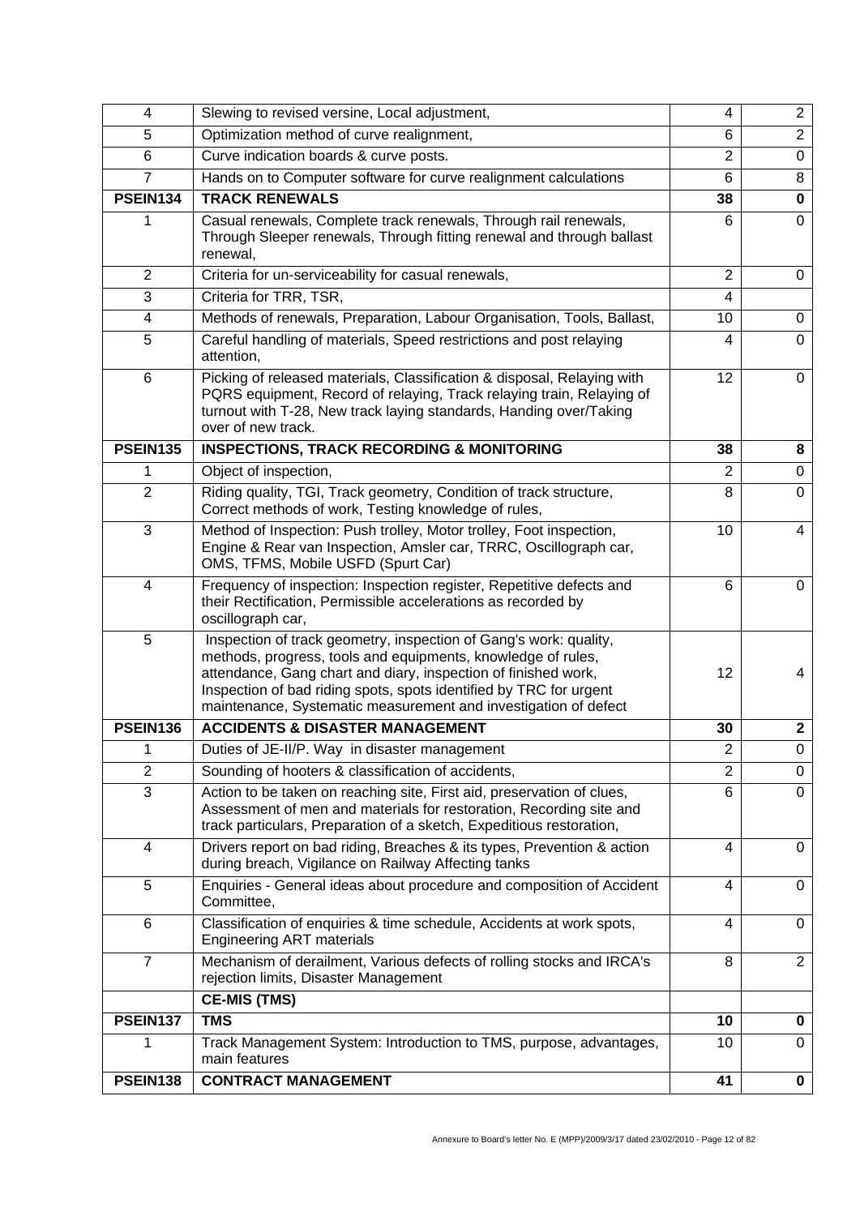| 4 | Slewing to revised versine, Local adjustment, | 4 | 2 |
|---|---|---|---|
| 5 | Optimization method of curve realignment, | 6 | 2 |
| 6 | Curve indication boards & curve posts. | 2 | 0 |
| 7 | Hands on to Computer software for curve realignment calculations | 6 | 8 |
| **PSEIN134** | **TRACK RENEWALS** | **38** | **0** |
| 1 | Casual renewals, Complete track renewals, Through rail renewals, Through Sleeper renewals, Through fitting renewal and through ballast renewal, | 6 | 0 |
| 2 | Criteria for un-serviceability for casual renewals, | 2 | 0 |
| 3 | Criteria for TRR, TSR, | 4 | |
| 4 | Methods of renewals, Preparation, Labour Organisation, Tools, Ballast, | 10 | 0 |
| 5 | Careful handling of materials, Speed restrictions and post relaying attention, | 4 | 0 |
| 6 | Picking of released materials, Classification & disposal, Relaying with PQRS equipment, Record of relaying, Track relaying train, Relaying of turnout with T-28, New track laying standards, Handing over/Taking over of new track. | 12 | 0 |
| **PSEIN135** | **INSPECTIONS, TRACK RECORDING & MONITORING** | **38** | **8** |
| 1 | Object of inspection, | 2 | 0 |
| 2 | Riding quality, TGI, Track geometry, Condition of track structure, Correct methods of work, Testing knowledge of rules, | 8 | 0 |
| 3 | Method of Inspection: Push trolley, Motor trolley, Foot inspection, Engine & Rear van Inspection, Amsler car, TRRC, Oscillograph car, OMS, TFMS, Mobile USFD (Spurt Car) | 10 | 4 |
| 4 | Frequency of inspection: Inspection register, Repetitive defects and their Rectification, Permissible accelerations as recorded by oscillograph car, | 6 | 0 |
| 5 | Inspection of track geometry, inspection of Gang's work: quality, methods, progress, tools and equipments, knowledge of rules, attendance, Gang chart and diary, inspection of finished work, Inspection of bad riding spots, spots identified by TRC for urgent maintenance, Systematic measurement and investigation of defect | 12 | 4 |
| **PSEIN136** | **ACCIDENTS & DISASTER MANAGEMENT** | **30** | **2** |
| 1 | Duties of JE-II/P. Way in disaster management | 2 | 0 |
| 2 | Sounding of hooters & classification of accidents, | 2 | 0 |
| 3 | Action to be taken on reaching site, First aid, preservation of clues, Assessment of men and materials for restoration, Recording site and track particulars, Preparation of a sketch, Expeditious restoration, | 6 | 0 |
| 4 | Drivers report on bad riding, Breaches & its types, Prevention & action during breach, Vigilance on Railway Affecting tanks | 4 | 0 |
| 5 | Enquiries - General ideas about procedure and composition of Accident Committee, | 4 | 0 |
| 6 | Classification of enquiries & time schedule, Accidents at work spots, Engineering ART materials | 4 | 0 |
| 7 | Mechanism of derailment, Various defects of rolling stocks and IRCA's rejection limits, Disaster Management | 8 | 2 |
| | **CE-MIS (TMS)** | | |
| **PSEIN137** | **TMS** | **10** | **0** |
| 1 | Track Management System: Introduction to TMS, purpose, advantages, main features | 10 | 0 |
| **PSEIN138** | **CONTRACT MANAGEMENT** | **41** | **0** |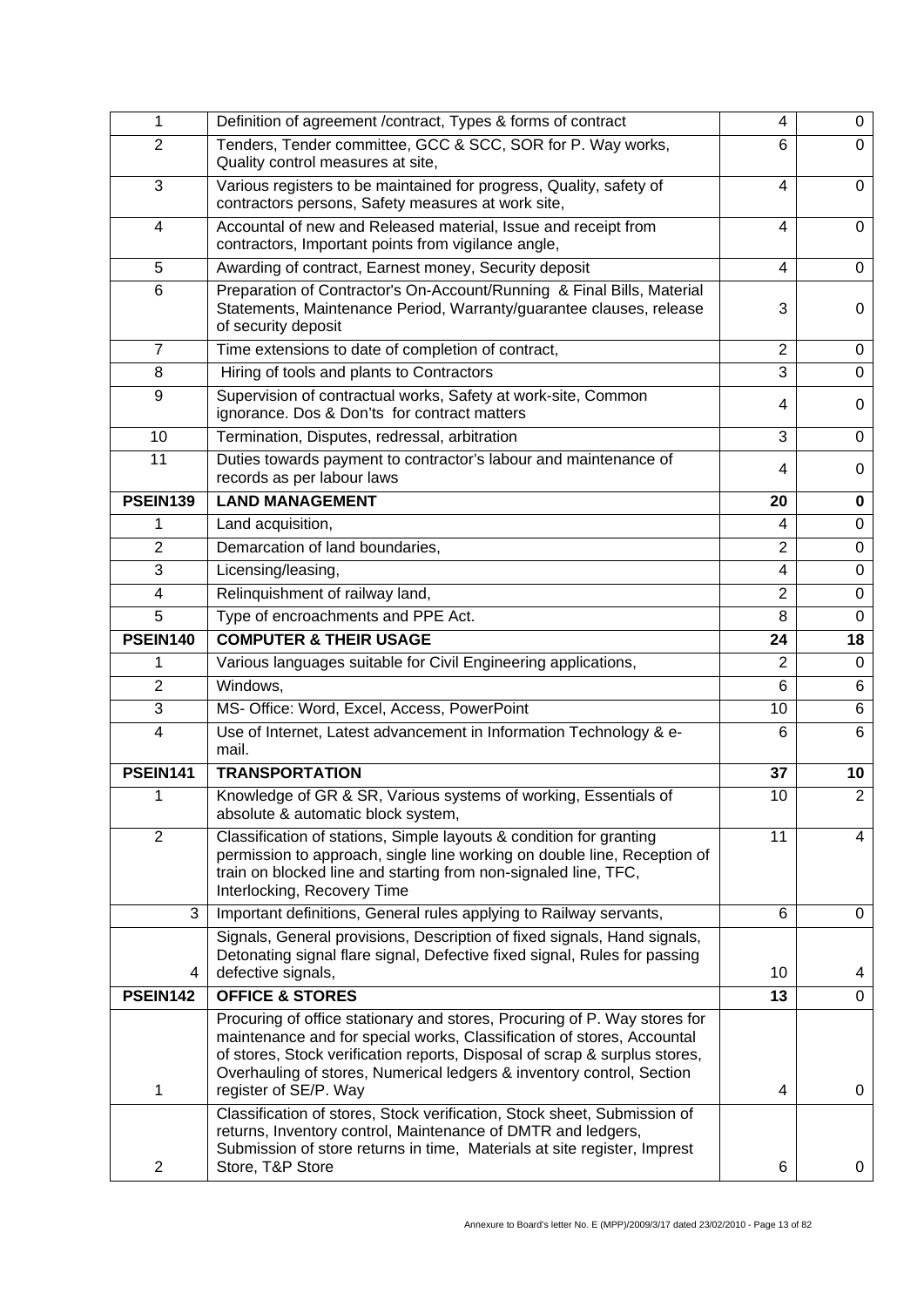| | | | |
|---|---|---|---|
| 1 | Definition of agreement /contract, Types & forms of contract | 4 | 0 |
| 2 | Tenders, Tender committee, GCC & SCC, SOR for P. Way works, Quality control measures at site, | 6 | 0 |
| 3 | Various registers to be maintained for progress, Quality, safety of contractors persons, Safety measures at work site, | 4 | 0 |
| 4 | Accountal of new and Released material, Issue and receipt from contractors, Important points from vigilance angle, | 4 | 0 |
| 5 | Awarding of contract, Earnest money, Security deposit | 4 | 0 |
| 6 | Preparation of Contractor's On-Account/Running & Final Bills, Material Statements, Maintenance Period, Warranty/guarantee clauses, release of security deposit | 3 | 0 |
| 7 | Time extensions to date of completion of contract, | 2 | 0 |
| 8 | Hiring of tools and plants to Contractors | 3 | 0 |
| 9 | Supervision of contractual works, Safety at work-site, Common ignorance. Dos & Don'ts for contract matters | 4 | 0 |
| 10 | Termination, Disputes, redressal, arbitration | 3 | 0 |
| 11 | Duties towards payment to contractor's labour and maintenance of records as per labour laws | 4 | 0 |
| **PSEIN139** | **LAND MANAGEMENT** | **20** | **0** |
| 1 | Land acquisition, | 4 | 0 |
| 2 | Demarcation of land boundaries, | 2 | 0 |
| 3 | Licensing/leasing, | 4 | 0 |
| 4 | Relinquishment of railway land, | 2 | 0 |
| 5 | Type of encroachments and PPE Act. | 8 | 0 |
| **PSEIN140** | **COMPUTER & THEIR USAGE** | **24** | **18** |
| 1 | Various languages suitable for Civil Engineering applications, | 2 | 0 |
| 2 | Windows, | 6 | 6 |
| 3 | MS- Office: Word, Excel, Access, PowerPoint | 10 | 6 |
| 4 | Use of Internet, Latest advancement in Information Technology & e-mail. | 6 | 6 |
| **PSEIN141** | **TRANSPORTATION** | **37** | **10** |
| 1 | Knowledge of GR & SR, Various systems of working, Essentials of absolute & automatic block system, | 10 | 2 |
| 2 | Classification of stations, Simple layouts & condition for granting permission to approach, single line working on double line, Reception of train on blocked line and starting from non-signaled line, TFC, Interlocking, Recovery Time | 11 | 4 |
| 3 | Important definitions, General rules applying to Railway servants, | 6 | 0 |
| 4 | Signals, General provisions, Description of fixed signals, Hand signals, Detonating signal flare signal, Defective fixed signal, Rules for passing defective signals, | 10 | 4 |
| **PSEIN142** | **OFFICE & STORES** | **13** | 0 |
| 1 | Procuring of office stationary and stores, Procuring of P. Way stores for maintenance and for special works, Classification of stores, Accountal of stores, Stock verification reports, Disposal of scrap & surplus stores, Overhauling of stores, Numerical ledgers & inventory control, Section register of SE/P. Way | 4 | 0 |
| 2 | Classification of stores, Stock verification, Stock sheet, Submission of returns, Inventory control, Maintenance of DMTR and ledgers, Submission of store returns in time, Materials at site register, Imprest Store, T&P Store | 6 | 0 |

Annexure to Board's letter No. E (MPP)/2009/3/17 dated 23/02/2010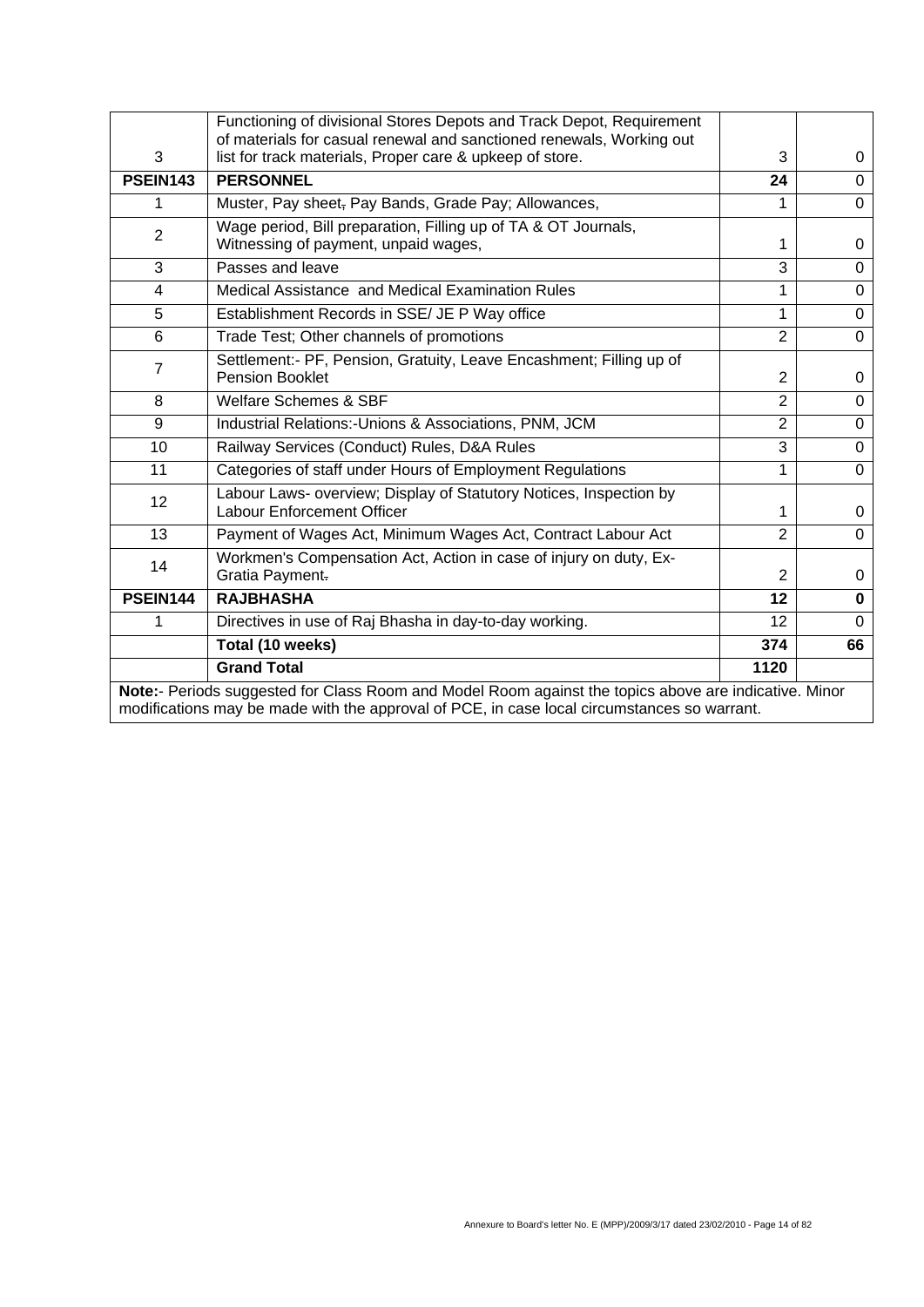| | | | |
|---|---|---|---|
| 3 | Functioning of divisional Stores Depots and Track Depot, Requirement of materials for casual renewal and sanctioned renewals, Working out list for track materials, Proper care & upkeep of store. | 3 | 0 |
| **PSEIN143** | **PERSONNEL** | **24** | 0 |
| 1 | Muster, Pay sheet, Pay Bands, Grade Pay; Allowances, | 1 | 0 |
| 2 | Wage period, Bill preparation, Filling up of TA & OT Journals, Witnessing of payment, unpaid wages, | 1 | 0 |
| 3 | Passes and leave | 3 | 0 |
| 4 | Medical Assistance and Medical Examination Rules | 1 | 0 |
| 5 | Establishment Records in SSE/ JE P Way office | 1 | 0 |
| 6 | Trade Test; Other channels of promotions | 2 | 0 |
| 7 | Settlement:- PF, Pension, Gratuity, Leave Encashment; Filling up of Pension Booklet | 2 | 0 |
| 8 | Welfare Schemes & SBF | 2 | 0 |
| 9 | Industrial Relations:-Unions & Associations, PNM, JCM | 2 | 0 |
| 10 | Railway Services (Conduct) Rules, D&A Rules | 3 | 0 |
| 11 | Categories of staff under Hours of Employment Regulations | 1 | 0 |
| 12 | Labour Laws- overview; Display of Statutory Notices, Inspection by Labour Enforcement Officer | 1 | 0 |
| 13 | Payment of Wages Act, Minimum Wages Act, Contract Labour Act | 2 | 0 |
| 14 | Workmen's Compensation Act, Action in case of injury on duty, Ex-Gratia Payment. | 2 | 0 |
| **PSEIN144** | **RAJBHASHA** | **12** | **0** |
| 1 | Directives in use of Raj Bhasha in day-to-day working. | 12 | 0 |
| | **Total (10 weeks)** | **374** | **66** |
| | **Grand Total** | **1120** | |

**Note:**- Periods suggested for Class Room and Model Room against the topics above are indicative. Minor modifications may be made with the approval of PCE, in case local circumstances so warrant.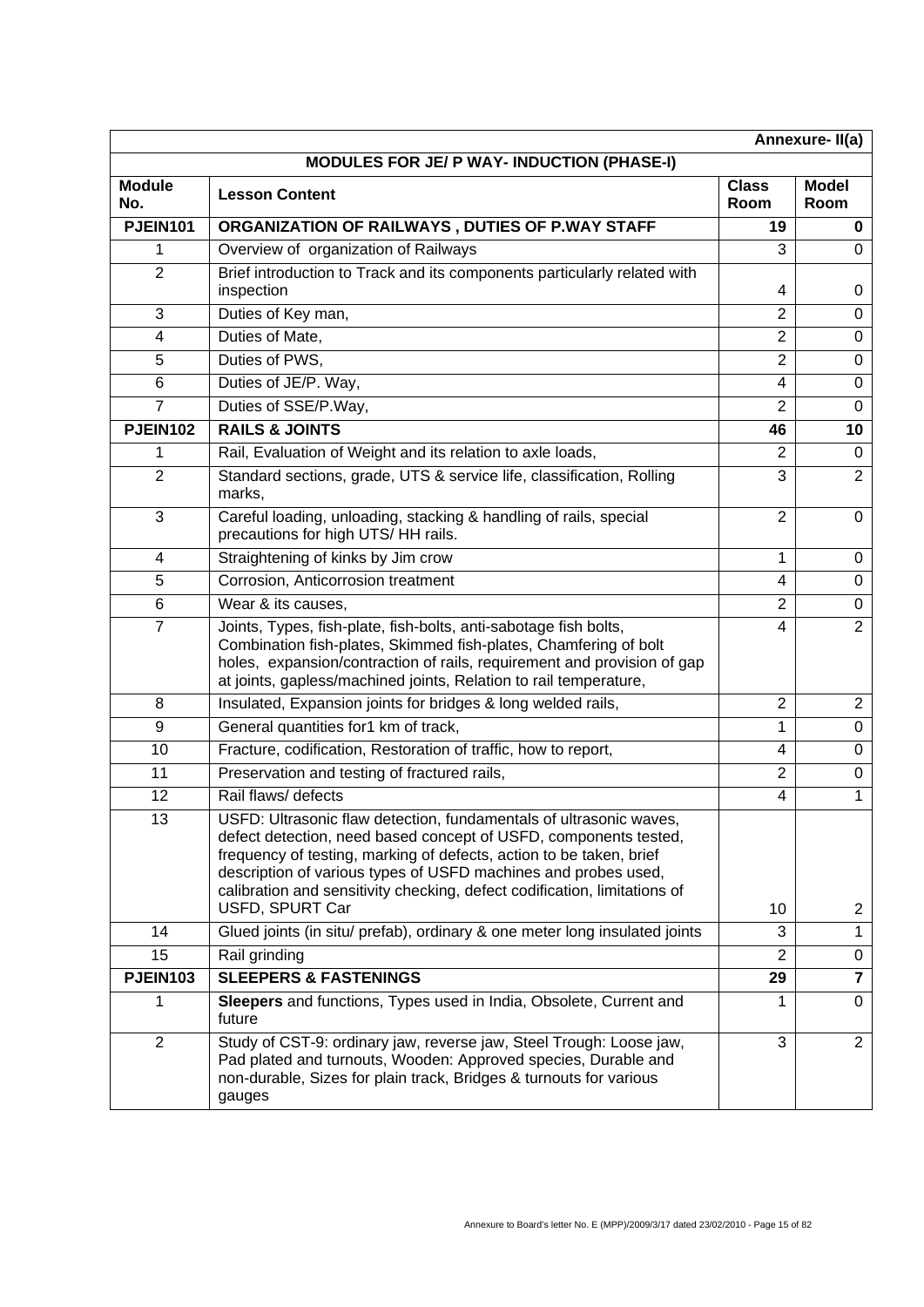**Annexure- II(a)**

**MODULES FOR JE/ P WAY- INDUCTION (PHASE-I)**

| Module No. | Lesson Content | Class Room | Model Room |
|---|---|---|---|
| **PJEIN101** | **ORGANIZATION OF RAILWAYS , DUTIES OF P.WAY STAFF** | **19** | **0** |
| 1 | Overview of organization of Railways | 3 | 0 |
| 2 | Brief introduction to Track and its components particularly related with inspection | 4 | 0 |
| 3 | Duties of Key man, | 2 | 0 |
| 4 | Duties of Mate, | 2 | 0 |
| 5 | Duties of PWS, | 2 | 0 |
| 6 | Duties of JE/P. Way, | 4 | 0 |
| 7 | Duties of SSE/P.Way, | 2 | 0 |
| **PJEIN102** | **RAILS & JOINTS** | **46** | **10** |
| 1 | Rail, Evaluation of Weight and its relation to axle loads, | 2 | 0 |
| 2 | Standard sections, grade, UTS & service life, classification, Rolling marks, | 3 | 2 |
| 3 | Careful loading, unloading, stacking & handling of rails, special precautions for high UTS/ HH rails. | 2 | 0 |
| 4 | Straightening of kinks by Jim crow | 1 | 0 |
| 5 | Corrosion, Anticorrosion treatment | 4 | 0 |
| 6 | Wear & its causes, | 2 | 0 |
| 7 | Joints, Types, fish-plate, fish-bolts, anti-sabotage fish bolts, Combination fish-plates, Skimmed fish-plates, Chamfering of bolt holes, expansion/contraction of rails, requirement and provision of gap at joints, gapless/machined joints, Relation to rail temperature, | 4 | 2 |
| 8 | Insulated, Expansion joints for bridges & long welded rails, | 2 | 2 |
| 9 | General quantities for1 km of track, | 1 | 0 |
| 10 | Fracture, codification, Restoration of traffic, how to report, | 4 | 0 |
| 11 | Preservation and testing of fractured rails, | 2 | 0 |
| 12 | Rail flaws/ defects | 4 | 1 |
| 13 | USFD: Ultrasonic flaw detection, fundamentals of ultrasonic waves, defect detection, need based concept of USFD, components tested, frequency of testing, marking of defects, action to be taken, brief description of various types of USFD machines and probes used, calibration and sensitivity checking, defect codification, limitations of USFD, SPURT Car | 10 | 2 |
| 14 | Glued joints (in situ/ prefab), ordinary & one meter long insulated joints | 3 | 1 |
| 15 | Rail grinding | 2 | 0 |
| **PJEIN103** | **SLEEPERS & FASTENINGS** | **29** | **7** |
| 1 | **Sleepers** and functions, Types used in India, Obsolete, Current and future | 1 | 0 |
| 2 | Study of CST-9: ordinary jaw, reverse jaw, Steel Trough: Loose jaw, Pad plated and turnouts, Wooden: Approved species, Durable and non-durable, Sizes for plain track, Bridges & turnouts for various gauges | 3 | 2 |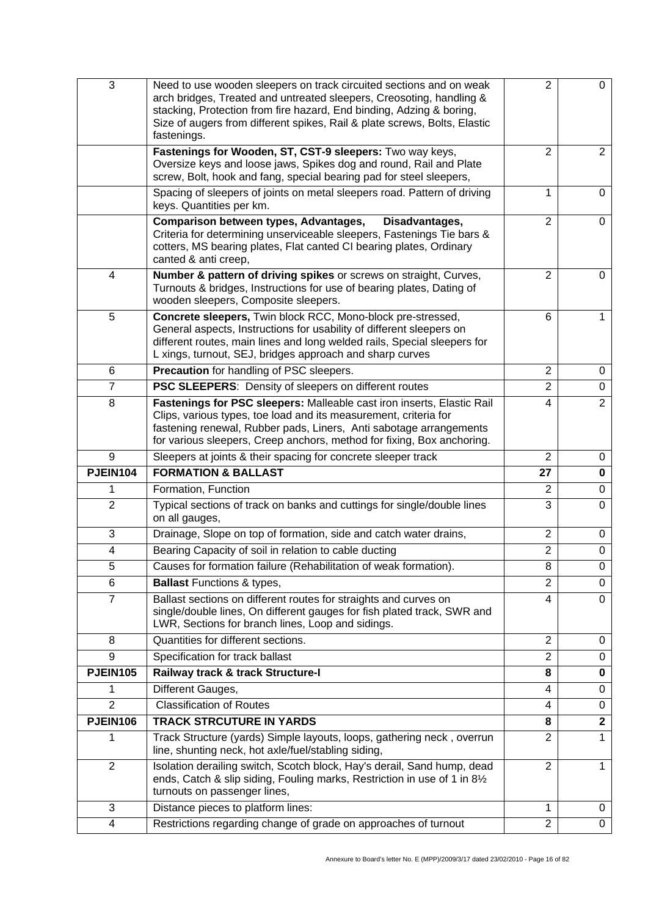| | | | |
|---|---|---|---|
| 3 | Need to use wooden sleepers on track circuited sections and on weak arch bridges, Treated and untreated sleepers, Creosoting, handling & stacking, Protection from fire hazard, End binding, Adzing & boring, Size of augers from different spikes, Rail & plate screws, Bolts, Elastic fastenings. | 2 | 0 |
| | **Fastenings for Wooden, ST, CST-9 sleepers:** Two way keys, Oversize keys and loose jaws, Spikes dog and round, Rail and Plate screw, Bolt, hook and fang, special bearing pad for steel sleepers, | 2 | 2 |
| | Spacing of sleepers of joints on metal sleepers road. Pattern of driving keys. Quantities per km. | 1 | 0 |
| | **Comparison between types, Advantages, Disadvantages,** Criteria for determining unserviceable sleepers, Fastenings Tie bars & cotters, MS bearing plates, Flat canted CI bearing plates, Ordinary canted & anti creep, | 2 | 0 |
| 4 | **Number & pattern of driving spikes** or screws on straight, Curves, Turnouts & bridges, Instructions for use of bearing plates, Dating of wooden sleepers, Composite sleepers. | 2 | 0 |
| 5 | **Concrete sleepers,** Twin block RCC, Mono-block pre-stressed, General aspects, Instructions for usability of different sleepers on different routes, main lines and long welded rails, Special sleepers for L xings, turnout, SEJ, bridges approach and sharp curves | 6 | 1 |
| 6 | **Precaution** for handling of PSC sleepers. | 2 | 0 |
| 7 | **PSC SLEEPERS**: Density of sleepers on different routes | 2 | 0 |
| 8 | **Fastenings for PSC sleepers:** Malleable cast iron inserts, Elastic Rail Clips, various types, toe load and its measurement, criteria for fastening renewal, Rubber pads, Liners, Anti sabotage arrangements for various sleepers, Creep anchors, method for fixing, Box anchoring. | 4 | 2 |
| 9 | Sleepers at joints & their spacing for concrete sleeper track | 2 | 0 |
| **PJEIN104** | **FORMATION & BALLAST** | **27** | **0** |
| 1 | Formation, Function | 2 | 0 |
| 2 | Typical sections of track on banks and cuttings for single/double lines on all gauges, | 3 | 0 |
| 3 | Drainage, Slope on top of formation, side and catch water drains, | 2 | 0 |
| 4 | Bearing Capacity of soil in relation to cable ducting | 2 | 0 |
| 5 | Causes for formation failure (Rehabilitation of weak formation). | 8 | 0 |
| 6 | **Ballast** Functions & types, | 2 | 0 |
| 7 | Ballast sections on different routes for straights and curves on single/double lines, On different gauges for fish plated track, SWR and LWR, Sections for branch lines, Loop and sidings. | 4 | 0 |
| 8 | Quantities for different sections. | 2 | 0 |
| 9 | Specification for track ballast | 2 | 0 |
| **PJEIN105** | **Railway track & track Structure-I** | **8** | **0** |
| 1 | Different Gauges, | 4 | 0 |
| 2 | Classification of Routes | 4 | 0 |
| **PJEIN106** | **TRACK STRCUTURE IN YARDS** | **8** | **2** |
| 1 | Track Structure (yards) Simple layouts, loops, gathering neck , overrun line, shunting neck, hot axle/fuel/stabling siding, | 2 | 1 |
| 2 | Isolation derailing switch, Scotch block, Hay's derail, Sand hump, dead ends, Catch & slip siding, Fouling marks, Restriction in use of 1 in 8½ turnouts on passenger lines, | 2 | 1 |
| 3 | Distance pieces to platform lines: | 1 | 0 |
| 4 | Restrictions regarding change of grade on approaches of turnout | 2 | 0 |

Annexure to Board's letter No. E (MPP)/2009/3/17 dated 23/02/2010 - Page 16 of 82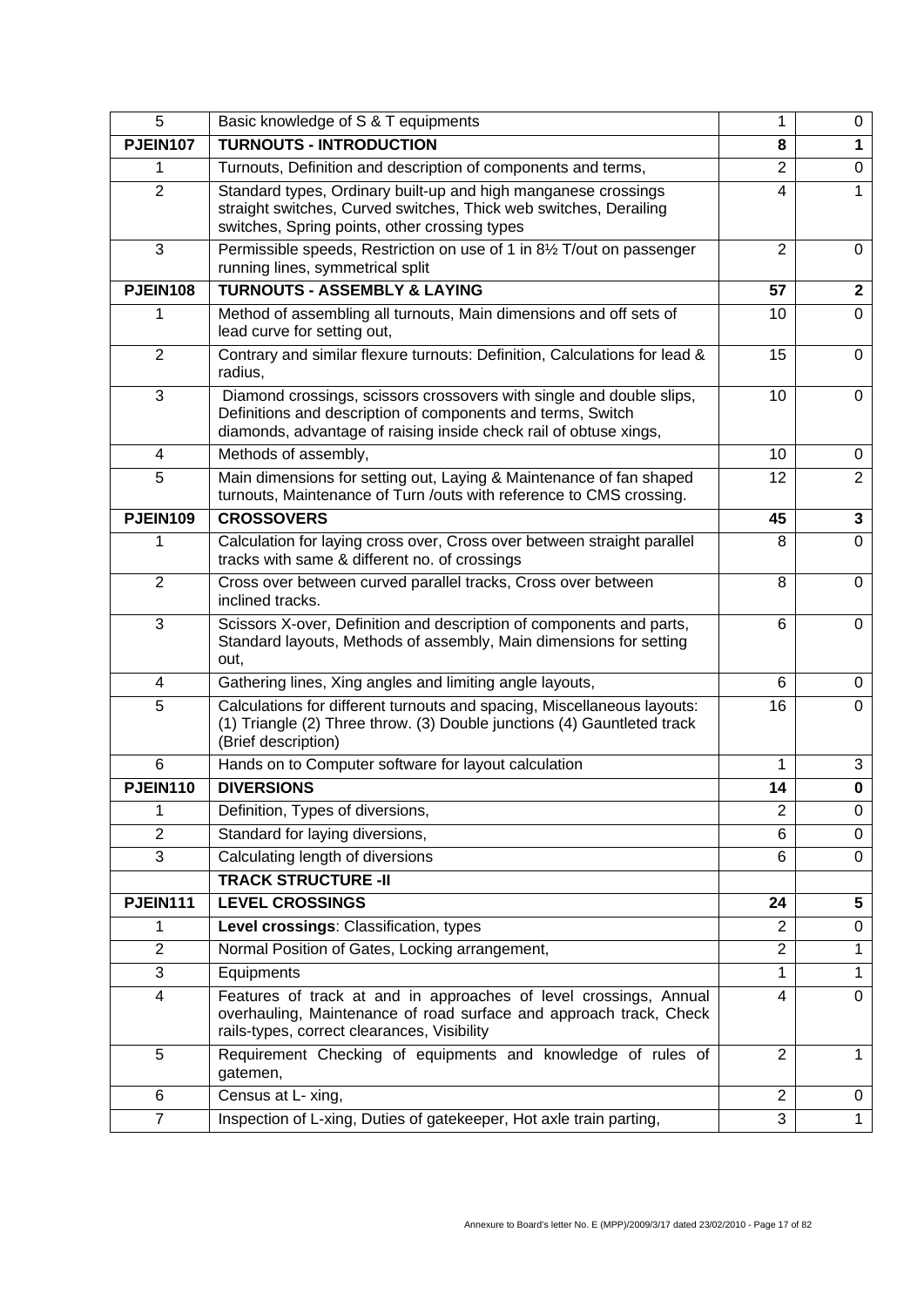| 5 | Basic knowledge of S & T equipments | 1 | 0 |
|---|---|---|---|
| **PJEIN107** | **TURNOUTS - INTRODUCTION** | **8** | **1** |
| 1 | Turnouts, Definition and description of components and terms, | 2 | 0 |
| 2 | Standard types, Ordinary built-up and high manganese crossings straight switches, Curved switches, Thick web switches, Derailing switches, Spring points, other crossing types | 4 | 1 |
| 3 | Permissible speeds, Restriction on use of 1 in 8½ T/out on passenger running lines, symmetrical split | 2 | 0 |
| **PJEIN108** | **TURNOUTS - ASSEMBLY & LAYING** | **57** | **2** |
| 1 | Method of assembling all turnouts, Main dimensions and off sets of lead curve for setting out, | 10 | 0 |
| 2 | Contrary and similar flexure turnouts: Definition, Calculations for lead & radius, | 15 | 0 |
| 3 | Diamond crossings, scissors crossovers with single and double slips, Definitions and description of components and terms, Switch diamonds, advantage of raising inside check rail of obtuse xings, | 10 | 0 |
| 4 | Methods of assembly, | 10 | 0 |
| 5 | Main dimensions for setting out, Laying & Maintenance of fan shaped turnouts, Maintenance of Turn /outs with reference to CMS crossing. | 12 | 2 |
| **PJEIN109** | **CROSSOVERS** | **45** | **3** |
| 1 | Calculation for laying cross over, Cross over between straight parallel tracks with same & different no. of crossings | 8 | 0 |
| 2 | Cross over between curved parallel tracks, Cross over between inclined tracks. | 8 | 0 |
| 3 | Scissors X-over, Definition and description of components and parts, Standard layouts, Methods of assembly, Main dimensions for setting out, | 6 | 0 |
| 4 | Gathering lines, Xing angles and limiting angle layouts, | 6 | 0 |
| 5 | Calculations for different turnouts and spacing, Miscellaneous layouts: (1) Triangle (2) Three throw. (3) Double junctions (4) Gauntleted track (Brief description) | 16 | 0 |
| 6 | Hands on to Computer software for layout calculation | 1 | 3 |
| **PJEIN110** | **DIVERSIONS** | **14** | **0** |
| 1 | Definition, Types of diversions, | 2 | 0 |
| 2 | Standard for laying diversions, | 6 | 0 |
| 3 | Calculating length of diversions | 6 | 0 |
| | **TRACK STRUCTURE -II** | | |
| **PJEIN111** | **LEVEL CROSSINGS** | **24** | **5** |
| 1 | **Level crossings**: Classification, types | 2 | 0 |
| 2 | Normal Position of Gates, Locking arrangement, | 2 | 1 |
| 3 | Equipments | 1 | 1 |
| 4 | Features of track at and in approaches of level crossings, Annual overhauling, Maintenance of road surface and approach track, Check rails-types, correct clearances, Visibility | 4 | 0 |
| 5 | Requirement Checking of equipments and knowledge of rules of gatemen, | 2 | 1 |
| 6 | Census at L- xing, | 2 | 0 |
| 7 | Inspection of L-xing, Duties of gatekeeper, Hot axle train parting, | 3 | 1 |

Annexure to Board's letter No. E (MPP)/2009/3/17 dated 23/02/2010 - Page 17 of 82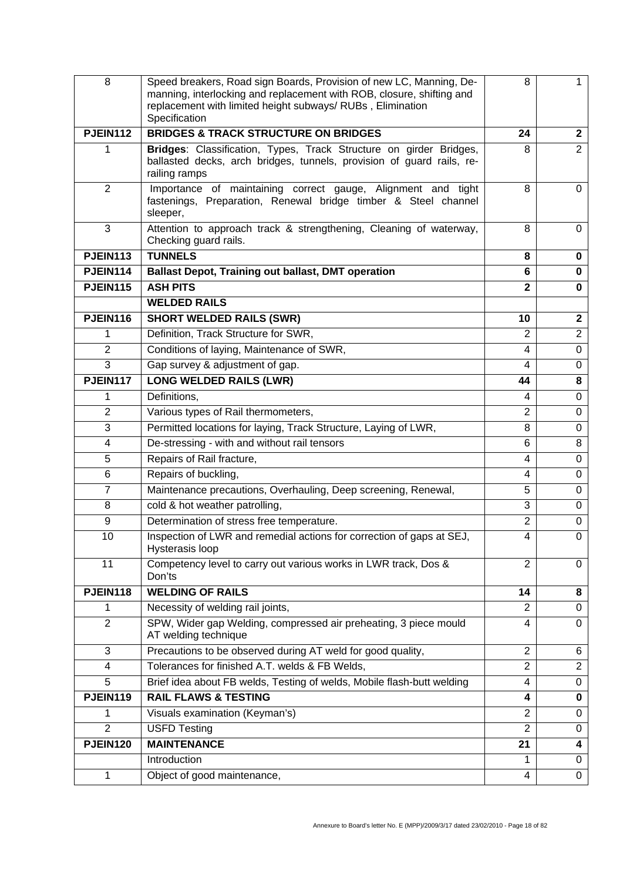| | | | |
|---|---|---|---|
| 8 | Speed breakers, Road sign Boards, Provision of new LC, Manning, De-manning, interlocking and replacement with ROB, closure, shifting and replacement with limited height subways/ RUBs , Elimination Specification | 8 | 1 |
| **PJEIN112** | **BRIDGES & TRACK STRUCTURE ON BRIDGES** | **24** | **2** |
| 1 | **Bridges**: Classification, Types, Track Structure on girder Bridges, ballasted decks, arch bridges, tunnels, provision of guard rails, re-railing ramps | 8 | 2 |
| 2 | Importance of maintaining correct gauge, Alignment and tight fastenings, Preparation, Renewal bridge timber & Steel channel sleeper, | 8 | 0 |
| 3 | Attention to approach track & strengthening, Cleaning of waterway, Checking guard rails. | 8 | 0 |
| **PJEIN113** | **TUNNELS** | **8** | **0** |
| **PJEIN114** | **Ballast Depot, Training out ballast, DMT operation** | **6** | **0** |
| **PJEIN115** | **ASH PITS** | **2** | **0** |
| | **WELDED RAILS** | | |
| **PJEIN116** | **SHORT WELDED RAILS (SWR)** | **10** | **2** |
| 1 | Definition, Track Structure for SWR, | 2 | 2 |
| 2 | Conditions of laying, Maintenance of SWR, | 4 | 0 |
| 3 | Gap survey & adjustment of gap. | 4 | 0 |
| **PJEIN117** | **LONG WELDED RAILS (LWR)** | **44** | **8** |
| 1 | Definitions, | 4 | 0 |
| 2 | Various types of Rail thermometers, | 2 | 0 |
| 3 | Permitted locations for laying, Track Structure, Laying of LWR, | 8 | 0 |
| 4 | De-stressing - with and without rail tensors | 6 | 8 |
| 5 | Repairs of Rail fracture, | 4 | 0 |
| 6 | Repairs of buckling, | 4 | 0 |
| 7 | Maintenance precautions, Overhauling, Deep screening, Renewal, | 5 | 0 |
| 8 | cold & hot weather patrolling, | 3 | 0 |
| 9 | Determination of stress free temperature. | 2 | 0 |
| 10 | Inspection of LWR and remedial actions for correction of gaps at SEJ, Hysterasis loop | 4 | 0 |
| 11 | Competency level to carry out various works in LWR track, Dos & Don'ts | 2 | 0 |
| **PJEIN118** | **WELDING OF RAILS** | **14** | **8** |
| 1 | Necessity of welding rail joints, | 2 | 0 |
| 2 | SPW, Wider gap Welding, compressed air preheating, 3 piece mould AT welding technique | 4 | 0 |
| 3 | Precautions to be observed during AT weld for good quality, | 2 | 6 |
| 4 | Tolerances for finished A.T. welds & FB Welds, | 2 | 2 |
| 5 | Brief idea about FB welds, Testing of welds, Mobile flash-butt welding | 4 | 0 |
| **PJEIN119** | **RAIL FLAWS & TESTING** | **4** | **0** |
| 1 | Visuals examination (Keyman's) | 2 | 0 |
| 2 | USFD Testing | 2 | 0 |
| **PJEIN120** | **MAINTENANCE** | **21** | **4** |
| | Introduction | 1 | 0 |
| 1 | Object of good maintenance, | 4 | 0 |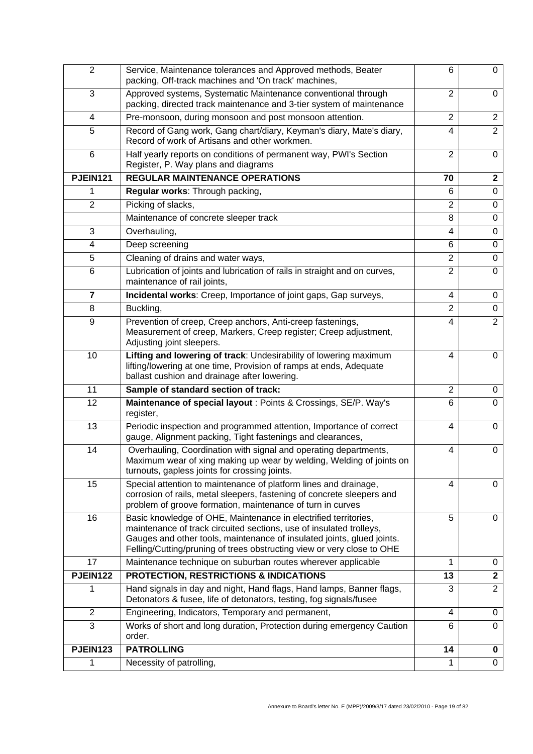| | | | |
|---|---|---|---|
| 2 | Service, Maintenance tolerances and Approved methods, Beater packing, Off-track machines and 'On track' machines, | 6 | 0 |
| 3 | Approved systems, Systematic Maintenance conventional through packing, directed track maintenance and 3-tier system of maintenance | 2 | 0 |
| 4 | Pre-monsoon, during monsoon and post monsoon attention. | 2 | 2 |
| 5 | Record of Gang work, Gang chart/diary, Keyman's diary, Mate's diary, Record of work of Artisans and other workmen. | 4 | 2 |
| 6 | Half yearly reports on conditions of permanent way, PWI's Section Register, P. Way plans and diagrams | 2 | 0 |
| **PJEIN121** | **REGULAR MAINTENANCE OPERATIONS** | **70** | **2** |
| 1 | **Regular works**: Through packing, | 6 | 0 |
| 2 | Picking of slacks, | 2 | 0 |
| | Maintenance of concrete sleeper track | 8 | 0 |
| 3 | Overhauling, | 4 | 0 |
| 4 | Deep screening | 6 | 0 |
| 5 | Cleaning of drains and water ways, | 2 | 0 |
| 6 | Lubrication of joints and lubrication of rails in straight and on curves, maintenance of rail joints, | 2 | 0 |
| **7** | **Incidental works**: Creep, Importance of joint gaps, Gap surveys, | 4 | 0 |
| 8 | Buckling, | 2 | 0 |
| 9 | Prevention of creep, Creep anchors, Anti-creep fastenings, Measurement of creep, Markers, Creep register; Creep adjustment, Adjusting joint sleepers. | 4 | 2 |
| 10 | **Lifting and lowering of track**: Undesirability of lowering maximum lifting/lowering at one time, Provision of ramps at ends, Adequate ballast cushion and drainage after lowering. | 4 | 0 |
| 11 | **Sample of standard section of track:** | 2 | 0 |
| 12 | **Maintenance of special layout** : Points & Crossings, SE/P. Way's register, | 6 | 0 |
| 13 | Periodic inspection and programmed attention, Importance of correct gauge, Alignment packing, Tight fastenings and clearances, | 4 | 0 |
| 14 | Overhauling, Coordination with signal and operating departments, Maximum wear of xing making up wear by welding, Welding of joints on turnouts, gapless joints for crossing joints. | 4 | 0 |
| 15 | Special attention to maintenance of platform lines and drainage, corrosion of rails, metal sleepers, fastening of concrete sleepers and problem of groove formation, maintenance of turn in curves | 4 | 0 |
| 16 | Basic knowledge of OHE, Maintenance in electrified territories, maintenance of track circuited sections, use of insulated trolleys, Gauges and other tools, maintenance of insulated joints, glued joints. Felling/Cutting/pruning of trees obstructing view or very close to OHE | 5 | 0 |
| 17 | Maintenance technique on suburban routes wherever applicable | 1 | 0 |
| **PJEIN122** | **PROTECTION, RESTRICTIONS & INDICATIONS** | **13** | **2** |
| 1 | Hand signals in day and night, Hand flags, Hand lamps, Banner flags, Detonators & fusee, life of detonators, testing, fog signals/fusee | 3 | 2 |
| 2 | Engineering, Indicators, Temporary and permanent, | 4 | 0 |
| 3 | Works of short and long duration, Protection during emergency Caution order. | 6 | 0 |
| **PJEIN123** | **PATROLLING** | **14** | **0** |
| 1 | Necessity of patrolling, | 1 | 0 |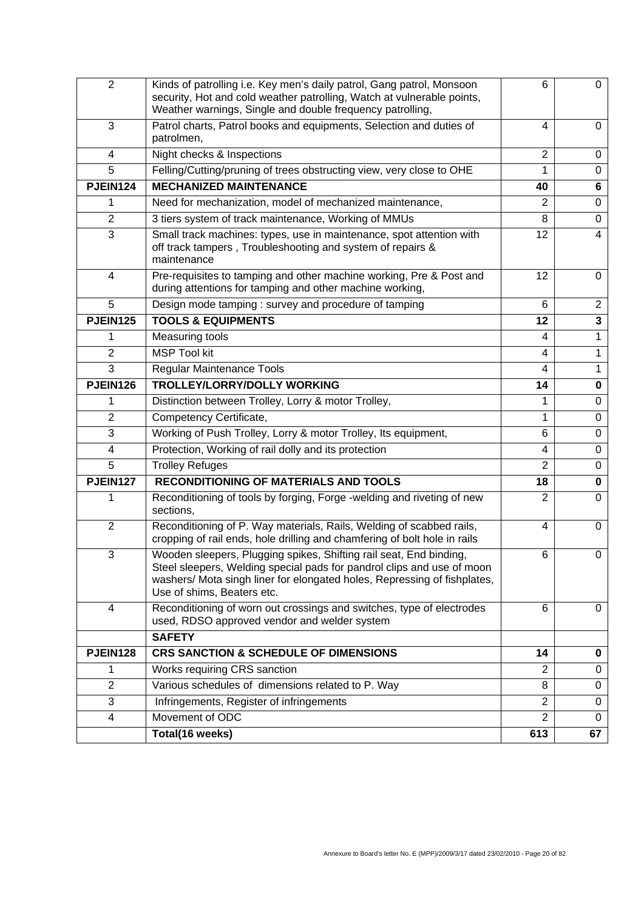| | | | |
|---|---|---|---|
| 2 | Kinds of patrolling i.e. Key men's daily patrol, Gang patrol, Monsoon security, Hot and cold weather patrolling, Watch at vulnerable points, Weather warnings, Single and double frequency patrolling, | 6 | 0 |
| 3 | Patrol charts, Patrol books and equipments, Selection and duties of patrolmen, | 4 | 0 |
| 4 | Night checks & Inspections | 2 | 0 |
| 5 | Felling/Cutting/pruning of trees obstructing view, very close to OHE | 1 | 0 |
| **PJEIN124** | **MECHANIZED MAINTENANCE** | **40** | **6** |
| 1 | Need for mechanization, model of mechanized maintenance, | 2 | 0 |
| 2 | 3 tiers system of track maintenance, Working of MMUs | 8 | 0 |
| 3 | Small track machines: types, use in maintenance, spot attention with off track tampers , Troubleshooting and system of repairs & maintenance | 12 | 4 |
| 4 | Pre-requisites to tamping and other machine working, Pre & Post and during attentions for tamping and other machine working, | 12 | 0 |
| 5 | Design mode tamping : survey and procedure of tamping | 6 | 2 |
| **PJEIN125** | **TOOLS & EQUIPMENTS** | **12** | **3** |
| 1 | Measuring tools | 4 | 1 |
| 2 | MSP Tool kit | 4 | 1 |
| 3 | Regular Maintenance Tools | 4 | 1 |
| **PJEIN126** | **TROLLEY/LORRY/DOLLY WORKING** | **14** | **0** |
| 1 | Distinction between Trolley, Lorry & motor Trolley, | 1 | 0 |
| 2 | Competency Certificate, | 1 | 0 |
| 3 | Working of Push Trolley, Lorry & motor Trolley, Its equipment, | 6 | 0 |
| 4 | Protection, Working of rail dolly and its protection | 4 | 0 |
| 5 | Trolley Refuges | 2 | 0 |
| **PJEIN127** | **RECONDITIONING OF MATERIALS AND TOOLS** | **18** | **0** |
| 1 | Reconditioning of tools by forging, Forge -welding and riveting of new sections, | 2 | 0 |
| 2 | Reconditioning of P. Way materials, Rails, Welding of scabbed rails, cropping of rail ends, hole drilling and chamfering of bolt hole in rails | 4 | 0 |
| 3 | Wooden sleepers, Plugging spikes, Shifting rail seat, End binding, Steel sleepers, Welding special pads for pandrol clips and use of moon washers/ Mota singh liner for elongated holes, Repressing of fishplates, Use of shims, Beaters etc. | 6 | 0 |
| 4 | Reconditioning of worn out crossings and switches, type of electrodes used, RDSO approved vendor and welder system | 6 | 0 |
| | **SAFETY** | | |
| **PJEIN128** | **CRS SANCTION & SCHEDULE OF DIMENSIONS** | **14** | **0** |
| 1 | Works requiring CRS sanction | 2 | 0 |
| 2 | Various schedules of dimensions related to P. Way | 8 | 0 |
| 3 | Infringements, Register of infringements | 2 | 0 |
| 4 | Movement of ODC | 2 | 0 |
| | **Total(16 weeks)** | **613** | **67** |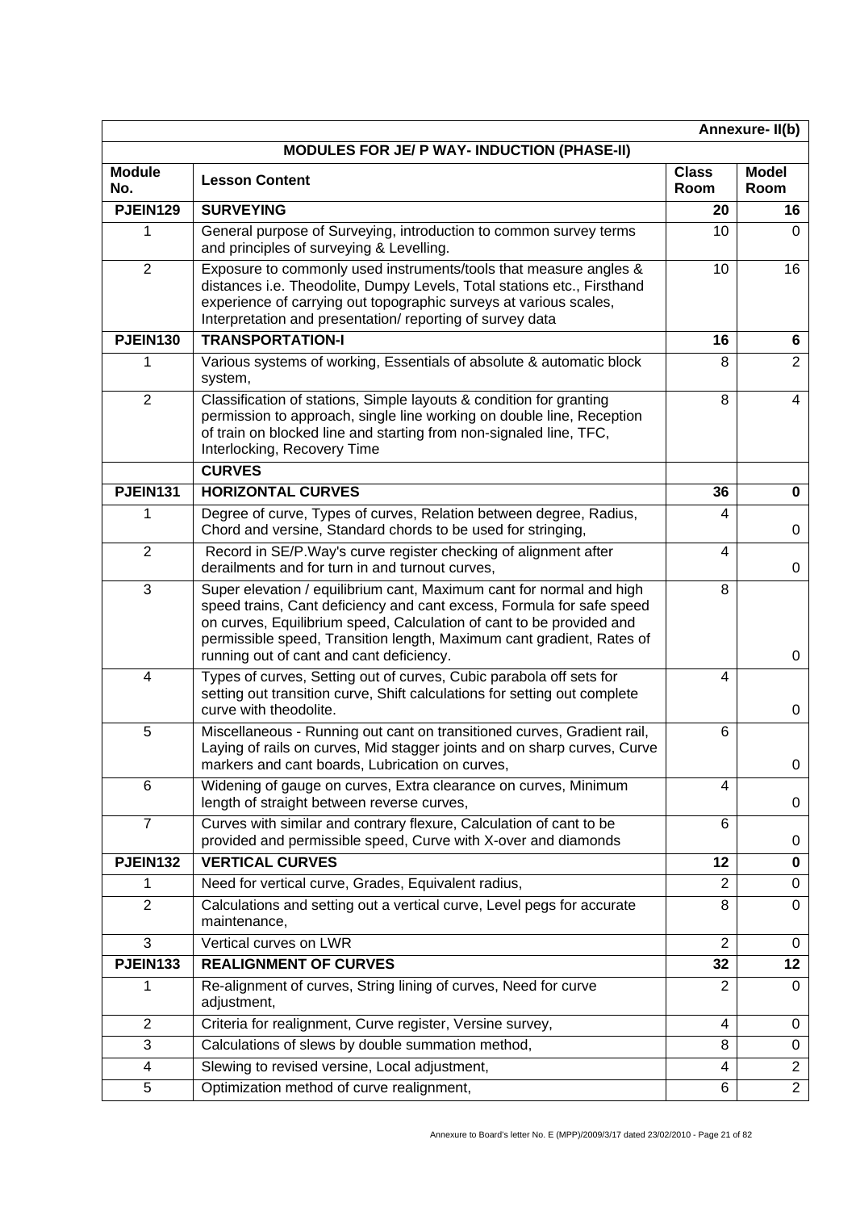| | | | Annexure- II(b) |
|---|---|---|---|
| | **MODULES FOR JE/ P WAY- INDUCTION (PHASE-II)** | | |
| **Module No.** | **Lesson Content** | **Class Room** | **Model Room** |
| **PJEIN129** | **SURVEYING** | **20** | **16** |
| 1 | General purpose of Surveying, introduction to common survey terms and principles of surveying & Levelling. | 10 | 0 |
| 2 | Exposure to commonly used instruments/tools that measure angles & distances i.e. Theodolite, Dumpy Levels, Total stations etc., Firsthand experience of carrying out topographic surveys at various scales, Interpretation and presentation/ reporting of survey data | 10 | 16 |
| **PJEIN130** | **TRANSPORTATION-I** | **16** | **6** |
| 1 | Various systems of working, Essentials of absolute & automatic block system, | 8 | 2 |
| 2 | Classification of stations, Simple layouts & condition for granting permission to approach, single line working on double line, Reception of train on blocked line and starting from non-signaled line, TFC, Interlocking, Recovery Time | 8 | 4 |
| | **CURVES** | | |
| **PJEIN131** | **HORIZONTAL CURVES** | **36** | **0** |
| 1 | Degree of curve, Types of curves, Relation between degree, Radius, Chord and versine, Standard chords to be used for stringing, | 4 | 0 |
| 2 | Record in SE/P.Way's curve register checking of alignment after derailments and for turn in and turnout curves, | 4 | 0 |
| 3 | Super elevation / equilibrium cant, Maximum cant for normal and high speed trains, Cant deficiency and cant excess, Formula for safe speed on curves, Equilibrium speed, Calculation of cant to be provided and permissible speed, Transition length, Maximum cant gradient, Rates of running out of cant and cant deficiency. | 8 | 0 |
| 4 | Types of curves, Setting out of curves, Cubic parabola off sets for setting out transition curve, Shift calculations for setting out complete curve with theodolite. | 4 | 0 |
| 5 | Miscellaneous - Running out cant on transitioned curves, Gradient rail, Laying of rails on curves, Mid stagger joints and on sharp curves, Curve markers and cant boards, Lubrication on curves, | 6 | 0 |
| 6 | Widening of gauge on curves, Extra clearance on curves, Minimum length of straight between reverse curves, | 4 | 0 |
| 7 | Curves with similar and contrary flexure, Calculation of cant to be provided and permissible speed, Curve with X-over and diamonds | 6 | 0 |
| **PJEIN132** | **VERTICAL CURVES** | **12** | **0** |
| 1 | Need for vertical curve, Grades, Equivalent radius, | 2 | 0 |
| 2 | Calculations and setting out a vertical curve, Level pegs for accurate maintenance, | 8 | 0 |
| 3 | Vertical curves on LWR | 2 | 0 |
| **PJEIN133** | **REALIGNMENT OF CURVES** | **32** | **12** |
| 1 | Re-alignment of curves, String lining of curves, Need for curve adjustment, | 2 | 0 |
| 2 | Criteria for realignment, Curve register, Versine survey, | 4 | 0 |
| 3 | Calculations of slews by double summation method, | 8 | 0 |
| 4 | Slewing to revised versine, Local adjustment, | 4 | 2 |
| 5 | Optimization method of curve realignment, | 6 | 2 |

Annexure to Board's letter No. E (MPP)/2009/3/17 dated 23/02/2010 - Page 21 of 82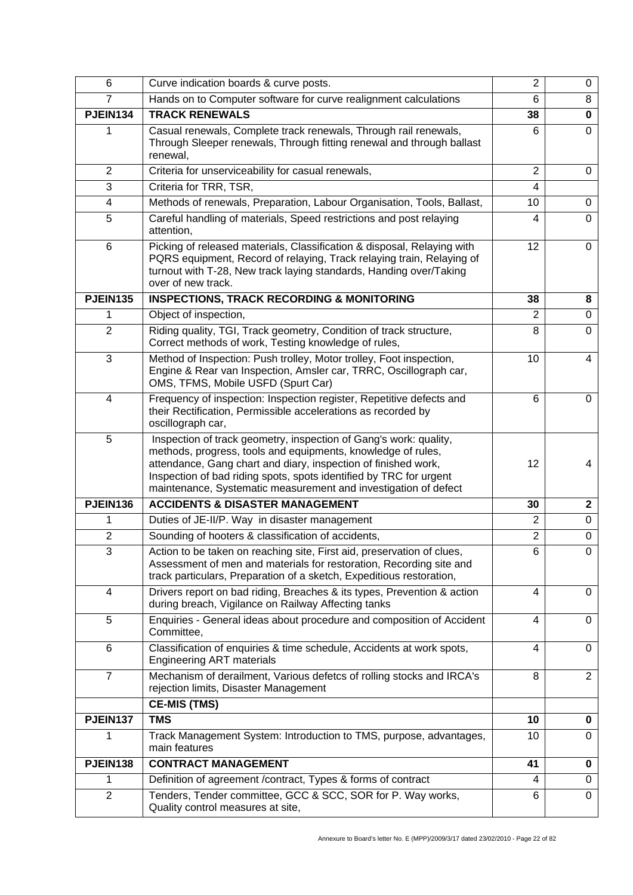| 6 | Curve indication boards & curve posts. | 2 | 0 |
|---|---|---|---|
| 7 | Hands on to Computer software for curve realignment calculations | 6 | 8 |
| **PJEIN134** | **TRACK RENEWALS** | **38** | **0** |
| 1 | Casual renewals, Complete track renewals, Through rail renewals, Through Sleeper renewals, Through fitting renewal and through ballast renewal, | 6 | 0 |
| 2 | Criteria for unserviceability for casual renewals, | 2 | 0 |
| 3 | Criteria for TRR, TSR, | 4 | |
| 4 | Methods of renewals, Preparation, Labour Organisation, Tools, Ballast, | 10 | 0 |
| 5 | Careful handling of materials, Speed restrictions and post relaying attention, | 4 | 0 |
| 6 | Picking of released materials, Classification & disposal, Relaying with PQRS equipment, Record of relaying, Track relaying train, Relaying of turnout with T-28, New track laying standards, Handing over/Taking over of new track. | 12 | 0 |
| **PJEIN135** | **INSPECTIONS, TRACK RECORDING & MONITORING** | **38** | **8** |
| 1 | Object of inspection, | 2 | 0 |
| 2 | Riding quality, TGI, Track geometry, Condition of track structure, Correct methods of work, Testing knowledge of rules, | 8 | 0 |
| 3 | Method of Inspection: Push trolley, Motor trolley, Foot inspection, Engine & Rear van Inspection, Amsler car, TRRC, Oscillograph car, OMS, TFMS, Mobile USFD (Spurt Car) | 10 | 4 |
| 4 | Frequency of inspection: Inspection register, Repetitive defects and their Rectification, Permissible accelerations as recorded by oscillograph car, | 6 | 0 |
| 5 | Inspection of track geometry, inspection of Gang's work: quality, methods, progress, tools and equipments, knowledge of rules, attendance, Gang chart and diary, inspection of finished work, Inspection of bad riding spots, spots identified by TRC for urgent maintenance, Systematic measurement and investigation of defect | 12 | 4 |
| **PJEIN136** | **ACCIDENTS & DISASTER MANAGEMENT** | **30** | **2** |
| 1 | Duties of JE-II/P. Way in disaster management | 2 | 0 |
| 2 | Sounding of hooters & classification of accidents, | 2 | 0 |
| 3 | Action to be taken on reaching site, First aid, preservation of clues, Assessment of men and materials for restoration, Recording site and track particulars, Preparation of a sketch, Expeditious restoration, | 6 | 0 |
| 4 | Drivers report on bad riding, Breaches & its types, Prevention & action during breach, Vigilance on Railway Affecting tanks | 4 | 0 |
| 5 | Enquiries - General ideas about procedure and composition of Accident Committee, | 4 | 0 |
| 6 | Classification of enquiries & time schedule, Accidents at work spots, Engineering ART materials | 4 | 0 |
| 7 | Mechanism of derailment, Various defetcs of rolling stocks and IRCA's rejection limits, Disaster Management | 8 | 2 |
| | **CE-MIS (TMS)** | | |
| **PJEIN137** | **TMS** | **10** | **0** |
| 1 | Track Management System: Introduction to TMS, purpose, advantages, main features | 10 | 0 |
| **PJEIN138** | **CONTRACT MANAGEMENT** | **41** | **0** |
| 1 | Definition of agreement /contract, Types & forms of contract | 4 | 0 |
| 2 | Tenders, Tender committee, GCC & SCC, SOR for P. Way works, Quality control measures at site, | 6 | 0 |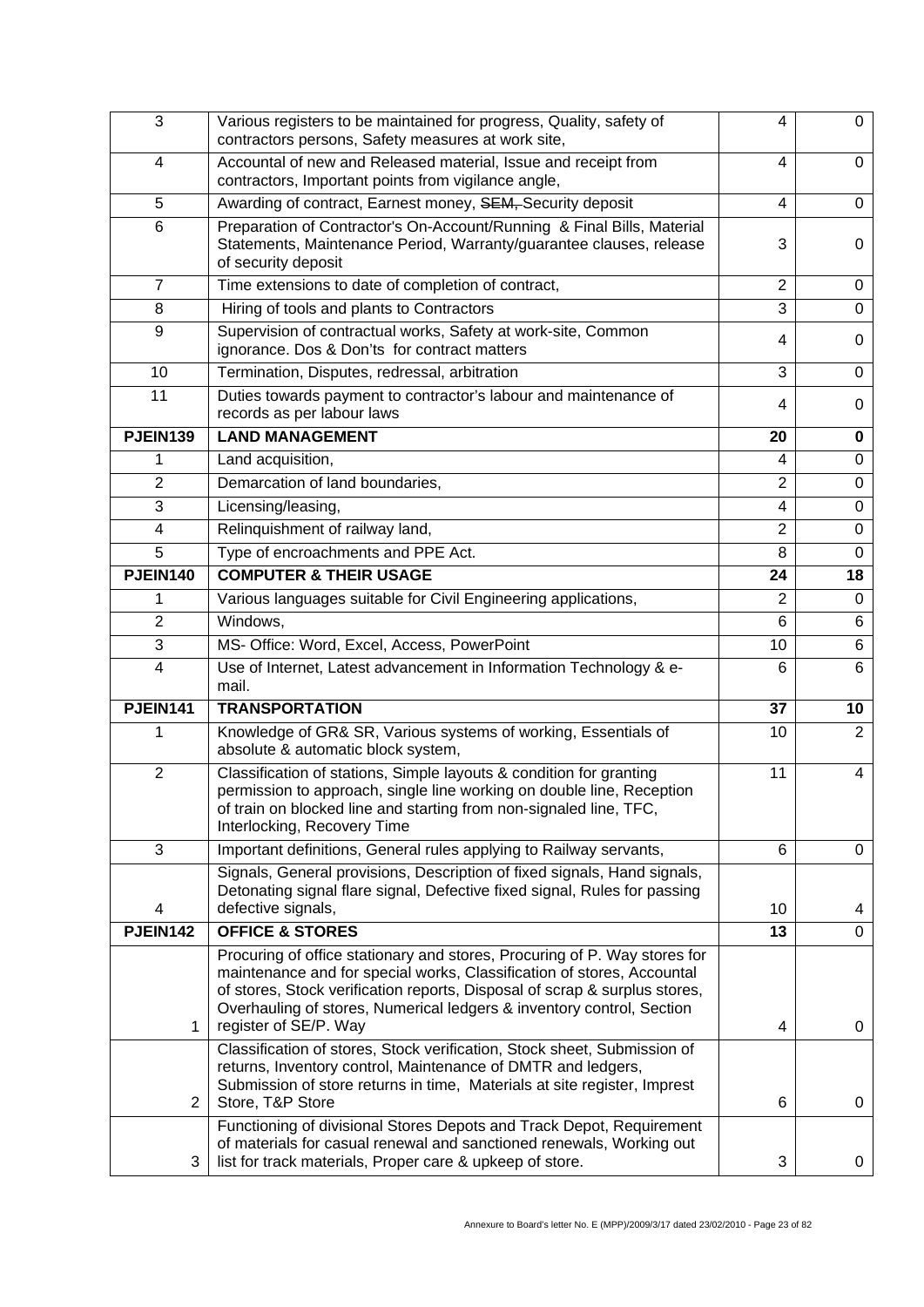| | | | |
|---|---|---|---|
| 3 | Various registers to be maintained for progress, Quality, safety of contractors persons, Safety measures at work site, | 4 | 0 |
| 4 | Accountal of new and Released material, Issue and receipt from contractors, Important points from vigilance angle, | 4 | 0 |
| 5 | Awarding of contract, Earnest money, ~~SEM,~~ Security deposit | 4 | 0 |
| 6 | Preparation of Contractor's On-Account/Running & Final Bills, Material Statements, Maintenance Period, Warranty/guarantee clauses, release of security deposit | 3 | 0 |
| 7 | Time extensions to date of completion of contract, | 2 | 0 |
| 8 | Hiring of tools and plants to Contractors | 3 | 0 |
| 9 | Supervision of contractual works, Safety at work-site, Common ignorance. Dos & Don'ts for contract matters | 4 | 0 |
| 10 | Termination, Disputes, redressal, arbitration | 3 | 0 |
| 11 | Duties towards payment to contractor's labour and maintenance of records as per labour laws | 4 | 0 |
| **PJEIN139** | **LAND MANAGEMENT** | **20** | **0** |
| 1 | Land acquisition, | 4 | 0 |
| 2 | Demarcation of land boundaries, | 2 | 0 |
| 3 | Licensing/leasing, | 4 | 0 |
| 4 | Relinquishment of railway land, | 2 | 0 |
| 5 | Type of encroachments and PPE Act. | 8 | 0 |
| **PJEIN140** | **COMPUTER & THEIR USAGE** | **24** | **18** |
| 1 | Various languages suitable for Civil Engineering applications, | 2 | 0 |
| 2 | Windows, | 6 | 6 |
| 3 | MS- Office: Word, Excel, Access, PowerPoint | 10 | 6 |
| 4 | Use of Internet, Latest advancement in Information Technology & e-mail. | 6 | 6 |
| **PJEIN141** | **TRANSPORTATION** | **37** | **10** |
| 1 | Knowledge of GR& SR, Various systems of working, Essentials of absolute & automatic block system, | 10 | 2 |
| 2 | Classification of stations, Simple layouts & condition for granting permission to approach, single line working on double line, Reception of train on blocked line and starting from non-signaled line, TFC, Interlocking, Recovery Time | 11 | 4 |
| 3 | Important definitions, General rules applying to Railway servants, | 6 | 0 |
| 4 | Signals, General provisions, Description of fixed signals, Hand signals, Detonating signal flare signal, Defective fixed signal, Rules for passing defective signals, | 10 | 4 |
| **PJEIN142** | **OFFICE & STORES** | **13** | **0** |
| 1 | Procuring of office stationary and stores, Procuring of P. Way stores for maintenance and for special works, Classification of stores, Accountal of stores, Stock verification reports, Disposal of scrap & surplus stores, Overhauling of stores, Numerical ledgers & inventory control, Section register of SE/P. Way | 4 | 0 |
| 2 | Classification of stores, Stock verification, Stock sheet, Submission of returns, Inventory control, Maintenance of DMTR and ledgers, Submission of store returns in time, Materials at site register, Imprest Store, T&P Store | 6 | 0 |
| 3 | Functioning of divisional Stores Depots and Track Depot, Requirement of materials for casual renewal and sanctioned renewals, Working out list for track materials, Proper care & upkeep of store. | 3 | 0 |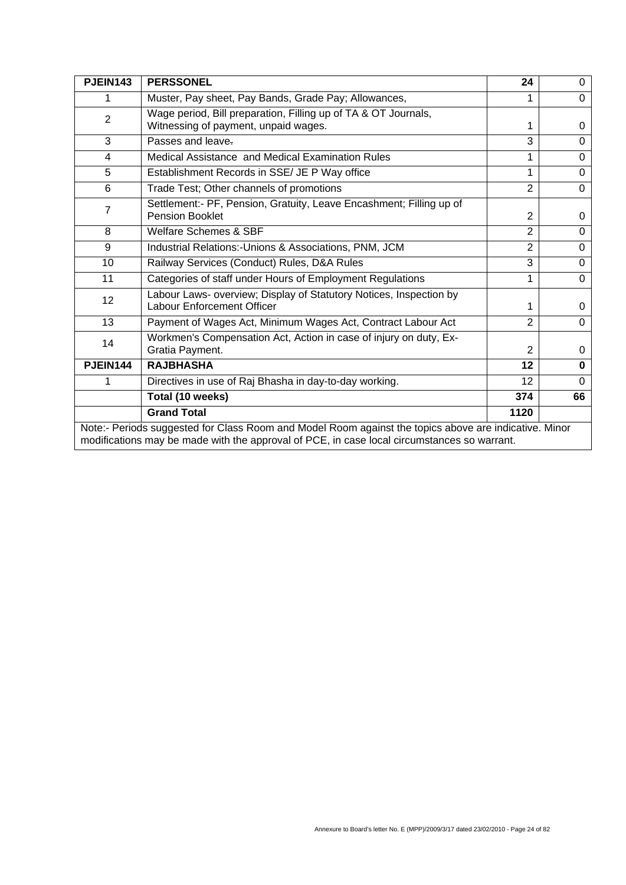| PJEIN143 | PERSSONEL | 24 | 0 |
|---|---|---|---|
| 1 | Muster, Pay sheet, Pay Bands, Grade Pay; Allowances, | 1 | 0 |
| 2 | Wage period, Bill preparation, Filling up of TA & OT Journals, Witnessing of payment, unpaid wages. | 1 | 0 |
| 3 | Passes and leave. | 3 | 0 |
| 4 | Medical Assistance and Medical Examination Rules | 1 | 0 |
| 5 | Establishment Records in SSE/ JE P Way office | 1 | 0 |
| 6 | Trade Test; Other channels of promotions | 2 | 0 |
| 7 | Settlement:- PF, Pension, Gratuity, Leave Encashment; Filling up of Pension Booklet | 2 | 0 |
| 8 | Welfare Schemes & SBF | 2 | 0 |
| 9 | Industrial Relations:-Unions & Associations, PNM, JCM | 2 | 0 |
| 10 | Railway Services (Conduct) Rules, D&A Rules | 3 | 0 |
| 11 | Categories of staff under Hours of Employment Regulations | 1 | 0 |
| 12 | Labour Laws- overview; Display of Statutory Notices, Inspection by Labour Enforcement Officer | 1 | 0 |
| 13 | Payment of Wages Act, Minimum Wages Act, Contract Labour Act | 2 | 0 |
| 14 | Workmen's Compensation Act, Action in case of injury on duty, Ex-Gratia Payment. | 2 | 0 |
| **PJEIN144** | **RAJBHASHA** | **12** | **0** |
| 1 | Directives in use of Raj Bhasha in day-to-day working. | 12 | 0 |
| | **Total (10 weeks)** | **374** | **66** |
| | **Grand Total** | **1120** | |

Note:- Periods suggested for Class Room and Model Room against the topics above are indicative. Minor modifications may be made with the approval of PCE, in case local circumstances so warrant.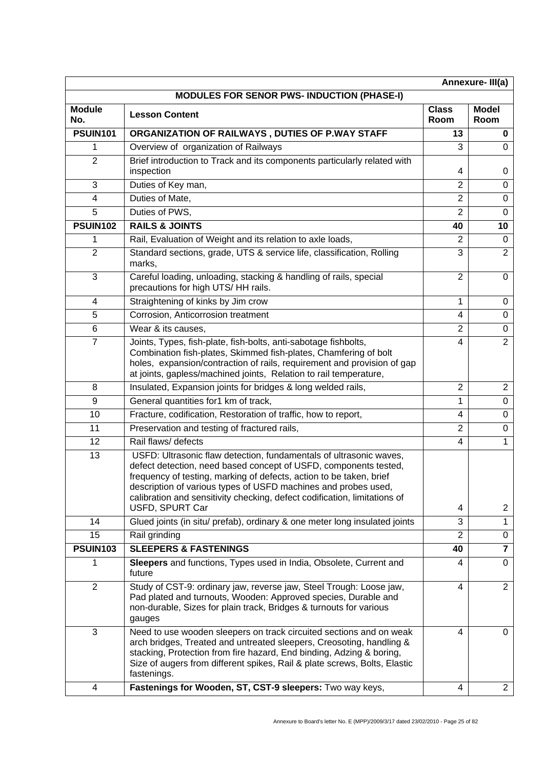Annexure- III(a)

**MODULES FOR SENOR PWS- INDUCTION (PHASE-I)**

| Module No. | Lesson Content | Class Room | Model Room |
|---|---|---|---|
| **PSUIN101** | **ORGANIZATION OF RAILWAYS , DUTIES OF P.WAY STAFF** | **13** | **0** |
| 1 | Overview of organization of Railways | 3 | 0 |
| 2 | Brief introduction to Track and its components particularly related with inspection | 4 | 0 |
| 3 | Duties of Key man, | 2 | 0 |
| 4 | Duties of Mate, | 2 | 0 |
| 5 | Duties of PWS, | 2 | 0 |
| **PSUIN102** | **RAILS & JOINTS** | **40** | **10** |
| 1 | Rail, Evaluation of Weight and its relation to axle loads, | 2 | 0 |
| 2 | Standard sections, grade, UTS & service life, classification, Rolling marks, | 3 | 2 |
| 3 | Careful loading, unloading, stacking & handling of rails, special precautions for high UTS/ HH rails. | 2 | 0 |
| 4 | Straightening of kinks by Jim crow | 1 | 0 |
| 5 | Corrosion, Anticorrosion treatment | 4 | 0 |
| 6 | Wear & its causes, | 2 | 0 |
| 7 | Joints, Types, fish-plate, fish-bolts, anti-sabotage fishbolts, Combination fish-plates, Skimmed fish-plates, Chamfering of bolt holes, expansion/contraction of rails, requirement and provision of gap at joints, gapless/machined joints, Relation to rail temperature, | 4 | 2 |
| 8 | Insulated, Expansion joints for bridges & long welded rails, | 2 | 2 |
| 9 | General quantities for1 km of track, | 1 | 0 |
| 10 | Fracture, codification, Restoration of traffic, how to report, | 4 | 0 |
| 11 | Preservation and testing of fractured rails, | 2 | 0 |
| 12 | Rail flaws/ defects | 4 | 1 |
| 13 | USFD: Ultrasonic flaw detection, fundamentals of ultrasonic waves, defect detection, need based concept of USFD, components tested, frequency of testing, marking of defects, action to be taken, brief description of various types of USFD machines and probes used, calibration and sensitivity checking, defect codification, limitations of USFD, SPURT Car | 4 | 2 |
| 14 | Glued joints (in situ/ prefab), ordinary & one meter long insulated joints | 3 | 1 |
| 15 | Rail grinding | 2 | 0 |
| **PSUIN103** | **SLEEPERS & FASTENINGS** | **40** | **7** |
| 1 | **Sleepers** and functions, Types used in India, Obsolete, Current and future | 4 | 0 |
| 2 | Study of CST-9: ordinary jaw, reverse jaw, Steel Trough: Loose jaw, Pad plated and turnouts, Wooden: Approved species, Durable and non-durable, Sizes for plain track, Bridges & turnouts for various gauges | 4 | 2 |
| 3 | Need to use wooden sleepers on track circuited sections and on weak arch bridges, Treated and untreated sleepers, Creosoting, handling & stacking, Protection from fire hazard, End binding, Adzing & boring, Size of augers from different spikes, Rail & plate screws, Bolts, Elastic fastenings. | 4 | 0 |
| 4 | **Fastenings for Wooden, ST, CST-9 sleepers:** Two way keys, | 4 | 2 |

Annexure to Board's letter No. E (MPP)/2009/3/17 dated 23/02/2010 - Page 25 of 82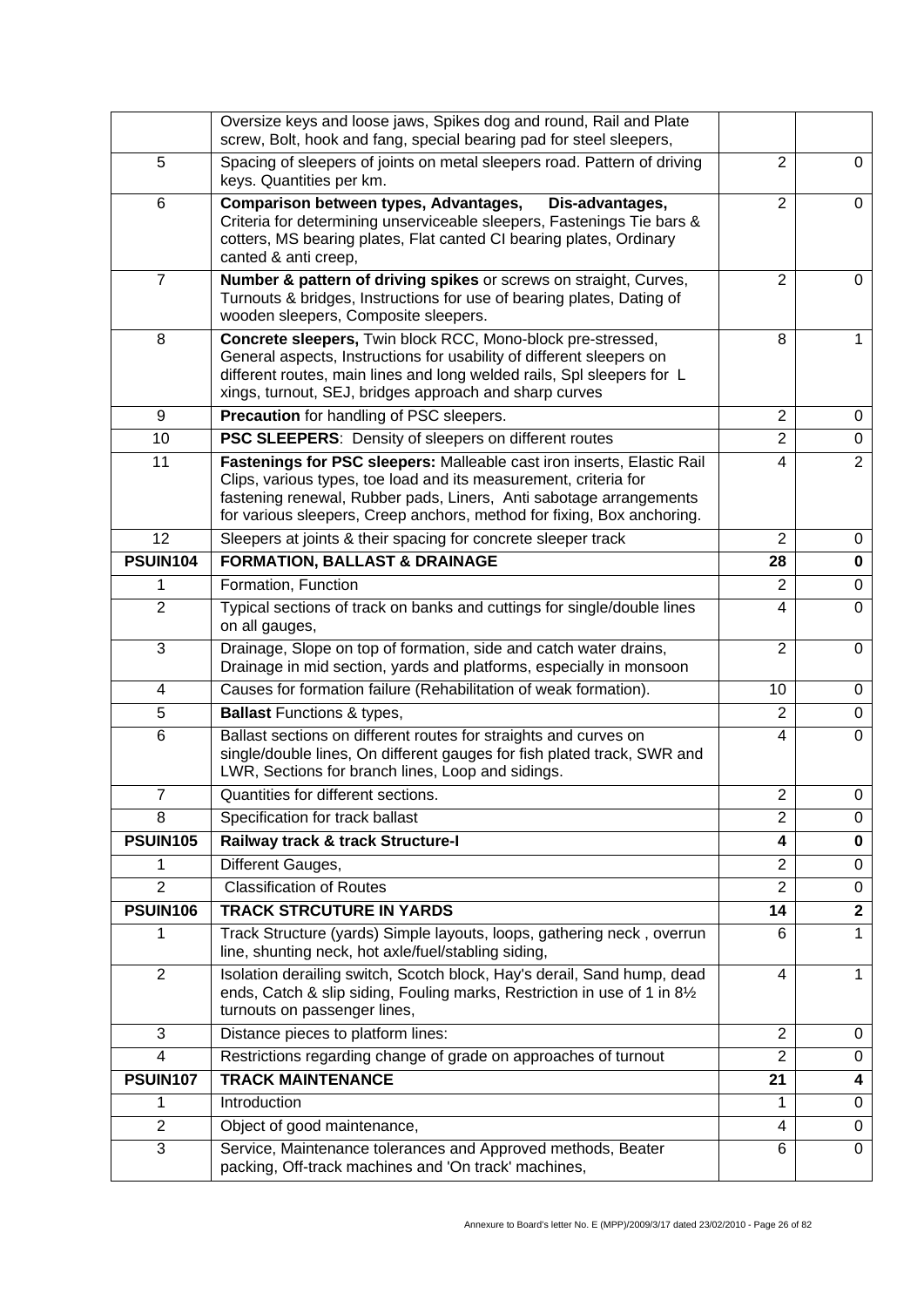| | | | |
|---|---|---|---|
| | Oversize keys and loose jaws, Spikes dog and round, Rail and Plate screw, Bolt, hook and fang, special bearing pad for steel sleepers, | | |
| 5 | Spacing of sleepers of joints on metal sleepers road. Pattern of driving keys. Quantities per km. | 2 | 0 |
| 6 | **Comparison between types, Advantages, Dis-advantages,** Criteria for determining unserviceable sleepers, Fastenings Tie bars & cotters, MS bearing plates, Flat canted CI bearing plates, Ordinary canted & anti creep, | 2 | 0 |
| 7 | **Number & pattern of driving spikes** or screws on straight, Curves, Turnouts & bridges, Instructions for use of bearing plates, Dating of wooden sleepers, Composite sleepers. | 2 | 0 |
| 8 | **Concrete sleepers,** Twin block RCC, Mono-block pre-stressed, General aspects, Instructions for usability of different sleepers on different routes, main lines and long welded rails, Spl sleepers for L xings, turnout, SEJ, bridges approach and sharp curves | 8 | 1 |
| 9 | **Precaution** for handling of PSC sleepers. | 2 | 0 |
| 10 | **PSC SLEEPERS**: Density of sleepers on different routes | 2 | 0 |
| 11 | **Fastenings for PSC sleepers:** Malleable cast iron inserts, Elastic Rail Clips, various types, toe load and its measurement, criteria for fastening renewal, Rubber pads, Liners, Anti sabotage arrangements for various sleepers, Creep anchors, method for fixing, Box anchoring. | 4 | 2 |
| 12 | Sleepers at joints & their spacing for concrete sleeper track | 2 | 0 |
| **PSUIN104** | **FORMATION, BALLAST & DRAINAGE** | **28** | **0** |
| 1 | Formation, Function | 2 | 0 |
| 2 | Typical sections of track on banks and cuttings for single/double lines on all gauges, | 4 | 0 |
| 3 | Drainage, Slope on top of formation, side and catch water drains, Drainage in mid section, yards and platforms, especially in monsoon | 2 | 0 |
| 4 | Causes for formation failure (Rehabilitation of weak formation). | 10 | 0 |
| 5 | **Ballast** Functions & types, | 2 | 0 |
| 6 | Ballast sections on different routes for straights and curves on single/double lines, On different gauges for fish plated track, SWR and LWR, Sections for branch lines, Loop and sidings. | 4 | 0 |
| 7 | Quantities for different sections. | 2 | 0 |
| 8 | Specification for track ballast | 2 | 0 |
| **PSUIN105** | **Railway track & track Structure-I** | **4** | **0** |
| 1 | Different Gauges, | 2 | 0 |
| 2 | Classification of Routes | 2 | 0 |
| **PSUIN106** | **TRACK STRCUTURE IN YARDS** | **14** | **2** |
| 1 | Track Structure (yards) Simple layouts, loops, gathering neck , overrun line, shunting neck, hot axle/fuel/stabling siding, | 6 | 1 |
| 2 | Isolation derailing switch, Scotch block, Hay's derail, Sand hump, dead ends, Catch & slip siding, Fouling marks, Restriction in use of 1 in 8½ turnouts on passenger lines, | 4 | 1 |
| 3 | Distance pieces to platform lines: | 2 | 0 |
| 4 | Restrictions regarding change of grade on approaches of turnout | 2 | 0 |
| **PSUIN107** | **TRACK MAINTENANCE** | **21** | **4** |
| 1 | Introduction | 1 | 0 |
| 2 | Object of good maintenance, | 4 | 0 |
| 3 | Service, Maintenance tolerances and Approved methods, Beater packing, Off-track machines and 'On track' machines, | 6 | 0 |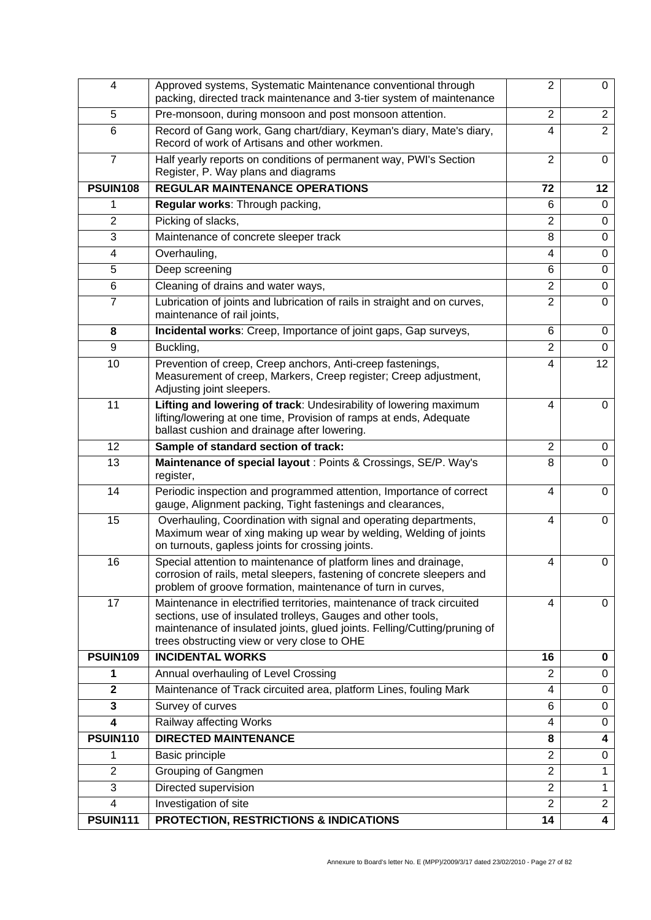| 4 | Approved systems, Systematic Maintenance conventional through packing, directed track maintenance and 3-tier system of maintenance | 2 | 0 |
|---|---|---|---|
| 5 | Pre-monsoon, during monsoon and post monsoon attention. | 2 | 2 |
| 6 | Record of Gang work, Gang chart/diary, Keyman's diary, Mate's diary, Record of work of Artisans and other workmen. | 4 | 2 |
| 7 | Half yearly reports on conditions of permanent way, PWI's Section Register, P. Way plans and diagrams | 2 | 0 |
| **PSUIN108** | **REGULAR MAINTENANCE OPERATIONS** | **72** | **12** |
| 1 | **Regular works**: Through packing, | 6 | 0 |
| 2 | Picking of slacks, | 2 | 0 |
| 3 | Maintenance of concrete sleeper track | 8 | 0 |
| 4 | Overhauling, | 4 | 0 |
| 5 | Deep screening | 6 | 0 |
| 6 | Cleaning of drains and water ways, | 2 | 0 |
| 7 | Lubrication of joints and lubrication of rails in straight and on curves, maintenance of rail joints, | 2 | 0 |
| **8** | **Incidental works**: Creep, Importance of joint gaps, Gap surveys, | 6 | 0 |
| 9 | Buckling, | 2 | 0 |
| 10 | Prevention of creep, Creep anchors, Anti-creep fastenings, Measurement of creep, Markers, Creep register; Creep adjustment, Adjusting joint sleepers. | 4 | 12 |
| 11 | **Lifting and lowering of track**: Undesirability of lowering maximum lifting/lowering at one time, Provision of ramps at ends, Adequate ballast cushion and drainage after lowering. | 4 | 0 |
| 12 | **Sample of standard section of track:** | 2 | 0 |
| 13 | **Maintenance of special layout** : Points & Crossings, SE/P. Way's register, | 8 | 0 |
| 14 | Periodic inspection and programmed attention, Importance of correct gauge, Alignment packing, Tight fastenings and clearances, | 4 | 0 |
| 15 | Overhauling, Coordination with signal and operating departments, Maximum wear of xing making up wear by welding, Welding of joints on turnouts, gapless joints for crossing joints. | 4 | 0 |
| 16 | Special attention to maintenance of platform lines and drainage, corrosion of rails, metal sleepers, fastening of concrete sleepers and problem of groove formation, maintenance of turn in curves, | 4 | 0 |
| 17 | Maintenance in electrified territories, maintenance of track circuited sections, use of insulated trolleys, Gauges and other tools, maintenance of insulated joints, glued joints. Felling/Cutting/pruning of trees obstructing view or very close to OHE | 4 | 0 |
| **PSUIN109** | **INCIDENTAL WORKS** | **16** | **0** |
| **1** | Annual overhauling of Level Crossing | 2 | 0 |
| **2** | Maintenance of Track circuited area, platform Lines, fouling Mark | 4 | 0 |
| **3** | Survey of curves | 6 | 0 |
| **4** | Railway affecting Works | 4 | 0 |
| **PSUIN110** | **DIRECTED MAINTENANCE** | **8** | **4** |
| 1 | Basic principle | 2 | 0 |
| 2 | Grouping of Gangmen | 2 | 1 |
| 3 | Directed supervision | 2 | 1 |
| 4 | Investigation of site | 2 | 2 |
| **PSUIN111** | **PROTECTION, RESTRICTIONS & INDICATIONS** | **14** | **4** |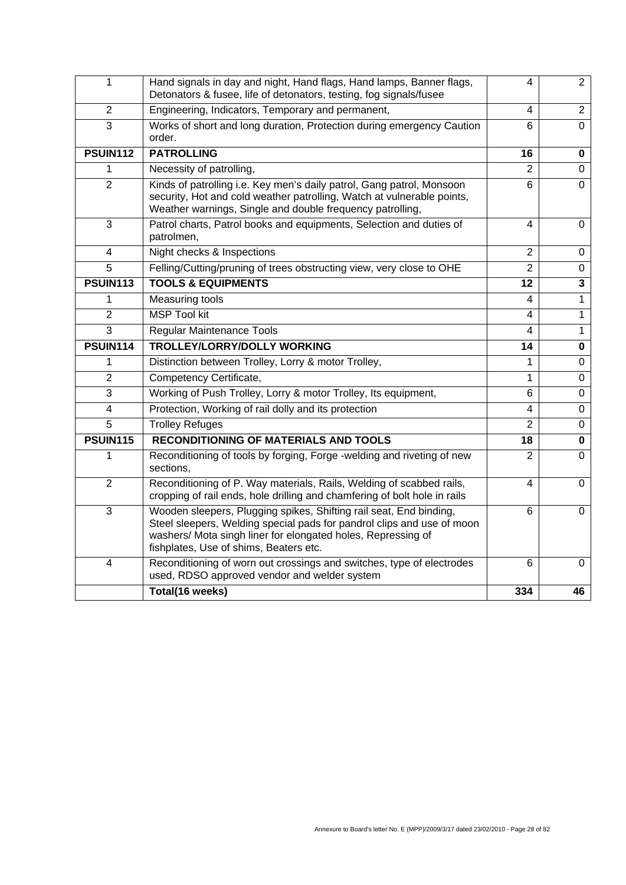| 1 | Hand signals in day and night, Hand flags, Hand lamps, Banner flags, Detonators & fusee, life of detonators, testing, fog signals/fusee | 4 | 2 |
|---|---|---|---|
| 2 | Engineering, Indicators, Temporary and permanent, | 4 | 2 |
| 3 | Works of short and long duration, Protection during emergency Caution order. | 6 | 0 |
| **PSUIN112** | **PATROLLING** | **16** | **0** |
| 1 | Necessity of patrolling, | 2 | 0 |
| 2 | Kinds of patrolling i.e. Key men's daily patrol, Gang patrol, Monsoon security, Hot and cold weather patrolling, Watch at vulnerable points, Weather warnings, Single and double frequency patrolling, | 6 | 0 |
| 3 | Patrol charts, Patrol books and equipments, Selection and duties of patrolmen, | 4 | 0 |
| 4 | Night checks & Inspections | 2 | 0 |
| 5 | Felling/Cutting/pruning of trees obstructing view, very close to OHE | 2 | 0 |
| **PSUIN113** | **TOOLS & EQUIPMENTS** | **12** | **3** |
| 1 | Measuring tools | 4 | 1 |
| 2 | MSP Tool kit | 4 | 1 |
| 3 | Regular Maintenance Tools | 4 | 1 |
| **PSUIN114** | **TROLLEY/LORRY/DOLLY WORKING** | **14** | **0** |
| 1 | Distinction between Trolley, Lorry & motor Trolley, | 1 | 0 |
| 2 | Competency Certificate, | 1 | 0 |
| 3 | Working of Push Trolley, Lorry & motor Trolley, Its equipment, | 6 | 0 |
| 4 | Protection, Working of rail dolly and its protection | 4 | 0 |
| 5 | Trolley Refuges | 2 | 0 |
| **PSUIN115** | **RECONDITIONING OF MATERIALS AND TOOLS** | **18** | **0** |
| 1 | Reconditioning of tools by forging, Forge -welding and riveting of new sections, | 2 | 0 |
| 2 | Reconditioning of P. Way materials, Rails, Welding of scabbed rails, cropping of rail ends, hole drilling and chamfering of bolt hole in rails | 4 | 0 |
| 3 | Wooden sleepers, Plugging spikes, Shifting rail seat, End binding, Steel sleepers, Welding special pads for pandrol clips and use of moon washers/ Mota singh liner for elongated holes, Repressing of fishplates, Use of shims, Beaters etc. | 6 | 0 |
| 4 | Reconditioning of worn out crossings and switches, type of electrodes used, RDSO approved vendor and welder system | 6 | 0 |
| | **Total(16 weeks)** | **334** | **46** |

Annexure to Board's letter No. E (MPP)/2009/3/17 dated 23/02/2010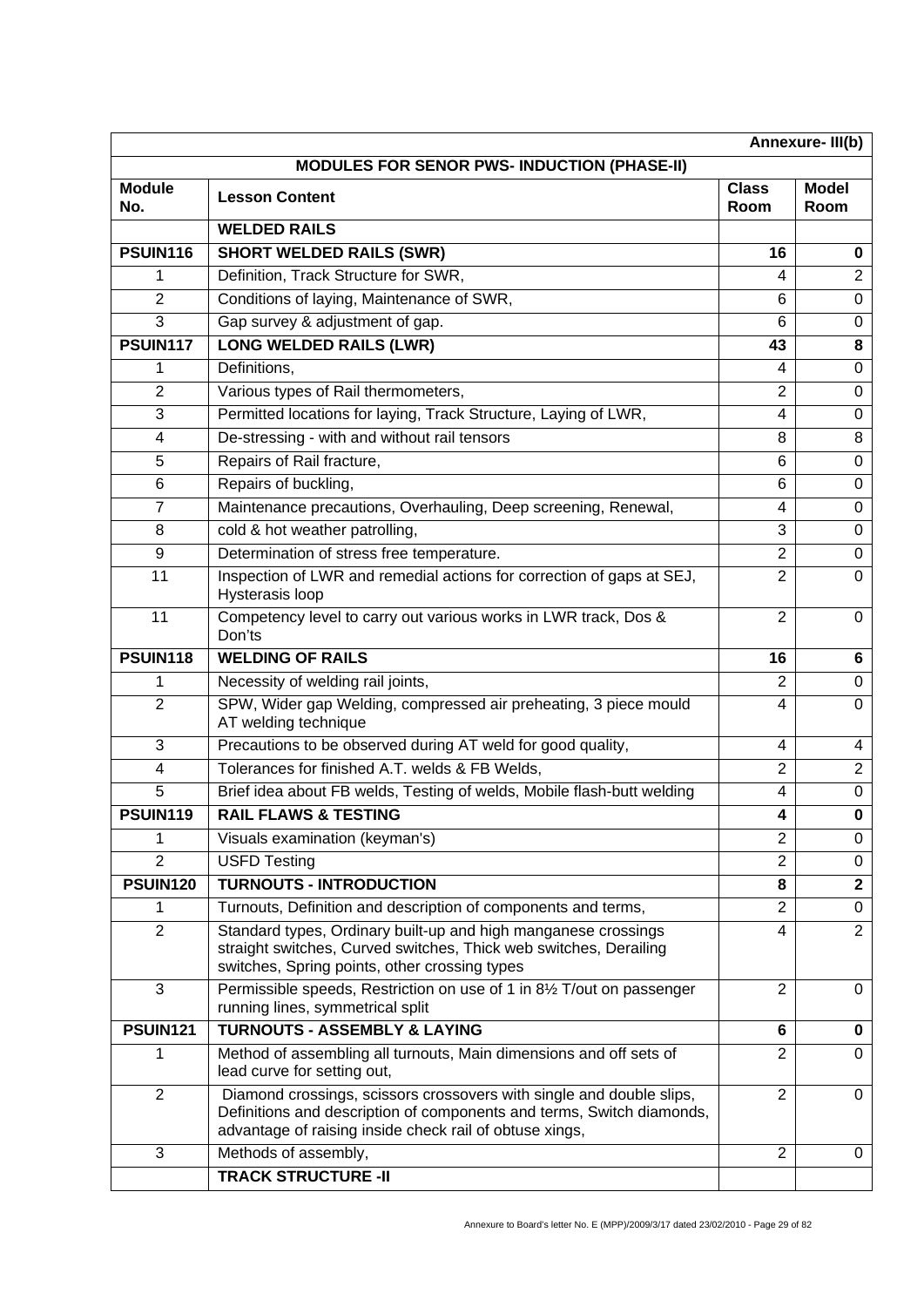| | | | Annexure- III(b) |
|---|---|---|---|
| | **MODULES FOR SENOR PWS- INDUCTION (PHASE-II)** | | |
| **Module No.** | **Lesson Content** | **Class Room** | **Model Room** |
| | **WELDED RAILS** | | |
| **PSUIN116** | **SHORT WELDED RAILS (SWR)** | **16** | **0** |
| 1 | Definition, Track Structure for SWR, | 4 | 2 |
| 2 | Conditions of laying, Maintenance of SWR, | 6 | 0 |
| 3 | Gap survey & adjustment of gap. | 6 | 0 |
| **PSUIN117** | **LONG WELDED RAILS (LWR)** | **43** | **8** |
| 1 | Definitions, | 4 | 0 |
| 2 | Various types of Rail thermometers, | 2 | 0 |
| 3 | Permitted locations for laying, Track Structure, Laying of LWR, | 4 | 0 |
| 4 | De-stressing - with and without rail tensors | 8 | 8 |
| 5 | Repairs of Rail fracture, | 6 | 0 |
| 6 | Repairs of buckling, | 6 | 0 |
| 7 | Maintenance precautions, Overhauling, Deep screening, Renewal, | 4 | 0 |
| 8 | cold & hot weather patrolling, | 3 | 0 |
| 9 | Determination of stress free temperature. | 2 | 0 |
| 11 | Inspection of LWR and remedial actions for correction of gaps at SEJ, Hysterasis loop | 2 | 0 |
| 11 | Competency level to carry out various works in LWR track, Dos & Don'ts | 2 | 0 |
| **PSUIN118** | **WELDING OF RAILS** | **16** | **6** |
| 1 | Necessity of welding rail joints, | 2 | 0 |
| 2 | SPW, Wider gap Welding, compressed air preheating, 3 piece mould AT welding technique | 4 | 0 |
| 3 | Precautions to be observed during AT weld for good quality, | 4 | 4 |
| 4 | Tolerances for finished A.T. welds & FB Welds, | 2 | 2 |
| 5 | Brief idea about FB welds, Testing of welds, Mobile flash-butt welding | 4 | 0 |
| **PSUIN119** | **RAIL FLAWS & TESTING** | **4** | **0** |
| 1 | Visuals examination (keyman's) | 2 | 0 |
| 2 | USFD Testing | 2 | 0 |
| **PSUIN120** | **TURNOUTS - INTRODUCTION** | **8** | **2** |
| 1 | Turnouts, Definition and description of components and terms, | 2 | 0 |
| 2 | Standard types, Ordinary built-up and high manganese crossings straight switches, Curved switches, Thick web switches, Derailing switches, Spring points, other crossing types | 4 | 2 |
| 3 | Permissible speeds, Restriction on use of 1 in 8½ T/out on passenger running lines, symmetrical split | 2 | 0 |
| **PSUIN121** | **TURNOUTS - ASSEMBLY & LAYING** | **6** | **0** |
| 1 | Method of assembling all turnouts, Main dimensions and off sets of lead curve for setting out, | 2 | 0 |
| 2 | Diamond crossings, scissors crossovers with single and double slips, Definitions and description of components and terms, Switch diamonds, advantage of raising inside check rail of obtuse xings, | 2 | 0 |
| 3 | Methods of assembly, | 2 | 0 |
| | **TRACK STRUCTURE -II** | | |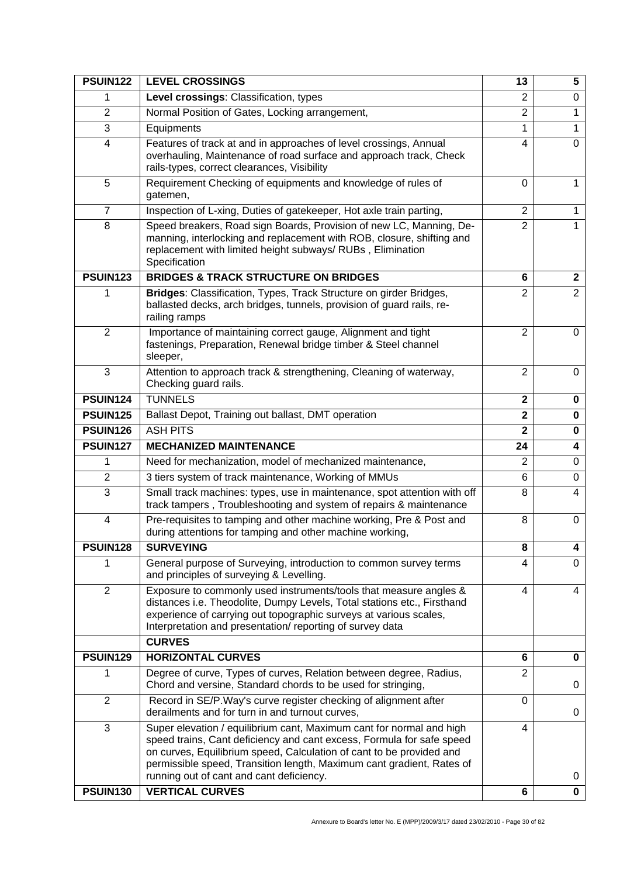| PSUIN122 | **LEVEL CROSSINGS** | **13** | **5** |
|---|---|---|---|
| 1 | **Level crossings**: Classification, types | 2 | 0 |
| 2 | Normal Position of Gates, Locking arrangement, | 2 | 1 |
| 3 | Equipments | 1 | 1 |
| 4 | Features of track at and in approaches of level crossings, Annual overhauling, Maintenance of road surface and approach track, Check rails-types, correct clearances, Visibility | 4 | 0 |
| 5 | Requirement Checking of equipments and knowledge of rules of gatemen, | 0 | 1 |
| 7 | Inspection of L-xing, Duties of gatekeeper, Hot axle train parting, | 2 | 1 |
| 8 | Speed breakers, Road sign Boards, Provision of new LC, Manning, De-manning, interlocking and replacement with ROB, closure, shifting and replacement with limited height subways/ RUBs , Elimination Specification | 2 | 1 |
| **PSUIN123** | **BRIDGES & TRACK STRUCTURE ON BRIDGES** | **6** | **2** |
| 1 | **Bridges**: Classification, Types, Track Structure on girder Bridges, ballasted decks, arch bridges, tunnels, provision of guard rails, re-railing ramps | 2 | 2 |
| 2 | Importance of maintaining correct gauge, Alignment and tight fastenings, Preparation, Renewal bridge timber & Steel channel sleeper, | 2 | 0 |
| 3 | Attention to approach track & strengthening, Cleaning of waterway, Checking guard rails. | 2 | 0 |
| **PSUIN124** | TUNNELS | **2** | **0** |
| **PSUIN125** | Ballast Depot, Training out ballast, DMT operation | **2** | **0** |
| **PSUIN126** | ASH PITS | **2** | **0** |
| **PSUIN127** | **MECHANIZED MAINTENANCE** | **24** | **4** |
| 1 | Need for mechanization, model of mechanized maintenance, | 2 | 0 |
| 2 | 3 tiers system of track maintenance, Working of MMUs | 6 | 0 |
| 3 | Small track machines: types, use in maintenance, spot attention with off track tampers , Troubleshooting and system of repairs & maintenance | 8 | 4 |
| 4 | Pre-requisites to tamping and other machine working, Pre & Post and during attentions for tamping and other machine working, | 8 | 0 |
| **PSUIN128** | **SURVEYING** | **8** | **4** |
| 1 | General purpose of Surveying, introduction to common survey terms and principles of surveying & Levelling. | 4 | 0 |
| 2 | Exposure to commonly used instruments/tools that measure angles & distances i.e. Theodolite, Dumpy Levels, Total stations etc., Firsthand experience of carrying out topographic surveys at various scales, Interpretation and presentation/ reporting of survey data | 4 | 4 |
| | **CURVES** | | |
| **PSUIN129** | **HORIZONTAL CURVES** | **6** | **0** |
| 1 | Degree of curve, Types of curves, Relation between degree, Radius, Chord and versine, Standard chords to be used for stringing, | 2 | 0 |
| 2 | Record in SE/P.Way's curve register checking of alignment after derailments and for turn in and turnout curves, | 0 | 0 |
| 3 | Super elevation / equilibrium cant, Maximum cant for normal and high speed trains, Cant deficiency and cant excess, Formula for safe speed on curves, Equilibrium speed, Calculation of cant to be provided and permissible speed, Transition length, Maximum cant gradient, Rates of running out of cant and cant deficiency. | 4 | 0 |
| **PSUIN130** | **VERTICAL CURVES** | **6** | **0** |

Annexure to Board's letter No. E (MPP)/2009/3/17 dated 23/02/2010 - Page 30 of 82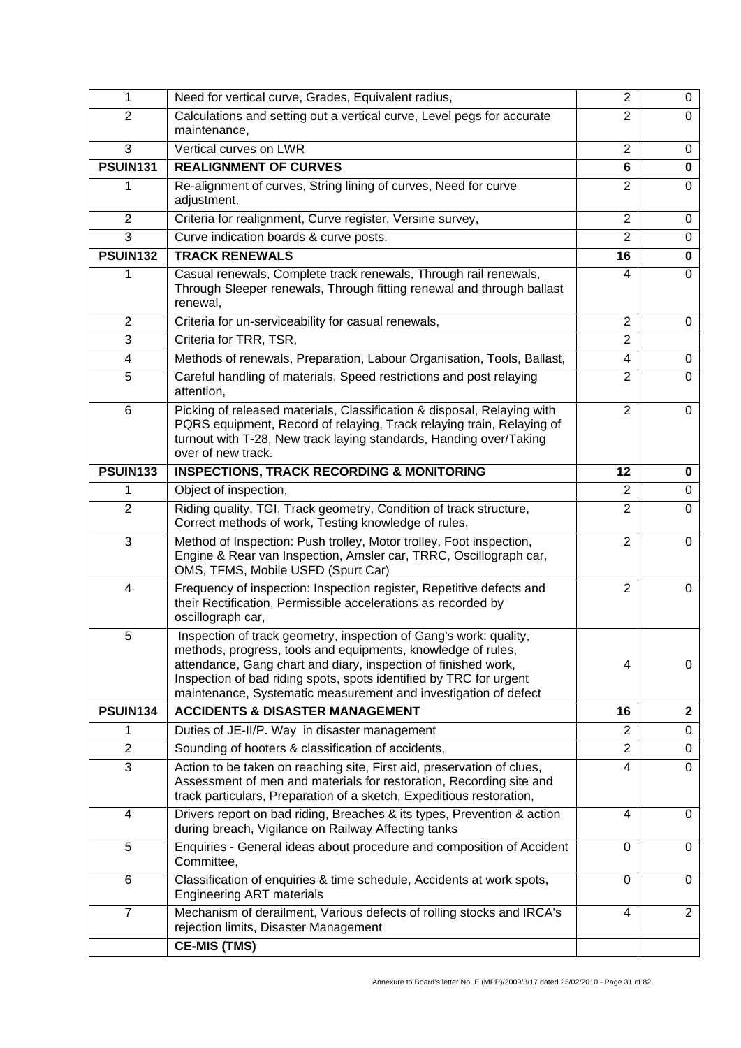| | | | |
|---|---|---|---|
| 1 | Need for vertical curve, Grades, Equivalent radius, | 2 | 0 |
| 2 | Calculations and setting out a vertical curve, Level pegs for accurate maintenance, | 2 | 0 |
| 3 | Vertical curves on LWR | 2 | 0 |
| **PSUIN131** | **REALIGNMENT OF CURVES** | **6** | **0** |
| 1 | Re-alignment of curves, String lining of curves, Need for curve adjustment, | 2 | 0 |
| 2 | Criteria for realignment, Curve register, Versine survey, | 2 | 0 |
| 3 | Curve indication boards & curve posts. | 2 | 0 |
| **PSUIN132** | **TRACK RENEWALS** | **16** | **0** |
| 1 | Casual renewals, Complete track renewals, Through rail renewals, Through Sleeper renewals, Through fitting renewal and through ballast renewal, | 4 | 0 |
| 2 | Criteria for un-serviceability for casual renewals, | 2 | 0 |
| 3 | Criteria for TRR, TSR, | 2 | |
| 4 | Methods of renewals, Preparation, Labour Organisation, Tools, Ballast, | 4 | 0 |
| 5 | Careful handling of materials, Speed restrictions and post relaying attention, | 2 | 0 |
| 6 | Picking of released materials, Classification & disposal, Relaying with PQRS equipment, Record of relaying, Track relaying train, Relaying of turnout with T-28, New track laying standards, Handing over/Taking over of new track. | 2 | 0 |
| **PSUIN133** | **INSPECTIONS, TRACK RECORDING & MONITORING** | **12** | **0** |
| 1 | Object of inspection, | 2 | 0 |
| 2 | Riding quality, TGI, Track geometry, Condition of track structure, Correct methods of work, Testing knowledge of rules, | 2 | 0 |
| 3 | Method of Inspection: Push trolley, Motor trolley, Foot inspection, Engine & Rear van Inspection, Amsler car, TRRC, Oscillograph car, OMS, TFMS, Mobile USFD (Spurt Car) | 2 | 0 |
| 4 | Frequency of inspection: Inspection register, Repetitive defects and their Rectification, Permissible accelerations as recorded by oscillograph car, | 2 | 0 |
| 5 | Inspection of track geometry, inspection of Gang's work: quality, methods, progress, tools and equipments, knowledge of rules, attendance, Gang chart and diary, inspection of finished work, Inspection of bad riding spots, spots identified by TRC for urgent maintenance, Systematic measurement and investigation of defect | 4 | 0 |
| **PSUIN134** | **ACCIDENTS & DISASTER MANAGEMENT** | **16** | **2** |
| 1 | Duties of JE-II/P. Way in disaster management | 2 | 0 |
| 2 | Sounding of hooters & classification of accidents, | 2 | 0 |
| 3 | Action to be taken on reaching site, First aid, preservation of clues, Assessment of men and materials for restoration, Recording site and track particulars, Preparation of a sketch, Expeditious restoration, | 4 | 0 |
| 4 | Drivers report on bad riding, Breaches & its types, Prevention & action during breach, Vigilance on Railway Affecting tanks | 4 | 0 |
| 5 | Enquiries - General ideas about procedure and composition of Accident Committee, | 0 | 0 |
| 6 | Classification of enquiries & time schedule, Accidents at work spots, Engineering ART materials | 0 | 0 |
| 7 | Mechanism of derailment, Various defects of rolling stocks and IRCA's rejection limits, Disaster Management | 4 | 2 |
| | **CE-MIS (TMS)** | | |

Annexure to Board's letter No. E (MPP)/2009/3/17 dated 23/02/2010 - Page 31 of 82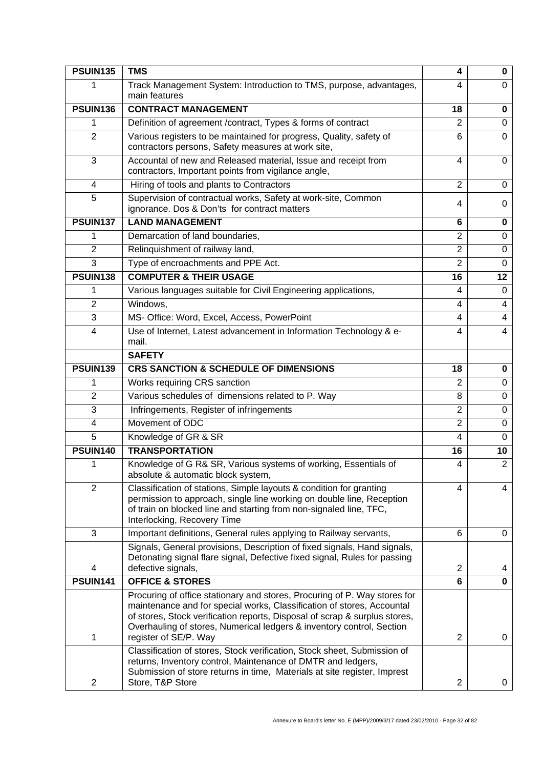| PSUIN135 | TMS | 4 | 0 |
|---|---|---|---|
| 1 | Track Management System: Introduction to TMS, purpose, advantages, main features | 4 | 0 |
| **PSUIN136** | **CONTRACT MANAGEMENT** | **18** | **0** |
| 1 | Definition of agreement /contract, Types & forms of contract | 2 | 0 |
| 2 | Various registers to be maintained for progress, Quality, safety of contractors persons, Safety measures at work site, | 6 | 0 |
| 3 | Accountal of new and Released material, Issue and receipt from contractors, Important points from vigilance angle, | 4 | 0 |
| 4 | Hiring of tools and plants to Contractors | 2 | 0 |
| 5 | Supervision of contractual works, Safety at work-site, Common ignorance. Dos & Don'ts for contract matters | 4 | 0 |
| **PSUIN137** | **LAND MANAGEMENT** | **6** | **0** |
| 1 | Demarcation of land boundaries, | 2 | 0 |
| 2 | Relinquishment of railway land, | 2 | 0 |
| 3 | Type of encroachments and PPE Act. | 2 | 0 |
| **PSUIN138** | **COMPUTER & THEIR USAGE** | **16** | **12** |
| 1 | Various languages suitable for Civil Engineering applications, | 4 | 0 |
| 2 | Windows, | 4 | 4 |
| 3 | MS- Office: Word, Excel, Access, PowerPoint | 4 | 4 |
| 4 | Use of Internet, Latest advancement in Information Technology & e-mail. | 4 | 4 |
| | **SAFETY** | | |
| **PSUIN139** | **CRS SANCTION & SCHEDULE OF DIMENSIONS** | **18** | **0** |
| 1 | Works requiring CRS sanction | 2 | 0 |
| 2 | Various schedules of dimensions related to P. Way | 8 | 0 |
| 3 | Infringements, Register of infringements | 2 | 0 |
| 4 | Movement of ODC | 2 | 0 |
| 5 | Knowledge of GR & SR | 4 | 0 |
| **PSUIN140** | **TRANSPORTATION** | **16** | **10** |
| 1 | Knowledge of G R& SR, Various systems of working, Essentials of absolute & automatic block system, | 4 | 2 |
| 2 | Classification of stations, Simple layouts & condition for granting permission to approach, single line working on double line, Reception of train on blocked line and starting from non-signaled line, TFC, Interlocking, Recovery Time | 4 | 4 |
| 3 | Important definitions, General rules applying to Railway servants, | 6 | 0 |
| 4 | Signals, General provisions, Description of fixed signals, Hand signals, Detonating signal flare signal, Defective fixed signal, Rules for passing defective signals, | 2 | 4 |
| **PSUIN141** | **OFFICE & STORES** | **6** | **0** |
| 1 | Procuring of office stationary and stores, Procuring of P. Way stores for maintenance and for special works, Classification of stores, Accountal of stores, Stock verification reports, Disposal of scrap & surplus stores, Overhauling of stores, Numerical ledgers & inventory control, Section register of SE/P. Way | 2 | 0 |
| 2 | Classification of stores, Stock verification, Stock sheet, Submission of returns, Inventory control, Maintenance of DMTR and ledgers, Submission of store returns in time, Materials at site register, Imprest Store, T&P Store | 2 | 0 |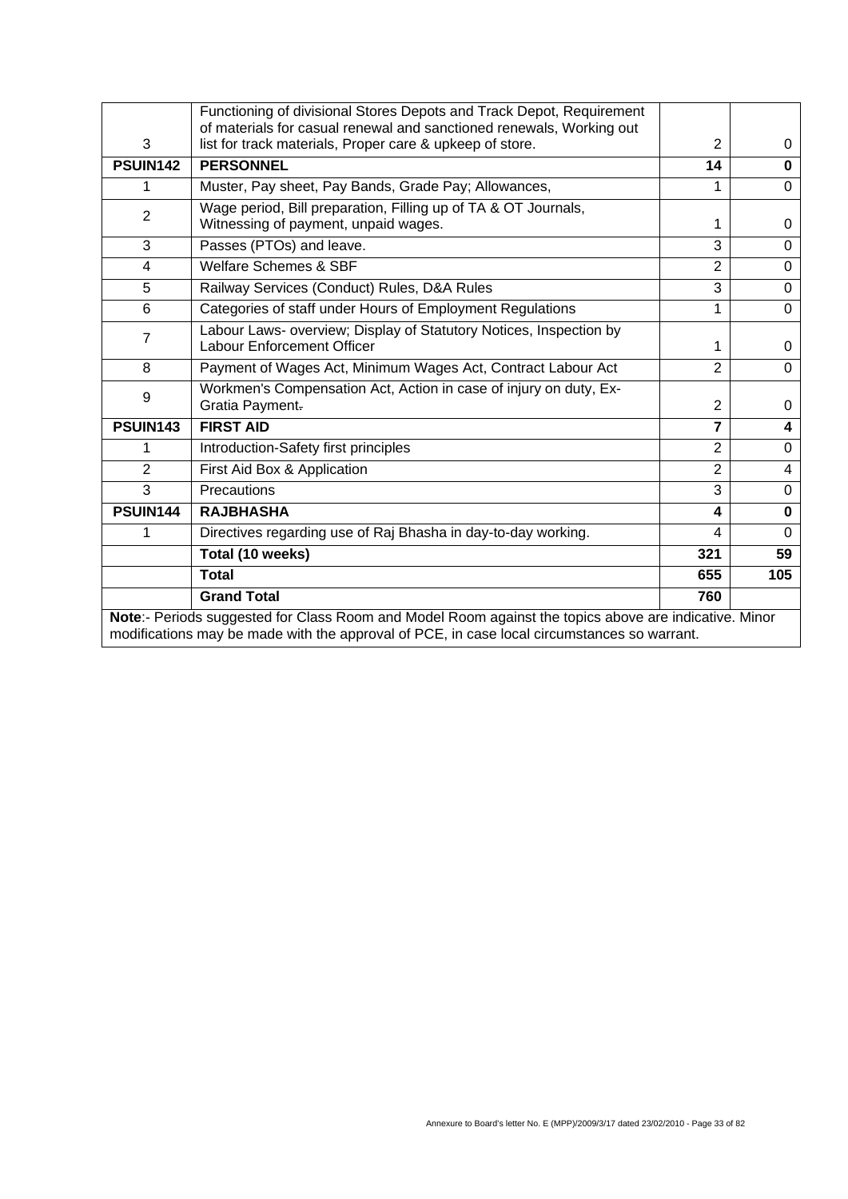| | | | |
|---|---|---|---|
| 3 | Functioning of divisional Stores Depots and Track Depot, Requirement of materials for casual renewal and sanctioned renewals, Working out list for track materials, Proper care & upkeep of store. | 2 | 0 |
| **PSUIN142** | **PERSONNEL** | **14** | **0** |
| 1 | Muster, Pay sheet, Pay Bands, Grade Pay; Allowances, | 1 | 0 |
| 2 | Wage period, Bill preparation, Filling up of TA & OT Journals, Witnessing of payment, unpaid wages. | 1 | 0 |
| 3 | Passes (PTOs) and leave. | 3 | 0 |
| 4 | Welfare Schemes & SBF | 2 | 0 |
| 5 | Railway Services (Conduct) Rules, D&A Rules | 3 | 0 |
| 6 | Categories of staff under Hours of Employment Regulations | 1 | 0 |
| 7 | Labour Laws- overview; Display of Statutory Notices, Inspection by Labour Enforcement Officer | 1 | 0 |
| 8 | Payment of Wages Act, Minimum Wages Act, Contract Labour Act | 2 | 0 |
| 9 | Workmen's Compensation Act, Action in case of injury on duty, Ex-Gratia Payment. | 2 | 0 |
| **PSUIN143** | **FIRST AID** | **7** | **4** |
| 1 | Introduction-Safety first principles | 2 | 0 |
| 2 | First Aid Box & Application | 2 | 4 |
| 3 | Precautions | 3 | 0 |
| **PSUIN144** | **RAJBHASHA** | **4** | **0** |
| 1 | Directives regarding use of Raj Bhasha in day-to-day working. | 4 | 0 |
| | **Total (10 weeks)** | **321** | **59** |
| | **Total** | **655** | **105** |
| | **Grand Total** | **760** | |

**Note**:- Periods suggested for Class Room and Model Room against the topics above are indicative. Minor modifications may be made with the approval of PCE, in case local circumstances so warrant.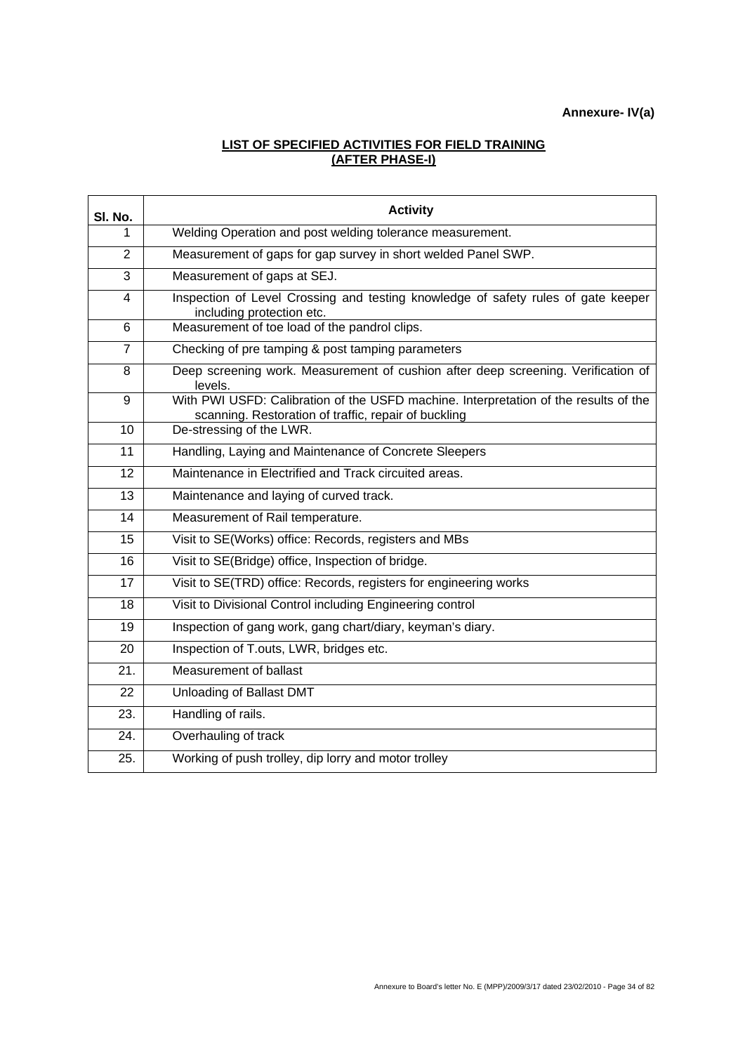**Annexure- IV(a)**

**LIST OF SPECIFIED ACTIVITIES FOR FIELD TRAINING**
**(AFTER PHASE-I)**

| Sl. No. | Activity |
|---|---|
| 1 | Welding Operation and post welding tolerance measurement. |
| 2 | Measurement of gaps for gap survey in short welded Panel SWP. |
| 3 | Measurement of gaps at SEJ. |
| 4 | Inspection of Level Crossing and testing knowledge of safety rules of gate keeper including protection etc. |
| 6 | Measurement of toe load of the pandrol clips. |
| 7 | Checking of pre tamping & post tamping parameters |
| 8 | Deep screening work. Measurement of cushion after deep screening. Verification of levels. |
| 9 | With PWI USFD: Calibration of the USFD machine. Interpretation of the results of the scanning. Restoration of traffic, repair of buckling |
| 10 | De-stressing of the LWR. |
| 11 | Handling, Laying and Maintenance of Concrete Sleepers |
| 12 | Maintenance in Electrified and Track circuited areas. |
| 13 | Maintenance and laying of curved track. |
| 14 | Measurement of Rail temperature. |
| 15 | Visit to SE(Works) office: Records, registers and MBs |
| 16 | Visit to SE(Bridge) office, Inspection of bridge. |
| 17 | Visit to SE(TRD) office: Records, registers for engineering works |
| 18 | Visit to Divisional Control including Engineering control |
| 19 | Inspection of gang work, gang chart/diary, keyman's diary. |
| 20 | Inspection of T.outs, LWR, bridges etc. |
| 21. | Measurement of ballast |
| 22 | Unloading of Ballast DMT |
| 23. | Handling of rails. |
| 24. | Overhauling of track |
| 25. | Working of push trolley, dip lorry and motor trolley |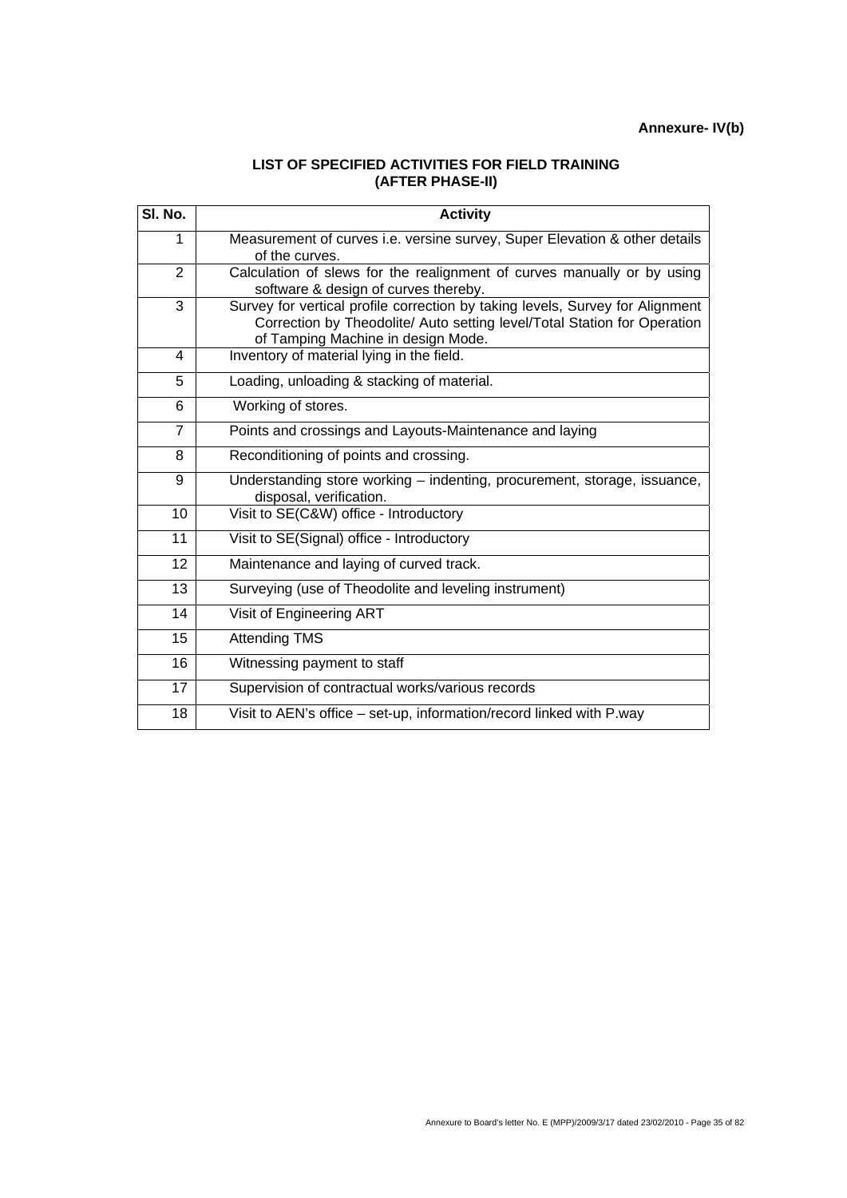**Annexure- IV(b)**

## LIST OF SPECIFIED ACTIVITIES FOR FIELD TRAINING (AFTER PHASE-II)

| Sl. No. | Activity |
|---|---|
| 1 | Measurement of curves i.e. versine survey, Super Elevation & other details of the curves. |
| 2 | Calculation of slews for the realignment of curves manually or by using software & design of curves thereby. |
| 3 | Survey for vertical profile correction by taking levels, Survey for Alignment Correction by Theodolite/ Auto setting level/Total Station for Operation of Tamping Machine in design Mode. |
| 4 | Inventory of material lying in the field. |
| 5 | Loading, unloading & stacking of material. |
| 6 | Working of stores. |
| 7 | Points and crossings and Layouts-Maintenance and laying |
| 8 | Reconditioning of points and crossing. |
| 9 | Understanding store working – indenting, procurement, storage, issuance, disposal, verification. |
| 10 | Visit to SE(C&W) office - Introductory |
| 11 | Visit to SE(Signal) office - Introductory |
| 12 | Maintenance and laying of curved track. |
| 13 | Surveying (use of Theodolite and leveling instrument) |
| 14 | Visit of Engineering ART |
| 15 | Attending TMS |
| 16 | Witnessing payment to staff |
| 17 | Supervision of contractual works/various records |
| 18 | Visit to AEN's office – set-up, information/record linked with P.way |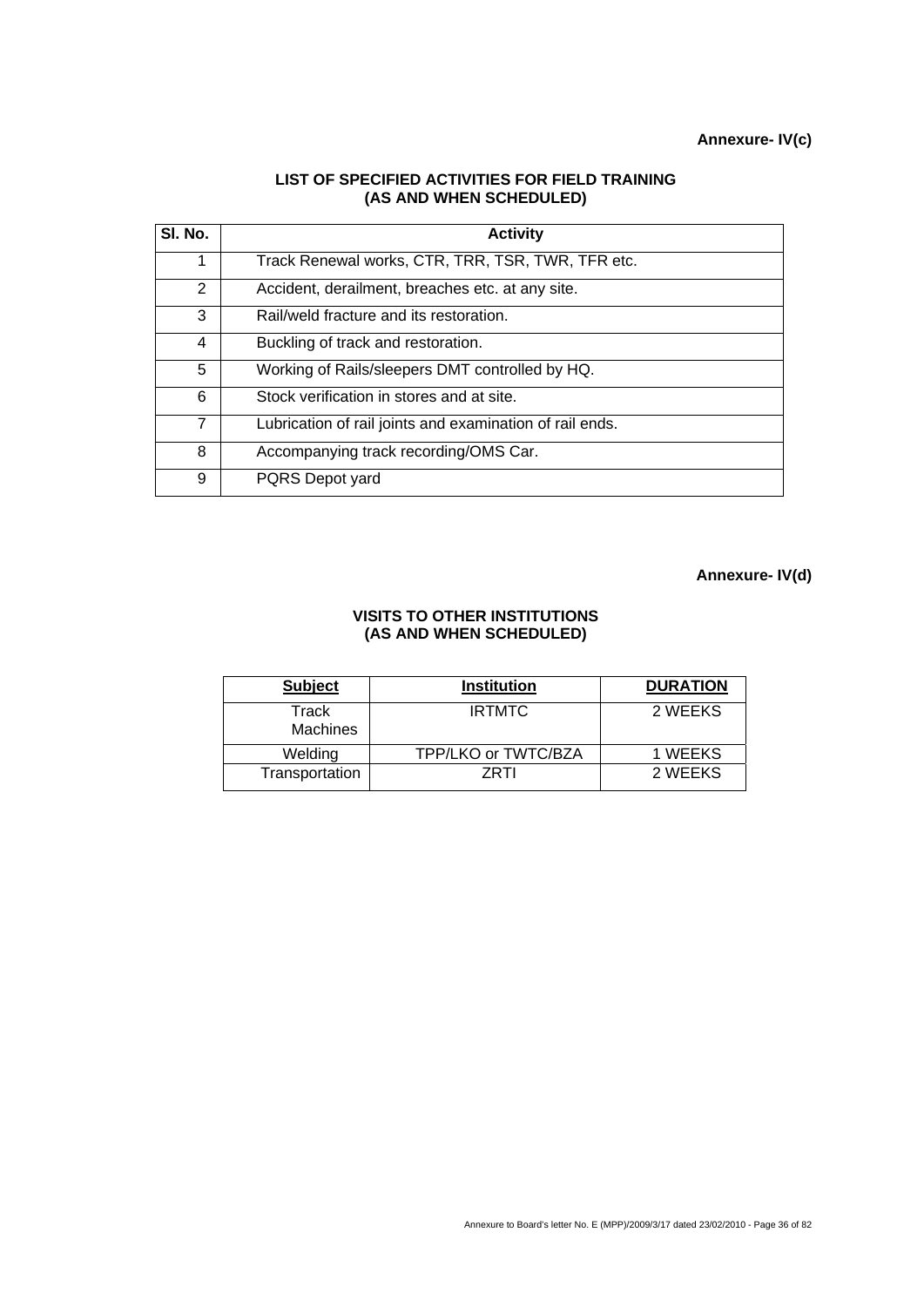**Annexure- IV(c)**

## LIST OF SPECIFIED ACTIVITIES FOR FIELD TRAINING (AS AND WHEN SCHEDULED)

| Sl. No. | Activity |
|---|---|
| 1 | Track Renewal works, CTR, TRR, TSR, TWR, TFR etc. |
| 2 | Accident, derailment, breaches etc. at any site. |
| 3 | Rail/weld fracture and its restoration. |
| 4 | Buckling of track and restoration. |
| 5 | Working of Rails/sleepers DMT controlled by HQ. |
| 6 | Stock verification in stores and at site. |
| 7 | Lubrication of rail joints and examination of rail ends. |
| 8 | Accompanying track recording/OMS Car. |
| 9 | PQRS Depot yard |

**Annexure- IV(d)**

## VISITS TO OTHER INSTITUTIONS (AS AND WHEN SCHEDULED)

| Subject | Institution | DURATION |
|---|---|---|
| Track Machines | IRTMTC | 2 WEEKS |
| Welding | TPP/LKO or TWTC/BZA | 1 WEEKS |
| Transportation | ZRTI | 2 WEEKS |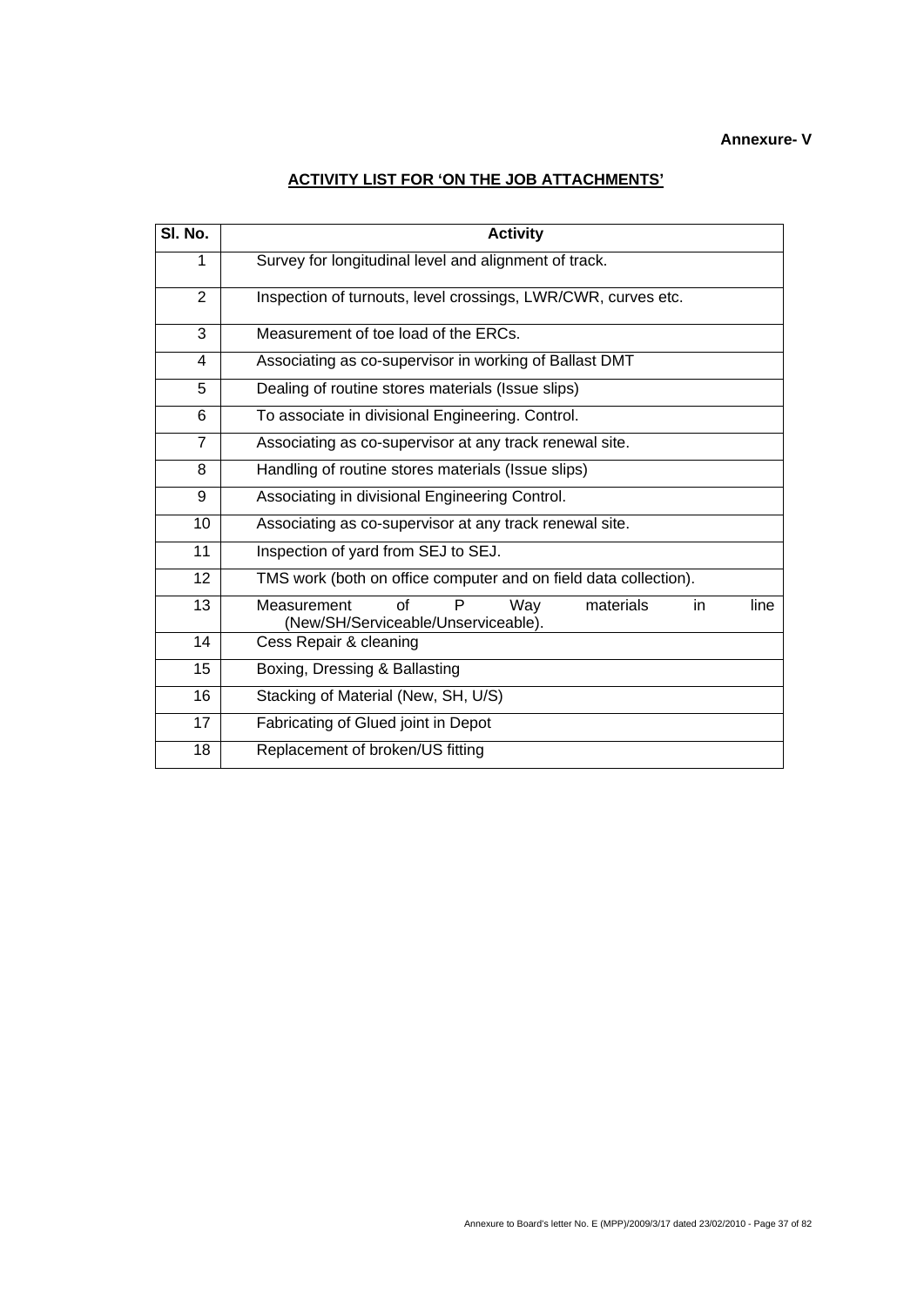**Annexure- V**

## ACTIVITY LIST FOR 'ON THE JOB ATTACHMENTS'

| Sl. No. | Activity |
|---|---|
| 1 | Survey for longitudinal level and alignment of track. |
| 2 | Inspection of turnouts, level crossings, LWR/CWR, curves etc. |
| 3 | Measurement of toe load of the ERCs. |
| 4 | Associating as co-supervisor in working of Ballast DMT |
| 5 | Dealing of routine stores materials (Issue slips) |
| 6 | To associate in divisional Engineering. Control. |
| 7 | Associating as co-supervisor at any track renewal site. |
| 8 | Handling of routine stores materials (Issue slips) |
| 9 | Associating in divisional Engineering Control. |
| 10 | Associating as co-supervisor at any track renewal site. |
| 11 | Inspection of yard from SEJ to SEJ. |
| 12 | TMS work (both on office computer and on field data collection). |
| 13 | Measurement of P Way materials in line (New/SH/Serviceable/Unserviceable). |
| 14 | Cess Repair & cleaning |
| 15 | Boxing, Dressing & Ballasting |
| 16 | Stacking of Material (New, SH, U/S) |
| 17 | Fabricating of Glued joint in Depot |
| 18 | Replacement of broken/US fitting |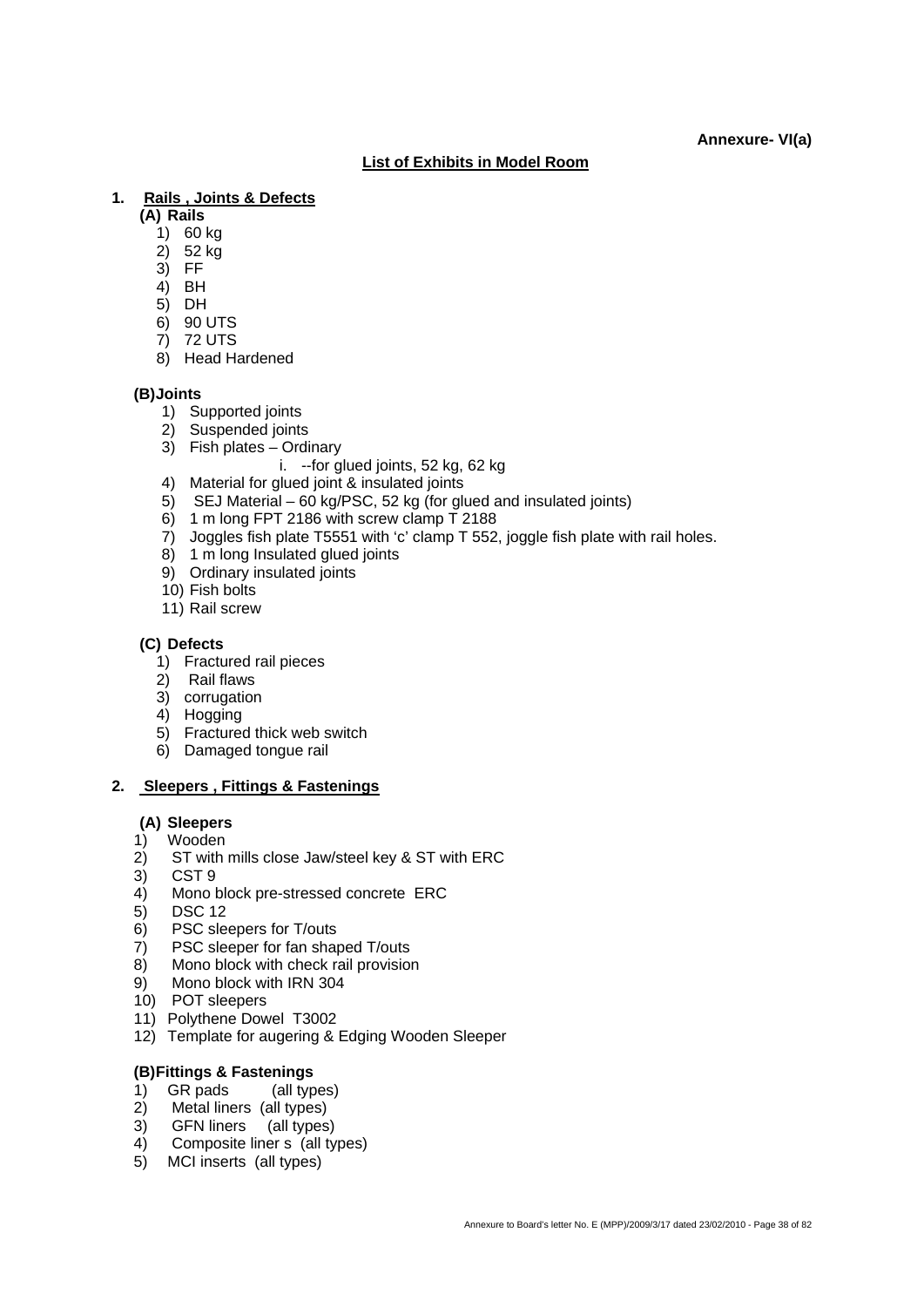**Annexure- VI(a)**

## List of Exhibits in Model Room

**1. Rails , Joints & Defects**

**(A) Rails**

1) 60 kg
2) 52 kg
3) FF
4) BH
5) DH
6) 90 UTS
7) 72 UTS
8) Head Hardened

**(B) Joints**

1) Supported joints
2) Suspended joints
3) Fish plates – Ordinary
   i. --for glued joints, 52 kg, 62 kg
4) Material for glued joint & insulated joints
5) SEJ Material – 60 kg/PSC, 52 kg (for glued and insulated joints)
6) 1 m long FPT 2186 with screw clamp T 2188
7) Joggles fish plate T5551 with 'c' clamp T 552, joggle fish plate with rail holes.
8) 1 m long Insulated glued joints
9) Ordinary insulated joints
10) Fish bolts
11) Rail screw

**(C) Defects**

1) Fractured rail pieces
2) Rail flaws
3) corrugation
4) Hogging
5) Fractured thick web switch
6) Damaged tongue rail

**2. Sleepers , Fittings & Fastenings**

**(A) Sleepers**

1) Wooden
2) ST with mills close Jaw/steel key & ST with ERC
3) CST 9
4) Mono block pre-stressed concrete ERC
5) DSC 12
6) PSC sleepers for T/outs
7) PSC sleeper for fan shaped T/outs
8) Mono block with check rail provision
9) Mono block with IRN 304
10) POT sleepers
11) Polythene Dowel T3002
12) Template for augering & Edging Wooden Sleeper

**(B) Fittings & Fastenings**

1) GR pads (all types)
2) Metal liners (all types)
3) GFN liners (all types)
4) Composite liner s (all types)
5) MCI inserts (all types)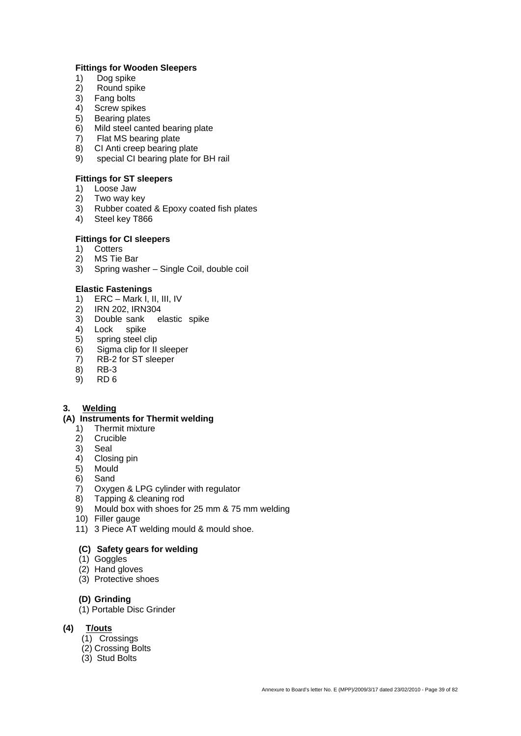**Fittings for Wooden Sleepers**

1) Dog spike
2) Round spike
3) Fang bolts
4) Screw spikes
5) Bearing plates
6) Mild steel canted bearing plate
7) Flat MS bearing plate
8) CI Anti creep bearing plate
9) special CI bearing plate for BH rail

**Fittings for ST sleepers**

1) Loose Jaw
2) Two way key
3) Rubber coated & Epoxy coated fish plates
4) Steel key T866

**Fittings for CI sleepers**

1) Cotters
2) MS Tie Bar
3) Spring washer – Single Coil, double coil

**Elastic Fastenings**

1) ERC – Mark I, II, III, IV
2) IRN 202, IRN304
3) Double sank elastic spike
4) Lock spike
5) spring steel clip
6) Sigma clip for II sleeper
7) RB-2 for ST sleeper
8) RB-3
9) RD 6

**3. Welding**

**(A) Instruments for Thermit welding**

1) Thermit mixture
2) Crucible
3) Seal
4) Closing pin
5) Mould
6) Sand
7) Oxygen & LPG cylinder with regulator
8) Tapping & cleaning rod
9) Mould box with shoes for 25 mm & 75 mm welding
10) Filler gauge
11) 3 Piece AT welding mould & mould shoe.

**(C) Safety gears for welding**

(1) Goggles
(2) Hand gloves
(3) Protective shoes

**(D) Grinding**

(1) Portable Disc Grinder

**(4) T/outs**

(1) Crossings
(2) Crossing Bolts
(3) Stud Bolts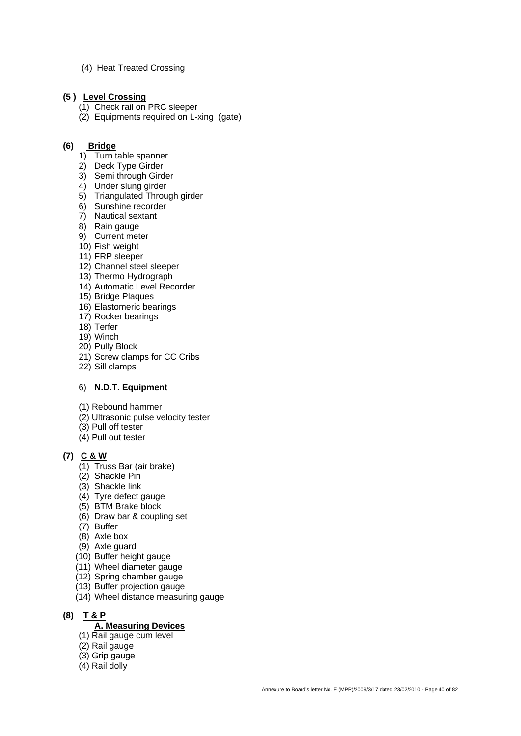(4) Heat Treated Crossing

**(5 ) Level Crossing**

(1) Check rail on PRC sleeper
(2) Equipments required on L-xing (gate)

**(6) Bridge**

1) Turn table spanner
2) Deck Type Girder
3) Semi through Girder
4) Under slung girder
5) Triangulated Through girder
6) Sunshine recorder
7) Nautical sextant
8) Rain gauge
9) Current meter
10) Fish weight
11) FRP sleeper
12) Channel steel sleeper
13) Thermo Hydrograph
14) Automatic Level Recorder
15) Bridge Plaques
16) Elastomeric bearings
17) Rocker bearings
18) Terfer
19) Winch
20) Pully Block
21) Screw clamps for CC Cribs
22) Sill clamps

6) **N.D.T. Equipment**

(1) Rebound hammer
(2) Ultrasonic pulse velocity tester
(3) Pull off tester
(4) Pull out tester

**(7) C & W**

(1) Truss Bar (air brake)
(2) Shackle Pin
(3) Shackle link
(4) Tyre defect gauge
(5) BTM Brake block
(6) Draw bar & coupling set
(7) Buffer
(8) Axle box
(9) Axle guard
(10) Buffer height gauge
(11) Wheel diameter gauge
(12) Spring chamber gauge
(13) Buffer projection gauge
(14) Wheel distance measuring gauge

**(8) T & P**

**A. Measuring Devices**

(1) Rail gauge cum level
(2) Rail gauge
(3) Grip gauge
(4) Rail dolly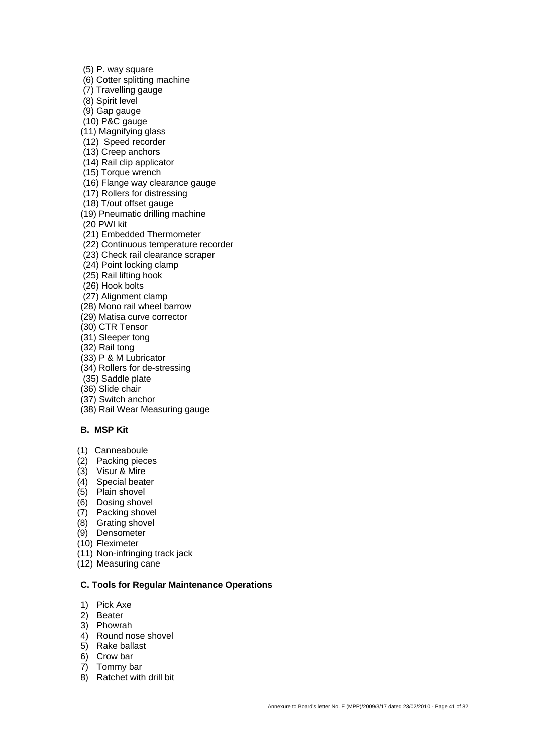(5) P. way square
(6) Cotter splitting machine
(7) Travelling gauge
(8) Spirit level
(9) Gap gauge
(10) P&C gauge
(11) Magnifying glass
(12) Speed recorder
(13) Creep anchors
(14) Rail clip applicator
(15) Torque wrench
(16) Flange way clearance gauge
(17) Rollers for distressing
(18) T/out offset gauge
(19) Pneumatic drilling machine
(20 PWI kit
(21) Embedded Thermometer
(22) Continuous temperature recorder
(23) Check rail clearance scraper
(24) Point locking clamp
(25) Rail lifting hook
(26) Hook bolts
(27) Alignment clamp
(28) Mono rail wheel barrow
(29) Matisa curve corrector
(30) CTR Tensor
(31) Sleeper tong
(32) Rail tong
(33) P & M Lubricator
(34) Rollers for de-stressing
(35) Saddle plate
(36) Slide chair
(37) Switch anchor
(38) Rail Wear Measuring gauge

**B. MSP Kit**

(1) Canneaboule
(2) Packing pieces
(3) Visur & Mire
(4) Special beater
(5) Plain shovel
(6) Dosing shovel
(7) Packing shovel
(8) Grating shovel
(9) Densometer
(10) Fleximeter
(11) Non-infringing track jack
(12) Measuring cane

**C. Tools for Regular Maintenance Operations**

1) Pick Axe
2) Beater
3) Phowrah
4) Round nose shovel
5) Rake ballast
6) Crow bar
7) Tommy bar
8) Ratchet with drill bit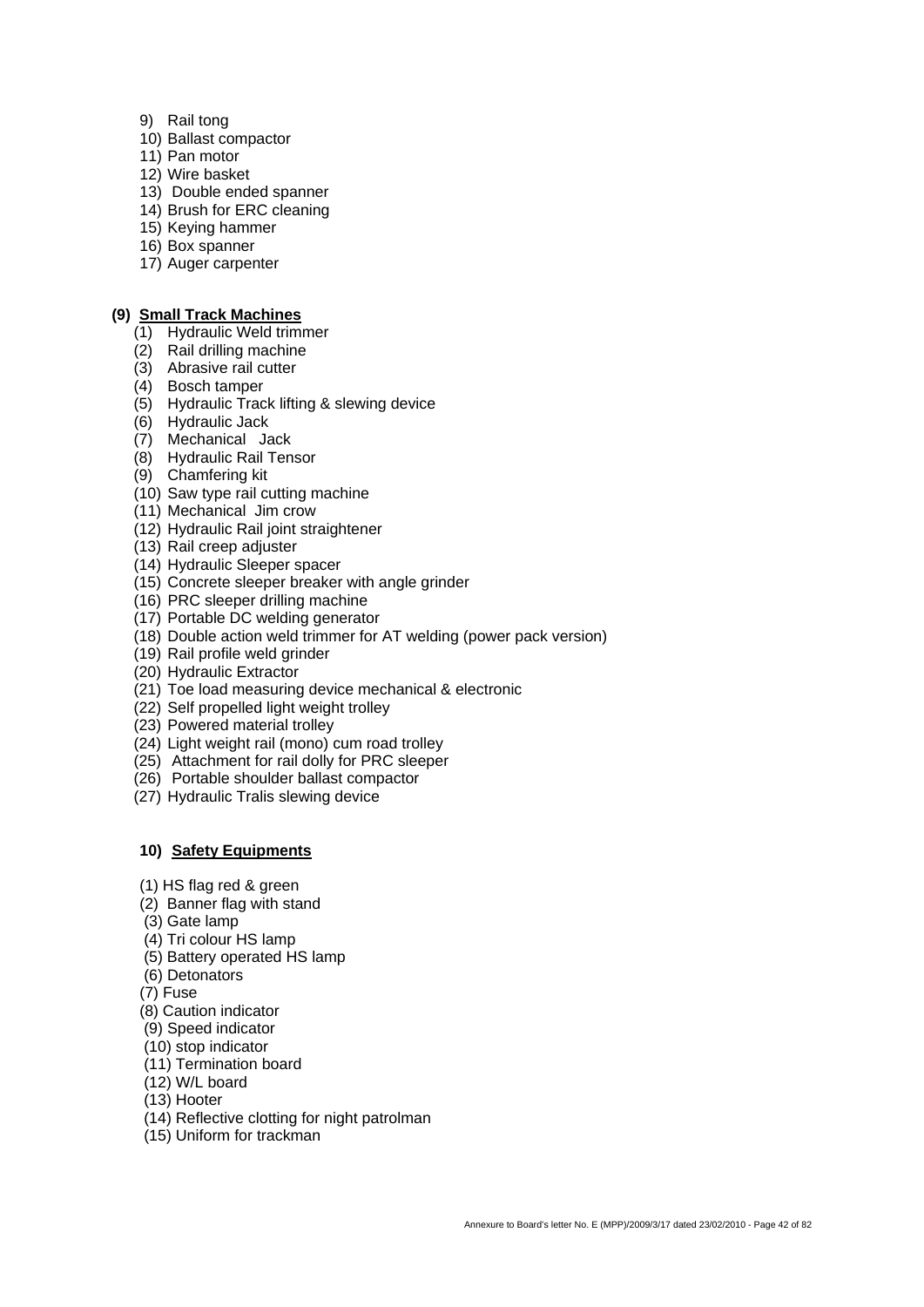9) Rail tong
10) Ballast compactor
11) Pan motor
12) Wire basket
13) Double ended spanner
14) Brush for ERC cleaning
15) Keying hammer
16) Box spanner
17) Auger carpenter

**(9) Small Track Machines**

(1) Hydraulic Weld trimmer
(2) Rail drilling machine
(3) Abrasive rail cutter
(4) Bosch tamper
(5) Hydraulic Track lifting & slewing device
(6) Hydraulic Jack
(7) Mechanical Jack
(8) Hydraulic Rail Tensor
(9) Chamfering kit
(10) Saw type rail cutting machine
(11) Mechanical Jim crow
(12) Hydraulic Rail joint straightener
(13) Rail creep adjuster
(14) Hydraulic Sleeper spacer
(15) Concrete sleeper breaker with angle grinder
(16) PRC sleeper drilling machine
(17) Portable DC welding generator
(18) Double action weld trimmer for AT welding (power pack version)
(19) Rail profile weld grinder
(20) Hydraulic Extractor
(21) Toe load measuring device mechanical & electronic
(22) Self propelled light weight trolley
(23) Powered material trolley
(24) Light weight rail (mono) cum road trolley
(25) Attachment for rail dolly for PRC sleeper
(26) Portable shoulder ballast compactor
(27) Hydraulic Tralis slewing device

**10) Safety Equipments**

(1) HS flag red & green
(2) Banner flag with stand
(3) Gate lamp
(4) Tri colour HS lamp
(5) Battery operated HS lamp
(6) Detonators
(7) Fuse
(8) Caution indicator
(9) Speed indicator
(10) stop indicator
(11) Termination board
(12) W/L board
(13) Hooter
(14) Reflective clotting for night patrolman
(15) Uniform for trackman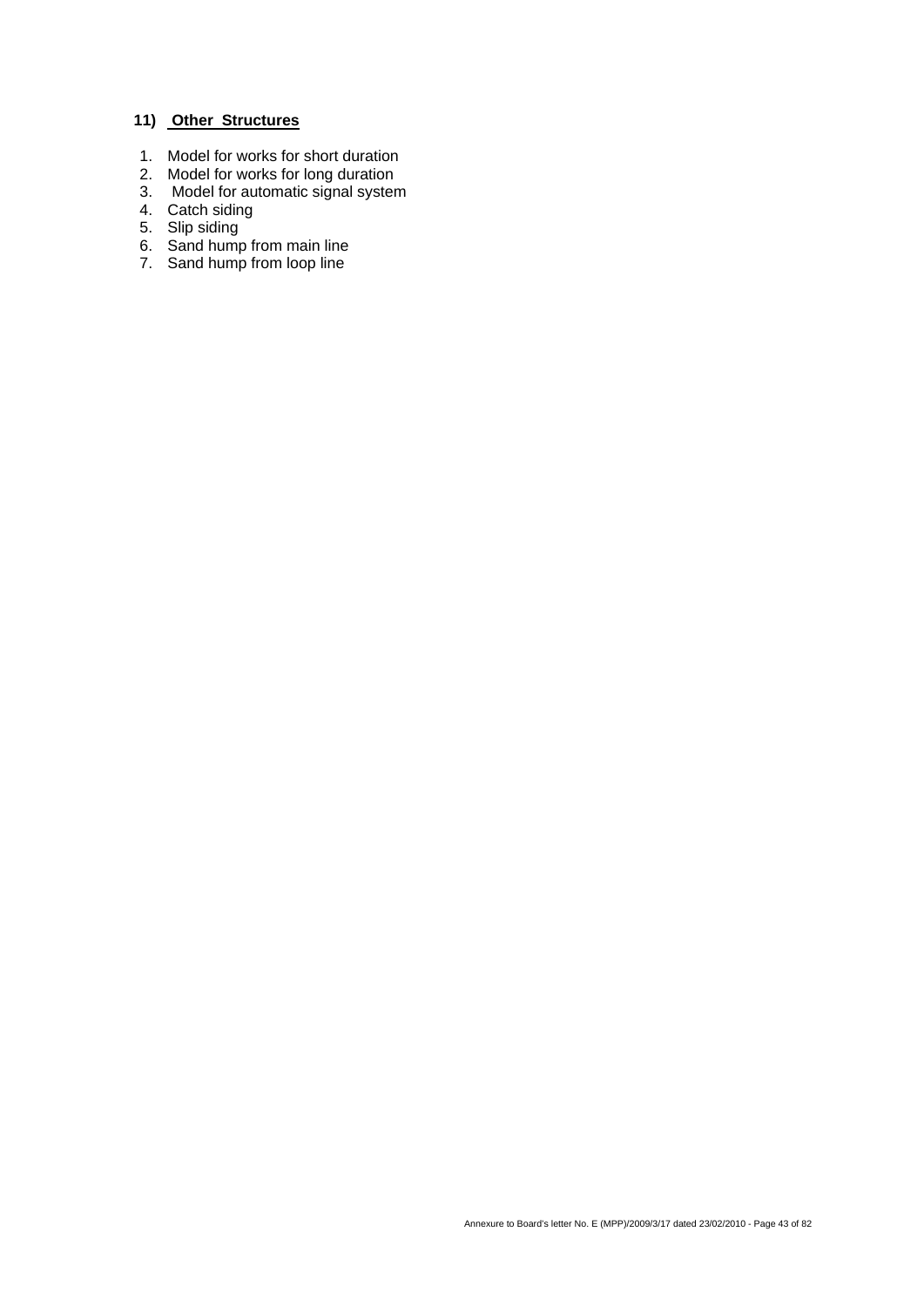**11) Other Structures**

1. Model for works for short duration
2. Model for works for long duration
3. Model for automatic signal system
4. Catch siding
5. Slip siding
6. Sand hump from main line
7. Sand hump from loop line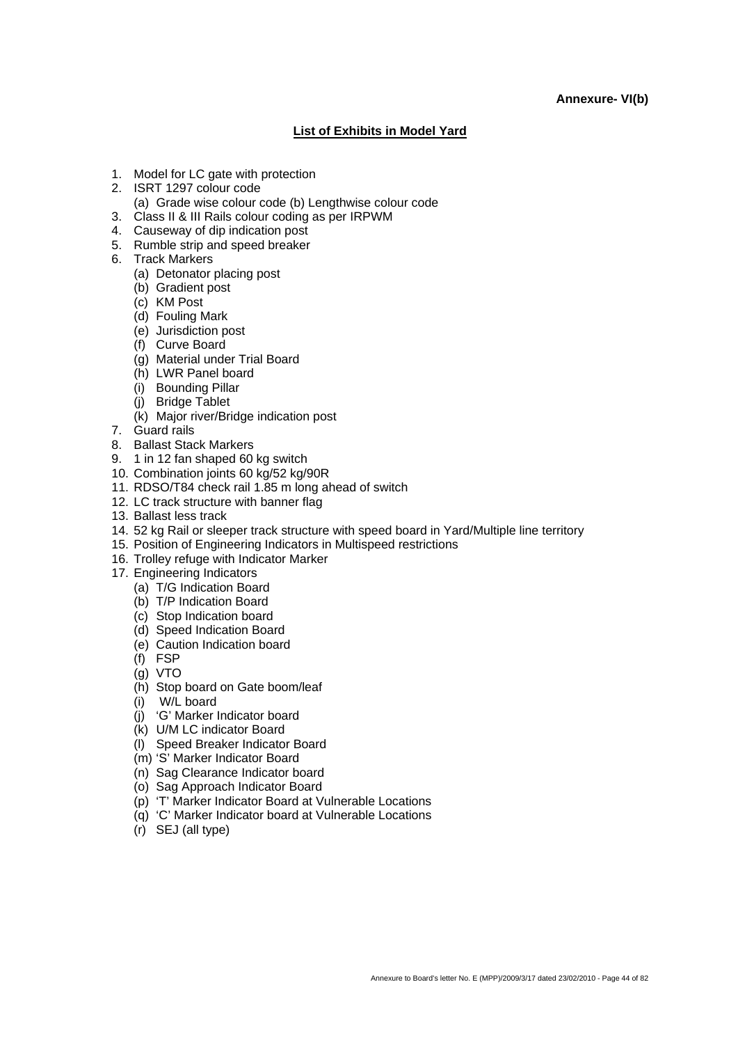**Annexure- VI(b)**

## List of Exhibits in Model Yard

1. Model for LC gate with protection
2. ISRT 1297 colour code
   (a) Grade wise colour code (b) Lengthwise colour code
3. Class II & III Rails colour coding as per IRPWM
4. Causeway of dip indication post
5. Rumble strip and speed breaker
6. Track Markers
   (a) Detonator placing post
   (b) Gradient post
   (c) KM Post
   (d) Fouling Mark
   (e) Jurisdiction post
   (f) Curve Board
   (g) Material under Trial Board
   (h) LWR Panel board
   (i) Bounding Pillar
   (j) Bridge Tablet
   (k) Major river/Bridge indication post
7. Guard rails
8. Ballast Stack Markers
9. 1 in 12 fan shaped 60 kg switch
10. Combination joints 60 kg/52 kg/90R
11. RDSO/T84 check rail 1.85 m long ahead of switch
12. LC track structure with banner flag
13. Ballast less track
14. 52 kg Rail or sleeper track structure with speed board in Yard/Multiple line territory
15. Position of Engineering Indicators in Multispeed restrictions
16. Trolley refuge with Indicator Marker
17. Engineering Indicators
   (a) T/G Indication Board
   (b) T/P Indication Board
   (c) Stop Indication board
   (d) Speed Indication Board
   (e) Caution Indication board
   (f) FSP
   (g) VTO
   (h) Stop board on Gate boom/leaf
   (i) W/L board
   (j) 'G' Marker Indicator board
   (k) U/M LC indicator Board
   (l) Speed Breaker Indicator Board
   (m) 'S' Marker Indicator Board
   (n) Sag Clearance Indicator board
   (o) Sag Approach Indicator Board
   (p) 'T' Marker Indicator Board at Vulnerable Locations
   (q) 'C' Marker Indicator board at Vulnerable Locations
   (r) SEJ (all type)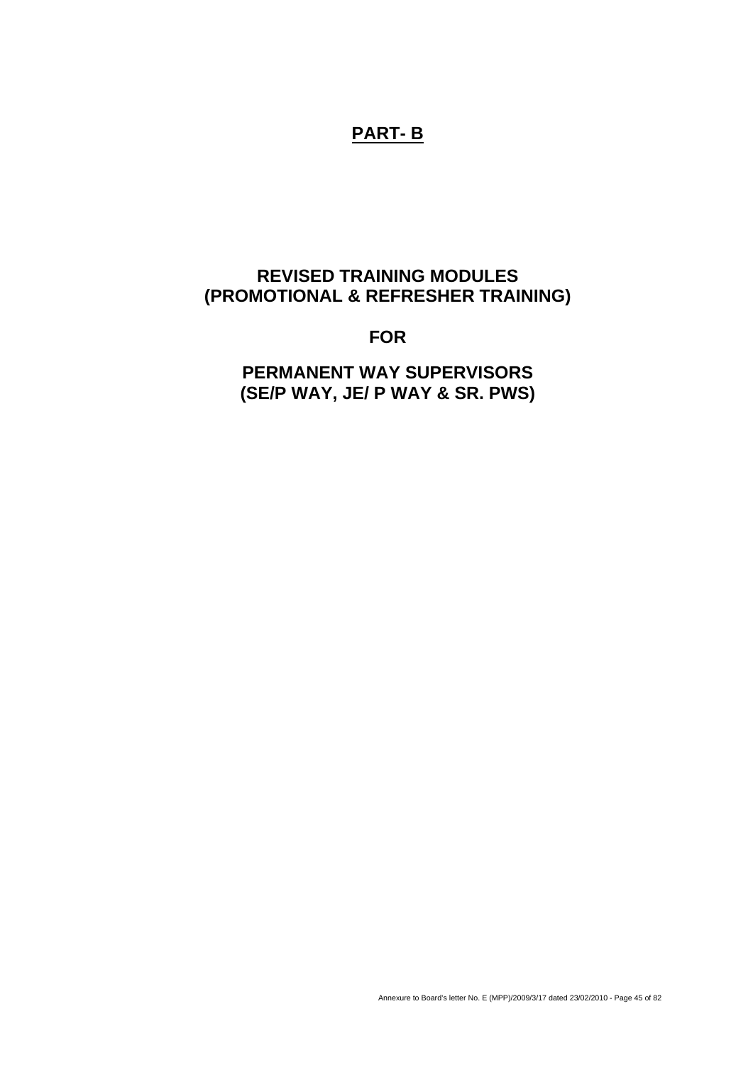# PART- B

## REVISED TRAINING MODULES (PROMOTIONAL & REFRESHER TRAINING)

## FOR

## PERMANENT WAY SUPERVISORS (SE/P WAY, JE/ P WAY & SR. PWS)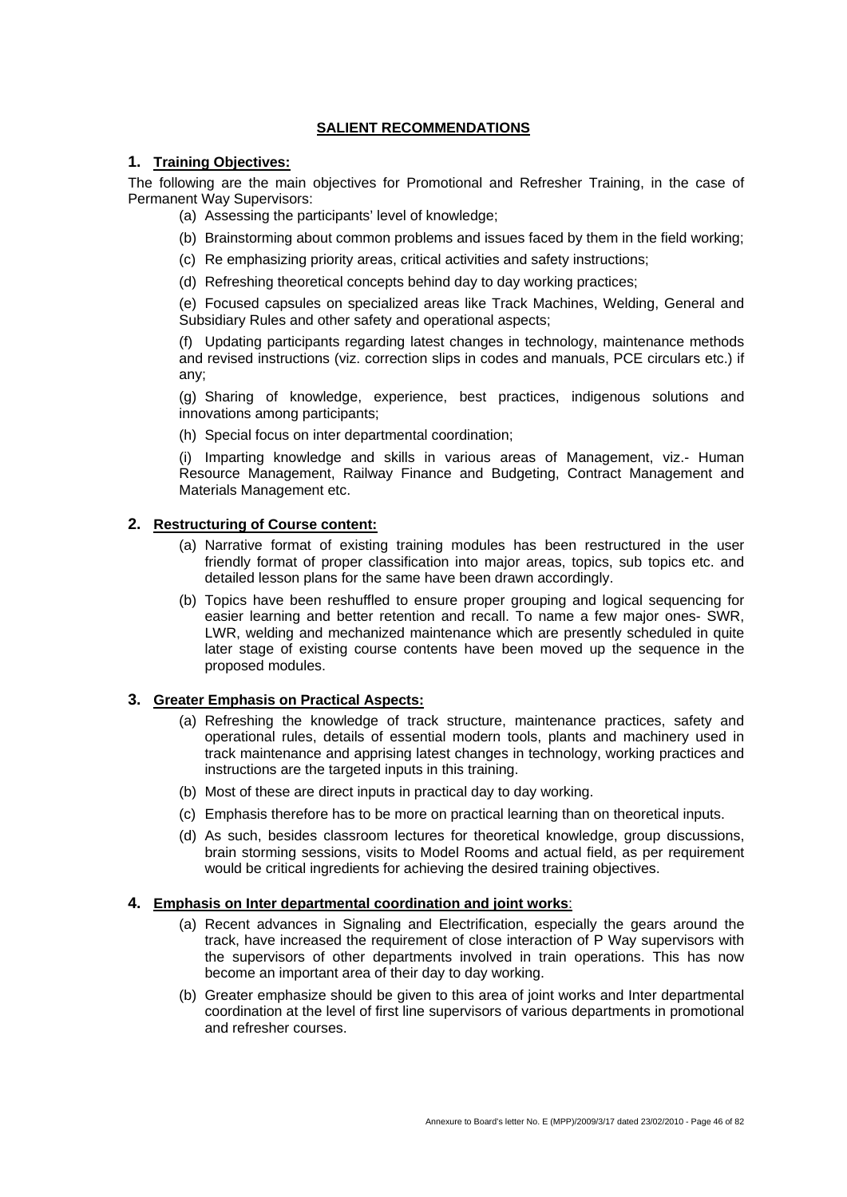## SALIENT RECOMMENDATIONS

### 1. Training Objectives:

The following are the main objectives for Promotional and Refresher Training, in the case of Permanent Way Supervisors:

(a) Assessing the participants' level of knowledge;

(b) Brainstorming about common problems and issues faced by them in the field working;

(c) Re emphasizing priority areas, critical activities and safety instructions;

(d) Refreshing theoretical concepts behind day to day working practices;

(e) Focused capsules on specialized areas like Track Machines, Welding, General and Subsidiary Rules and other safety and operational aspects;

(f) Updating participants regarding latest changes in technology, maintenance methods and revised instructions (viz. correction slips in codes and manuals, PCE circulars etc.) if any;

(g) Sharing of knowledge, experience, best practices, indigenous solutions and innovations among participants;

(h) Special focus on inter departmental coordination;

(i) Imparting knowledge and skills in various areas of Management, viz.- Human Resource Management, Railway Finance and Budgeting, Contract Management and Materials Management etc.

### 2. Restructuring of Course content:

(a) Narrative format of existing training modules has been restructured in the user friendly format of proper classification into major areas, topics, sub topics etc. and detailed lesson plans for the same have been drawn accordingly.

(b) Topics have been reshuffled to ensure proper grouping and logical sequencing for easier learning and better retention and recall. To name a few major ones- SWR, LWR, welding and mechanized maintenance which are presently scheduled in quite later stage of existing course contents have been moved up the sequence in the proposed modules.

### 3. Greater Emphasis on Practical Aspects:

(a) Refreshing the knowledge of track structure, maintenance practices, safety and operational rules, details of essential modern tools, plants and machinery used in track maintenance and apprising latest changes in technology, working practices and instructions are the targeted inputs in this training.

(b) Most of these are direct inputs in practical day to day working.

(c) Emphasis therefore has to be more on practical learning than on theoretical inputs.

(d) As such, besides classroom lectures for theoretical knowledge, group discussions, brain storming sessions, visits to Model Rooms and actual field, as per requirement would be critical ingredients for achieving the desired training objectives.

### 4. Emphasis on Inter departmental coordination and joint works:

(a) Recent advances in Signaling and Electrification, especially the gears around the track, have increased the requirement of close interaction of P Way supervisors with the supervisors of other departments involved in train operations. This has now become an important area of their day to day working.

(b) Greater emphasize should be given to this area of joint works and Inter departmental coordination at the level of first line supervisors of various departments in promotional and refresher courses.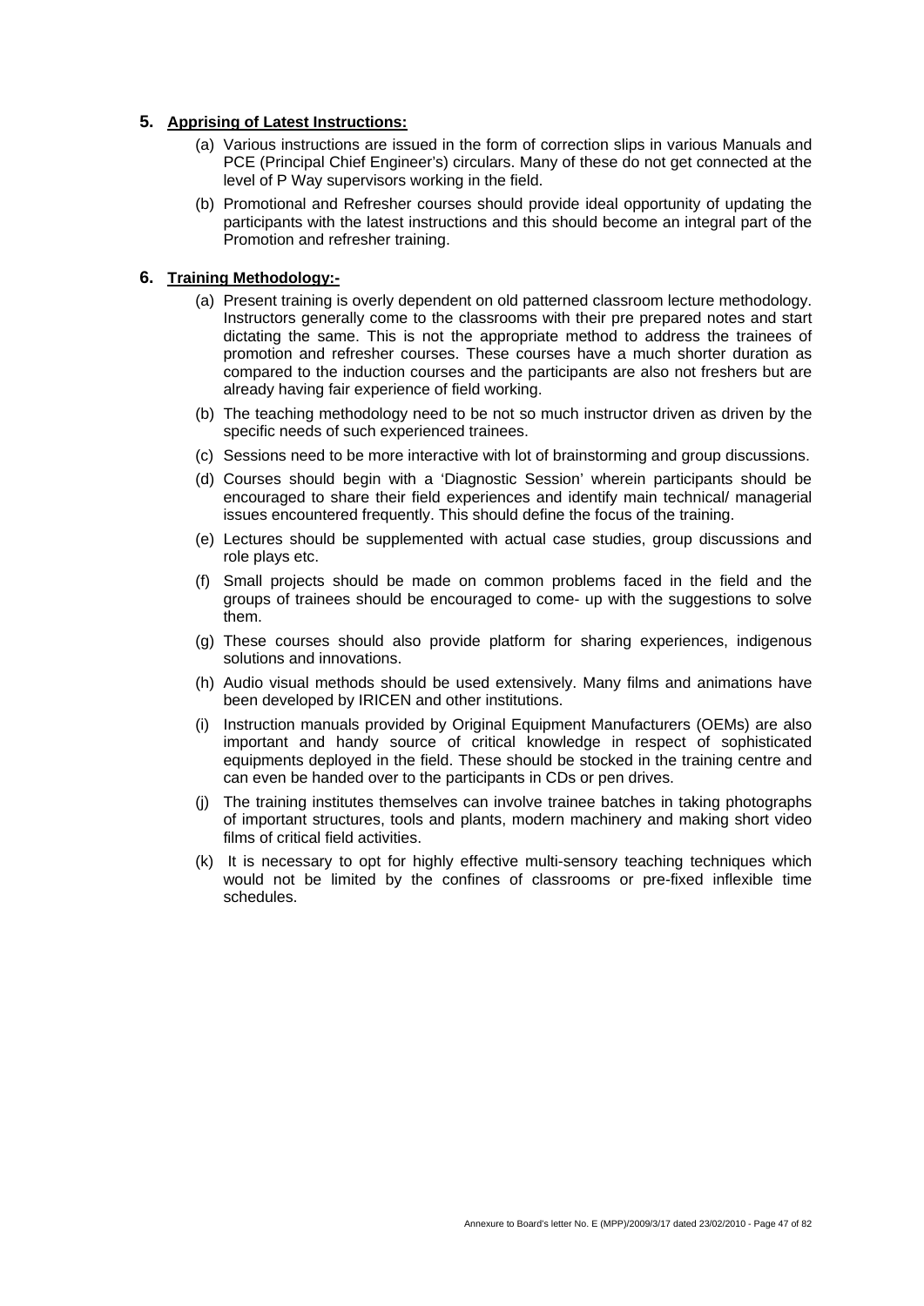## 5. Apprising of Latest Instructions:

(a) Various instructions are issued in the form of correction slips in various Manuals and PCE (Principal Chief Engineer's) circulars. Many of these do not get connected at the level of P Way supervisors working in the field.

(b) Promotional and Refresher courses should provide ideal opportunity of updating the participants with the latest instructions and this should become an integral part of the Promotion and refresher training.

## 6. Training Methodology:-

(a) Present training is overly dependent on old patterned classroom lecture methodology. Instructors generally come to the classrooms with their pre prepared notes and start dictating the same. This is not the appropriate method to address the trainees of promotion and refresher courses. These courses have a much shorter duration as compared to the induction courses and the participants are also not freshers but are already having fair experience of field working.

(b) The teaching methodology need to be not so much instructor driven as driven by the specific needs of such experienced trainees.

(c) Sessions need to be more interactive with lot of brainstorming and group discussions.

(d) Courses should begin with a 'Diagnostic Session' wherein participants should be encouraged to share their field experiences and identify main technical/ managerial issues encountered frequently. This should define the focus of the training.

(e) Lectures should be supplemented with actual case studies, group discussions and role plays etc.

(f) Small projects should be made on common problems faced in the field and the groups of trainees should be encouraged to come- up with the suggestions to solve them.

(g) These courses should also provide platform for sharing experiences, indigenous solutions and innovations.

(h) Audio visual methods should be used extensively. Many films and animations have been developed by IRICEN and other institutions.

(i) Instruction manuals provided by Original Equipment Manufacturers (OEMs) are also important and handy source of critical knowledge in respect of sophisticated equipments deployed in the field. These should be stocked in the training centre and can even be handed over to the participants in CDs or pen drives.

(j) The training institutes themselves can involve trainee batches in taking photographs of important structures, tools and plants, modern machinery and making short video films of critical field activities.

(k) It is necessary to opt for highly effective multi-sensory teaching techniques which would not be limited by the confines of classrooms or pre-fixed inflexible time schedules.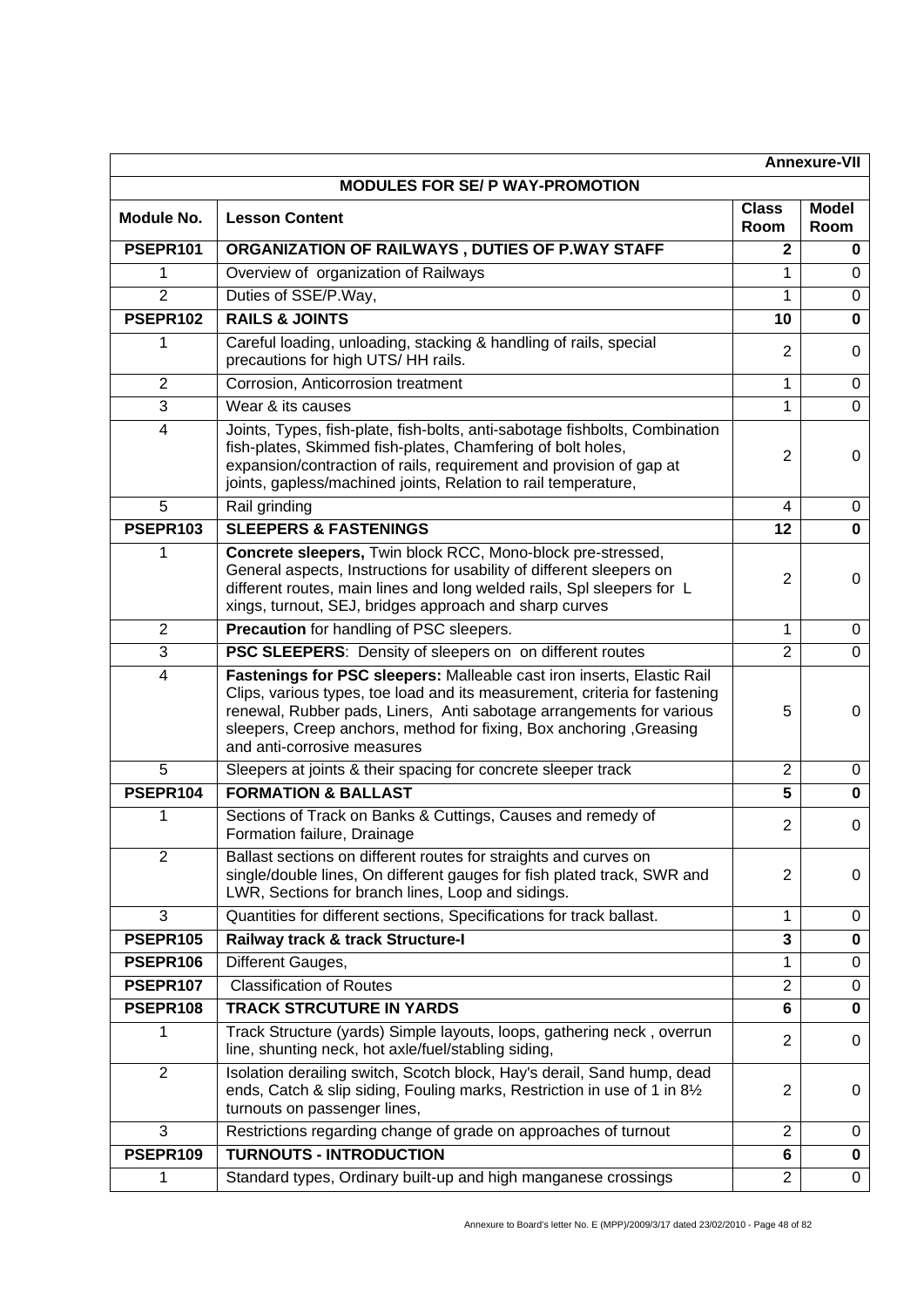**Annexure-VII**

## MODULES FOR SE/ P WAY-PROMOTION

| Module No. | Lesson Content | Class Room | Model Room |
|---|---|---|---|
| **PSEPR101** | **ORGANIZATION OF RAILWAYS , DUTIES OF P.WAY STAFF** | **2** | **0** |
| 1 | Overview of organization of Railways | 1 | 0 |
| 2 | Duties of SSE/P.Way, | 1 | 0 |
| **PSEPR102** | **RAILS & JOINTS** | **10** | **0** |
| 1 | Careful loading, unloading, stacking & handling of rails, special precautions for high UTS/ HH rails. | 2 | 0 |
| 2 | Corrosion, Anticorrosion treatment | 1 | 0 |
| 3 | Wear & its causes | 1 | 0 |
| 4 | Joints, Types, fish-plate, fish-bolts, anti-sabotage fishbolts, Combination fish-plates, Skimmed fish-plates, Chamfering of bolt holes, expansion/contraction of rails, requirement and provision of gap at joints, gapless/machined joints, Relation to rail temperature, | 2 | 0 |
| 5 | Rail grinding | 4 | 0 |
| **PSEPR103** | **SLEEPERS & FASTENINGS** | **12** | **0** |
| 1 | **Concrete sleepers,** Twin block RCC, Mono-block pre-stressed, General aspects, Instructions for usability of different sleepers on different routes, main lines and long welded rails, Spl sleepers for L xings, turnout, SEJ, bridges approach and sharp curves | 2 | 0 |
| 2 | **Precaution** for handling of PSC sleepers. | 1 | 0 |
| 3 | **PSC SLEEPERS**: Density of sleepers on on different routes | 2 | 0 |
| 4 | **Fastenings for PSC sleepers:** Malleable cast iron inserts, Elastic Rail Clips, various types, toe load and its measurement, criteria for fastening renewal, Rubber pads, Liners, Anti sabotage arrangements for various sleepers, Creep anchors, method for fixing, Box anchoring ,Greasing and anti-corrosive measures | 5 | 0 |
| 5 | Sleepers at joints & their spacing for concrete sleeper track | 2 | 0 |
| **PSEPR104** | **FORMATION & BALLAST** | **5** | **0** |
| 1 | Sections of Track on Banks & Cuttings, Causes and remedy of Formation failure, Drainage | 2 | 0 |
| 2 | Ballast sections on different routes for straights and curves on single/double lines, On different gauges for fish plated track, SWR and LWR, Sections for branch lines, Loop and sidings. | 2 | 0 |
| 3 | Quantities for different sections, Specifications for track ballast. | 1 | 0 |
| **PSEPR105** | **Railway track & track Structure-I** | **3** | **0** |
| **PSEPR106** | Different Gauges, | 1 | 0 |
| **PSEPR107** | Classification of Routes | 2 | 0 |
| **PSEPR108** | **TRACK STRCUTURE IN YARDS** | **6** | **0** |
| 1 | Track Structure (yards) Simple layouts, loops, gathering neck , overrun line, shunting neck, hot axle/fuel/stabling siding, | 2 | 0 |
| 2 | Isolation derailing switch, Scotch block, Hay's derail, Sand hump, dead ends, Catch & slip siding, Fouling marks, Restriction in use of 1 in 8½ turnouts on passenger lines, | 2 | 0 |
| 3 | Restrictions regarding change of grade on approaches of turnout | 2 | 0 |
| **PSEPR109** | **TURNOUTS - INTRODUCTION** | **6** | **0** |
| 1 | Standard types, Ordinary built-up and high manganese crossings | 2 | 0 |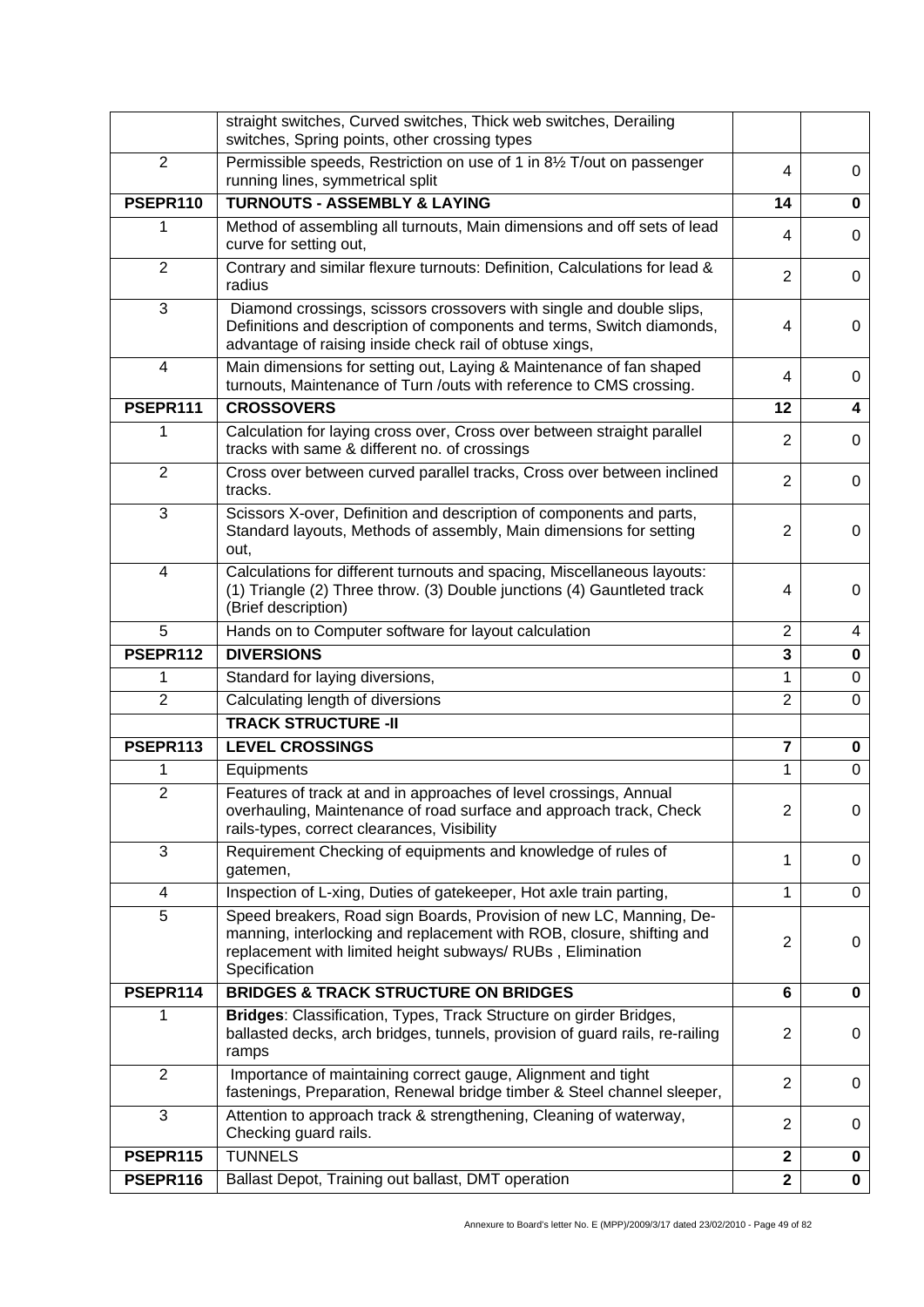|  |  |  |  |
|---|---|---|---|
|  | straight switches, Curved switches, Thick web switches, Derailing switches, Spring points, other crossing types |  |  |
| 2 | Permissible speeds, Restriction on use of 1 in 8½ T/out on passenger running lines, symmetrical split | 4 | 0 |
| **PSEPR110** | **TURNOUTS - ASSEMBLY & LAYING** | **14** | **0** |
| 1 | Method of assembling all turnouts, Main dimensions and off sets of lead curve for setting out, | 4 | 0 |
| 2 | Contrary and similar flexure turnouts: Definition, Calculations for lead & radius | 2 | 0 |
| 3 | Diamond crossings, scissors crossovers with single and double slips, Definitions and description of components and terms, Switch diamonds, advantage of raising inside check rail of obtuse xings, | 4 | 0 |
| 4 | Main dimensions for setting out, Laying & Maintenance of fan shaped turnouts, Maintenance of Turn /outs with reference to CMS crossing. | 4 | 0 |
| **PSEPR111** | **CROSSOVERS** | **12** | **4** |
| 1 | Calculation for laying cross over, Cross over between straight parallel tracks with same & different no. of crossings | 2 | 0 |
| 2 | Cross over between curved parallel tracks, Cross over between inclined tracks. | 2 | 0 |
| 3 | Scissors X-over, Definition and description of components and parts, Standard layouts, Methods of assembly, Main dimensions for setting out, | 2 | 0 |
| 4 | Calculations for different turnouts and spacing, Miscellaneous layouts: (1) Triangle (2) Three throw. (3) Double junctions (4) Gauntleted track (Brief description) | 4 | 0 |
| 5 | Hands on to Computer software for layout calculation | 2 | 4 |
| **PSEPR112** | **DIVERSIONS** | **3** | **0** |
| 1 | Standard for laying diversions, | 1 | 0 |
| 2 | Calculating length of diversions | 2 | 0 |
|  | **TRACK STRUCTURE -II** |  |  |
| **PSEPR113** | **LEVEL CROSSINGS** | **7** | **0** |
| 1 | Equipments | 1 | 0 |
| 2 | Features of track at and in approaches of level crossings, Annual overhauling, Maintenance of road surface and approach track, Check rails-types, correct clearances, Visibility | 2 | 0 |
| 3 | Requirement Checking of equipments and knowledge of rules of gatemen, | 1 | 0 |
| 4 | Inspection of L-xing, Duties of gatekeeper, Hot axle train parting, | 1 | 0 |
| 5 | Speed breakers, Road sign Boards, Provision of new LC, Manning, De-manning, interlocking and replacement with ROB, closure, shifting and replacement with limited height subways/ RUBs , Elimination Specification | 2 | 0 |
| **PSEPR114** | **BRIDGES & TRACK STRUCTURE ON BRIDGES** | **6** | **0** |
| 1 | **Bridges**: Classification, Types, Track Structure on girder Bridges, ballasted decks, arch bridges, tunnels, provision of guard rails, re-railing ramps | 2 | 0 |
| 2 | Importance of maintaining correct gauge, Alignment and tight fastenings, Preparation, Renewal bridge timber & Steel channel sleeper, | 2 | 0 |
| 3 | Attention to approach track & strengthening, Cleaning of waterway, Checking guard rails. | 2 | 0 |
| **PSEPR115** | TUNNELS | **2** | **0** |
| **PSEPR116** | Ballast Depot, Training out ballast, DMT operation | **2** | **0** |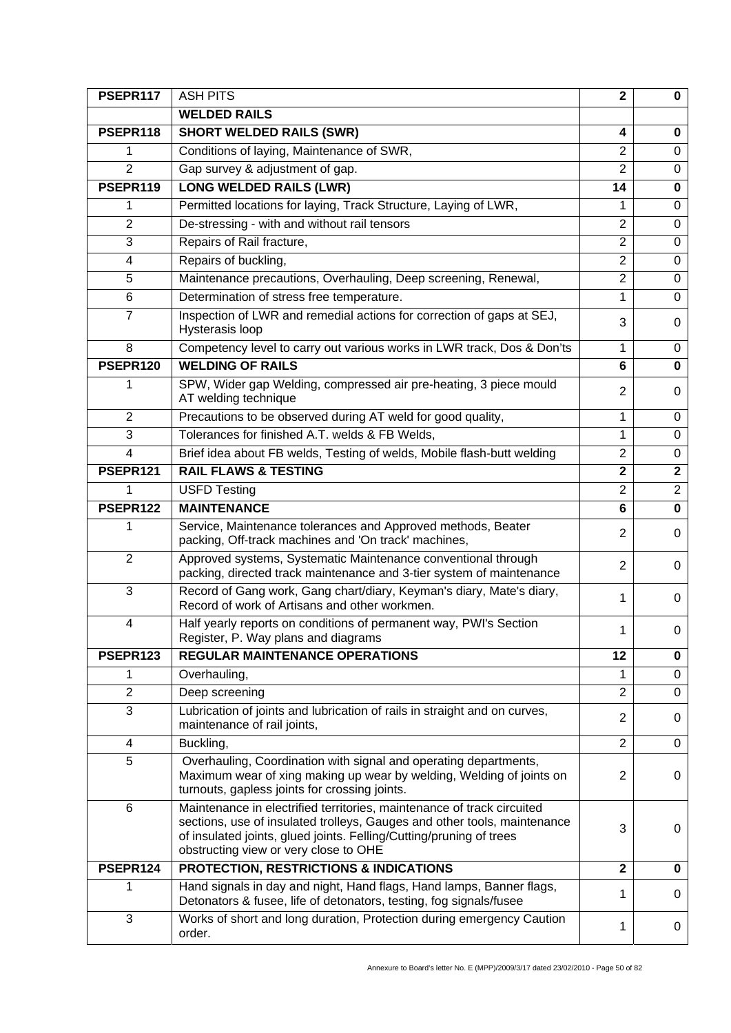| PSEPR117 | ASH PITS | **2** | **0** |
|---|---|---|---|
| | **WELDED RAILS** | | |
| **PSEPR118** | **SHORT WELDED RAILS (SWR)** | **4** | **0** |
| 1 | Conditions of laying, Maintenance of SWR, | 2 | 0 |
| 2 | Gap survey & adjustment of gap. | 2 | 0 |
| **PSEPR119** | **LONG WELDED RAILS (LWR)** | **14** | **0** |
| 1 | Permitted locations for laying, Track Structure, Laying of LWR, | 1 | 0 |
| 2 | De-stressing - with and without rail tensors | 2 | 0 |
| 3 | Repairs of Rail fracture, | 2 | 0 |
| 4 | Repairs of buckling, | 2 | 0 |
| 5 | Maintenance precautions, Overhauling, Deep screening, Renewal, | 2 | 0 |
| 6 | Determination of stress free temperature. | 1 | 0 |
| 7 | Inspection of LWR and remedial actions for correction of gaps at SEJ, Hysterasis loop | 3 | 0 |
| 8 | Competency level to carry out various works in LWR track, Dos & Don'ts | 1 | 0 |
| **PSEPR120** | **WELDING OF RAILS** | **6** | **0** |
| 1 | SPW, Wider gap Welding, compressed air pre-heating, 3 piece mould AT welding technique | 2 | 0 |
| 2 | Precautions to be observed during AT weld for good quality, | 1 | 0 |
| 3 | Tolerances for finished A.T. welds & FB Welds, | 1 | 0 |
| 4 | Brief idea about FB welds, Testing of welds, Mobile flash-butt welding | 2 | 0 |
| **PSEPR121** | **RAIL FLAWS & TESTING** | **2** | **2** |
| 1 | USFD Testing | 2 | 2 |
| **PSEPR122** | **MAINTENANCE** | **6** | **0** |
| 1 | Service, Maintenance tolerances and Approved methods, Beater packing, Off-track machines and 'On track' machines, | 2 | 0 |
| 2 | Approved systems, Systematic Maintenance conventional through packing, directed track maintenance and 3-tier system of maintenance | 2 | 0 |
| 3 | Record of Gang work, Gang chart/diary, Keyman's diary, Mate's diary, Record of work of Artisans and other workmen. | 1 | 0 |
| 4 | Half yearly reports on conditions of permanent way, PWI's Section Register, P. Way plans and diagrams | 1 | 0 |
| **PSEPR123** | **REGULAR MAINTENANCE OPERATIONS** | **12** | **0** |
| 1 | Overhauling, | 1 | 0 |
| 2 | Deep screening | 2 | 0 |
| 3 | Lubrication of joints and lubrication of rails in straight and on curves, maintenance of rail joints, | 2 | 0 |
| 4 | Buckling, | 2 | 0 |
| 5 | Overhauling, Coordination with signal and operating departments, Maximum wear of xing making up wear by welding, Welding of joints on turnouts, gapless joints for crossing joints. | 2 | 0 |
| 6 | Maintenance in electrified territories, maintenance of track circuited sections, use of insulated trolleys, Gauges and other tools, maintenance of insulated joints, glued joints. Felling/Cutting/pruning of trees obstructing view or very close to OHE | 3 | 0 |
| **PSEPR124** | **PROTECTION, RESTRICTIONS & INDICATIONS** | **2** | **0** |
| 1 | Hand signals in day and night, Hand flags, Hand lamps, Banner flags, Detonators & fusee, life of detonators, testing, fog signals/fusee | 1 | 0 |
| 3 | Works of short and long duration, Protection during emergency Caution order. | 1 | 0 |

Annexure to Board's letter No. E (MPP)/2009/3/17 dated 23/02/2010 - Page 50 of 82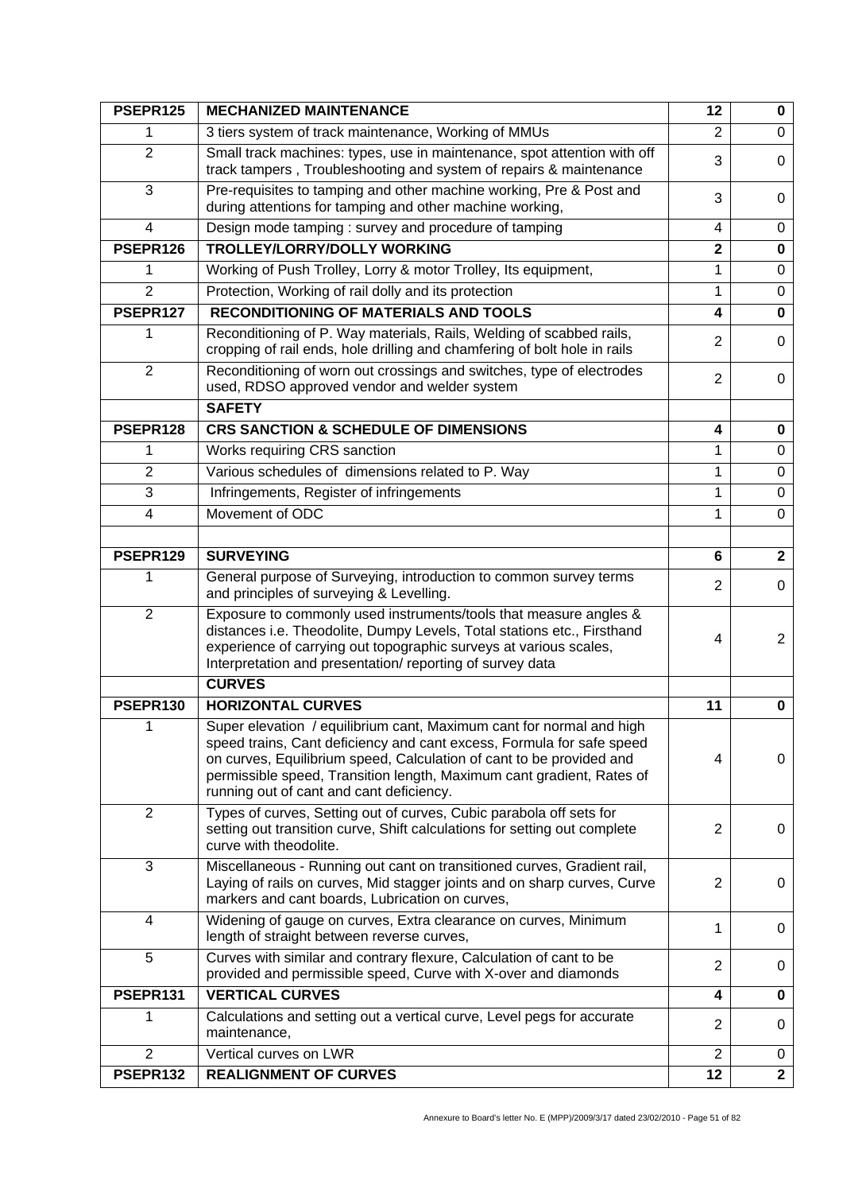| PSEPR125 | **MECHANIZED MAINTENANCE** | **12** | **0** |
|---|---|---|---|
| 1 | 3 tiers system of track maintenance, Working of MMUs | 2 | 0 |
| 2 | Small track machines: types, use in maintenance, spot attention with off track tampers , Troubleshooting and system of repairs & maintenance | 3 | 0 |
| 3 | Pre-requisites to tamping and other machine working, Pre & Post and during attentions for tamping and other machine working, | 3 | 0 |
| 4 | Design mode tamping : survey and procedure of tamping | 4 | 0 |
| **PSEPR126** | **TROLLEY/LORRY/DOLLY WORKING** | **2** | **0** |
| 1 | Working of Push Trolley, Lorry & motor Trolley, Its equipment, | 1 | 0 |
| 2 | Protection, Working of rail dolly and its protection | 1 | 0 |
| **PSEPR127** | **RECONDITIONING OF MATERIALS AND TOOLS** | **4** | **0** |
| 1 | Reconditioning of P. Way materials, Rails, Welding of scabbed rails, cropping of rail ends, hole drilling and chamfering of bolt hole in rails | 2 | 0 |
| 2 | Reconditioning of worn out crossings and switches, type of electrodes used, RDSO approved vendor and welder system | 2 | 0 |
| | **SAFETY** | | |
| **PSEPR128** | **CRS SANCTION & SCHEDULE OF DIMENSIONS** | **4** | **0** |
| 1 | Works requiring CRS sanction | 1 | 0 |
| 2 | Various schedules of dimensions related to P. Way | 1 | 0 |
| 3 | Infringements, Register of infringements | 1 | 0 |
| 4 | Movement of ODC | 1 | 0 |
| | | | |
| **PSEPR129** | **SURVEYING** | **6** | **2** |
| 1 | General purpose of Surveying, introduction to common survey terms and principles of surveying & Levelling. | 2 | 0 |
| 2 | Exposure to commonly used instruments/tools that measure angles & distances i.e. Theodolite, Dumpy Levels, Total stations etc., Firsthand experience of carrying out topographic surveys at various scales, Interpretation and presentation/ reporting of survey data | 4 | 2 |
| | **CURVES** | | |
| **PSEPR130** | **HORIZONTAL CURVES** | **11** | **0** |
| 1 | Super elevation / equilibrium cant, Maximum cant for normal and high speed trains, Cant deficiency and cant excess, Formula for safe speed on curves, Equilibrium speed, Calculation of cant to be provided and permissible speed, Transition length, Maximum cant gradient, Rates of running out of cant and cant deficiency. | 4 | 0 |
| 2 | Types of curves, Setting out of curves, Cubic parabola off sets for setting out transition curve, Shift calculations for setting out complete curve with theodolite. | 2 | 0 |
| 3 | Miscellaneous - Running out cant on transitioned curves, Gradient rail, Laying of rails on curves, Mid stagger joints and on sharp curves, Curve markers and cant boards, Lubrication on curves, | 2 | 0 |
| 4 | Widening of gauge on curves, Extra clearance on curves, Minimum length of straight between reverse curves, | 1 | 0 |
| 5 | Curves with similar and contrary flexure, Calculation of cant to be provided and permissible speed, Curve with X-over and diamonds | 2 | 0 |
| **PSEPR131** | **VERTICAL CURVES** | **4** | **0** |
| 1 | Calculations and setting out a vertical curve, Level pegs for accurate maintenance, | 2 | 0 |
| 2 | Vertical curves on LWR | 2 | 0 |
| **PSEPR132** | **REALIGNMENT OF CURVES** | **12** | **2** |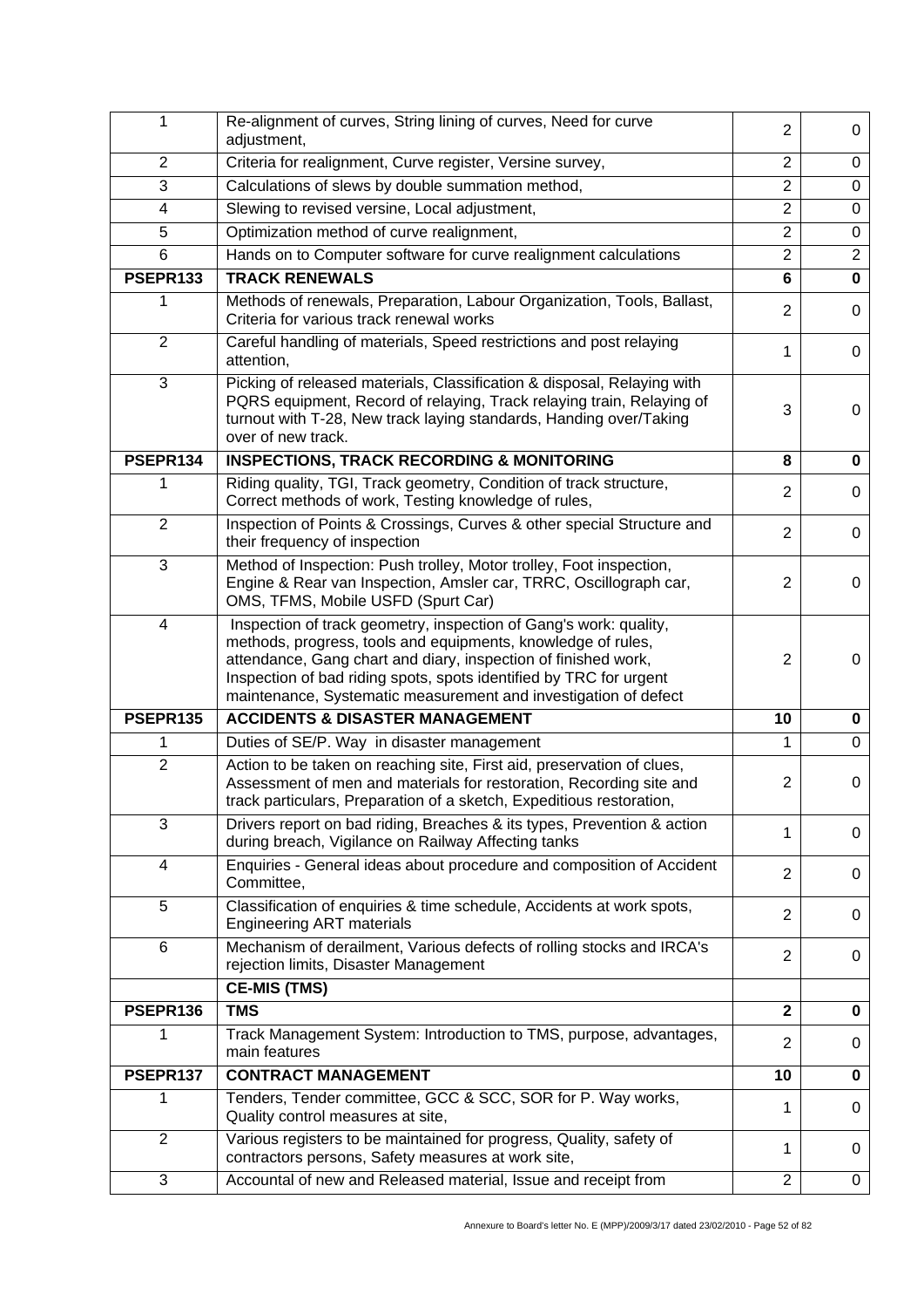| | | | |
|---|---|---|---|
| 1 | Re-alignment of curves, String lining of curves, Need for curve adjustment, | 2 | 0 |
| 2 | Criteria for realignment, Curve register, Versine survey, | 2 | 0 |
| 3 | Calculations of slews by double summation method, | 2 | 0 |
| 4 | Slewing to revised versine, Local adjustment, | 2 | 0 |
| 5 | Optimization method of curve realignment, | 2 | 0 |
| 6 | Hands on to Computer software for curve realignment calculations | 2 | 2 |
| **PSEPR133** | **TRACK RENEWALS** | **6** | **0** |
| 1 | Methods of renewals, Preparation, Labour Organization, Tools, Ballast, Criteria for various track renewal works | 2 | 0 |
| 2 | Careful handling of materials, Speed restrictions and post relaying attention, | 1 | 0 |
| 3 | Picking of released materials, Classification & disposal, Relaying with PQRS equipment, Record of relaying, Track relaying train, Relaying of turnout with T-28, New track laying standards, Handing over/Taking over of new track. | 3 | 0 |
| **PSEPR134** | **INSPECTIONS, TRACK RECORDING & MONITORING** | **8** | **0** |
| 1 | Riding quality, TGI, Track geometry, Condition of track structure, Correct methods of work, Testing knowledge of rules, | 2 | 0 |
| 2 | Inspection of Points & Crossings, Curves & other special Structure and their frequency of inspection | 2 | 0 |
| 3 | Method of Inspection: Push trolley, Motor trolley, Foot inspection, Engine & Rear van Inspection, Amsler car, TRRC, Oscillograph car, OMS, TFMS, Mobile USFD (Spurt Car) | 2 | 0 |
| 4 | Inspection of track geometry, inspection of Gang's work: quality, methods, progress, tools and equipments, knowledge of rules, attendance, Gang chart and diary, inspection of finished work, Inspection of bad riding spots, spots identified by TRC for urgent maintenance, Systematic measurement and investigation of defect | 2 | 0 |
| **PSEPR135** | **ACCIDENTS & DISASTER MANAGEMENT** | **10** | **0** |
| 1 | Duties of SE/P. Way in disaster management | 1 | 0 |
| 2 | Action to be taken on reaching site, First aid, preservation of clues, Assessment of men and materials for restoration, Recording site and track particulars, Preparation of a sketch, Expeditious restoration, | 2 | 0 |
| 3 | Drivers report on bad riding, Breaches & its types, Prevention & action during breach, Vigilance on Railway Affecting tanks | 1 | 0 |
| 4 | Enquiries - General ideas about procedure and composition of Accident Committee, | 2 | 0 |
| 5 | Classification of enquiries & time schedule, Accidents at work spots, Engineering ART materials | 2 | 0 |
| 6 | Mechanism of derailment, Various defects of rolling stocks and IRCA's rejection limits, Disaster Management | 2 | 0 |
| | **CE-MIS (TMS)** | | |
| **PSEPR136** | **TMS** | **2** | **0** |
| 1 | Track Management System: Introduction to TMS, purpose, advantages, main features | 2 | 0 |
| **PSEPR137** | **CONTRACT MANAGEMENT** | **10** | **0** |
| 1 | Tenders, Tender committee, GCC & SCC, SOR for P. Way works, Quality control measures at site, | 1 | 0 |
| 2 | Various registers to be maintained for progress, Quality, safety of contractors persons, Safety measures at work site, | 1 | 0 |
| 3 | Accountal of new and Released material, Issue and receipt from | 2 | 0 |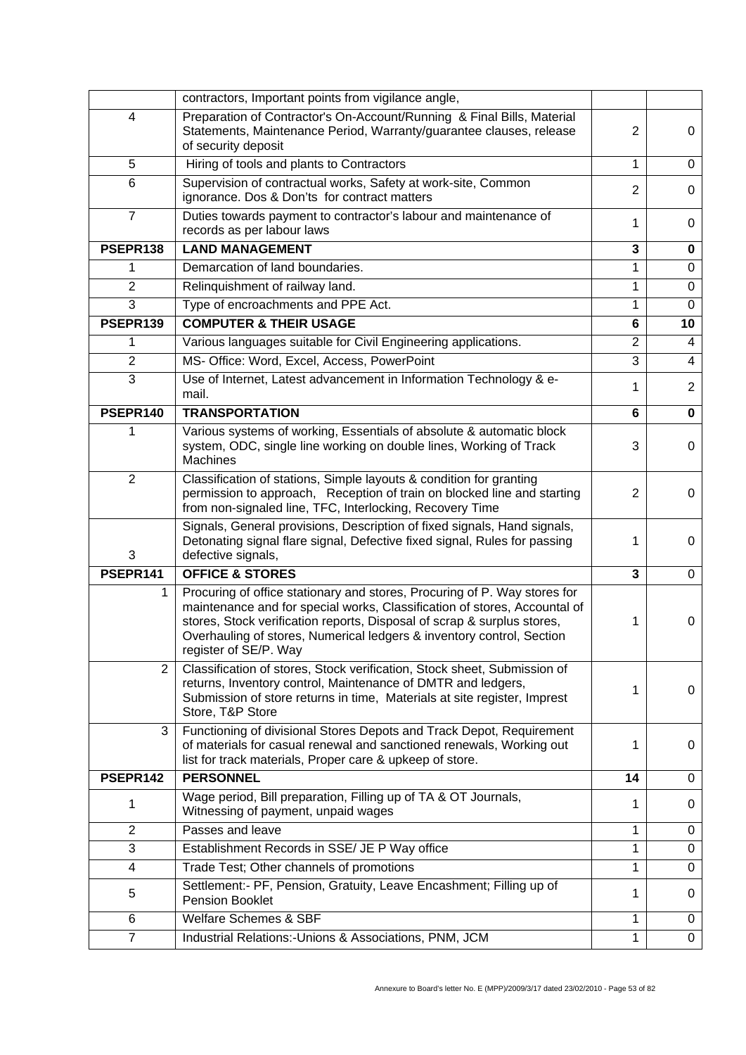|  | contractors, Important points from vigilance angle, |  |  |
|---|---|---|---|
| 4 | Preparation of Contractor's On-Account/Running & Final Bills, Material Statements, Maintenance Period, Warranty/guarantee clauses, release of security deposit | 2 | 0 |
| 5 | Hiring of tools and plants to Contractors | 1 | 0 |
| 6 | Supervision of contractual works, Safety at work-site, Common ignorance. Dos & Don'ts for contract matters | 2 | 0 |
| 7 | Duties towards payment to contractor's labour and maintenance of records as per labour laws | 1 | 0 |
| **PSEPR138** | **LAND MANAGEMENT** | **3** | **0** |
| 1 | Demarcation of land boundaries. | 1 | 0 |
| 2 | Relinquishment of railway land. | 1 | 0 |
| 3 | Type of encroachments and PPE Act. | 1 | 0 |
| **PSEPR139** | **COMPUTER & THEIR USAGE** | **6** | **10** |
| 1 | Various languages suitable for Civil Engineering applications. | 2 | 4 |
| 2 | MS- Office: Word, Excel, Access, PowerPoint | 3 | 4 |
| 3 | Use of Internet, Latest advancement in Information Technology & e-mail. | 1 | 2 |
| **PSEPR140** | **TRANSPORTATION** | **6** | **0** |
| 1 | Various systems of working, Essentials of absolute & automatic block system, ODC, single line working on double lines, Working of Track Machines | 3 | 0 |
| 2 | Classification of stations, Simple layouts & condition for granting permission to approach, Reception of train on blocked line and starting from non-signaled line, TFC, Interlocking, Recovery Time | 2 | 0 |
| 3 | Signals, General provisions, Description of fixed signals, Hand signals, Detonating signal flare signal, Defective fixed signal, Rules for passing defective signals, | 1 | 0 |
| **PSEPR141** | **OFFICE & STORES** | **3** | 0 |
| 1 | Procuring of office stationary and stores, Procuring of P. Way stores for maintenance and for special works, Classification of stores, Accountal of stores, Stock verification reports, Disposal of scrap & surplus stores, Overhauling of stores, Numerical ledgers & inventory control, Section register of SE/P. Way | 1 | 0 |
| 2 | Classification of stores, Stock verification, Stock sheet, Submission of returns, Inventory control, Maintenance of DMTR and ledgers, Submission of store returns in time, Materials at site register, Imprest Store, T&P Store | 1 | 0 |
| 3 | Functioning of divisional Stores Depots and Track Depot, Requirement of materials for casual renewal and sanctioned renewals, Working out list for track materials, Proper care & upkeep of store. | 1 | 0 |
| **PSEPR142** | **PERSONNEL** | **14** | 0 |
| 1 | Wage period, Bill preparation, Filling up of TA & OT Journals, Witnessing of payment, unpaid wages | 1 | 0 |
| 2 | Passes and leave | 1 | 0 |
| 3 | Establishment Records in SSE/ JE P Way office | 1 | 0 |
| 4 | Trade Test; Other channels of promotions | 1 | 0 |
| 5 | Settlement:- PF, Pension, Gratuity, Leave Encashment; Filling up of Pension Booklet | 1 | 0 |
| 6 | Welfare Schemes & SBF | 1 | 0 |
| 7 | Industrial Relations:-Unions & Associations, PNM, JCM | 1 | 0 |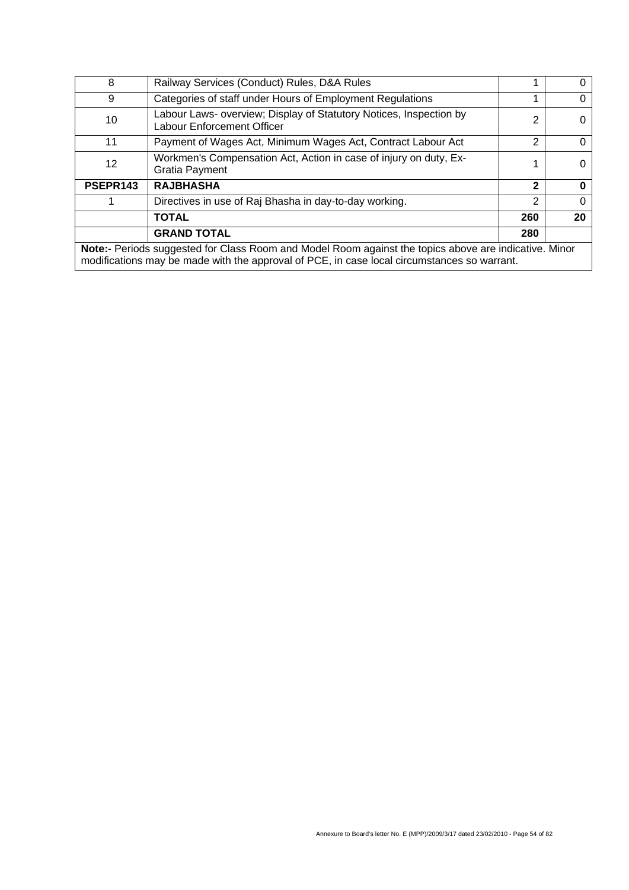| | | | |
|---|---|---|---|
| 8 | Railway Services (Conduct) Rules, D&A Rules | 1 | 0 |
| 9 | Categories of staff under Hours of Employment Regulations | 1 | 0 |
| 10 | Labour Laws- overview; Display of Statutory Notices, Inspection by Labour Enforcement Officer | 2 | 0 |
| 11 | Payment of Wages Act, Minimum Wages Act, Contract Labour Act | 2 | 0 |
| 12 | Workmen's Compensation Act, Action in case of injury on duty, Ex-Gratia Payment | 1 | 0 |
| **PSEPR143** | **RAJBHASHA** | **2** | **0** |
| 1 | Directives in use of Raj Bhasha in day-to-day working. | 2 | 0 |
| | **TOTAL** | **260** | **20** |
| | **GRAND TOTAL** | **280** | |

**Note:**- Periods suggested for Class Room and Model Room against the topics above are indicative. Minor modifications may be made with the approval of PCE, in case local circumstances so warrant.

Annexure to Board's letter No. E (MPP)/2009/3/17 dated 23/02/2010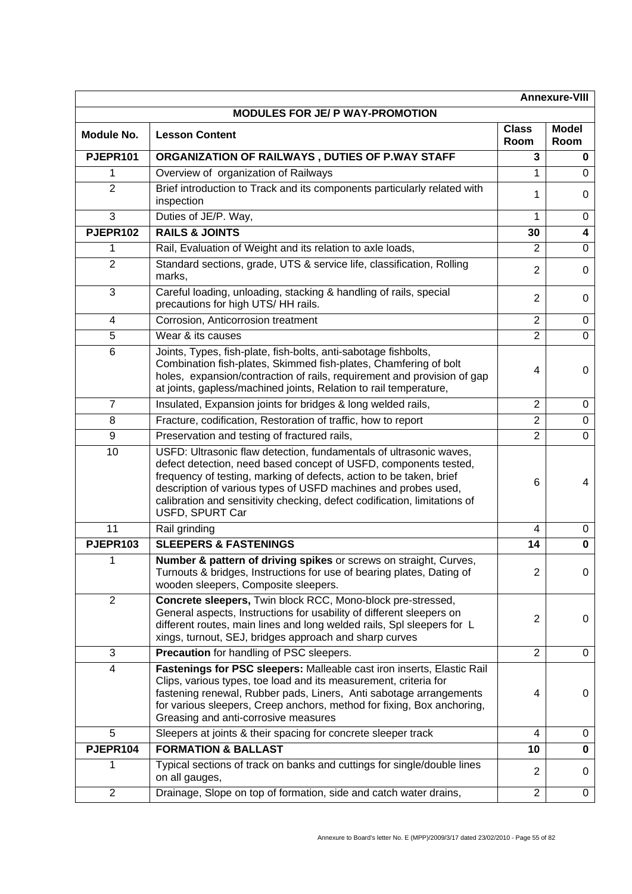**Annexure-VIII**

## MODULES FOR JE/ P WAY-PROMOTION

| Module No. | Lesson Content | Class Room | Model Room |
|---|---|---|---|
| **PJEPR101** | **ORGANIZATION OF RAILWAYS , DUTIES OF P.WAY STAFF** | **3** | **0** |
| 1 | Overview of organization of Railways | 1 | 0 |
| 2 | Brief introduction to Track and its components particularly related with inspection | 1 | 0 |
| 3 | Duties of JE/P. Way, | 1 | 0 |
| **PJEPR102** | **RAILS & JOINTS** | **30** | **4** |
| 1 | Rail, Evaluation of Weight and its relation to axle loads, | 2 | 0 |
| 2 | Standard sections, grade, UTS & service life, classification, Rolling marks, | 2 | 0 |
| 3 | Careful loading, unloading, stacking & handling of rails, special precautions for high UTS/ HH rails. | 2 | 0 |
| 4 | Corrosion, Anticorrosion treatment | 2 | 0 |
| 5 | Wear & its causes | 2 | 0 |
| 6 | Joints, Types, fish-plate, fish-bolts, anti-sabotage fishbolts, Combination fish-plates, Skimmed fish-plates, Chamfering of bolt holes, expansion/contraction of rails, requirement and provision of gap at joints, gapless/machined joints, Relation to rail temperature, | 4 | 0 |
| 7 | Insulated, Expansion joints for bridges & long welded rails, | 2 | 0 |
| 8 | Fracture, codification, Restoration of traffic, how to report | 2 | 0 |
| 9 | Preservation and testing of fractured rails, | 2 | 0 |
| 10 | USFD: Ultrasonic flaw detection, fundamentals of ultrasonic waves, defect detection, need based concept of USFD, components tested, frequency of testing, marking of defects, action to be taken, brief description of various types of USFD machines and probes used, calibration and sensitivity checking, defect codification, limitations of USFD, SPURT Car | 6 | 4 |
| 11 | Rail grinding | 4 | 0 |
| **PJEPR103** | **SLEEPERS & FASTENINGS** | **14** | **0** |
| 1 | **Number & pattern of driving spikes** or screws on straight, Curves, Turnouts & bridges, Instructions for use of bearing plates, Dating of wooden sleepers, Composite sleepers. | 2 | 0 |
| 2 | **Concrete sleepers,** Twin block RCC, Mono-block pre-stressed, General aspects, Instructions for usability of different sleepers on different routes, main lines and long welded rails, Spl sleepers for L xings, turnout, SEJ, bridges approach and sharp curves | 2 | 0 |
| 3 | **Precaution** for handling of PSC sleepers. | 2 | 0 |
| 4 | **Fastenings for PSC sleepers:** Malleable cast iron inserts, Elastic Rail Clips, various types, toe load and its measurement, criteria for fastening renewal, Rubber pads, Liners, Anti sabotage arrangements for various sleepers, Creep anchors, method for fixing, Box anchoring, Greasing and anti-corrosive measures | 4 | 0 |
| 5 | Sleepers at joints & their spacing for concrete sleeper track | 4 | 0 |
| **PJEPR104** | **FORMATION & BALLAST** | **10** | **0** |
| 1 | Typical sections of track on banks and cuttings for single/double lines on all gauges, | 2 | 0 |
| 2 | Drainage, Slope on top of formation, side and catch water drains, | 2 | 0 |

Annexure to Board's letter No. E (MPP)/2009/3/17 dated 23/02/2010 - Page 55 of 82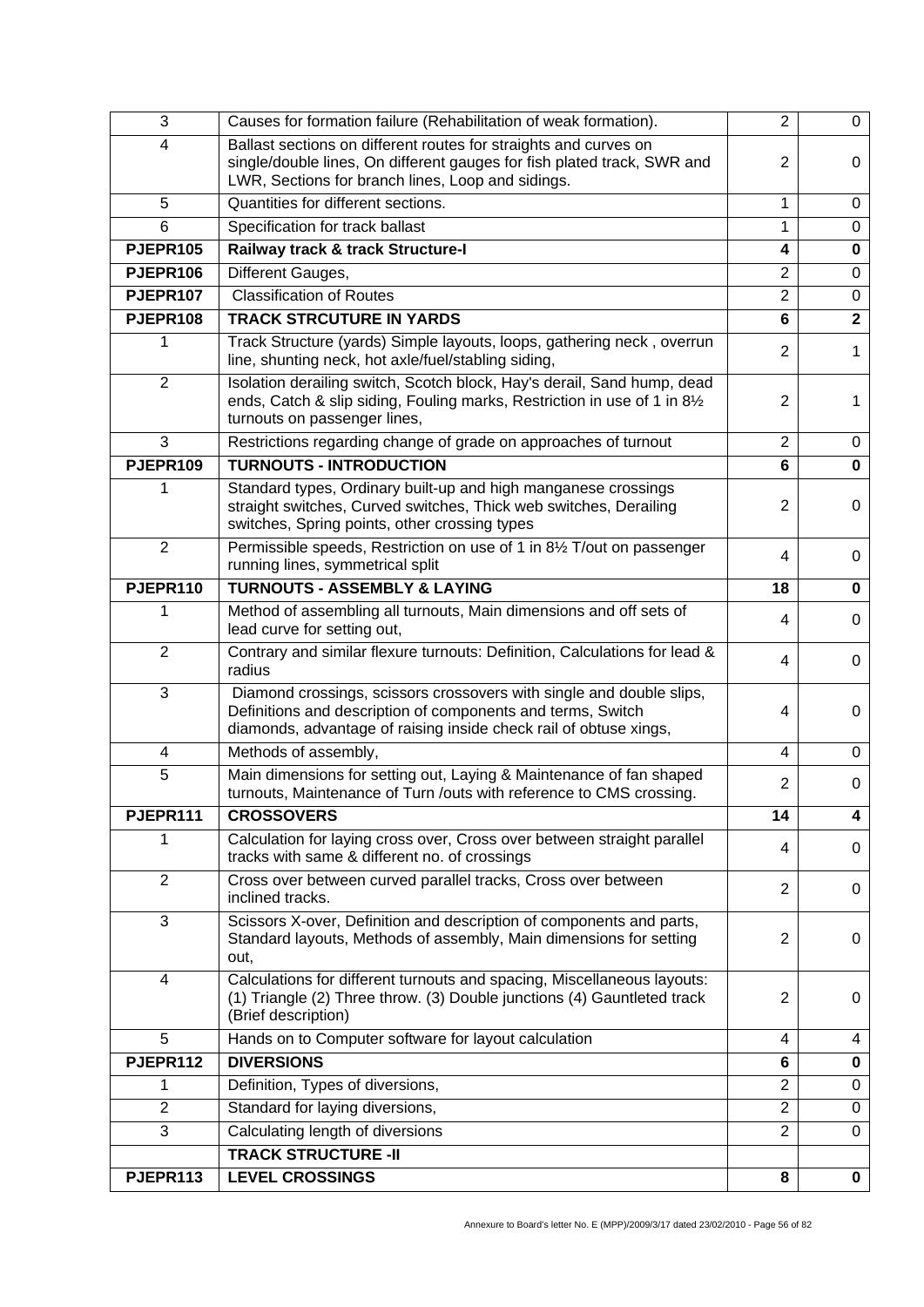| | | | |
|---|---|---|---|
| 3 | Causes for formation failure (Rehabilitation of weak formation). | 2 | 0 |
| 4 | Ballast sections on different routes for straights and curves on single/double lines, On different gauges for fish plated track, SWR and LWR, Sections for branch lines, Loop and sidings. | 2 | 0 |
| 5 | Quantities for different sections. | 1 | 0 |
| 6 | Specification for track ballast | 1 | 0 |
| **PJEPR105** | **Railway track & track Structure-I** | **4** | **0** |
| **PJEPR106** | Different Gauges, | 2 | 0 |
| **PJEPR107** | Classification of Routes | 2 | 0 |
| **PJEPR108** | **TRACK STRCUTURE IN YARDS** | **6** | **2** |
| 1 | Track Structure (yards) Simple layouts, loops, gathering neck , overrun line, shunting neck, hot axle/fuel/stabling siding, | 2 | 1 |
| 2 | Isolation derailing switch, Scotch block, Hay's derail, Sand hump, dead ends, Catch & slip siding, Fouling marks, Restriction in use of 1 in 8½ turnouts on passenger lines, | 2 | 1 |
| 3 | Restrictions regarding change of grade on approaches of turnout | 2 | 0 |
| **PJEPR109** | **TURNOUTS - INTRODUCTION** | **6** | **0** |
| 1 | Standard types, Ordinary built-up and high manganese crossings straight switches, Curved switches, Thick web switches, Derailing switches, Spring points, other crossing types | 2 | 0 |
| 2 | Permissible speeds, Restriction on use of 1 in 8½ T/out on passenger running lines, symmetrical split | 4 | 0 |
| **PJEPR110** | **TURNOUTS - ASSEMBLY & LAYING** | **18** | **0** |
| 1 | Method of assembling all turnouts, Main dimensions and off sets of lead curve for setting out, | 4 | 0 |
| 2 | Contrary and similar flexure turnouts: Definition, Calculations for lead & radius | 4 | 0 |
| 3 | Diamond crossings, scissors crossovers with single and double slips, Definitions and description of components and terms, Switch diamonds, advantage of raising inside check rail of obtuse xings, | 4 | 0 |
| 4 | Methods of assembly, | 4 | 0 |
| 5 | Main dimensions for setting out, Laying & Maintenance of fan shaped turnouts, Maintenance of Turn /outs with reference to CMS crossing. | 2 | 0 |
| **PJEPR111** | **CROSSOVERS** | **14** | **4** |
| 1 | Calculation for laying cross over, Cross over between straight parallel tracks with same & different no. of crossings | 4 | 0 |
| 2 | Cross over between curved parallel tracks, Cross over between inclined tracks. | 2 | 0 |
| 3 | Scissors X-over, Definition and description of components and parts, Standard layouts, Methods of assembly, Main dimensions for setting out, | 2 | 0 |
| 4 | Calculations for different turnouts and spacing, Miscellaneous layouts: (1) Triangle (2) Three throw. (3) Double junctions (4) Gauntleted track (Brief description) | 2 | 0 |
| 5 | Hands on to Computer software for layout calculation | 4 | 4 |
| **PJEPR112** | **DIVERSIONS** | **6** | **0** |
| 1 | Definition, Types of diversions, | 2 | 0 |
| 2 | Standard for laying diversions, | 2 | 0 |
| 3 | Calculating length of diversions | 2 | 0 |
| | **TRACK STRUCTURE -II** | | |
| **PJEPR113** | **LEVEL CROSSINGS** | **8** | **0** |

Annexure to Board's letter No. E (MPP)/2009/3/17 dated 23/02/2010 - Page 56 of 82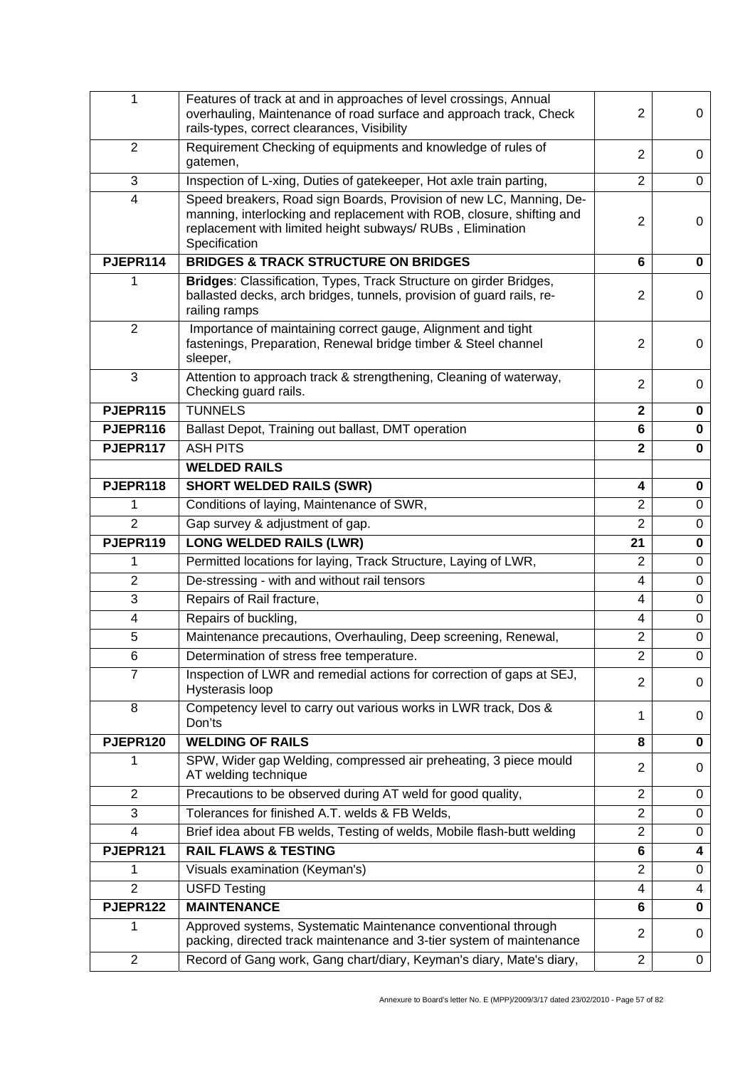| | | | |
|---|---|---|---|
| 1 | Features of track at and in approaches of level crossings, Annual overhauling, Maintenance of road surface and approach track, Check rails-types, correct clearances, Visibility | 2 | 0 |
| 2 | Requirement Checking of equipments and knowledge of rules of gatemen, | 2 | 0 |
| 3 | Inspection of L-xing, Duties of gatekeeper, Hot axle train parting, | 2 | 0 |
| 4 | Speed breakers, Road sign Boards, Provision of new LC, Manning, De-manning, interlocking and replacement with ROB, closure, shifting and replacement with limited height subways/ RUBs , Elimination Specification | 2 | 0 |
| **PJEPR114** | **BRIDGES & TRACK STRUCTURE ON BRIDGES** | **6** | **0** |
| 1 | **Bridges**: Classification, Types, Track Structure on girder Bridges, ballasted decks, arch bridges, tunnels, provision of guard rails, re-railing ramps | 2 | 0 |
| 2 | Importance of maintaining correct gauge, Alignment and tight fastenings, Preparation, Renewal bridge timber & Steel channel sleeper, | 2 | 0 |
| 3 | Attention to approach track & strengthening, Cleaning of waterway, Checking guard rails. | 2 | 0 |
| **PJEPR115** | TUNNELS | **2** | **0** |
| **PJEPR116** | Ballast Depot, Training out ballast, DMT operation | **6** | **0** |
| **PJEPR117** | ASH PITS | **2** | **0** |
| | **WELDED RAILS** | | |
| **PJEPR118** | **SHORT WELDED RAILS (SWR)** | **4** | **0** |
| 1 | Conditions of laying, Maintenance of SWR, | 2 | 0 |
| 2 | Gap survey & adjustment of gap. | 2 | 0 |
| **PJEPR119** | **LONG WELDED RAILS (LWR)** | **21** | **0** |
| 1 | Permitted locations for laying, Track Structure, Laying of LWR, | 2 | 0 |
| 2 | De-stressing - with and without rail tensors | 4 | 0 |
| 3 | Repairs of Rail fracture, | 4 | 0 |
| 4 | Repairs of buckling, | 4 | 0 |
| 5 | Maintenance precautions, Overhauling, Deep screening, Renewal, | 2 | 0 |
| 6 | Determination of stress free temperature. | 2 | 0 |
| 7 | Inspection of LWR and remedial actions for correction of gaps at SEJ, Hysterasis loop | 2 | 0 |
| 8 | Competency level to carry out various works in LWR track, Dos & Don'ts | 1 | 0 |
| **PJEPR120** | **WELDING OF RAILS** | **8** | **0** |
| 1 | SPW, Wider gap Welding, compressed air preheating, 3 piece mould AT welding technique | 2 | 0 |
| 2 | Precautions to be observed during AT weld for good quality, | 2 | 0 |
| 3 | Tolerances for finished A.T. welds & FB Welds, | 2 | 0 |
| 4 | Brief idea about FB welds, Testing of welds, Mobile flash-butt welding | 2 | 0 |
| **PJEPR121** | **RAIL FLAWS & TESTING** | **6** | **4** |
| 1 | Visuals examination (Keyman's) | 2 | 0 |
| 2 | USFD Testing | 4 | 4 |
| **PJEPR122** | **MAINTENANCE** | **6** | **0** |
| 1 | Approved systems, Systematic Maintenance conventional through packing, directed track maintenance and 3-tier system of maintenance | 2 | 0 |
| 2 | Record of Gang work, Gang chart/diary, Keyman's diary, Mate's diary, | 2 | 0 |

Annexure to Board's letter No. E (MPP)/2009/3/17 dated 23/02/2010 - Page 57 of 82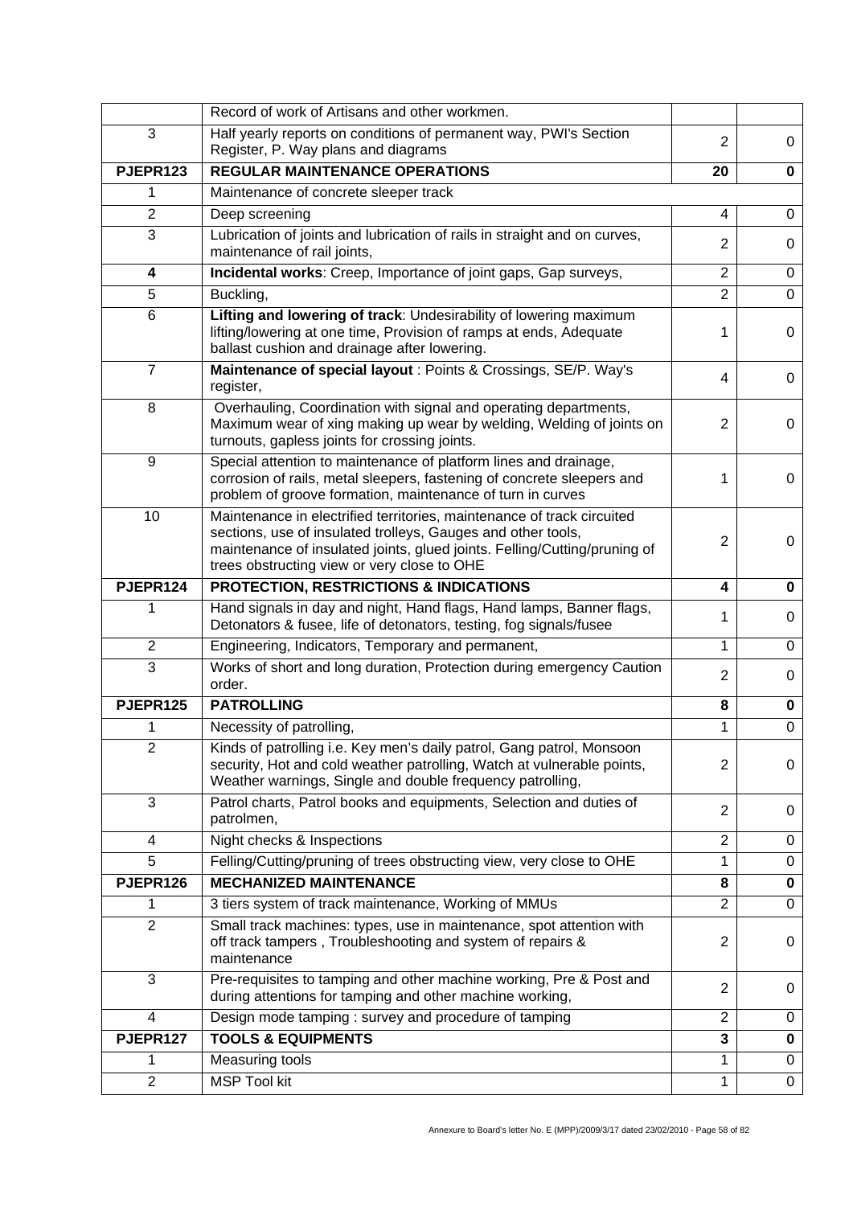|  |  |  |  |
|---|---|---|---|
|  | Record of work of Artisans and other workmen. |  |  |
| 3 | Half yearly reports on conditions of permanent way, PWI's Section Register, P. Way plans and diagrams | 2 | 0 |
| **PJEPR123** | **REGULAR MAINTENANCE OPERATIONS** | **20** | **0** |
| 1 | Maintenance of concrete sleeper track |  |  |
| 2 | Deep screening | 4 | 0 |
| 3 | Lubrication of joints and lubrication of rails in straight and on curves, maintenance of rail joints, | 2 | 0 |
| **4** | **Incidental works**: Creep, Importance of joint gaps, Gap surveys, | 2 | 0 |
| 5 | Buckling, | 2 | 0 |
| 6 | **Lifting and lowering of track**: Undesirability of lowering maximum lifting/lowering at one time, Provision of ramps at ends, Adequate ballast cushion and drainage after lowering. | 1 | 0 |
| 7 | **Maintenance of special layout** : Points & Crossings, SE/P. Way's register, | 4 | 0 |
| 8 | Overhauling, Coordination with signal and operating departments, Maximum wear of xing making up wear by welding, Welding of joints on turnouts, gapless joints for crossing joints. | 2 | 0 |
| 9 | Special attention to maintenance of platform lines and drainage, corrosion of rails, metal sleepers, fastening of concrete sleepers and problem of groove formation, maintenance of turn in curves | 1 | 0 |
| 10 | Maintenance in electrified territories, maintenance of track circuited sections, use of insulated trolleys, Gauges and other tools, maintenance of insulated joints, glued joints. Felling/Cutting/pruning of trees obstructing view or very close to OHE | 2 | 0 |
| **PJEPR124** | **PROTECTION, RESTRICTIONS & INDICATIONS** | **4** | **0** |
| 1 | Hand signals in day and night, Hand flags, Hand lamps, Banner flags, Detonators & fusee, life of detonators, testing, fog signals/fusee | 1 | 0 |
| 2 | Engineering, Indicators, Temporary and permanent, | 1 | 0 |
| 3 | Works of short and long duration, Protection during emergency Caution order. | 2 | 0 |
| **PJEPR125** | **PATROLLING** | **8** | **0** |
| 1 | Necessity of patrolling, | 1 | 0 |
| 2 | Kinds of patrolling i.e. Key men's daily patrol, Gang patrol, Monsoon security, Hot and cold weather patrolling, Watch at vulnerable points, Weather warnings, Single and double frequency patrolling, | 2 | 0 |
| 3 | Patrol charts, Patrol books and equipments, Selection and duties of patrolmen, | 2 | 0 |
| 4 | Night checks & Inspections | 2 | 0 |
| 5 | Felling/Cutting/pruning of trees obstructing view, very close to OHE | 1 | 0 |
| **PJEPR126** | **MECHANIZED MAINTENANCE** | **8** | **0** |
| 1 | 3 tiers system of track maintenance, Working of MMUs | 2 | 0 |
| 2 | Small track machines: types, use in maintenance, spot attention with off track tampers , Troubleshooting and system of repairs & maintenance | 2 | 0 |
| 3 | Pre-requisites to tamping and other machine working, Pre & Post and during attentions for tamping and other machine working, | 2 | 0 |
| 4 | Design mode tamping : survey and procedure of tamping | 2 | 0 |
| **PJEPR127** | **TOOLS & EQUIPMENTS** | **3** | **0** |
| 1 | Measuring tools | 1 | 0 |
| 2 | MSP Tool kit | 1 | 0 |

Annexure to Board's letter No. E (MPP)/2009/3/17 dated 23/02/2010 - Page 58 of 82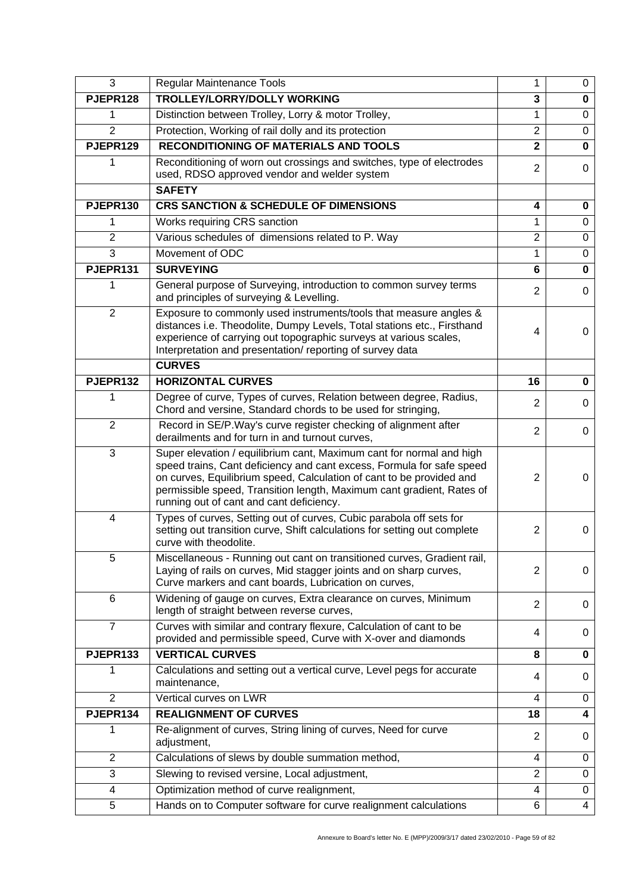| | | | |
|---|---|---|---|
| 3 | Regular Maintenance Tools | 1 | 0 |
| **PJEPR128** | **TROLLEY/LORRY/DOLLY WORKING** | **3** | **0** |
| 1 | Distinction between Trolley, Lorry & motor Trolley, | 1 | 0 |
| 2 | Protection, Working of rail dolly and its protection | 2 | 0 |
| **PJEPR129** | **RECONDITIONING OF MATERIALS AND TOOLS** | **2** | **0** |
| 1 | Reconditioning of worn out crossings and switches, type of electrodes used, RDSO approved vendor and welder system | 2 | 0 |
| | **SAFETY** | | |
| **PJEPR130** | **CRS SANCTION & SCHEDULE OF DIMENSIONS** | **4** | **0** |
| 1 | Works requiring CRS sanction | 1 | 0 |
| 2 | Various schedules of dimensions related to P. Way | 2 | 0 |
| 3 | Movement of ODC | 1 | 0 |
| **PJEPR131** | **SURVEYING** | **6** | **0** |
| 1 | General purpose of Surveying, introduction to common survey terms and principles of surveying & Levelling. | 2 | 0 |
| 2 | Exposure to commonly used instruments/tools that measure angles & distances i.e. Theodolite, Dumpy Levels, Total stations etc., Firsthand experience of carrying out topographic surveys at various scales, Interpretation and presentation/ reporting of survey data | 4 | 0 |
| | **CURVES** | | |
| **PJEPR132** | **HORIZONTAL CURVES** | **16** | **0** |
| 1 | Degree of curve, Types of curves, Relation between degree, Radius, Chord and versine, Standard chords to be used for stringing, | 2 | 0 |
| 2 | Record in SE/P.Way's curve register checking of alignment after derailments and for turn in and turnout curves, | 2 | 0 |
| 3 | Super elevation / equilibrium cant, Maximum cant for normal and high speed trains, Cant deficiency and cant excess, Formula for safe speed on curves, Equilibrium speed, Calculation of cant to be provided and permissible speed, Transition length, Maximum cant gradient, Rates of running out of cant and cant deficiency. | 2 | 0 |
| 4 | Types of curves, Setting out of curves, Cubic parabola off sets for setting out transition curve, Shift calculations for setting out complete curve with theodolite. | 2 | 0 |
| 5 | Miscellaneous - Running out cant on transitioned curves, Gradient rail, Laying of rails on curves, Mid stagger joints and on sharp curves, Curve markers and cant boards, Lubrication on curves, | 2 | 0 |
| 6 | Widening of gauge on curves, Extra clearance on curves, Minimum length of straight between reverse curves, | 2 | 0 |
| 7 | Curves with similar and contrary flexure, Calculation of cant to be provided and permissible speed, Curve with X-over and diamonds | 4 | 0 |
| **PJEPR133** | **VERTICAL CURVES** | **8** | **0** |
| 1 | Calculations and setting out a vertical curve, Level pegs for accurate maintenance, | 4 | 0 |
| 2 | Vertical curves on LWR | 4 | 0 |
| **PJEPR134** | **REALIGNMENT OF CURVES** | **18** | **4** |
| 1 | Re-alignment of curves, String lining of curves, Need for curve adjustment, | 2 | 0 |
| 2 | Calculations of slews by double summation method, | 4 | 0 |
| 3 | Slewing to revised versine, Local adjustment, | 2 | 0 |
| 4 | Optimization method of curve realignment, | 4 | 0 |
| 5 | Hands on to Computer software for curve realignment calculations | 6 | 4 |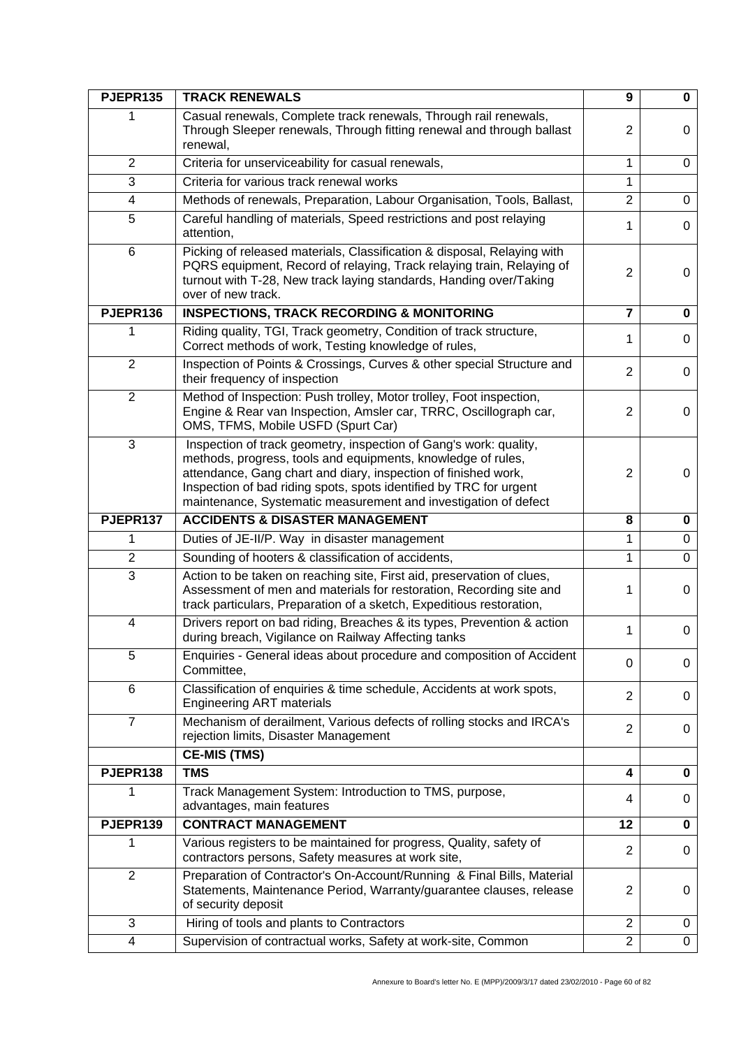| PJEPR135 | **TRACK RENEWALS** | **9** | **0** |
|---|---|---|---|
| 1 | Casual renewals, Complete track renewals, Through rail renewals, Through Sleeper renewals, Through fitting renewal and through ballast renewal, | 2 | 0 |
| 2 | Criteria for unserviceability for casual renewals, | 1 | 0 |
| 3 | Criteria for various track renewal works | 1 | |
| 4 | Methods of renewals, Preparation, Labour Organisation, Tools, Ballast, | 2 | 0 |
| 5 | Careful handling of materials, Speed restrictions and post relaying attention, | 1 | 0 |
| 6 | Picking of released materials, Classification & disposal, Relaying with PQRS equipment, Record of relaying, Track relaying train, Relaying of turnout with T-28, New track laying standards, Handing over/Taking over of new track. | 2 | 0 |
| **PJEPR136** | **INSPECTIONS, TRACK RECORDING & MONITORING** | **7** | **0** |
| 1 | Riding quality, TGI, Track geometry, Condition of track structure, Correct methods of work, Testing knowledge of rules, | 1 | 0 |
| 2 | Inspection of Points & Crossings, Curves & other special Structure and their frequency of inspection | 2 | 0 |
| 2 | Method of Inspection: Push trolley, Motor trolley, Foot inspection, Engine & Rear van Inspection, Amsler car, TRRC, Oscillograph car, OMS, TFMS, Mobile USFD (Spurt Car) | 2 | 0 |
| 3 | Inspection of track geometry, inspection of Gang's work: quality, methods, progress, tools and equipments, knowledge of rules, attendance, Gang chart and diary, inspection of finished work, Inspection of bad riding spots, spots identified by TRC for urgent maintenance, Systematic measurement and investigation of defect | 2 | 0 |
| **PJEPR137** | **ACCIDENTS & DISASTER MANAGEMENT** | **8** | **0** |
| 1 | Duties of JE-II/P. Way in disaster management | 1 | 0 |
| 2 | Sounding of hooters & classification of accidents, | 1 | 0 |
| 3 | Action to be taken on reaching site, First aid, preservation of clues, Assessment of men and materials for restoration, Recording site and track particulars, Preparation of a sketch, Expeditious restoration, | 1 | 0 |
| 4 | Drivers report on bad riding, Breaches & its types, Prevention & action during breach, Vigilance on Railway Affecting tanks | 1 | 0 |
| 5 | Enquiries - General ideas about procedure and composition of Accident Committee, | 0 | 0 |
| 6 | Classification of enquiries & time schedule, Accidents at work spots, Engineering ART materials | 2 | 0 |
| 7 | Mechanism of derailment, Various defects of rolling stocks and IRCA's rejection limits, Disaster Management | 2 | 0 |
| | **CE-MIS (TMS)** | | |
| **PJEPR138** | **TMS** | **4** | **0** |
| 1 | Track Management System: Introduction to TMS, purpose, advantages, main features | 4 | 0 |
| **PJEPR139** | **CONTRACT MANAGEMENT** | **12** | **0** |
| 1 | Various registers to be maintained for progress, Quality, safety of contractors persons, Safety measures at work site, | 2 | 0 |
| 2 | Preparation of Contractor's On-Account/Running & Final Bills, Material Statements, Maintenance Period, Warranty/guarantee clauses, release of security deposit | 2 | 0 |
| 3 | Hiring of tools and plants to Contractors | 2 | 0 |
| 4 | Supervision of contractual works, Safety at work-site, Common | 2 | 0 |

Annexure to Board's letter No. E (MPP)/2009/3/17 dated 23/02/2010 - Page 60 of 82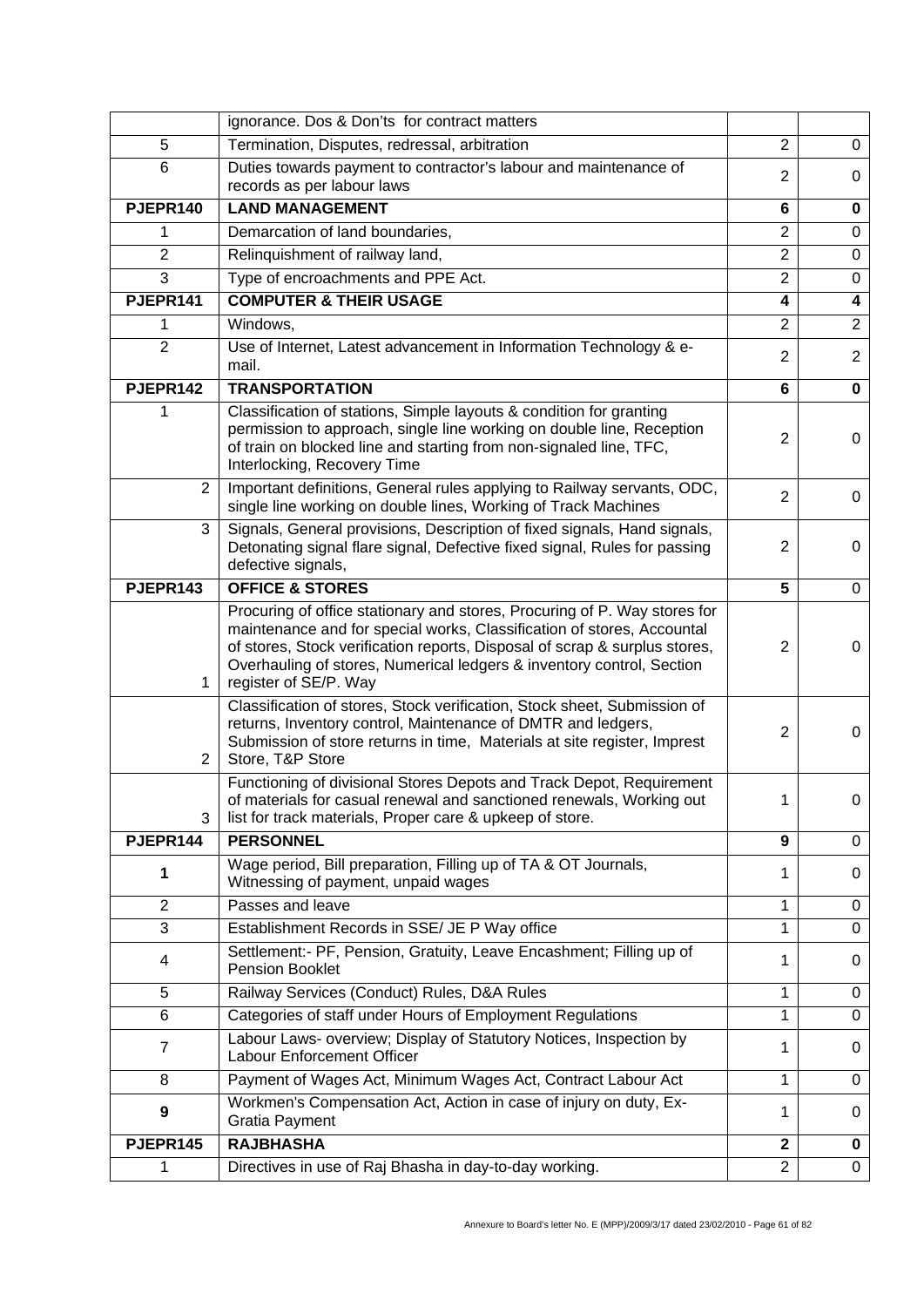|  | ignorance. Dos & Don'ts for contract matters |  |  |
|---|---|---|---|
| 5 | Termination, Disputes, redressal, arbitration | 2 | 0 |
| 6 | Duties towards payment to contractor's labour and maintenance of records as per labour laws | 2 | 0 |
| **PJEPR140** | **LAND MANAGEMENT** | **6** | **0** |
| 1 | Demarcation of land boundaries, | 2 | 0 |
| 2 | Relinquishment of railway land, | 2 | 0 |
| 3 | Type of encroachments and PPE Act. | 2 | 0 |
| **PJEPR141** | **COMPUTER & THEIR USAGE** | **4** | **4** |
| 1 | Windows, | 2 | 2 |
| 2 | Use of Internet, Latest advancement in Information Technology & e-mail. | 2 | 2 |
| **PJEPR142** | **TRANSPORTATION** | **6** | **0** |
| 1 | Classification of stations, Simple layouts & condition for granting permission to approach, single line working on double line, Reception of train on blocked line and starting from non-signaled line, TFC, Interlocking, Recovery Time | 2 | 0 |
| 2 | Important definitions, General rules applying to Railway servants, ODC, single line working on double lines, Working of Track Machines | 2 | 0 |
| 3 | Signals, General provisions, Description of fixed signals, Hand signals, Detonating signal flare signal, Defective fixed signal, Rules for passing defective signals, | 2 | 0 |
| **PJEPR143** | **OFFICE & STORES** | **5** | 0 |
| 1 | Procuring of office stationary and stores, Procuring of P. Way stores for maintenance and for special works, Classification of stores, Accountal of stores, Stock verification reports, Disposal of scrap & surplus stores, Overhauling of stores, Numerical ledgers & inventory control, Section register of SE/P. Way | 2 | 0 |
| 2 | Classification of stores, Stock verification, Stock sheet, Submission of returns, Inventory control, Maintenance of DMTR and ledgers, Submission of store returns in time, Materials at site register, Imprest Store, T&P Store | 2 | 0 |
| 3 | Functioning of divisional Stores Depots and Track Depot, Requirement of materials for casual renewal and sanctioned renewals, Working out list for track materials, Proper care & upkeep of store. | 1 | 0 |
| **PJEPR144** | **PERSONNEL** | **9** | 0 |
| **1** | Wage period, Bill preparation, Filling up of TA & OT Journals, Witnessing of payment, unpaid wages | 1 | 0 |
| 2 | Passes and leave | 1 | 0 |
| 3 | Establishment Records in SSE/ JE P Way office | 1 | 0 |
| 4 | Settlement:- PF, Pension, Gratuity, Leave Encashment; Filling up of Pension Booklet | 1 | 0 |
| 5 | Railway Services (Conduct) Rules, D&A Rules | 1 | 0 |
| 6 | Categories of staff under Hours of Employment Regulations | 1 | 0 |
| 7 | Labour Laws- overview; Display of Statutory Notices, Inspection by Labour Enforcement Officer | 1 | 0 |
| 8 | Payment of Wages Act, Minimum Wages Act, Contract Labour Act | 1 | 0 |
| **9** | Workmen's Compensation Act, Action in case of injury on duty, Ex-Gratia Payment | 1 | 0 |
| **PJEPR145** | **RAJBHASHA** | **2** | **0** |
| 1 | Directives in use of Raj Bhasha in day-to-day working. | 2 | 0 |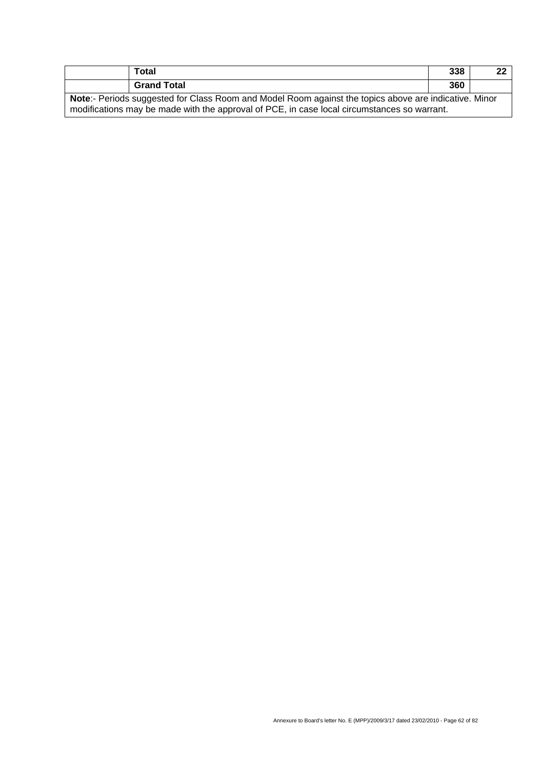|  |  |  |  |
|---|---|---|---|
|  | **Total** | **338** | **22** |
|  | **Grand Total** | **360** |  |

**Note**:- Periods suggested for Class Room and Model Room against the topics above are indicative. Minor modifications may be made with the approval of PCE, in case local circumstances so warrant.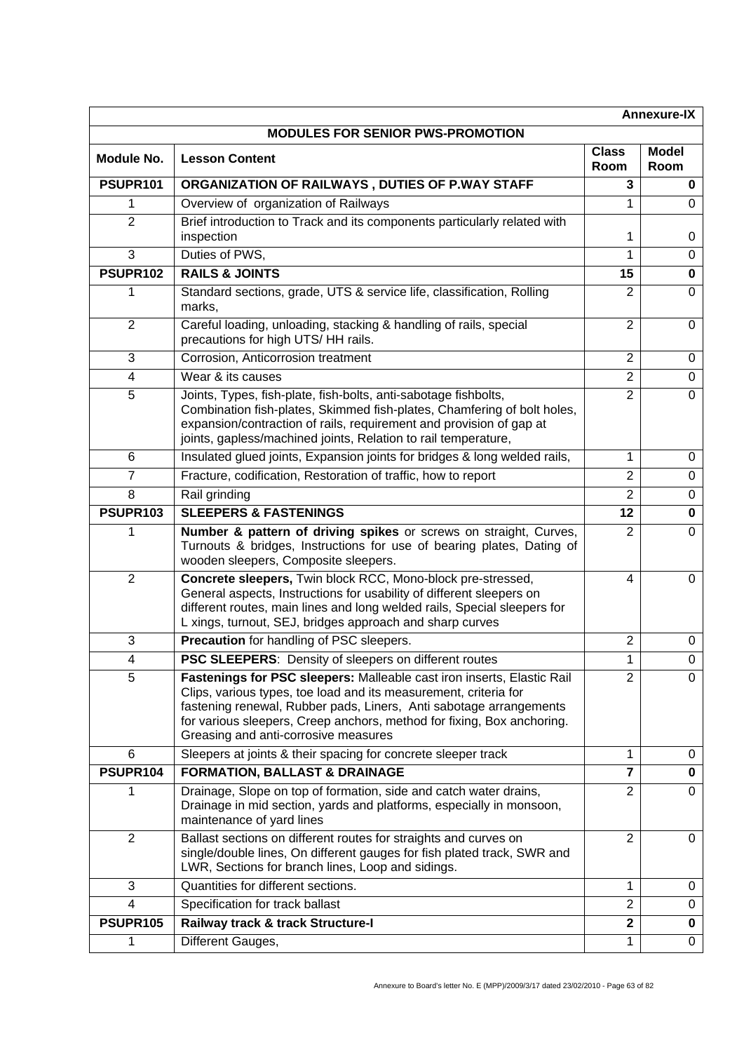**Annexure-IX**

**MODULES FOR SENIOR PWS-PROMOTION**

| Module No. | Lesson Content | Class Room | Model Room |
|---|---|---|---|
| **PSUPR101** | **ORGANIZATION OF RAILWAYS , DUTIES OF P.WAY STAFF** | **3** | **0** |
| 1 | Overview of organization of Railways | 1 | 0 |
| 2 | Brief introduction to Track and its components particularly related with inspection | 1 | 0 |
| 3 | Duties of PWS, | 1 | 0 |
| **PSUPR102** | **RAILS & JOINTS** | **15** | **0** |
| 1 | Standard sections, grade, UTS & service life, classification, Rolling marks, | 2 | 0 |
| 2 | Careful loading, unloading, stacking & handling of rails, special precautions for high UTS/ HH rails. | 2 | 0 |
| 3 | Corrosion, Anticorrosion treatment | 2 | 0 |
| 4 | Wear & its causes | 2 | 0 |
| 5 | Joints, Types, fish-plate, fish-bolts, anti-sabotage fishbolts, Combination fish-plates, Skimmed fish-plates, Chamfering of bolt holes, expansion/contraction of rails, requirement and provision of gap at joints, gapless/machined joints, Relation to rail temperature, | 2 | 0 |
| 6 | Insulated glued joints, Expansion joints for bridges & long welded rails, | 1 | 0 |
| 7 | Fracture, codification, Restoration of traffic, how to report | 2 | 0 |
| 8 | Rail grinding | 2 | 0 |
| **PSUPR103** | **SLEEPERS & FASTENINGS** | **12** | **0** |
| 1 | **Number & pattern of driving spikes** or screws on straight, Curves, Turnouts & bridges, Instructions for use of bearing plates, Dating of wooden sleepers, Composite sleepers. | 2 | 0 |
| 2 | **Concrete sleepers,** Twin block RCC, Mono-block pre-stressed, General aspects, Instructions for usability of different sleepers on different routes, main lines and long welded rails, Special sleepers for L xings, turnout, SEJ, bridges approach and sharp curves | 4 | 0 |
| 3 | **Precaution** for handling of PSC sleepers. | 2 | 0 |
| 4 | **PSC SLEEPERS**: Density of sleepers on different routes | 1 | 0 |
| 5 | **Fastenings for PSC sleepers:** Malleable cast iron inserts, Elastic Rail Clips, various types, toe load and its measurement, criteria for fastening renewal, Rubber pads, Liners, Anti sabotage arrangements for various sleepers, Creep anchors, method for fixing, Box anchoring. Greasing and anti-corrosive measures | 2 | 0 |
| 6 | Sleepers at joints & their spacing for concrete sleeper track | 1 | 0 |
| **PSUPR104** | **FORMATION, BALLAST & DRAINAGE** | **7** | **0** |
| 1 | Drainage, Slope on top of formation, side and catch water drains, Drainage in mid section, yards and platforms, especially in monsoon, maintenance of yard lines | 2 | 0 |
| 2 | Ballast sections on different routes for straights and curves on single/double lines, On different gauges for fish plated track, SWR and LWR, Sections for branch lines, Loop and sidings. | 2 | 0 |
| 3 | Quantities for different sections. | 1 | 0 |
| 4 | Specification for track ballast | 2 | 0 |
| **PSUPR105** | **Railway track & track Structure-I** | **2** | **0** |
| 1 | Different Gauges, | 1 | 0 |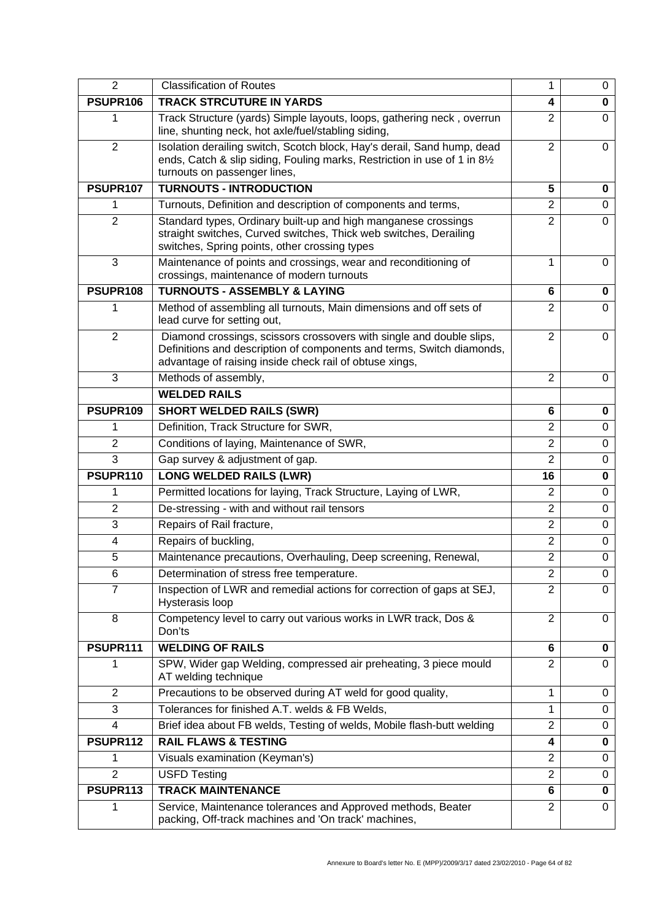| 2 | Classification of Routes | 1 | 0 |
|---|---|---|---|
| **PSUPR106** | **TRACK STRCUTURE IN YARDS** | **4** | **0** |
| 1 | Track Structure (yards) Simple layouts, loops, gathering neck , overrun line, shunting neck, hot axle/fuel/stabling siding, | 2 | 0 |
| 2 | Isolation derailing switch, Scotch block, Hay's derail, Sand hump, dead ends, Catch & slip siding, Fouling marks, Restriction in use of 1 in 8½ turnouts on passenger lines, | 2 | 0 |
| **PSUPR107** | **TURNOUTS - INTRODUCTION** | **5** | **0** |
| 1 | Turnouts, Definition and description of components and terms, | 2 | 0 |
| 2 | Standard types, Ordinary built-up and high manganese crossings straight switches, Curved switches, Thick web switches, Derailing switches, Spring points, other crossing types | 2 | 0 |
| 3 | Maintenance of points and crossings, wear and reconditioning of crossings, maintenance of modern turnouts | 1 | 0 |
| **PSUPR108** | **TURNOUTS - ASSEMBLY & LAYING** | **6** | **0** |
| 1 | Method of assembling all turnouts, Main dimensions and off sets of lead curve for setting out, | 2 | 0 |
| 2 | Diamond crossings, scissors crossovers with single and double slips, Definitions and description of components and terms, Switch diamonds, advantage of raising inside check rail of obtuse xings, | 2 | 0 |
| 3 | Methods of assembly, | 2 | 0 |
| | **WELDED RAILS** | | |
| **PSUPR109** | **SHORT WELDED RAILS (SWR)** | **6** | **0** |
| 1 | Definition, Track Structure for SWR, | 2 | 0 |
| 2 | Conditions of laying, Maintenance of SWR, | 2 | 0 |
| 3 | Gap survey & adjustment of gap. | 2 | 0 |
| **PSUPR110** | **LONG WELDED RAILS (LWR)** | **16** | **0** |
| 1 | Permitted locations for laying, Track Structure, Laying of LWR, | 2 | 0 |
| 2 | De-stressing - with and without rail tensors | 2 | 0 |
| 3 | Repairs of Rail fracture, | 2 | 0 |
| 4 | Repairs of buckling, | 2 | 0 |
| 5 | Maintenance precautions, Overhauling, Deep screening, Renewal, | 2 | 0 |
| 6 | Determination of stress free temperature. | 2 | 0 |
| 7 | Inspection of LWR and remedial actions for correction of gaps at SEJ, Hysterasis loop | 2 | 0 |
| 8 | Competency level to carry out various works in LWR track, Dos & Don'ts | 2 | 0 |
| **PSUPR111** | **WELDING OF RAILS** | **6** | **0** |
| 1 | SPW, Wider gap Welding, compressed air preheating, 3 piece mould AT welding technique | 2 | 0 |
| 2 | Precautions to be observed during AT weld for good quality, | 1 | 0 |
| 3 | Tolerances for finished A.T. welds & FB Welds, | 1 | 0 |
| 4 | Brief idea about FB welds, Testing of welds, Mobile flash-butt welding | 2 | 0 |
| **PSUPR112** | **RAIL FLAWS & TESTING** | **4** | **0** |
| 1 | Visuals examination (Keyman's) | 2 | 0 |
| 2 | USFD Testing | 2 | 0 |
| **PSUPR113** | **TRACK MAINTENANCE** | **6** | **0** |
| 1 | Service, Maintenance tolerances and Approved methods, Beater packing, Off-track machines and 'On track' machines, | 2 | 0 |

Annexure to Board's letter No. E (MPP)/2009/3/17 dated 23/02/2010 - Page 64 of 82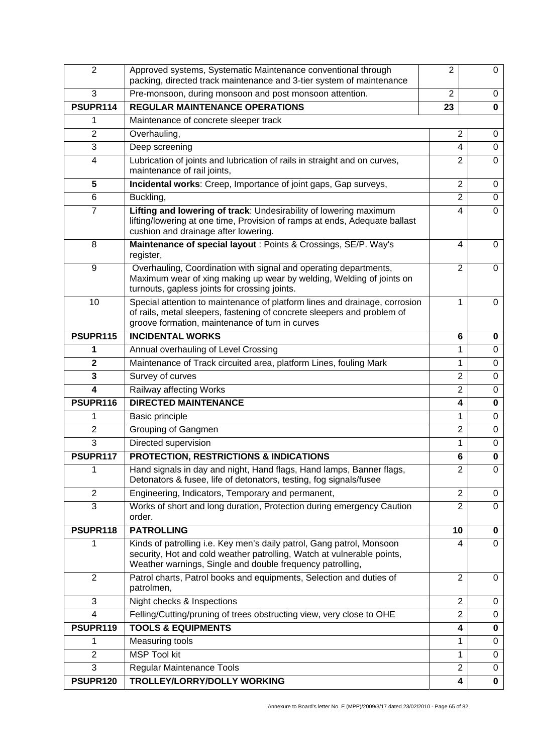| | | | |
|---|---|---|---|
| 2 | Approved systems, Systematic Maintenance conventional through packing, directed track maintenance and 3-tier system of maintenance | 2 | 0 |
| 3 | Pre-monsoon, during monsoon and post monsoon attention. | 2 | 0 |
| **PSUPR114** | **REGULAR MAINTENANCE OPERATIONS** | **23** | **0** |
| 1 | Maintenance of concrete sleeper track | | |
| 2 | Overhauling, | 2 | 0 |
| 3 | Deep screening | 4 | 0 |
| 4 | Lubrication of joints and lubrication of rails in straight and on curves, maintenance of rail joints, | 2 | 0 |
| **5** | **Incidental works**: Creep, Importance of joint gaps, Gap surveys, | 2 | 0 |
| 6 | Buckling, | 2 | 0 |
| 7 | **Lifting and lowering of track**: Undesirability of lowering maximum lifting/lowering at one time, Provision of ramps at ends, Adequate ballast cushion and drainage after lowering. | 4 | 0 |
| 8 | **Maintenance of special layout** : Points & Crossings, SE/P. Way's register, | 4 | 0 |
| 9 | Overhauling, Coordination with signal and operating departments, Maximum wear of xing making up wear by welding, Welding of joints on turnouts, gapless joints for crossing joints. | 2 | 0 |
| 10 | Special attention to maintenance of platform lines and drainage, corrosion of rails, metal sleepers, fastening of concrete sleepers and problem of groove formation, maintenance of turn in curves | 1 | 0 |
| **PSUPR115** | **INCIDENTAL WORKS** | **6** | **0** |
| **1** | Annual overhauling of Level Crossing | 1 | 0 |
| **2** | Maintenance of Track circuited area, platform Lines, fouling Mark | 1 | 0 |
| **3** | Survey of curves | 2 | 0 |
| **4** | Railway affecting Works | 2 | 0 |
| **PSUPR116** | **DIRECTED MAINTENANCE** | **4** | **0** |
| 1 | Basic principle | 1 | 0 |
| 2 | Grouping of Gangmen | 2 | 0 |
| 3 | Directed supervision | 1 | 0 |
| **PSUPR117** | **PROTECTION, RESTRICTIONS & INDICATIONS** | **6** | **0** |
| 1 | Hand signals in day and night, Hand flags, Hand lamps, Banner flags, Detonators & fusee, life of detonators, testing, fog signals/fusee | 2 | 0 |
| 2 | Engineering, Indicators, Temporary and permanent, | 2 | 0 |
| 3 | Works of short and long duration, Protection during emergency Caution order. | 2 | 0 |
| **PSUPR118** | **PATROLLING** | **10** | **0** |
| 1 | Kinds of patrolling i.e. Key men's daily patrol, Gang patrol, Monsoon security, Hot and cold weather patrolling, Watch at vulnerable points, Weather warnings, Single and double frequency patrolling, | 4 | 0 |
| 2 | Patrol charts, Patrol books and equipments, Selection and duties of patrolmen, | 2 | 0 |
| 3 | Night checks & Inspections | 2 | 0 |
| 4 | Felling/Cutting/pruning of trees obstructing view, very close to OHE | 2 | 0 |
| **PSUPR119** | **TOOLS & EQUIPMENTS** | **4** | **0** |
| 1 | Measuring tools | 1 | 0 |
| 2 | MSP Tool kit | 1 | 0 |
| 3 | Regular Maintenance Tools | 2 | 0 |
| **PSUPR120** | **TROLLEY/LORRY/DOLLY WORKING** | **4** | **0** |

Annexure to Board's letter No. E (MPP)/2009/3/17 dated 23/02/2010 - Page 65 of 82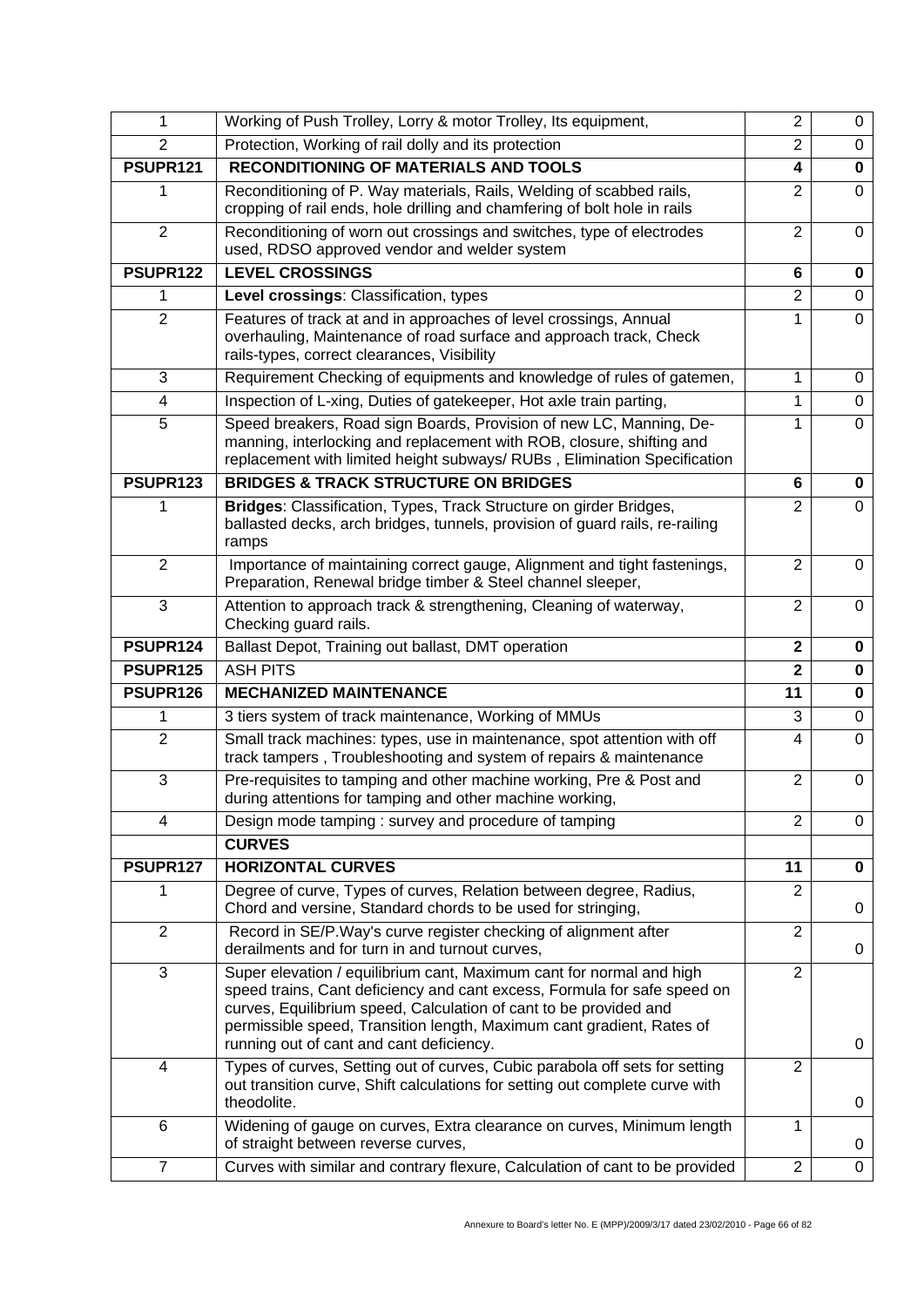| | | | |
|---|---|---|---|
| 1 | Working of Push Trolley, Lorry & motor Trolley, Its equipment, | 2 | 0 |
| 2 | Protection, Working of rail dolly and its protection | 2 | 0 |
| **PSUPR121** | **RECONDITIONING OF MATERIALS AND TOOLS** | **4** | **0** |
| 1 | Reconditioning of P. Way materials, Rails, Welding of scabbed rails, cropping of rail ends, hole drilling and chamfering of bolt hole in rails | 2 | 0 |
| 2 | Reconditioning of worn out crossings and switches, type of electrodes used, RDSO approved vendor and welder system | 2 | 0 |
| **PSUPR122** | **LEVEL CROSSINGS** | **6** | **0** |
| 1 | **Level crossings**: Classification, types | 2 | 0 |
| 2 | Features of track at and in approaches of level crossings, Annual overhauling, Maintenance of road surface and approach track, Check rails-types, correct clearances, Visibility | 1 | 0 |
| 3 | Requirement Checking of equipments and knowledge of rules of gatemen, | 1 | 0 |
| 4 | Inspection of L-xing, Duties of gatekeeper, Hot axle train parting, | 1 | 0 |
| 5 | Speed breakers, Road sign Boards, Provision of new LC, Manning, De-manning, interlocking and replacement with ROB, closure, shifting and replacement with limited height subways/ RUBs , Elimination Specification | 1 | 0 |
| **PSUPR123** | **BRIDGES & TRACK STRUCTURE ON BRIDGES** | **6** | **0** |
| 1 | **Bridges**: Classification, Types, Track Structure on girder Bridges, ballasted decks, arch bridges, tunnels, provision of guard rails, re-railing ramps | 2 | 0 |
| 2 | Importance of maintaining correct gauge, Alignment and tight fastenings, Preparation, Renewal bridge timber & Steel channel sleeper, | 2 | 0 |
| 3 | Attention to approach track & strengthening, Cleaning of waterway, Checking guard rails. | 2 | 0 |
| **PSUPR124** | Ballast Depot, Training out ballast, DMT operation | **2** | **0** |
| **PSUPR125** | ASH PITS | **2** | **0** |
| **PSUPR126** | **MECHANIZED MAINTENANCE** | **11** | **0** |
| 1 | 3 tiers system of track maintenance, Working of MMUs | 3 | 0 |
| 2 | Small track machines: types, use in maintenance, spot attention with off track tampers , Troubleshooting and system of repairs & maintenance | 4 | 0 |
| 3 | Pre-requisites to tamping and other machine working, Pre & Post and during attentions for tamping and other machine working, | 2 | 0 |
| 4 | Design mode tamping : survey and procedure of tamping | 2 | 0 |
| | **CURVES** | | |
| **PSUPR127** | **HORIZONTAL CURVES** | **11** | **0** |
| 1 | Degree of curve, Types of curves, Relation between degree, Radius, Chord and versine, Standard chords to be used for stringing, | 2 | 0 |
| 2 | Record in SE/P.Way's curve register checking of alignment after derailments and for turn in and turnout curves, | 2 | 0 |
| 3 | Super elevation / equilibrium cant, Maximum cant for normal and high speed trains, Cant deficiency and cant excess, Formula for safe speed on curves, Equilibrium speed, Calculation of cant to be provided and permissible speed, Transition length, Maximum cant gradient, Rates of running out of cant and cant deficiency. | 2 | 0 |
| 4 | Types of curves, Setting out of curves, Cubic parabola off sets for setting out transition curve, Shift calculations for setting out complete curve with theodolite. | 2 | 0 |
| 6 | Widening of gauge on curves, Extra clearance on curves, Minimum length of straight between reverse curves, | 1 | 0 |
| 7 | Curves with similar and contrary flexure, Calculation of cant to be provided | 2 | 0 |

Annexure to Board's letter No. E (MPP)/2009/3/17 dated 23/02/2010 - Page 66 of 82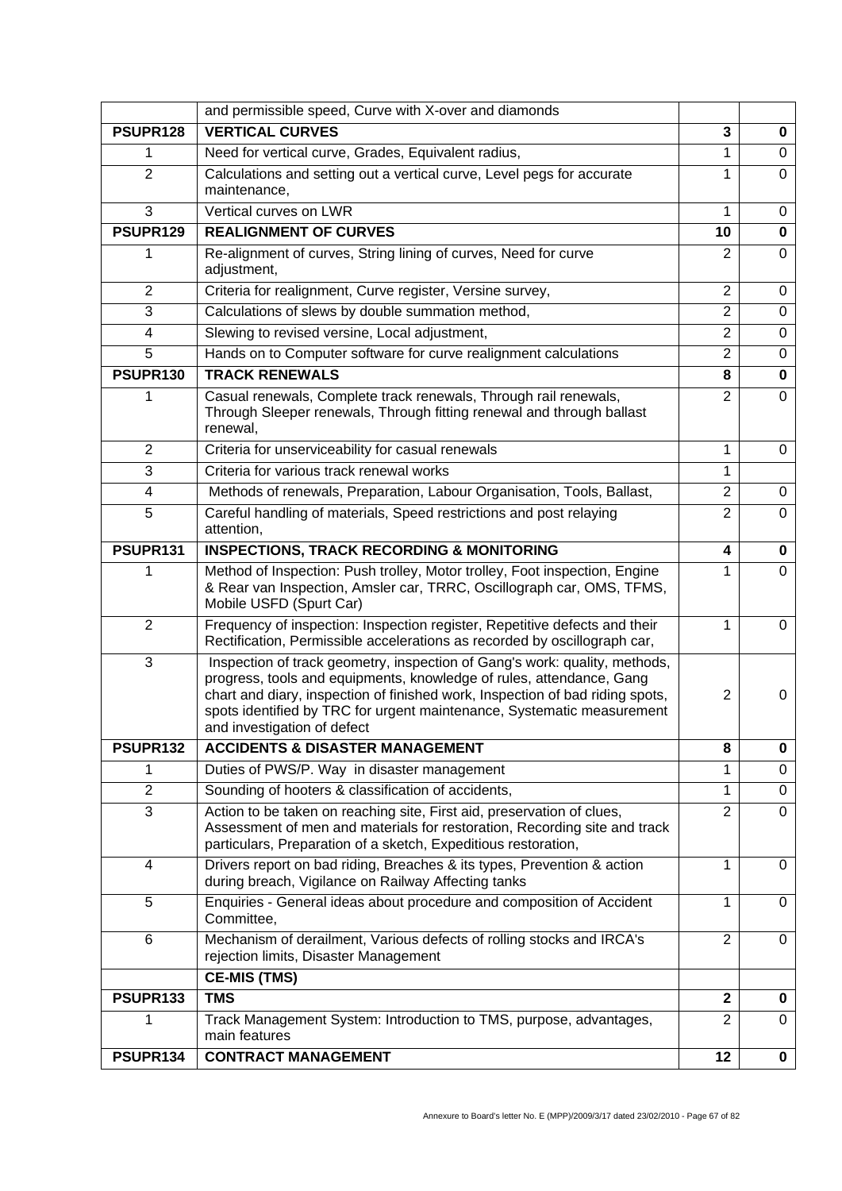|  |  |  |  |
|---|---|---|---|
|  | and permissible speed, Curve with X-over and diamonds |  |  |
| **PSUPR128** | **VERTICAL CURVES** | **3** | **0** |
| 1 | Need for vertical curve, Grades, Equivalent radius, | 1 | 0 |
| 2 | Calculations and setting out a vertical curve, Level pegs for accurate maintenance, | 1 | 0 |
| 3 | Vertical curves on LWR | 1 | 0 |
| **PSUPR129** | **REALIGNMENT OF CURVES** | **10** | **0** |
| 1 | Re-alignment of curves, String lining of curves, Need for curve adjustment, | 2 | 0 |
| 2 | Criteria for realignment, Curve register, Versine survey, | 2 | 0 |
| 3 | Calculations of slews by double summation method, | 2 | 0 |
| 4 | Slewing to revised versine, Local adjustment, | 2 | 0 |
| 5 | Hands on to Computer software for curve realignment calculations | 2 | 0 |
| **PSUPR130** | **TRACK RENEWALS** | **8** | **0** |
| 1 | Casual renewals, Complete track renewals, Through rail renewals, Through Sleeper renewals, Through fitting renewal and through ballast renewal, | 2 | 0 |
| 2 | Criteria for unserviceability for casual renewals | 1 | 0 |
| 3 | Criteria for various track renewal works | 1 |  |
| 4 | Methods of renewals, Preparation, Labour Organisation, Tools, Ballast, | 2 | 0 |
| 5 | Careful handling of materials, Speed restrictions and post relaying attention, | 2 | 0 |
| **PSUPR131** | **INSPECTIONS, TRACK RECORDING & MONITORING** | **4** | **0** |
| 1 | Method of Inspection: Push trolley, Motor trolley, Foot inspection, Engine & Rear van Inspection, Amsler car, TRRC, Oscillograph car, OMS, TFMS, Mobile USFD (Spurt Car) | 1 | 0 |
| 2 | Frequency of inspection: Inspection register, Repetitive defects and their Rectification, Permissible accelerations as recorded by oscillograph car, | 1 | 0 |
| 3 | Inspection of track geometry, inspection of Gang's work: quality, methods, progress, tools and equipments, knowledge of rules, attendance, Gang chart and diary, inspection of finished work, Inspection of bad riding spots, spots identified by TRC for urgent maintenance, Systematic measurement and investigation of defect | 2 | 0 |
| **PSUPR132** | **ACCIDENTS & DISASTER MANAGEMENT** | **8** | **0** |
| 1 | Duties of PWS/P. Way in disaster management | 1 | 0 |
| 2 | Sounding of hooters & classification of accidents, | 1 | 0 |
| 3 | Action to be taken on reaching site, First aid, preservation of clues, Assessment of men and materials for restoration, Recording site and track particulars, Preparation of a sketch, Expeditious restoration, | 2 | 0 |
| 4 | Drivers report on bad riding, Breaches & its types, Prevention & action during breach, Vigilance on Railway Affecting tanks | 1 | 0 |
| 5 | Enquiries - General ideas about procedure and composition of Accident Committee, | 1 | 0 |
| 6 | Mechanism of derailment, Various defects of rolling stocks and IRCA's rejection limits, Disaster Management | 2 | 0 |
|  | **CE-MIS (TMS)** |  |  |
| **PSUPR133** | **TMS** | **2** | **0** |
| 1 | Track Management System: Introduction to TMS, purpose, advantages, main features | 2 | 0 |
| **PSUPR134** | **CONTRACT MANAGEMENT** | **12** | **0** |

Annexure to Board's letter No. E (MPP)/2009/3/17 dated 23/02/2010 - Page 67 of 82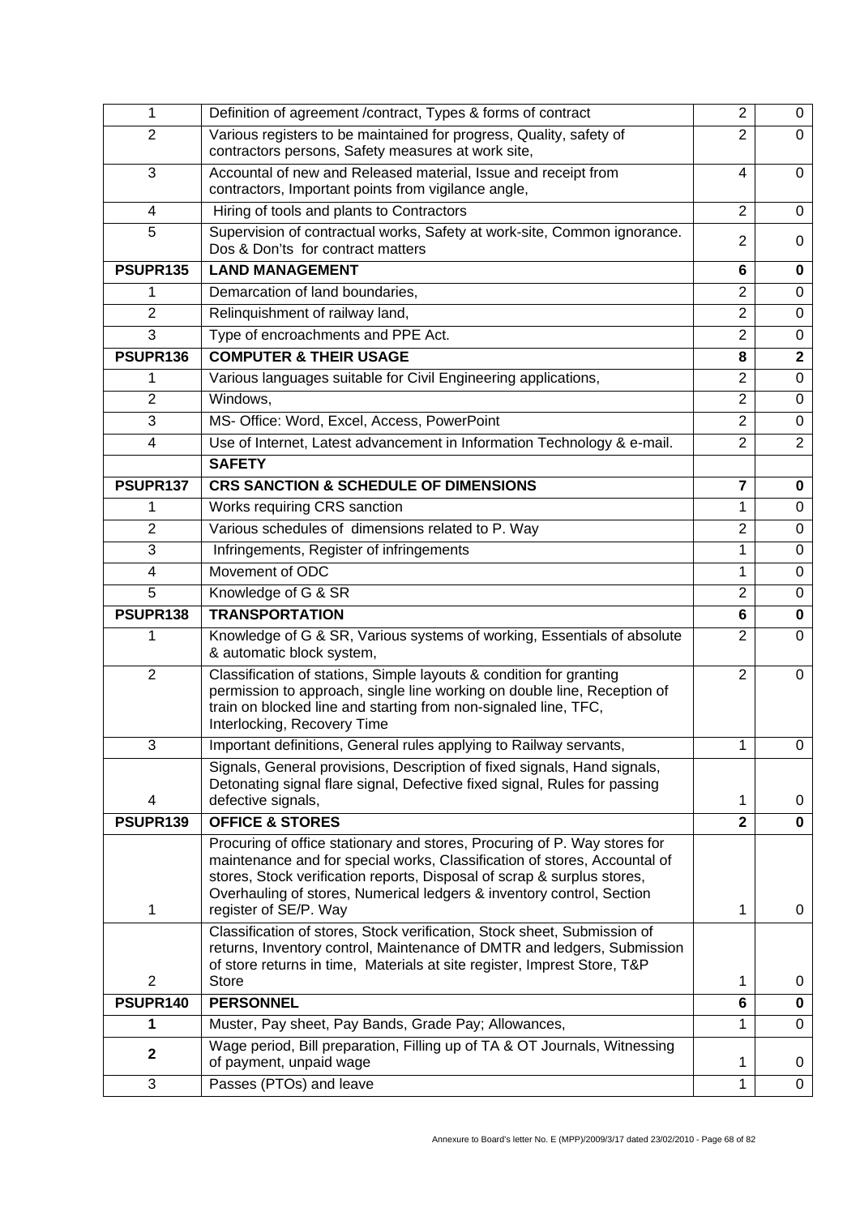| | | | |
|---|---|---|---|
| 1 | Definition of agreement /contract, Types & forms of contract | 2 | 0 |
| 2 | Various registers to be maintained for progress, Quality, safety of contractors persons, Safety measures at work site, | 2 | 0 |
| 3 | Accountal of new and Released material, Issue and receipt from contractors, Important points from vigilance angle, | 4 | 0 |
| 4 | Hiring of tools and plants to Contractors | 2 | 0 |
| 5 | Supervision of contractual works, Safety at work-site, Common ignorance. Dos & Don'ts for contract matters | 2 | 0 |
| **PSUPR135** | **LAND MANAGEMENT** | **6** | **0** |
| 1 | Demarcation of land boundaries, | 2 | 0 |
| 2 | Relinquishment of railway land, | 2 | 0 |
| 3 | Type of encroachments and PPE Act. | 2 | 0 |
| **PSUPR136** | **COMPUTER & THEIR USAGE** | **8** | **2** |
| 1 | Various languages suitable for Civil Engineering applications, | 2 | 0 |
| 2 | Windows, | 2 | 0 |
| 3 | MS- Office: Word, Excel, Access, PowerPoint | 2 | 0 |
| 4 | Use of Internet, Latest advancement in Information Technology & e-mail. | 2 | 2 |
| | **SAFETY** | | |
| **PSUPR137** | **CRS SANCTION & SCHEDULE OF DIMENSIONS** | **7** | **0** |
| 1 | Works requiring CRS sanction | 1 | 0 |
| 2 | Various schedules of dimensions related to P. Way | 2 | 0 |
| 3 | Infringements, Register of infringements | 1 | 0 |
| 4 | Movement of ODC | 1 | 0 |
| 5 | Knowledge of G & SR | 2 | 0 |
| **PSUPR138** | **TRANSPORTATION** | **6** | **0** |
| 1 | Knowledge of G & SR, Various systems of working, Essentials of absolute & automatic block system, | 2 | 0 |
| 2 | Classification of stations, Simple layouts & condition for granting permission to approach, single line working on double line, Reception of train on blocked line and starting from non-signaled line, TFC, Interlocking, Recovery Time | 2 | 0 |
| 3 | Important definitions, General rules applying to Railway servants, | 1 | 0 |
| 4 | Signals, General provisions, Description of fixed signals, Hand signals, Detonating signal flare signal, Defective fixed signal, Rules for passing defective signals, | 1 | 0 |
| **PSUPR139** | **OFFICE & STORES** | **2** | **0** |
| 1 | Procuring of office stationary and stores, Procuring of P. Way stores for maintenance and for special works, Classification of stores, Accountal of stores, Stock verification reports, Disposal of scrap & surplus stores, Overhauling of stores, Numerical ledgers & inventory control, Section register of SE/P. Way | 1 | 0 |
| 2 | Classification of stores, Stock verification, Stock sheet, Submission of returns, Inventory control, Maintenance of DMTR and ledgers, Submission of store returns in time, Materials at site register, Imprest Store, T&P Store | 1 | 0 |
| **PSUPR140** | **PERSONNEL** | **6** | **0** |
| **1** | Muster, Pay sheet, Pay Bands, Grade Pay; Allowances, | 1 | 0 |
| **2** | Wage period, Bill preparation, Filling up of TA & OT Journals, Witnessing of payment, unpaid wage | 1 | 0 |
| 3 | Passes (PTOs) and leave | 1 | 0 |

Annexure to Board's letter No. E (MPP)/2009/3/17 dated 23/02/2010 - Page 68 of 82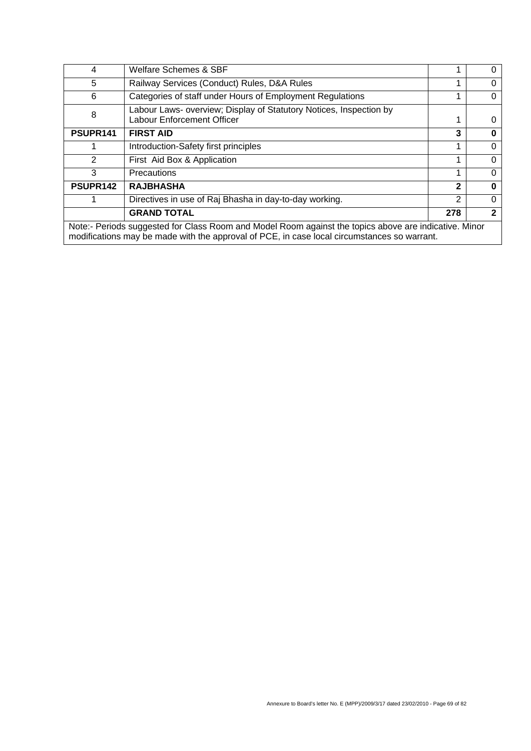| | | | |
|---|---|---|---|
| 4 | Welfare Schemes & SBF | 1 | 0 |
| 5 | Railway Services (Conduct) Rules, D&A Rules | 1 | 0 |
| 6 | Categories of staff under Hours of Employment Regulations | 1 | 0 |
| 8 | Labour Laws- overview; Display of Statutory Notices, Inspection by Labour Enforcement Officer | 1 | 0 |
| **PSUPR141** | **FIRST AID** | **3** | **0** |
| 1 | Introduction-Safety first principles | 1 | 0 |
| 2 | First Aid Box & Application | 1 | 0 |
| 3 | Precautions | 1 | 0 |
| **PSUPR142** | **RAJBHASHA** | **2** | **0** |
| 1 | Directives in use of Raj Bhasha in day-to-day working. | 2 | 0 |
| | **GRAND TOTAL** | **278** | **2** |

Note:- Periods suggested for Class Room and Model Room against the topics above are indicative. Minor modifications may be made with the approval of PCE, in case local circumstances so warrant.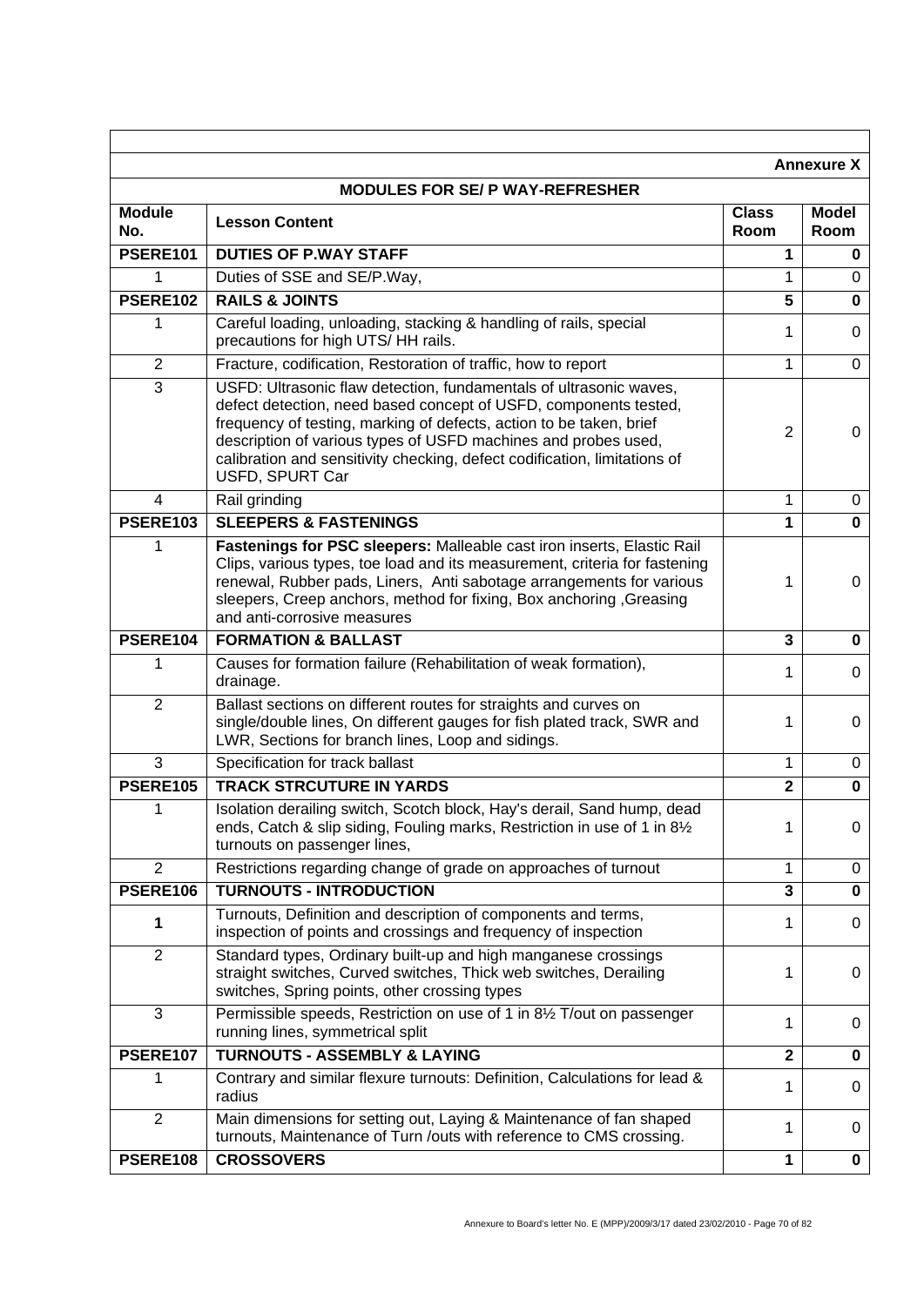**Annexure X**

## MODULES FOR SE/ P WAY-REFRESHER

| Module No. | Lesson Content | Class Room | Model Room |
|---|---|---|---|
| **PSERE101** | **DUTIES OF P.WAY STAFF** | **1** | **0** |
| 1 | Duties of SSE and SE/P.Way, | 1 | 0 |
| **PSERE102** | **RAILS & JOINTS** | **5** | **0** |
| 1 | Careful loading, unloading, stacking & handling of rails, special precautions for high UTS/ HH rails. | 1 | 0 |
| 2 | Fracture, codification, Restoration of traffic, how to report | 1 | 0 |
| 3 | USFD: Ultrasonic flaw detection, fundamentals of ultrasonic waves, defect detection, need based concept of USFD, components tested, frequency of testing, marking of defects, action to be taken, brief description of various types of USFD machines and probes used, calibration and sensitivity checking, defect codification, limitations of USFD, SPURT Car | 2 | 0 |
| 4 | Rail grinding | 1 | 0 |
| **PSERE103** | **SLEEPERS & FASTENINGS** | **1** | **0** |
| 1 | **Fastenings for PSC sleepers:** Malleable cast iron inserts, Elastic Rail Clips, various types, toe load and its measurement, criteria for fastening renewal, Rubber pads, Liners, Anti sabotage arrangements for various sleepers, Creep anchors, method for fixing, Box anchoring ,Greasing and anti-corrosive measures | 1 | 0 |
| **PSERE104** | **FORMATION & BALLAST** | **3** | **0** |
| 1 | Causes for formation failure (Rehabilitation of weak formation), drainage. | 1 | 0 |
| 2 | Ballast sections on different routes for straights and curves on single/double lines, On different gauges for fish plated track, SWR and LWR, Sections for branch lines, Loop and sidings. | 1 | 0 |
| 3 | Specification for track ballast | 1 | 0 |
| **PSERE105** | **TRACK STRCUTURE IN YARDS** | **2** | **0** |
| 1 | Isolation derailing switch, Scotch block, Hay's derail, Sand hump, dead ends, Catch & slip siding, Fouling marks, Restriction in use of 1 in 8½ turnouts on passenger lines, | 1 | 0 |
| 2 | Restrictions regarding change of grade on approaches of turnout | 1 | 0 |
| **PSERE106** | **TURNOUTS - INTRODUCTION** | **3** | **0** |
| **1** | Turnouts, Definition and description of components and terms, inspection of points and crossings and frequency of inspection | 1 | 0 |
| 2 | Standard types, Ordinary built-up and high manganese crossings straight switches, Curved switches, Thick web switches, Derailing switches, Spring points, other crossing types | 1 | 0 |
| 3 | Permissible speeds, Restriction on use of 1 in 8½ T/out on passenger running lines, symmetrical split | 1 | 0 |
| **PSERE107** | **TURNOUTS - ASSEMBLY & LAYING** | **2** | **0** |
| 1 | Contrary and similar flexure turnouts: Definition, Calculations for lead & radius | 1 | 0 |
| 2 | Main dimensions for setting out, Laying & Maintenance of fan shaped turnouts, Maintenance of Turn /outs with reference to CMS crossing. | 1 | 0 |
| **PSERE108** | **CROSSOVERS** | **1** | **0** |

Annexure to Board's letter No. E (MPP)/2009/3/17 dated 23/02/2010 - Page 70 of 82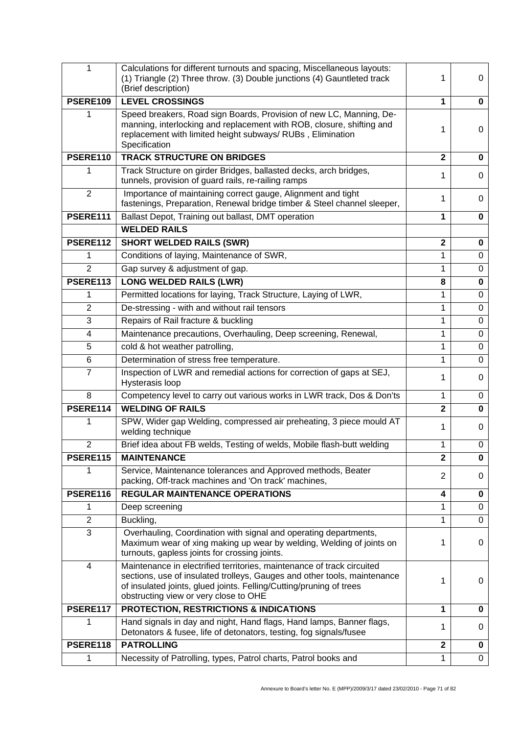| | | | |
|---|---|---|---|
| 1 | Calculations for different turnouts and spacing, Miscellaneous layouts: (1) Triangle (2) Three throw. (3) Double junctions (4) Gauntleted track (Brief description) | 1 | 0 |
| **PSERE109** | **LEVEL CROSSINGS** | **1** | **0** |
| 1 | Speed breakers, Road sign Boards, Provision of new LC, Manning, De-manning, interlocking and replacement with ROB, closure, shifting and replacement with limited height subways/ RUBs , Elimination Specification | 1 | 0 |
| **PSERE110** | **TRACK STRUCTURE ON BRIDGES** | **2** | **0** |
| 1 | Track Structure on girder Bridges, ballasted decks, arch bridges, tunnels, provision of guard rails, re-railing ramps | 1 | 0 |
| 2 | Importance of maintaining correct gauge, Alignment and tight fastenings, Preparation, Renewal bridge timber & Steel channel sleeper, | 1 | 0 |
| **PSERE111** | Ballast Depot, Training out ballast, DMT operation | **1** | **0** |
| | **WELDED RAILS** | | |
| **PSERE112** | **SHORT WELDED RAILS (SWR)** | **2** | **0** |
| 1 | Conditions of laying, Maintenance of SWR, | 1 | 0 |
| 2 | Gap survey & adjustment of gap. | 1 | 0 |
| **PSERE113** | **LONG WELDED RAILS (LWR)** | **8** | **0** |
| 1 | Permitted locations for laying, Track Structure, Laying of LWR, | 1 | 0 |
| 2 | De-stressing - with and without rail tensors | 1 | 0 |
| 3 | Repairs of Rail fracture & buckling | 1 | 0 |
| 4 | Maintenance precautions, Overhauling, Deep screening, Renewal, | 1 | 0 |
| 5 | cold & hot weather patrolling, | 1 | 0 |
| 6 | Determination of stress free temperature. | 1 | 0 |
| 7 | Inspection of LWR and remedial actions for correction of gaps at SEJ, Hysterasis loop | 1 | 0 |
| 8 | Competency level to carry out various works in LWR track, Dos & Don'ts | 1 | 0 |
| **PSERE114** | **WELDING OF RAILS** | **2** | **0** |
| 1 | SPW, Wider gap Welding, compressed air preheating, 3 piece mould AT welding technique | 1 | 0 |
| 2 | Brief idea about FB welds, Testing of welds, Mobile flash-butt welding | 1 | 0 |
| **PSERE115** | **MAINTENANCE** | **2** | **0** |
| 1 | Service, Maintenance tolerances and Approved methods, Beater packing, Off-track machines and 'On track' machines, | 2 | 0 |
| **PSERE116** | **REGULAR MAINTENANCE OPERATIONS** | **4** | **0** |
| 1 | Deep screening | 1 | 0 |
| 2 | Buckling, | 1 | 0 |
| 3 | Overhauling, Coordination with signal and operating departments, Maximum wear of xing making up wear by welding, Welding of joints on turnouts, gapless joints for crossing joints. | 1 | 0 |
| 4 | Maintenance in electrified territories, maintenance of track circuited sections, use of insulated trolleys, Gauges and other tools, maintenance of insulated joints, glued joints. Felling/Cutting/pruning of trees obstructing view or very close to OHE | 1 | 0 |
| **PSERE117** | **PROTECTION, RESTRICTIONS & INDICATIONS** | **1** | **0** |
| 1 | Hand signals in day and night, Hand flags, Hand lamps, Banner flags, Detonators & fusee, life of detonators, testing, fog signals/fusee | 1 | 0 |
| **PSERE118** | **PATROLLING** | **2** | **0** |
| 1 | Necessity of Patrolling, types, Patrol charts, Patrol books and | 1 | 0 |

Annexure to Board's letter No. E (MPP)/2009/3/17 dated 23/02/2010 - Page 71 of 82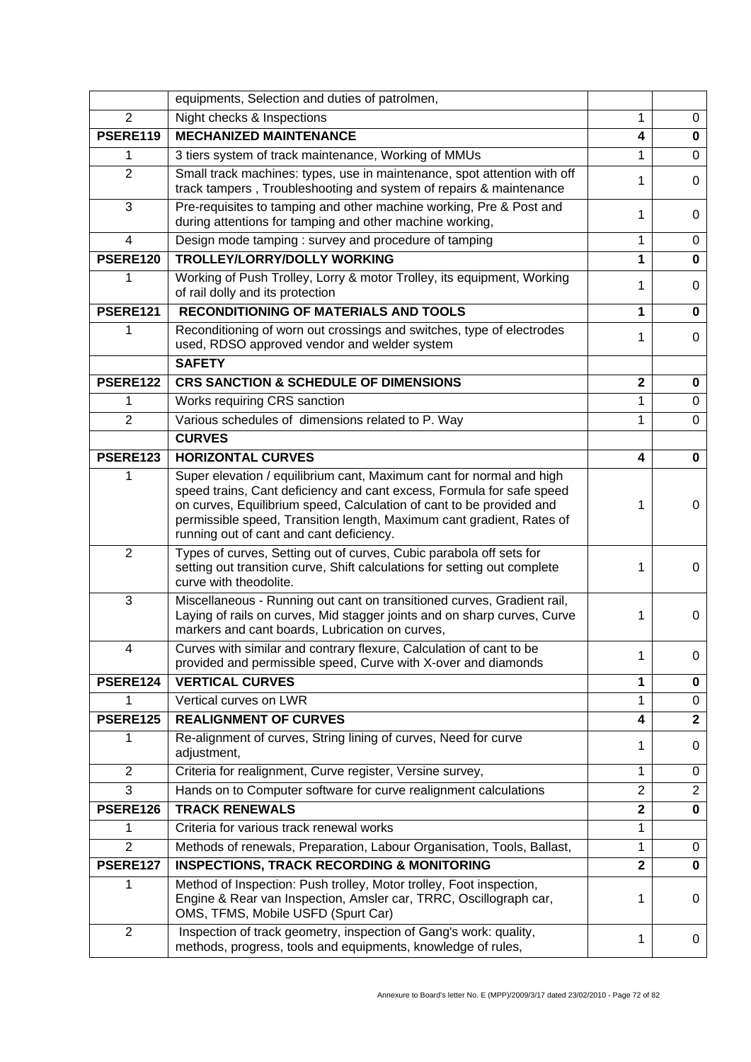| | | | |
|---|---|---|---|
| | equipments, Selection and duties of patrolmen, | | |
| 2 | Night checks & Inspections | 1 | 0 |
| **PSERE119** | **MECHANIZED MAINTENANCE** | **4** | **0** |
| 1 | 3 tiers system of track maintenance, Working of MMUs | 1 | 0 |
| 2 | Small track machines: types, use in maintenance, spot attention with off track tampers , Troubleshooting and system of repairs & maintenance | 1 | 0 |
| 3 | Pre-requisites to tamping and other machine working, Pre & Post and during attentions for tamping and other machine working, | 1 | 0 |
| 4 | Design mode tamping : survey and procedure of tamping | 1 | 0 |
| **PSERE120** | **TROLLEY/LORRY/DOLLY WORKING** | **1** | **0** |
| 1 | Working of Push Trolley, Lorry & motor Trolley, its equipment, Working of rail dolly and its protection | 1 | 0 |
| **PSERE121** | **RECONDITIONING OF MATERIALS AND TOOLS** | **1** | **0** |
| 1 | Reconditioning of worn out crossings and switches, type of electrodes used, RDSO approved vendor and welder system | 1 | 0 |
| | **SAFETY** | | |
| **PSERE122** | **CRS SANCTION & SCHEDULE OF DIMENSIONS** | **2** | **0** |
| 1 | Works requiring CRS sanction | 1 | 0 |
| 2 | Various schedules of dimensions related to P. Way | 1 | 0 |
| | **CURVES** | | |
| **PSERE123** | **HORIZONTAL CURVES** | **4** | **0** |
| 1 | Super elevation / equilibrium cant, Maximum cant for normal and high speed trains, Cant deficiency and cant excess, Formula for safe speed on curves, Equilibrium speed, Calculation of cant to be provided and permissible speed, Transition length, Maximum cant gradient, Rates of running out of cant and cant deficiency. | 1 | 0 |
| 2 | Types of curves, Setting out of curves, Cubic parabola off sets for setting out transition curve, Shift calculations for setting out complete curve with theodolite. | 1 | 0 |
| 3 | Miscellaneous - Running out cant on transitioned curves, Gradient rail, Laying of rails on curves, Mid stagger joints and on sharp curves, Curve markers and cant boards, Lubrication on curves, | 1 | 0 |
| 4 | Curves with similar and contrary flexure, Calculation of cant to be provided and permissible speed, Curve with X-over and diamonds | 1 | 0 |
| **PSERE124** | **VERTICAL CURVES** | **1** | **0** |
| 1 | Vertical curves on LWR | 1 | 0 |
| **PSERE125** | **REALIGNMENT OF CURVES** | **4** | **2** |
| 1 | Re-alignment of curves, String lining of curves, Need for curve adjustment, | 1 | 0 |
| 2 | Criteria for realignment, Curve register, Versine survey, | 1 | 0 |
| 3 | Hands on to Computer software for curve realignment calculations | 2 | 2 |
| **PSERE126** | **TRACK RENEWALS** | **2** | **0** |
| 1 | Criteria for various track renewal works | 1 | |
| 2 | Methods of renewals, Preparation, Labour Organisation, Tools, Ballast, | 1 | 0 |
| **PSERE127** | **INSPECTIONS, TRACK RECORDING & MONITORING** | **2** | **0** |
| 1 | Method of Inspection: Push trolley, Motor trolley, Foot inspection, Engine & Rear van Inspection, Amsler car, TRRC, Oscillograph car, OMS, TFMS, Mobile USFD (Spurt Car) | 1 | 0 |
| 2 | Inspection of track geometry, inspection of Gang's work: quality, methods, progress, tools and equipments, knowledge of rules, | 1 | 0 |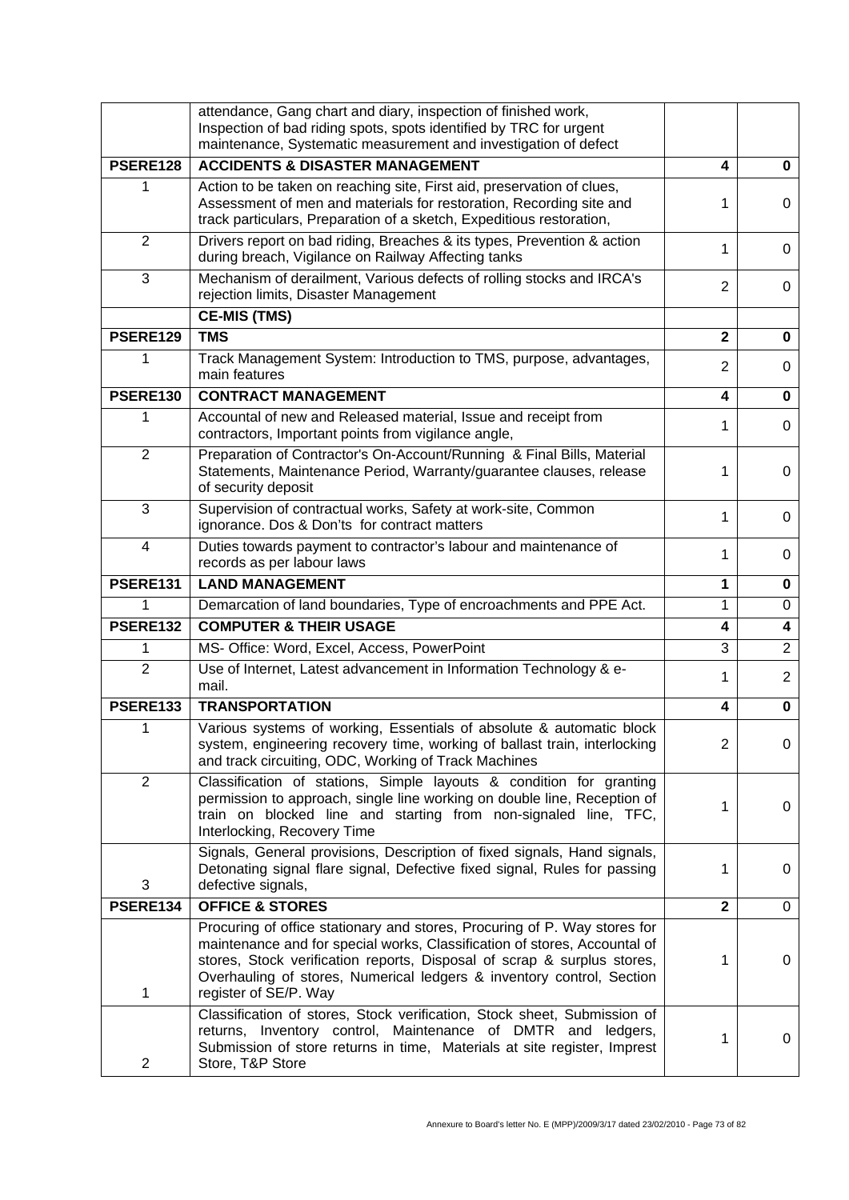| | | | |
|---|---|---|---|
| | attendance, Gang chart and diary, inspection of finished work, Inspection of bad riding spots, spots identified by TRC for urgent maintenance, Systematic measurement and investigation of defect | | |
| **PSERE128** | **ACCIDENTS & DISASTER MANAGEMENT** | **4** | **0** |
| 1 | Action to be taken on reaching site, First aid, preservation of clues, Assessment of men and materials for restoration, Recording site and track particulars, Preparation of a sketch, Expeditious restoration, | 1 | 0 |
| 2 | Drivers report on bad riding, Breaches & its types, Prevention & action during breach, Vigilance on Railway Affecting tanks | 1 | 0 |
| 3 | Mechanism of derailment, Various defects of rolling stocks and IRCA's rejection limits, Disaster Management | 2 | 0 |
| | **CE-MIS (TMS)** | | |
| **PSERE129** | **TMS** | **2** | **0** |
| 1 | Track Management System: Introduction to TMS, purpose, advantages, main features | 2 | 0 |
| **PSERE130** | **CONTRACT MANAGEMENT** | **4** | **0** |
| 1 | Accountal of new and Released material, Issue and receipt from contractors, Important points from vigilance angle, | 1 | 0 |
| 2 | Preparation of Contractor's On-Account/Running & Final Bills, Material Statements, Maintenance Period, Warranty/guarantee clauses, release of security deposit | 1 | 0 |
| 3 | Supervision of contractual works, Safety at work-site, Common ignorance. Dos & Don'ts for contract matters | 1 | 0 |
| 4 | Duties towards payment to contractor's labour and maintenance of records as per labour laws | 1 | 0 |
| **PSERE131** | **LAND MANAGEMENT** | **1** | **0** |
| 1 | Demarcation of land boundaries, Type of encroachments and PPE Act. | 1 | 0 |
| **PSERE132** | **COMPUTER & THEIR USAGE** | **4** | **4** |
| 1 | MS- Office: Word, Excel, Access, PowerPoint | 3 | 2 |
| 2 | Use of Internet, Latest advancement in Information Technology & e-mail. | 1 | 2 |
| **PSERE133** | **TRANSPORTATION** | **4** | **0** |
| 1 | Various systems of working, Essentials of absolute & automatic block system, engineering recovery time, working of ballast train, interlocking and track circuiting, ODC, Working of Track Machines | 2 | 0 |
| 2 | Classification of stations, Simple layouts & condition for granting permission to approach, single line working on double line, Reception of train on blocked line and starting from non-signaled line, TFC, Interlocking, Recovery Time | 1 | 0 |
| 3 | Signals, General provisions, Description of fixed signals, Hand signals, Detonating signal flare signal, Defective fixed signal, Rules for passing defective signals, | 1 | 0 |
| **PSERE134** | **OFFICE & STORES** | **2** | 0 |
| 1 | Procuring of office stationary and stores, Procuring of P. Way stores for maintenance and for special works, Classification of stores, Accountal of stores, Stock verification reports, Disposal of scrap & surplus stores, Overhauling of stores, Numerical ledgers & inventory control, Section register of SE/P. Way | 1 | 0 |
| 2 | Classification of stores, Stock verification, Stock sheet, Submission of returns, Inventory control, Maintenance of DMTR and ledgers, Submission of store returns in time, Materials at site register, Imprest Store, T&P Store | 1 | 0 |

Annexure to Board's letter No. E (MPP)/2009/3/17 dated 23/02/2010 - Page 73 of 82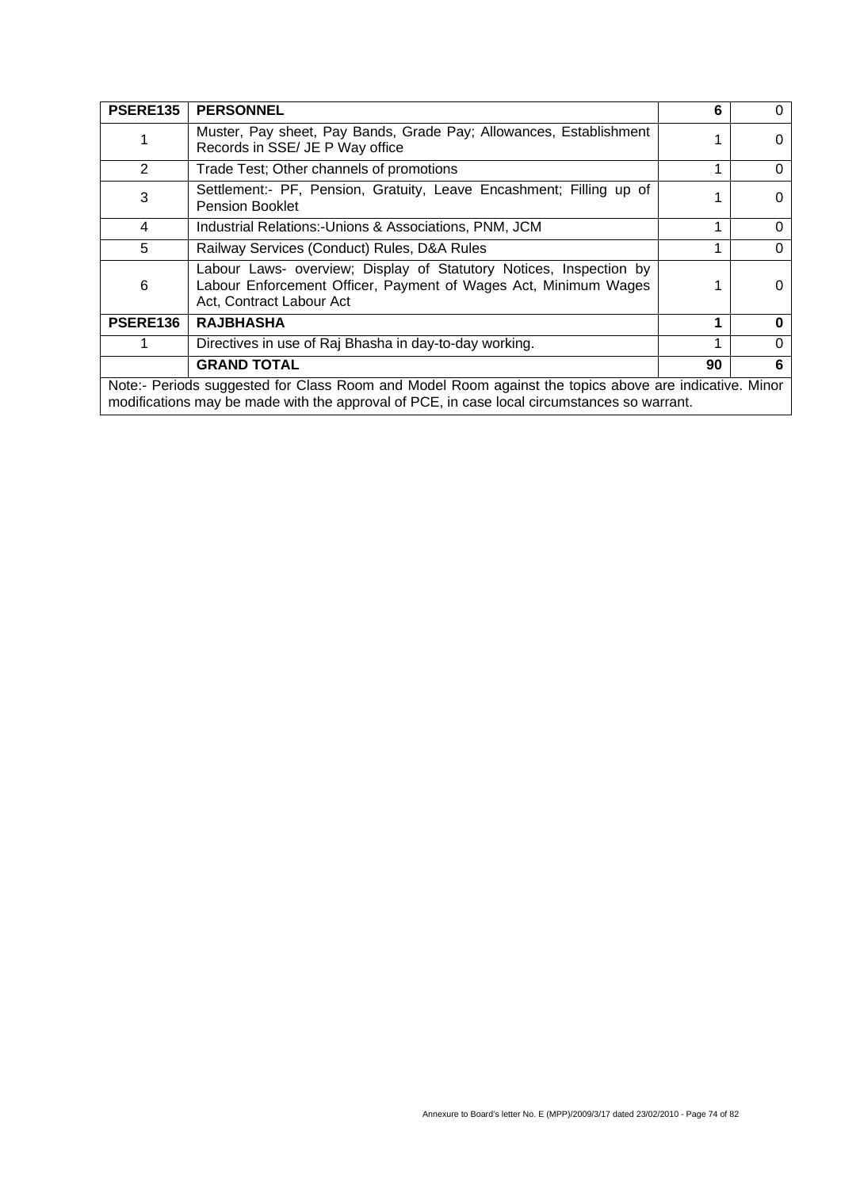| PSERE135 | PERSONNEL | 6 | 0 |
|---|---|---|---|
| 1 | Muster, Pay sheet, Pay Bands, Grade Pay; Allowances, Establishment Records in SSE/ JE P Way office | 1 | 0 |
| 2 | Trade Test; Other channels of promotions | 1 | 0 |
| 3 | Settlement:- PF, Pension, Gratuity, Leave Encashment; Filling up of Pension Booklet | 1 | 0 |
| 4 | Industrial Relations:-Unions & Associations, PNM, JCM | 1 | 0 |
| 5 | Railway Services (Conduct) Rules, D&A Rules | 1 | 0 |
| 6 | Labour Laws- overview; Display of Statutory Notices, Inspection by Labour Enforcement Officer, Payment of Wages Act, Minimum Wages Act, Contract Labour Act | 1 | 0 |
| **PSERE136** | **RAJBHASHA** | **1** | **0** |
| 1 | Directives in use of Raj Bhasha in day-to-day working. | 1 | 0 |
| | **GRAND TOTAL** | **90** | **6** |
| Note:- Periods suggested for Class Room and Model Room against the topics above are indicative. Minor modifications may be made with the approval of PCE, in case local circumstances so warrant. | | | |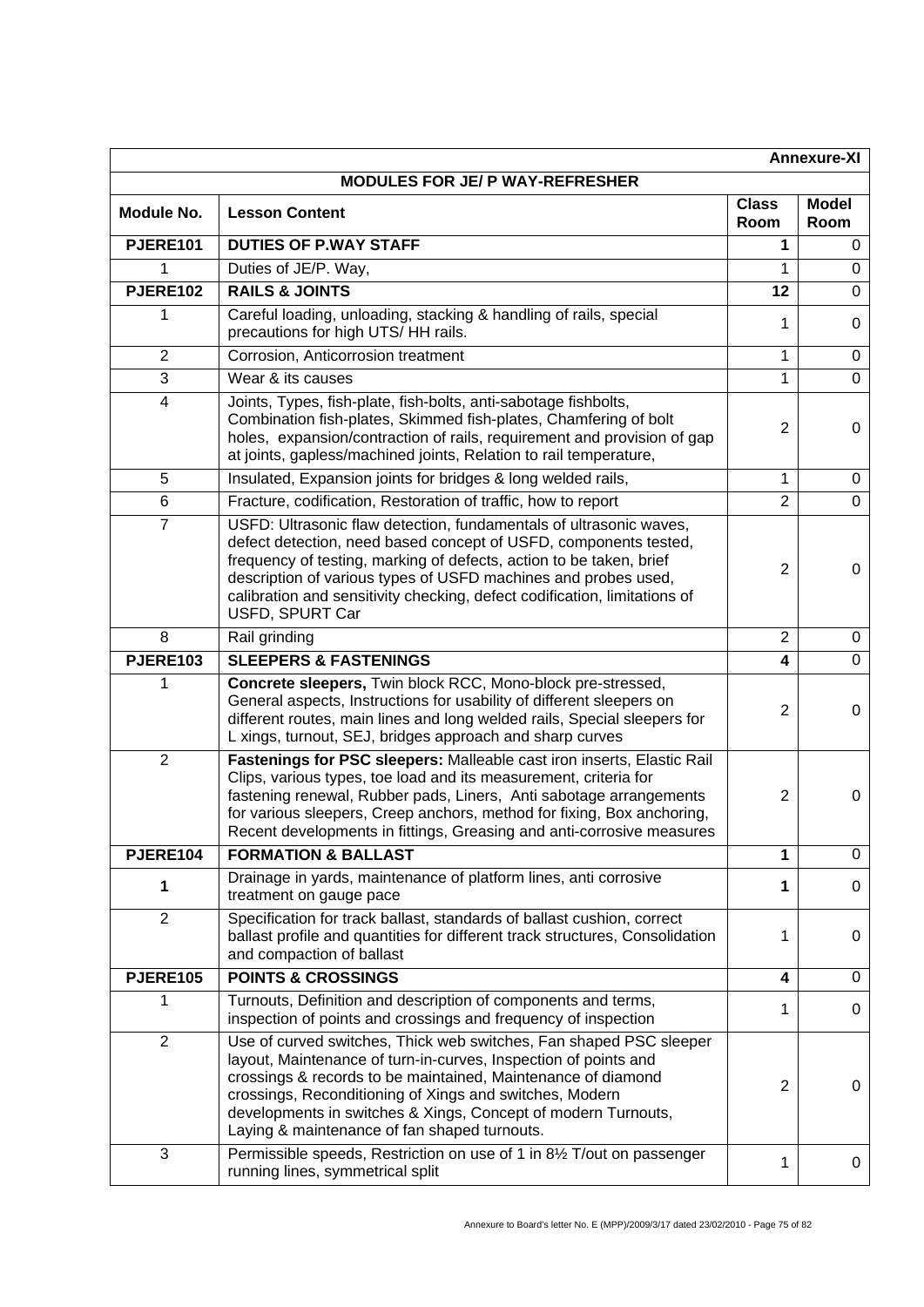**Annexure-XI**

## MODULES FOR JE/ P WAY-REFRESHER

| Module No. | Lesson Content | Class Room | Model Room |
|---|---|---|---|
| **PJERE101** | **DUTIES OF P.WAY STAFF** | **1** | 0 |
| 1 | Duties of JE/P. Way, | 1 | 0 |
| **PJERE102** | **RAILS & JOINTS** | **12** | 0 |
| 1 | Careful loading, unloading, stacking & handling of rails, special precautions for high UTS/ HH rails. | 1 | 0 |
| 2 | Corrosion, Anticorrosion treatment | 1 | 0 |
| 3 | Wear & its causes | 1 | 0 |
| 4 | Joints, Types, fish-plate, fish-bolts, anti-sabotage fishbolts, Combination fish-plates, Skimmed fish-plates, Chamfering of bolt holes, expansion/contraction of rails, requirement and provision of gap at joints, gapless/machined joints, Relation to rail temperature, | 2 | 0 |
| 5 | Insulated, Expansion joints for bridges & long welded rails, | 1 | 0 |
| 6 | Fracture, codification, Restoration of traffic, how to report | 2 | 0 |
| 7 | USFD: Ultrasonic flaw detection, fundamentals of ultrasonic waves, defect detection, need based concept of USFD, components tested, frequency of testing, marking of defects, action to be taken, brief description of various types of USFD machines and probes used, calibration and sensitivity checking, defect codification, limitations of USFD, SPURT Car | 2 | 0 |
| 8 | Rail grinding | 2 | 0 |
| **PJERE103** | **SLEEPERS & FASTENINGS** | **4** | 0 |
| 1 | **Concrete sleepers,** Twin block RCC, Mono-block pre-stressed, General aspects, Instructions for usability of different sleepers on different routes, main lines and long welded rails, Special sleepers for L xings, turnout, SEJ, bridges approach and sharp curves | 2 | 0 |
| 2 | **Fastenings for PSC sleepers:** Malleable cast iron inserts, Elastic Rail Clips, various types, toe load and its measurement, criteria for fastening renewal, Rubber pads, Liners, Anti sabotage arrangements for various sleepers, Creep anchors, method for fixing, Box anchoring, Recent developments in fittings, Greasing and anti-corrosive measures | 2 | 0 |
| **PJERE104** | **FORMATION & BALLAST** | **1** | 0 |
| **1** | Drainage in yards, maintenance of platform lines, anti corrosive treatment on gauge pace | **1** | 0 |
| 2 | Specification for track ballast, standards of ballast cushion, correct ballast profile and quantities for different track structures, Consolidation and compaction of ballast | 1 | 0 |
| **PJERE105** | **POINTS & CROSSINGS** | **4** | 0 |
| 1 | Turnouts, Definition and description of components and terms, inspection of points and crossings and frequency of inspection | 1 | 0 |
| 2 | Use of curved switches, Thick web switches, Fan shaped PSC sleeper layout, Maintenance of turn-in-curves, Inspection of points and crossings & records to be maintained, Maintenance of diamond crossings, Reconditioning of Xings and switches, Modern developments in switches & Xings, Concept of modern Turnouts, Laying & maintenance of fan shaped turnouts. | 2 | 0 |
| 3 | Permissible speeds, Restriction on use of 1 in 8½ T/out on passenger running lines, symmetrical split | 1 | 0 |

Annexure to Board's letter No. E (MPP)/2009/3/17 dated 23/02/2010 - Page 75 of 82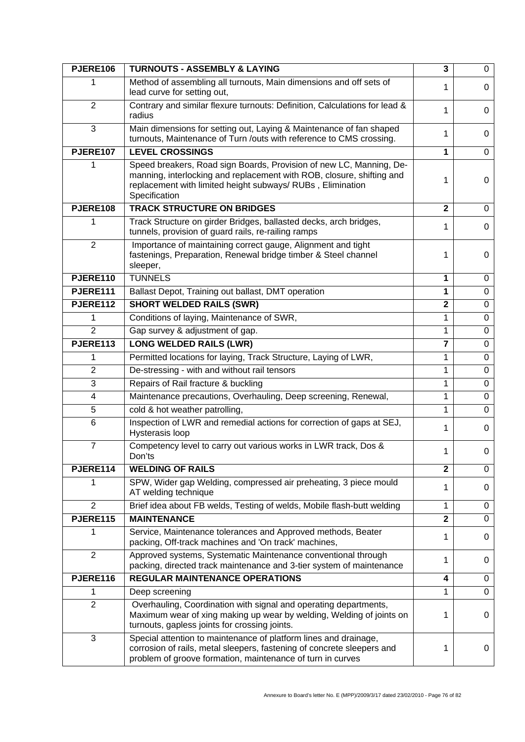| **PJERE106** | **TURNOUTS - ASSEMBLY & LAYING** | **3** | 0 |
|---|---|---|---|
| 1 | Method of assembling all turnouts, Main dimensions and off sets of lead curve for setting out, | 1 | 0 |
| 2 | Contrary and similar flexure turnouts: Definition, Calculations for lead & radius | 1 | 0 |
| 3 | Main dimensions for setting out, Laying & Maintenance of fan shaped turnouts, Maintenance of Turn /outs with reference to CMS crossing. | 1 | 0 |
| **PJERE107** | **LEVEL CROSSINGS** | **1** | 0 |
| 1 | Speed breakers, Road sign Boards, Provision of new LC, Manning, De-manning, interlocking and replacement with ROB, closure, shifting and replacement with limited height subways/ RUBs , Elimination Specification | 1 | 0 |
| **PJERE108** | **TRACK STRUCTURE ON BRIDGES** | **2** | 0 |
| 1 | Track Structure on girder Bridges, ballasted decks, arch bridges, tunnels, provision of guard rails, re-railing ramps | 1 | 0 |
| 2 | Importance of maintaining correct gauge, Alignment and tight fastenings, Preparation, Renewal bridge timber & Steel channel sleeper, | 1 | 0 |
| **PJERE110** | TUNNELS | **1** | 0 |
| **PJERE111** | Ballast Depot, Training out ballast, DMT operation | **1** | 0 |
| **PJERE112** | **SHORT WELDED RAILS (SWR)** | **2** | 0 |
| 1 | Conditions of laying, Maintenance of SWR, | 1 | 0 |
| 2 | Gap survey & adjustment of gap. | 1 | 0 |
| **PJERE113** | **LONG WELDED RAILS (LWR)** | **7** | 0 |
| 1 | Permitted locations for laying, Track Structure, Laying of LWR, | 1 | 0 |
| 2 | De-stressing - with and without rail tensors | 1 | 0 |
| 3 | Repairs of Rail fracture & buckling | 1 | 0 |
| 4 | Maintenance precautions, Overhauling, Deep screening, Renewal, | 1 | 0 |
| 5 | cold & hot weather patrolling, | 1 | 0 |
| 6 | Inspection of LWR and remedial actions for correction of gaps at SEJ, Hysterasis loop | 1 | 0 |
| 7 | Competency level to carry out various works in LWR track, Dos & Don'ts | 1 | 0 |
| **PJERE114** | **WELDING OF RAILS** | **2** | 0 |
| 1 | SPW, Wider gap Welding, compressed air preheating, 3 piece mould AT welding technique | 1 | 0 |
| 2 | Brief idea about FB welds, Testing of welds, Mobile flash-butt welding | 1 | 0 |
| **PJERE115** | **MAINTENANCE** | **2** | 0 |
| 1 | Service, Maintenance tolerances and Approved methods, Beater packing, Off-track machines and 'On track' machines, | 1 | 0 |
| 2 | Approved systems, Systematic Maintenance conventional through packing, directed track maintenance and 3-tier system of maintenance | 1 | 0 |
| **PJERE116** | **REGULAR MAINTENANCE OPERATIONS** | **4** | 0 |
| 1 | Deep screening | 1 | 0 |
| 2 | Overhauling, Coordination with signal and operating departments, Maximum wear of xing making up wear by welding, Welding of joints on turnouts, gapless joints for crossing joints. | 1 | 0 |
| 3 | Special attention to maintenance of platform lines and drainage, corrosion of rails, metal sleepers, fastening of concrete sleepers and problem of groove formation, maintenance of turn in curves | 1 | 0 |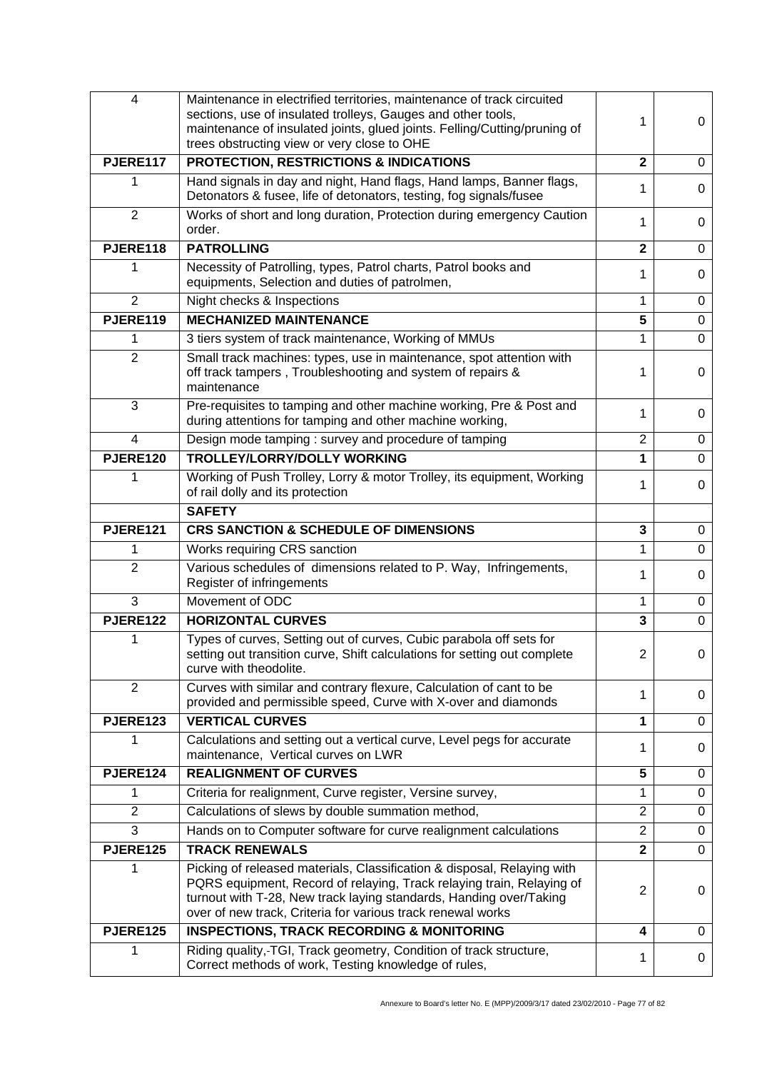| 4 | Maintenance in electrified territories, maintenance of track circuited sections, use of insulated trolleys, Gauges and other tools, maintenance of insulated joints, glued joints. Felling/Cutting/pruning of trees obstructing view or very close to OHE | 1 | 0 |
|---|---|---|---|
| **PJERE117** | **PROTECTION, RESTRICTIONS & INDICATIONS** | **2** | 0 |
| 1 | Hand signals in day and night, Hand flags, Hand lamps, Banner flags, Detonators & fusee, life of detonators, testing, fog signals/fusee | 1 | 0 |
| 2 | Works of short and long duration, Protection during emergency Caution order. | 1 | 0 |
| **PJERE118** | **PATROLLING** | **2** | 0 |
| 1 | Necessity of Patrolling, types, Patrol charts, Patrol books and equipments, Selection and duties of patrolmen, | 1 | 0 |
| 2 | Night checks & Inspections | 1 | 0 |
| **PJERE119** | **MECHANIZED MAINTENANCE** | **5** | 0 |
| 1 | 3 tiers system of track maintenance, Working of MMUs | 1 | 0 |
| 2 | Small track machines: types, use in maintenance, spot attention with off track tampers , Troubleshooting and system of repairs & maintenance | 1 | 0 |
| 3 | Pre-requisites to tamping and other machine working, Pre & Post and during attentions for tamping and other machine working, | 1 | 0 |
| 4 | Design mode tamping : survey and procedure of tamping | 2 | 0 |
| **PJERE120** | **TROLLEY/LORRY/DOLLY WORKING** | **1** | 0 |
| 1 | Working of Push Trolley, Lorry & motor Trolley, its equipment, Working of rail dolly and its protection | 1 | 0 |
| | **SAFETY** | | |
| **PJERE121** | **CRS SANCTION & SCHEDULE OF DIMENSIONS** | **3** | 0 |
| 1 | Works requiring CRS sanction | 1 | 0 |
| 2 | Various schedules of dimensions related to P. Way, Infringements, Register of infringements | 1 | 0 |
| 3 | Movement of ODC | 1 | 0 |
| **PJERE122** | **HORIZONTAL CURVES** | **3** | 0 |
| 1 | Types of curves, Setting out of curves, Cubic parabola off sets for setting out transition curve, Shift calculations for setting out complete curve with theodolite. | 2 | 0 |
| 2 | Curves with similar and contrary flexure, Calculation of cant to be provided and permissible speed, Curve with X-over and diamonds | 1 | 0 |
| **PJERE123** | **VERTICAL CURVES** | **1** | 0 |
| 1 | Calculations and setting out a vertical curve, Level pegs for accurate maintenance, Vertical curves on LWR | 1 | 0 |
| **PJERE124** | **REALIGNMENT OF CURVES** | **5** | 0 |
| 1 | Criteria for realignment, Curve register, Versine survey, | 1 | 0 |
| 2 | Calculations of slews by double summation method, | 2 | 0 |
| 3 | Hands on to Computer software for curve realignment calculations | 2 | 0 |
| **PJERE125** | **TRACK RENEWALS** | **2** | 0 |
| 1 | Picking of released materials, Classification & disposal, Relaying with PQRS equipment, Record of relaying, Track relaying train, Relaying of turnout with T-28, New track laying standards, Handing over/Taking over of new track, Criteria for various track renewal works | 2 | 0 |
| **PJERE125** | **INSPECTIONS, TRACK RECORDING & MONITORING** | **4** | 0 |
| 1 | Riding quality,-TGI, Track geometry, Condition of track structure, Correct methods of work, Testing knowledge of rules, | 1 | 0 |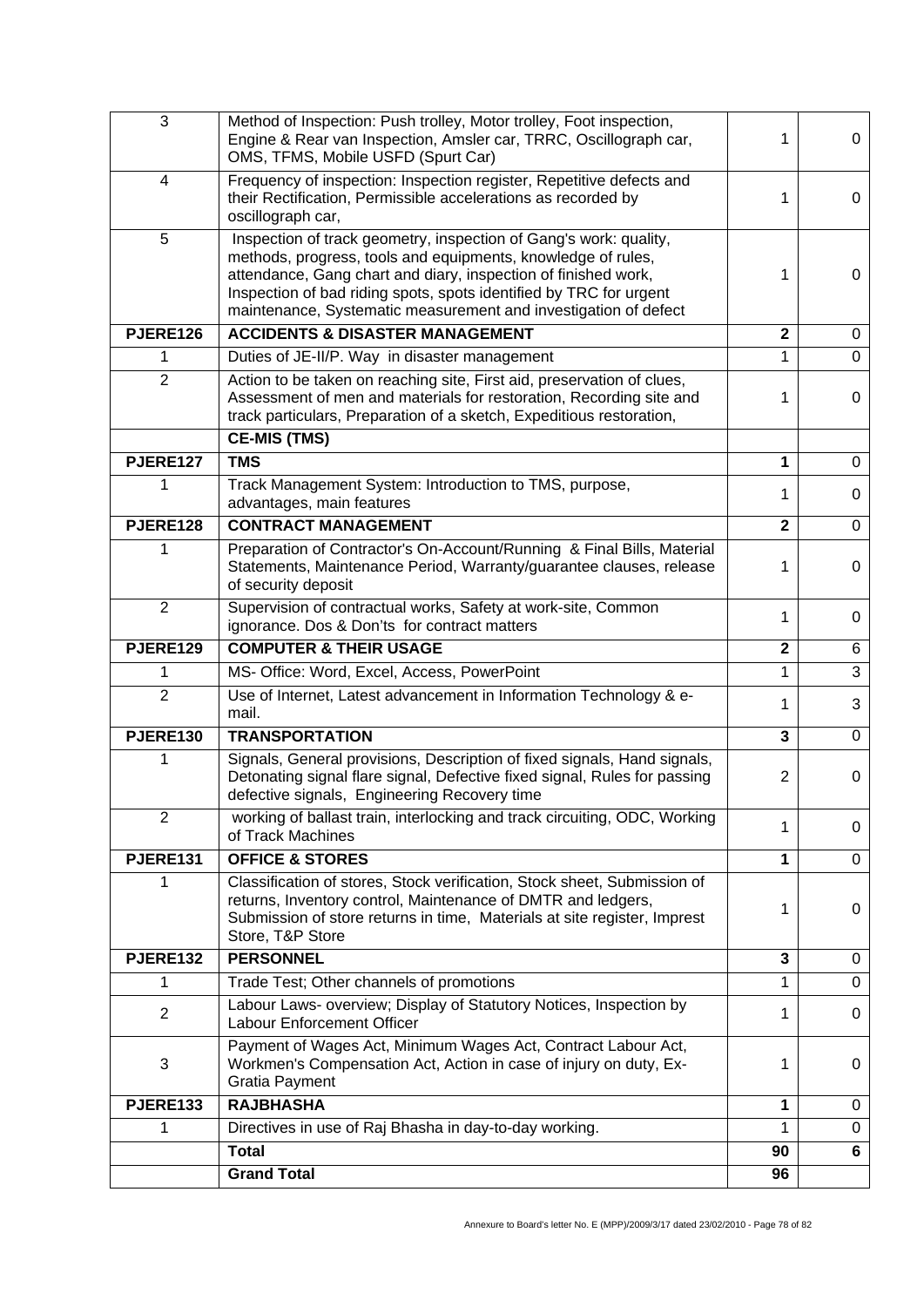| | | | |
|---|---|---|---|
| 3 | Method of Inspection: Push trolley, Motor trolley, Foot inspection, Engine & Rear van Inspection, Amsler car, TRRC, Oscillograph car, OMS, TFMS, Mobile USFD (Spurt Car) | 1 | 0 |
| 4 | Frequency of inspection: Inspection register, Repetitive defects and their Rectification, Permissible accelerations as recorded by oscillograph car, | 1 | 0 |
| 5 | Inspection of track geometry, inspection of Gang's work: quality, methods, progress, tools and equipments, knowledge of rules, attendance, Gang chart and diary, inspection of finished work, Inspection of bad riding spots, spots identified by TRC for urgent maintenance, Systematic measurement and investigation of defect | 1 | 0 |
| **PJERE126** | **ACCIDENTS & DISASTER MANAGEMENT** | **2** | 0 |
| 1 | Duties of JE-II/P. Way in disaster management | 1 | 0 |
| 2 | Action to be taken on reaching site, First aid, preservation of clues, Assessment of men and materials for restoration, Recording site and track particulars, Preparation of a sketch, Expeditious restoration, | 1 | 0 |
| | **CE-MIS (TMS)** | | |
| **PJERE127** | **TMS** | **1** | 0 |
| 1 | Track Management System: Introduction to TMS, purpose, advantages, main features | 1 | 0 |
| **PJERE128** | **CONTRACT MANAGEMENT** | **2** | 0 |
| 1 | Preparation of Contractor's On-Account/Running & Final Bills, Material Statements, Maintenance Period, Warranty/guarantee clauses, release of security deposit | 1 | 0 |
| 2 | Supervision of contractual works, Safety at work-site, Common ignorance. Dos & Don'ts for contract matters | 1 | 0 |
| **PJERE129** | **COMPUTER & THEIR USAGE** | **2** | 6 |
| 1 | MS- Office: Word, Excel, Access, PowerPoint | 1 | 3 |
| 2 | Use of Internet, Latest advancement in Information Technology & e-mail. | 1 | 3 |
| **PJERE130** | **TRANSPORTATION** | **3** | 0 |
| 1 | Signals, General provisions, Description of fixed signals, Hand signals, Detonating signal flare signal, Defective fixed signal, Rules for passing defective signals, Engineering Recovery time | 2 | 0 |
| 2 | working of ballast train, interlocking and track circuiting, ODC, Working of Track Machines | 1 | 0 |
| **PJERE131** | **OFFICE & STORES** | **1** | 0 |
| 1 | Classification of stores, Stock verification, Stock sheet, Submission of returns, Inventory control, Maintenance of DMTR and ledgers, Submission of store returns in time, Materials at site register, Imprest Store, T&P Store | 1 | 0 |
| **PJERE132** | **PERSONNEL** | **3** | 0 |
| 1 | Trade Test; Other channels of promotions | 1 | 0 |
| 2 | Labour Laws- overview; Display of Statutory Notices, Inspection by Labour Enforcement Officer | 1 | 0 |
| 3 | Payment of Wages Act, Minimum Wages Act, Contract Labour Act, Workmen's Compensation Act, Action in case of injury on duty, Ex-Gratia Payment | 1 | 0 |
| **PJERE133** | **RAJBHASHA** | **1** | 0 |
| 1 | Directives in use of Raj Bhasha in day-to-day working. | 1 | 0 |
| | **Total** | **90** | **6** |
| | **Grand Total** | **96** | |

Annexure to Board's letter No. E (MPP)/2009/3/17 dated 23/02/2010 - Page 78 of 82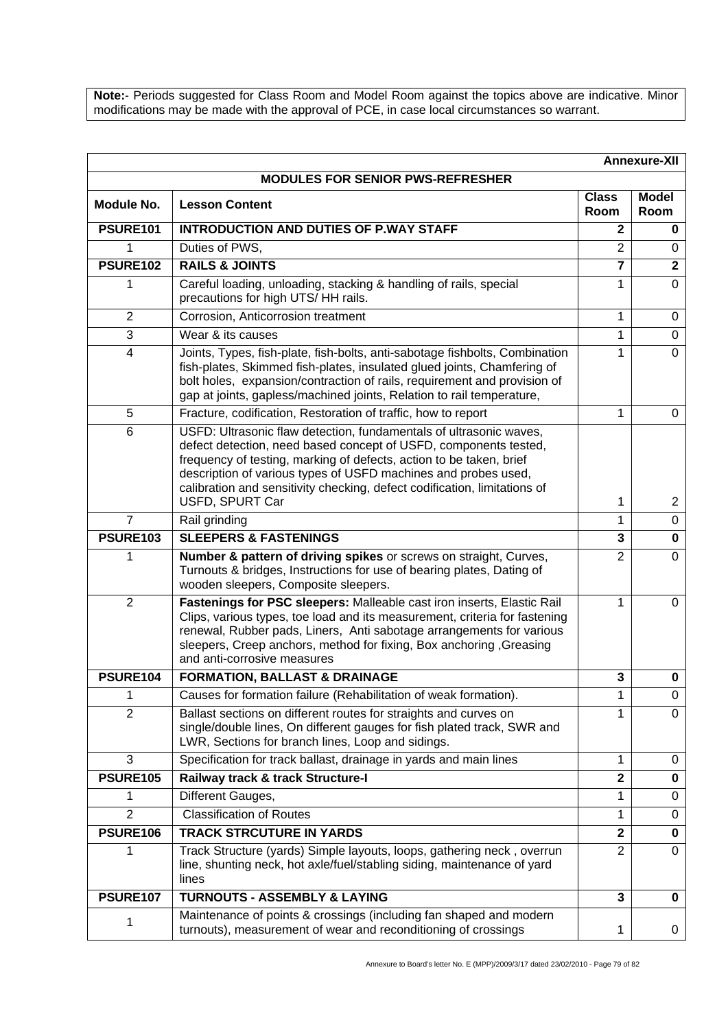**Note:**- Periods suggested for Class Room and Model Room against the topics above are indicative. Minor modifications may be made with the approval of PCE, in case local circumstances so warrant.

**Annexure-XII**

**MODULES FOR SENIOR PWS-REFRESHER**

| Module No. | Lesson Content | Class Room | Model Room |
|---|---|---|---|
| **PSURE101** | **INTRODUCTION AND DUTIES OF P.WAY STAFF** | **2** | **0** |
| 1 | Duties of PWS, | 2 | 0 |
| **PSURE102** | **RAILS & JOINTS** | **7** | **2** |
| 1 | Careful loading, unloading, stacking & handling of rails, special precautions for high UTS/ HH rails. | 1 | 0 |
| 2 | Corrosion, Anticorrosion treatment | 1 | 0 |
| 3 | Wear & its causes | 1 | 0 |
| 4 | Joints, Types, fish-plate, fish-bolts, anti-sabotage fishbolts, Combination fish-plates, Skimmed fish-plates, insulated glued joints, Chamfering of bolt holes, expansion/contraction of rails, requirement and provision of gap at joints, gapless/machined joints, Relation to rail temperature, | 1 | 0 |
| 5 | Fracture, codification, Restoration of traffic, how to report | 1 | 0 |
| 6 | USFD: Ultrasonic flaw detection, fundamentals of ultrasonic waves, defect detection, need based concept of USFD, components tested, frequency of testing, marking of defects, action to be taken, brief description of various types of USFD machines and probes used, calibration and sensitivity checking, defect codification, limitations of USFD, SPURT Car | 1 | 2 |
| 7 | Rail grinding | 1 | 0 |
| **PSURE103** | **SLEEPERS & FASTENINGS** | **3** | **0** |
| 1 | **Number & pattern of driving spikes** or screws on straight, Curves, Turnouts & bridges, Instructions for use of bearing plates, Dating of wooden sleepers, Composite sleepers. | 2 | 0 |
| 2 | **Fastenings for PSC sleepers:** Malleable cast iron inserts, Elastic Rail Clips, various types, toe load and its measurement, criteria for fastening renewal, Rubber pads, Liners, Anti sabotage arrangements for various sleepers, Creep anchors, method for fixing, Box anchoring ,Greasing and anti-corrosive measures | 1 | 0 |
| **PSURE104** | **FORMATION, BALLAST & DRAINAGE** | **3** | **0** |
| 1 | Causes for formation failure (Rehabilitation of weak formation). | 1 | 0 |
| 2 | Ballast sections on different routes for straights and curves on single/double lines, On different gauges for fish plated track, SWR and LWR, Sections for branch lines, Loop and sidings. | 1 | 0 |
| 3 | Specification for track ballast, drainage in yards and main lines | 1 | 0 |
| **PSURE105** | **Railway track & track Structure-I** | **2** | **0** |
| 1 | Different Gauges, | 1 | 0 |
| 2 | Classification of Routes | 1 | 0 |
| **PSURE106** | **TRACK STRCUTURE IN YARDS** | **2** | **0** |
| 1 | Track Structure (yards) Simple layouts, loops, gathering neck , overrun line, shunting neck, hot axle/fuel/stabling siding, maintenance of yard lines | 2 | 0 |
| **PSURE107** | **TURNOUTS - ASSEMBLY & LAYING** | **3** | **0** |
| 1 | Maintenance of points & crossings (including fan shaped and modern turnouts), measurement of wear and reconditioning of crossings | 1 | 0 |

Annexure to Board's letter No. E (MPP)/2009/3/17 dated 23/02/2010 - Page 79 of 82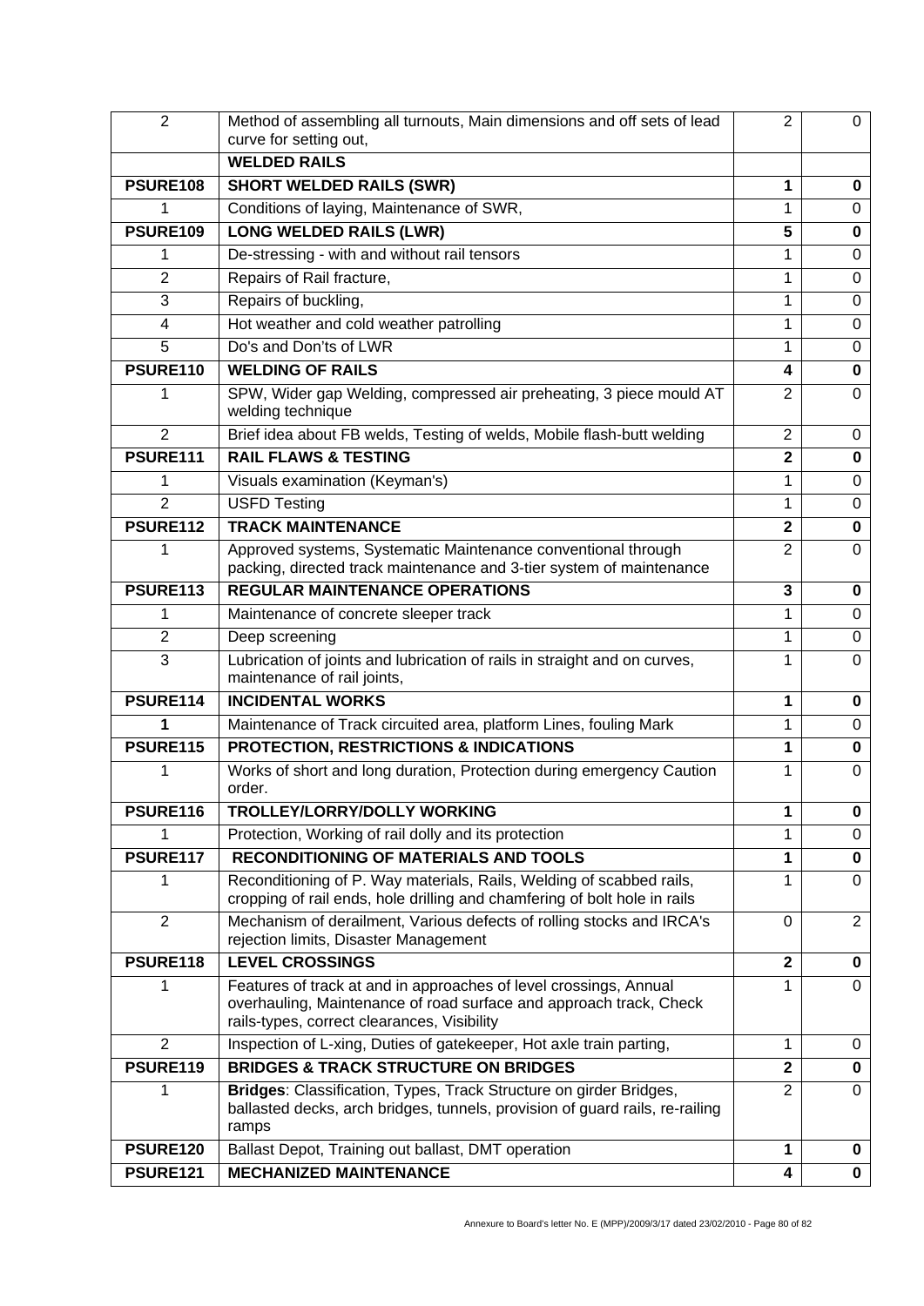| | | | |
|---|---|---|---|
| 2 | Method of assembling all turnouts, Main dimensions and off sets of lead curve for setting out, | 2 | 0 |
| | **WELDED RAILS** | | |
| **PSURE108** | **SHORT WELDED RAILS (SWR)** | **1** | **0** |
| 1 | Conditions of laying, Maintenance of SWR, | 1 | 0 |
| **PSURE109** | **LONG WELDED RAILS (LWR)** | **5** | **0** |
| 1 | De-stressing - with and without rail tensors | 1 | 0 |
| 2 | Repairs of Rail fracture, | 1 | 0 |
| 3 | Repairs of buckling, | 1 | 0 |
| 4 | Hot weather and cold weather patrolling | 1 | 0 |
| 5 | Do's and Don'ts of LWR | 1 | 0 |
| **PSURE110** | **WELDING OF RAILS** | **4** | **0** |
| 1 | SPW, Wider gap Welding, compressed air preheating, 3 piece mould AT welding technique | 2 | 0 |
| 2 | Brief idea about FB welds, Testing of welds, Mobile flash-butt welding | 2 | 0 |
| **PSURE111** | **RAIL FLAWS & TESTING** | **2** | **0** |
| 1 | Visuals examination (Keyman's) | 1 | 0 |
| 2 | USFD Testing | 1 | 0 |
| **PSURE112** | **TRACK MAINTENANCE** | **2** | **0** |
| 1 | Approved systems, Systematic Maintenance conventional through packing, directed track maintenance and 3-tier system of maintenance | 2 | 0 |
| **PSURE113** | **REGULAR MAINTENANCE OPERATIONS** | **3** | **0** |
| 1 | Maintenance of concrete sleeper track | 1 | 0 |
| 2 | Deep screening | 1 | 0 |
| 3 | Lubrication of joints and lubrication of rails in straight and on curves, maintenance of rail joints, | 1 | 0 |
| **PSURE114** | **INCIDENTAL WORKS** | **1** | **0** |
| **1** | Maintenance of Track circuited area, platform Lines, fouling Mark | 1 | 0 |
| **PSURE115** | **PROTECTION, RESTRICTIONS & INDICATIONS** | **1** | **0** |
| 1 | Works of short and long duration, Protection during emergency Caution order. | 1 | 0 |
| **PSURE116** | **TROLLEY/LORRY/DOLLY WORKING** | **1** | **0** |
| 1 | Protection, Working of rail dolly and its protection | 1 | 0 |
| **PSURE117** | **RECONDITIONING OF MATERIALS AND TOOLS** | **1** | **0** |
| 1 | Reconditioning of P. Way materials, Rails, Welding of scabbed rails, cropping of rail ends, hole drilling and chamfering of bolt hole in rails | 1 | 0 |
| 2 | Mechanism of derailment, Various defects of rolling stocks and IRCA's rejection limits, Disaster Management | 0 | 2 |
| **PSURE118** | **LEVEL CROSSINGS** | **2** | **0** |
| 1 | Features of track at and in approaches of level crossings, Annual overhauling, Maintenance of road surface and approach track, Check rails-types, correct clearances, Visibility | 1 | 0 |
| 2 | Inspection of L-xing, Duties of gatekeeper, Hot axle train parting, | 1 | 0 |
| **PSURE119** | **BRIDGES & TRACK STRUCTURE ON BRIDGES** | **2** | **0** |
| 1 | **Bridges**: Classification, Types, Track Structure on girder Bridges, ballasted decks, arch bridges, tunnels, provision of guard rails, re-railing ramps | 2 | 0 |
| **PSURE120** | Ballast Depot, Training out ballast, DMT operation | **1** | **0** |
| **PSURE121** | **MECHANIZED MAINTENANCE** | **4** | **0** |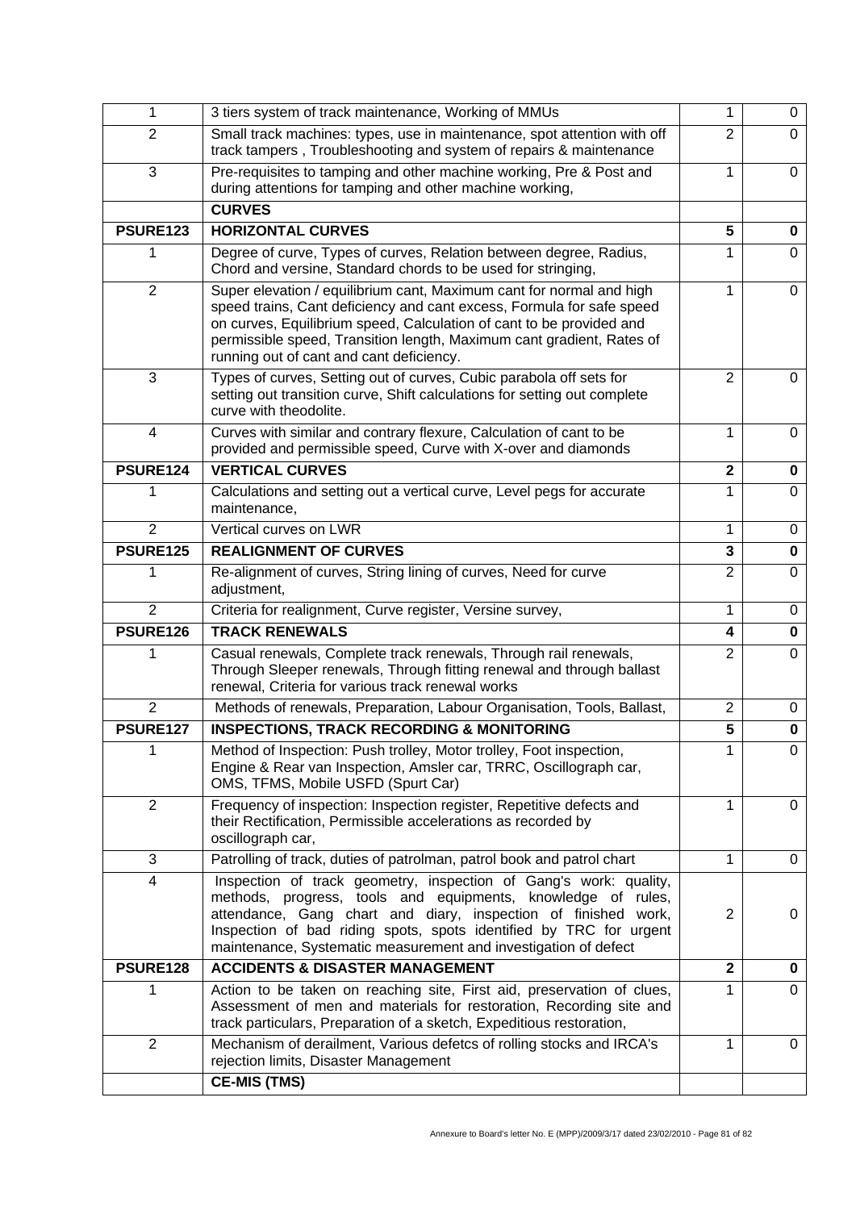| | | | |
|---|---|---|---|
| 1 | 3 tiers system of track maintenance, Working of MMUs | 1 | 0 |
| 2 | Small track machines: types, use in maintenance, spot attention with off track tampers , Troubleshooting and system of repairs & maintenance | 2 | 0 |
| 3 | Pre-requisites to tamping and other machine working, Pre & Post and during attentions for tamping and other machine working, | 1 | 0 |
| | **CURVES** | | |
| **PSURE123** | **HORIZONTAL CURVES** | **5** | **0** |
| 1 | Degree of curve, Types of curves, Relation between degree, Radius, Chord and versine, Standard chords to be used for stringing, | 1 | 0 |
| 2 | Super elevation / equilibrium cant, Maximum cant for normal and high speed trains, Cant deficiency and cant excess, Formula for safe speed on curves, Equilibrium speed, Calculation of cant to be provided and permissible speed, Transition length, Maximum cant gradient, Rates of running out of cant and cant deficiency. | 1 | 0 |
| 3 | Types of curves, Setting out of curves, Cubic parabola off sets for setting out transition curve, Shift calculations for setting out complete curve with theodolite. | 2 | 0 |
| 4 | Curves with similar and contrary flexure, Calculation of cant to be provided and permissible speed, Curve with X-over and diamonds | 1 | 0 |
| **PSURE124** | **VERTICAL CURVES** | **2** | **0** |
| 1 | Calculations and setting out a vertical curve, Level pegs for accurate maintenance, | 1 | 0 |
| 2 | Vertical curves on LWR | 1 | 0 |
| **PSURE125** | **REALIGNMENT OF CURVES** | **3** | **0** |
| 1 | Re-alignment of curves, String lining of curves, Need for curve adjustment, | 2 | 0 |
| 2 | Criteria for realignment, Curve register, Versine survey, | 1 | 0 |
| **PSURE126** | **TRACK RENEWALS** | **4** | **0** |
| 1 | Casual renewals, Complete track renewals, Through rail renewals, Through Sleeper renewals, Through fitting renewal and through ballast renewal, Criteria for various track renewal works | 2 | 0 |
| 2 | Methods of renewals, Preparation, Labour Organisation, Tools, Ballast, | 2 | 0 |
| **PSURE127** | **INSPECTIONS, TRACK RECORDING & MONITORING** | **5** | **0** |
| 1 | Method of Inspection: Push trolley, Motor trolley, Foot inspection, Engine & Rear van Inspection, Amsler car, TRRC, Oscillograph car, OMS, TFMS, Mobile USFD (Spurt Car) | 1 | 0 |
| 2 | Frequency of inspection: Inspection register, Repetitive defects and their Rectification, Permissible accelerations as recorded by oscillograph car, | 1 | 0 |
| 3 | Patrolling of track, duties of patrolman, patrol book and patrol chart | 1 | 0 |
| 4 | Inspection of track geometry, inspection of Gang's work: quality, methods, progress, tools and equipments, knowledge of rules, attendance, Gang chart and diary, inspection of finished work, Inspection of bad riding spots, spots identified by TRC for urgent maintenance, Systematic measurement and investigation of defect | 2 | 0 |
| **PSURE128** | **ACCIDENTS & DISASTER MANAGEMENT** | **2** | **0** |
| 1 | Action to be taken on reaching site, First aid, preservation of clues, Assessment of men and materials for restoration, Recording site and track particulars, Preparation of a sketch, Expeditious restoration, | 1 | 0 |
| 2 | Mechanism of derailment, Various defetcs of rolling stocks and IRCA's rejection limits, Disaster Management | 1 | 0 |
| | **CE-MIS (TMS)** | | |

Annexure to Board's letter No. E (MPP)/2009/3/17 dated 23/02/2010 - Page 81 of 82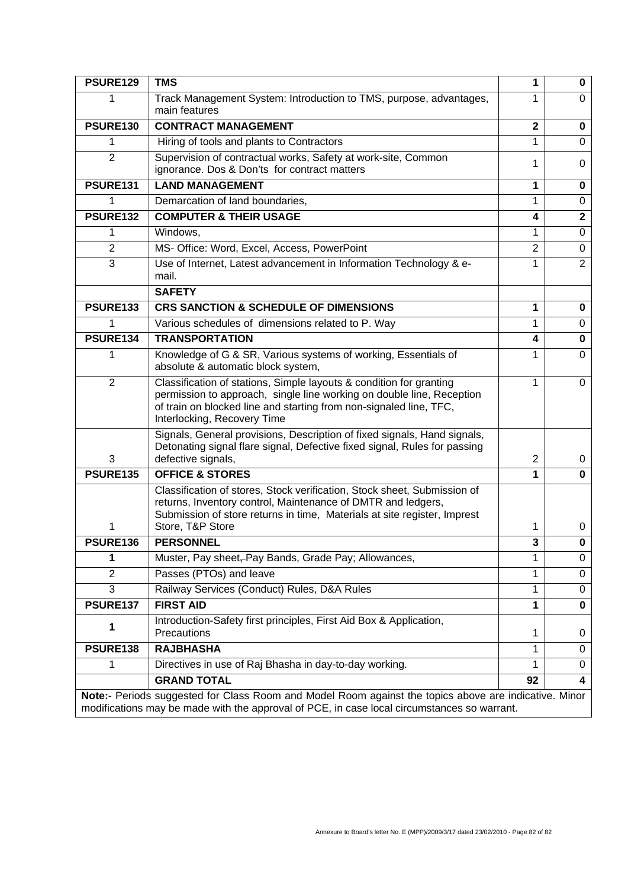| | | | |
|---|---|---|---|
| **PSURE129** | **TMS** | **1** | **0** |
| 1 | Track Management System: Introduction to TMS, purpose, advantages, main features | 1 | 0 |
| **PSURE130** | **CONTRACT MANAGEMENT** | **2** | **0** |
| 1 | Hiring of tools and plants to Contractors | 1 | 0 |
| 2 | Supervision of contractual works, Safety at work-site, Common ignorance. Dos & Don'ts for contract matters | 1 | 0 |
| **PSURE131** | **LAND MANAGEMENT** | **1** | **0** |
| 1 | Demarcation of land boundaries, | 1 | 0 |
| **PSURE132** | **COMPUTER & THEIR USAGE** | **4** | **2** |
| 1 | Windows, | 1 | 0 |
| 2 | MS- Office: Word, Excel, Access, PowerPoint | 2 | 0 |
| 3 | Use of Internet, Latest advancement in Information Technology & e-mail. | 1 | 2 |
| | **SAFETY** | | |
| **PSURE133** | **CRS SANCTION & SCHEDULE OF DIMENSIONS** | **1** | **0** |
| 1 | Various schedules of dimensions related to P. Way | 1 | 0 |
| **PSURE134** | **TRANSPORTATION** | **4** | **0** |
| 1 | Knowledge of G & SR, Various systems of working, Essentials of absolute & automatic block system, | 1 | 0 |
| 2 | Classification of stations, Simple layouts & condition for granting permission to approach, single line working on double line, Reception of train on blocked line and starting from non-signaled line, TFC, Interlocking, Recovery Time | 1 | 0 |
| 3 | Signals, General provisions, Description of fixed signals, Hand signals, Detonating signal flare signal, Defective fixed signal, Rules for passing defective signals, | 2 | 0 |
| **PSURE135** | **OFFICE & STORES** | **1** | **0** |
| 1 | Classification of stores, Stock verification, Stock sheet, Submission of returns, Inventory control, Maintenance of DMTR and ledgers, Submission of store returns in time, Materials at site register, Imprest Store, T&P Store | 1 | 0 |
| **PSURE136** | **PERSONNEL** | **3** | **0** |
| **1** | Muster, Pay sheet, Pay Bands, Grade Pay; Allowances, | 1 | 0 |
| 2 | Passes (PTOs) and leave | 1 | 0 |
| 3 | Railway Services (Conduct) Rules, D&A Rules | 1 | 0 |
| **PSURE137** | **FIRST AID** | **1** | **0** |
| **1** | Introduction-Safety first principles, First Aid Box & Application, Precautions | 1 | 0 |
| **PSURE138** | **RAJBHASHA** | 1 | 0 |
| 1 | Directives in use of Raj Bhasha in day-to-day working. | 1 | 0 |
| | **GRAND TOTAL** | **92** | **4** |

**Note:**- Periods suggested for Class Room and Model Room against the topics above are indicative. Minor modifications may be made with the approval of PCE, in case local circumstances so warrant.

Annexure to Board's letter No. E (MPP)/2009/3/17 dated 23/02/2010 - Page 82 of 82